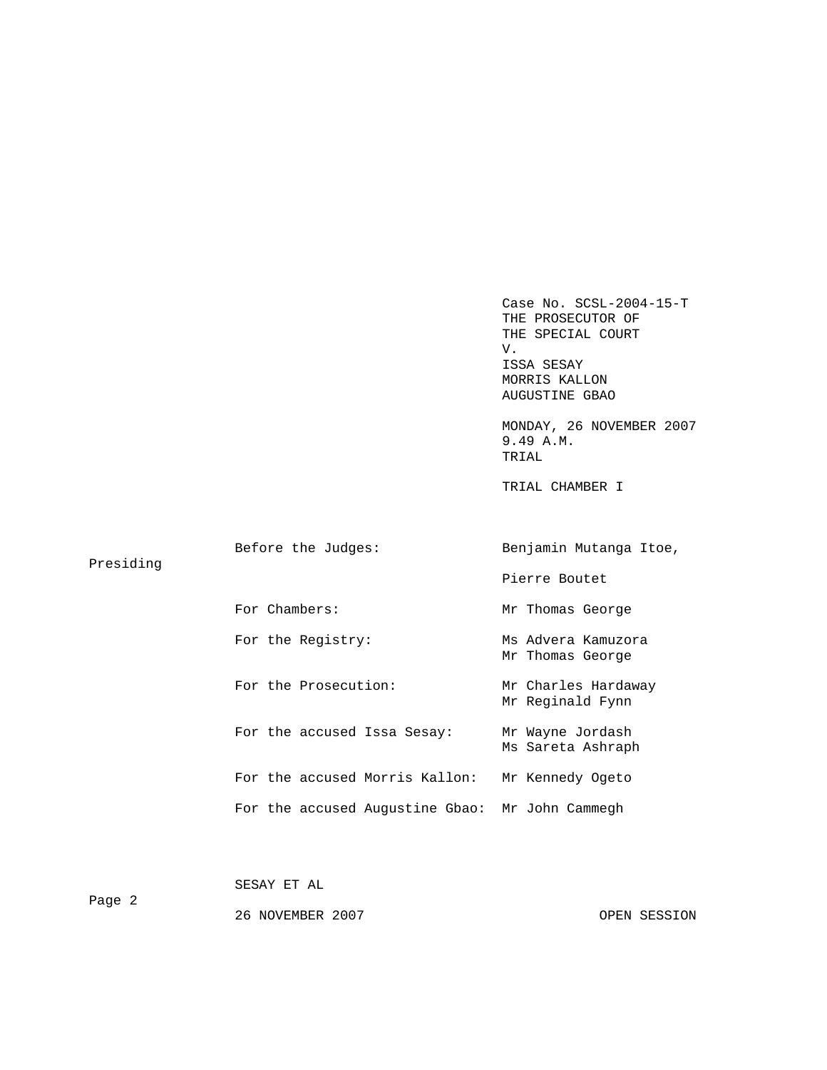Case No. SCSL-2004-15-T
THE PROSECUTOR OF
THE SPECIAL COURT
V.
ISSA SESAY
MORRIS KALLON
AUGUSTINE GBAO

MONDAY, 26 NOVEMBER 2007
9.49 A.M.
TRIAL

TRIAL CHAMBER I

| | |
|---|---|
| Before the Judges: | Benjamin Mutanga Itoe, Presiding |
| | Pierre Boutet |
| For Chambers: | Mr Thomas George |
| For the Registry: | Ms Advera Kamuzora<br>Mr Thomas George |
| For the Prosecution: | Mr Charles Hardaway<br>Mr Reginald Fynn |
| For the accused Issa Sesay: | Mr Wayne Jordash<br>Ms Sareta Ashraph |
| For the accused Morris Kallon: | Mr Kennedy Ogeto |
| For the accused Augustine Gbao: | Mr John Cammegh |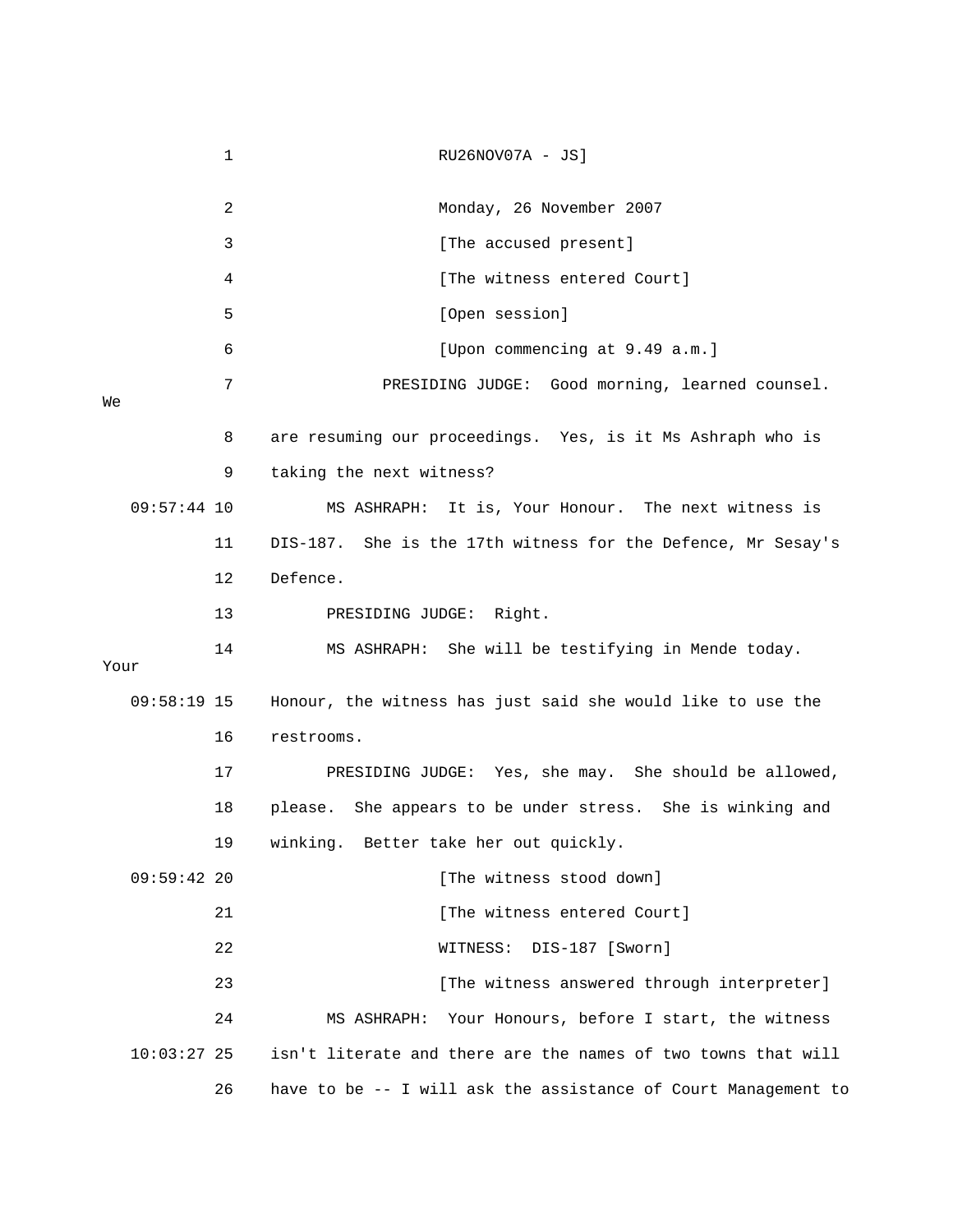RU26NOV07A - JS]

Monday, 26 November 2007

[The accused present]

[The witness entered Court]

[Open session]

[Upon commencing at 9.49 a.m.]

PRESIDING JUDGE: Good morning, learned counsel. We are resuming our proceedings. Yes, is it Ms Ashraph who is taking the next witness?

MS ASHRAPH: It is, Your Honour. The next witness is DIS-187. She is the 17th witness for the Defence, Mr Sesay's Defence.

PRESIDING JUDGE: Right.

MS ASHRAPH: She will be testifying in Mende today. Your Honour, the witness has just said she would like to use the restrooms.

PRESIDING JUDGE: Yes, she may. She should be allowed, please. She appears to be under stress. She is winking and winking. Better take her out quickly.

[The witness stood down]

[The witness entered Court]

WITNESS: DIS-187 [Sworn]

[The witness answered through interpreter]

MS ASHRAPH: Your Honours, before I start, the witness isn't literate and there are the names of two towns that will have to be -- I will ask the assistance of Court Management to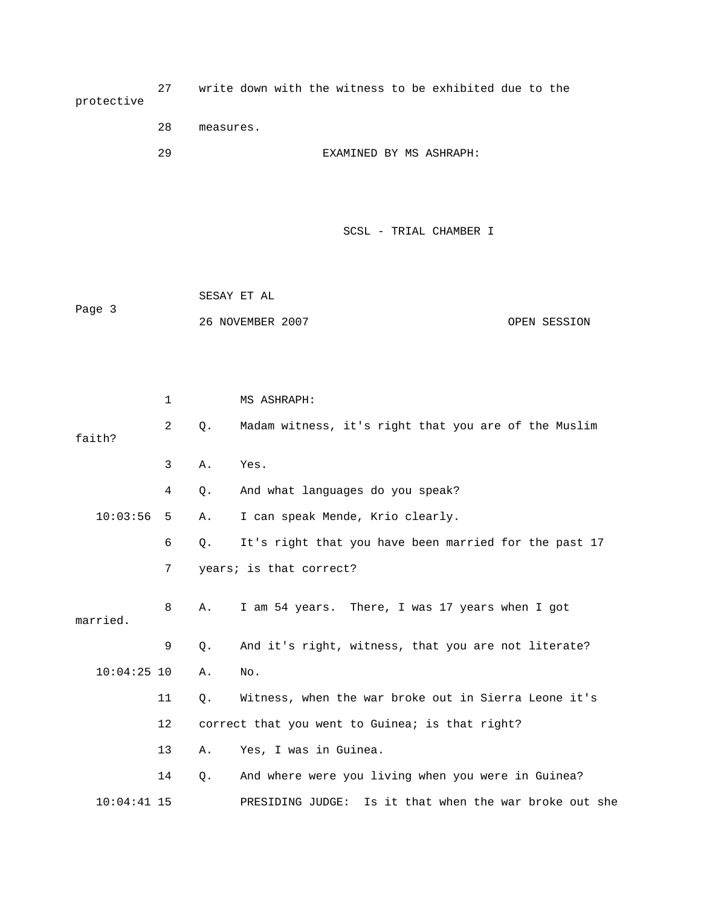27 write down with the witness to be exhibited due to the protective

28 measures.

29 EXAMINED BY MS ASHRAPH:

1 MS ASHRAPH:

2 Q. Madam witness, it's right that you are of the Muslim faith?

3 A. Yes.

4 Q. And what languages do you speak?

10:03:56 5 A. I can speak Mende, Krio clearly.

6 Q. It's right that you have been married for the past 17

7 years; is that correct?

8 A. I am 54 years. There, I was 17 years when I got married.

9 Q. And it's right, witness, that you are not literate?

10:04:25 10 A. No.

11 Q. Witness, when the war broke out in Sierra Leone it's

12 correct that you went to Guinea; is that right?

13 A. Yes, I was in Guinea.

14 Q. And where were you living when you were in Guinea?

10:04:41 15 PRESIDING JUDGE: Is it that when the war broke out she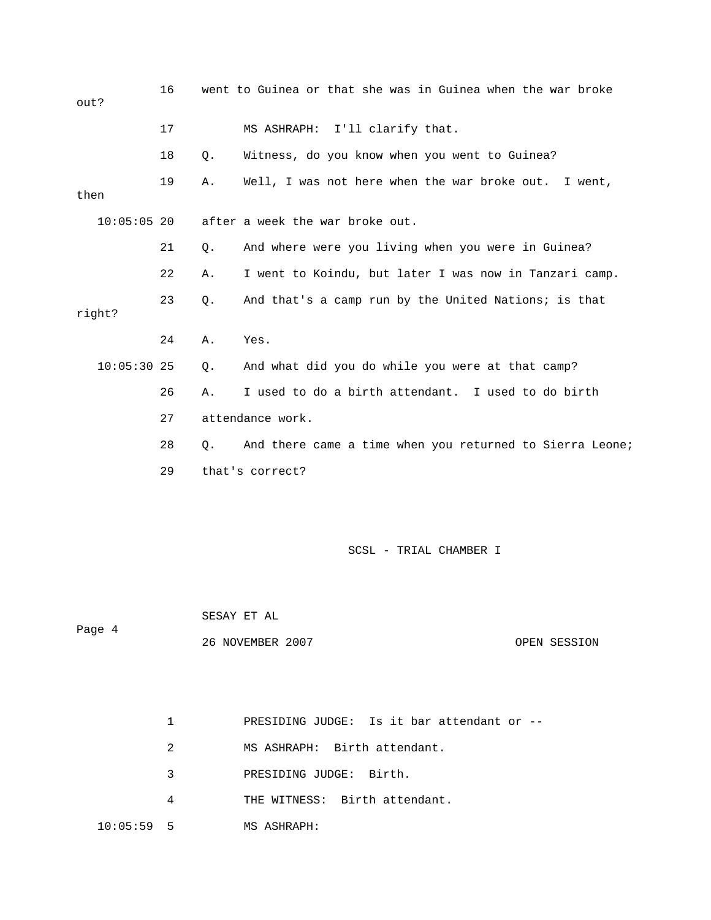16 went to Guinea or that she was in Guinea when the war broke out?

17 MS ASHRAPH: I'll clarify that.

18 Q. Witness, do you know when you went to Guinea?

19 A. Well, I was not here when the war broke out. I went, then

10:05:05 20 after a week the war broke out.

21 Q. And where were you living when you were in Guinea?

22 A. I went to Koindu, but later I was now in Tanzari camp.

23 Q. And that's a camp run by the United Nations; is that right?

24 A. Yes.

10:05:30 25 Q. And what did you do while you were at that camp?

26 A. I used to do a birth attendant. I used to do birth

27 attendance work.

28 Q. And there came a time when you returned to Sierra Leone;

29 that's correct?

1 PRESIDING JUDGE: Is it bar attendant or --

2 MS ASHRAPH: Birth attendant.

3 PRESIDING JUDGE: Birth.

4 THE WITNESS: Birth attendant.

10:05:59 5 MS ASHRAPH: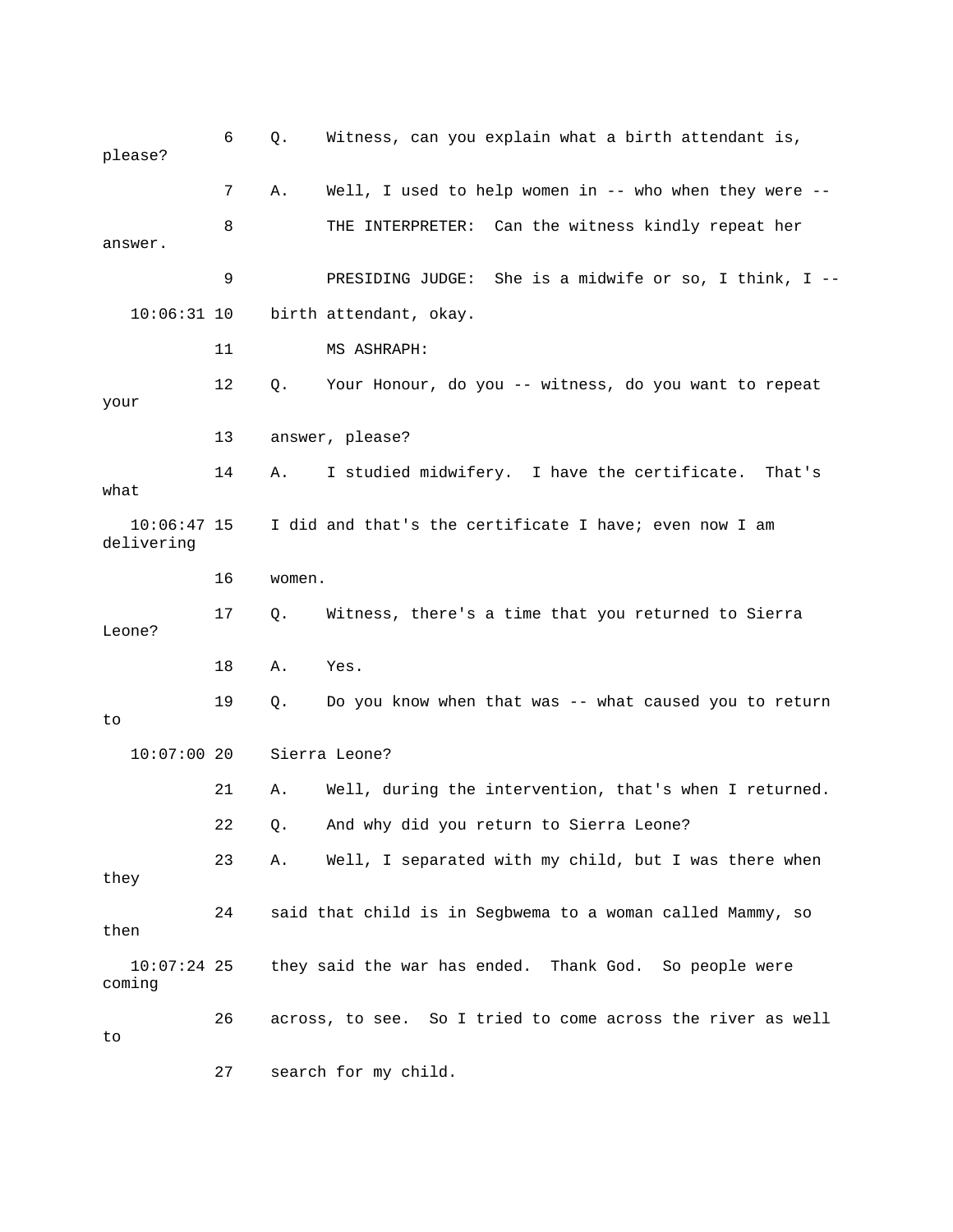6 Q. Witness, can you explain what a birth attendant is, please?

7 A. Well, I used to help women in -- who when they were --

8 THE INTERPRETER: Can the witness kindly repeat her answer.

9 PRESIDING JUDGE: She is a midwife or so, I think, I --

10:06:31 10 birth attendant, okay.

11 MS ASHRAPH:

12 Q. Your Honour, do you -- witness, do you want to repeat your

13 answer, please?

14 A. I studied midwifery. I have the certificate. That's what

10:06:47 15 I did and that's the certificate I have; even now I am delivering

16 women.

17 Q. Witness, there's a time that you returned to Sierra Leone?

18 A. Yes.

19 Q. Do you know when that was -- what caused you to return to

10:07:00 20 Sierra Leone?

21 A. Well, during the intervention, that's when I returned.

22 Q. And why did you return to Sierra Leone?

23 A. Well, I separated with my child, but I was there when they

24 said that child is in Segbwema to a woman called Mammy, so then

10:07:24 25 they said the war has ended. Thank God. So people were coming

26 across, to see. So I tried to come across the river as well to

27 search for my child.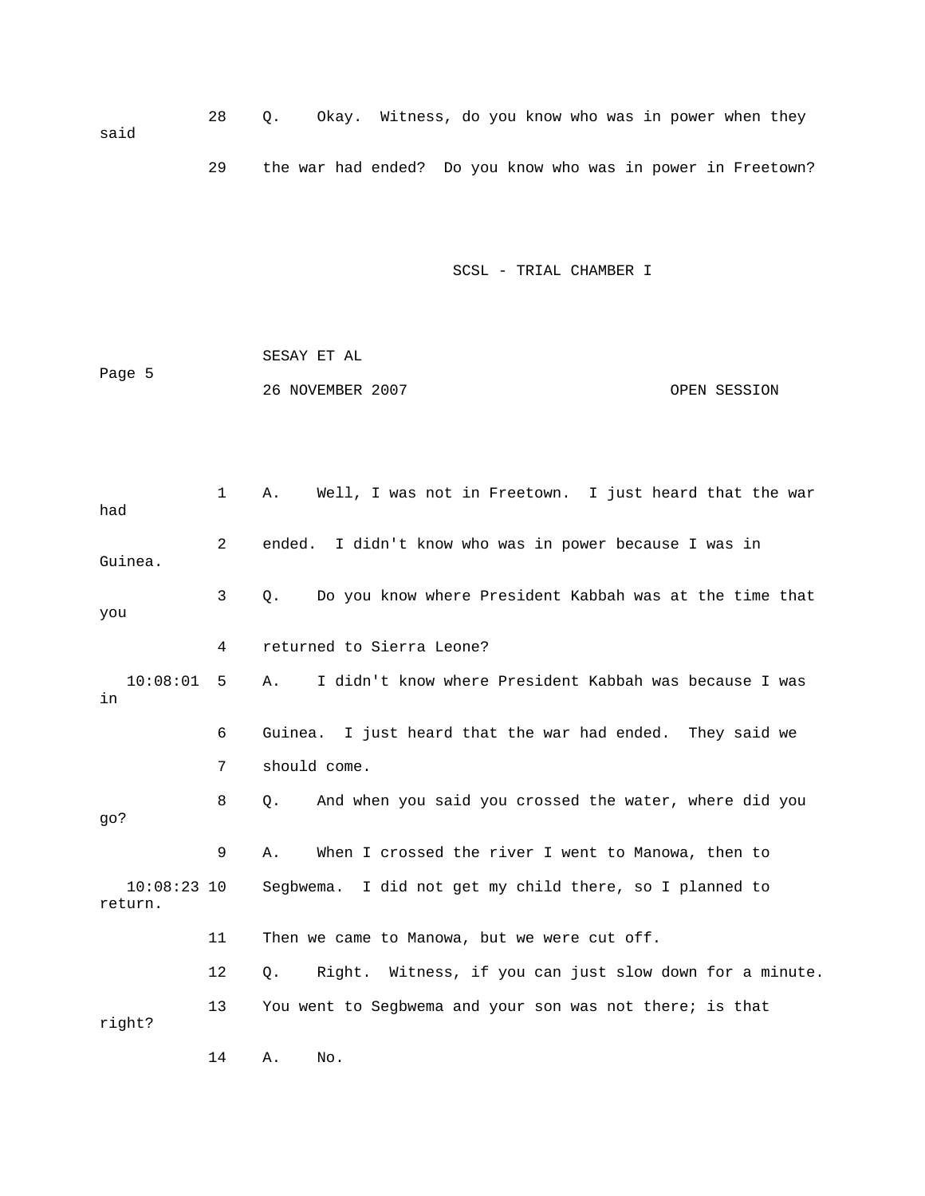28 Q. Okay. Witness, do you know who was in power when they said

29 the war had ended? Do you know who was in power in Freetown?

1 A. Well, I was not in Freetown. I just heard that the war had

2 ended. I didn't know who was in power because I was in Guinea.

3 Q. Do you know where President Kabbah was at the time that you

4 returned to Sierra Leone?

10:08:01 5 A. I didn't know where President Kabbah was because I was in

6 Guinea. I just heard that the war had ended. They said we

7 should come.

8 Q. And when you said you crossed the water, where did you go?

9 A. When I crossed the river I went to Manowa, then to

10:08:23 10 Segbwema. I did not get my child there, so I planned to return.

11 Then we came to Manowa, but we were cut off.

12 Q. Right. Witness, if you can just slow down for a minute.

13 You went to Segbwema and your son was not there; is that right?

14 A. No.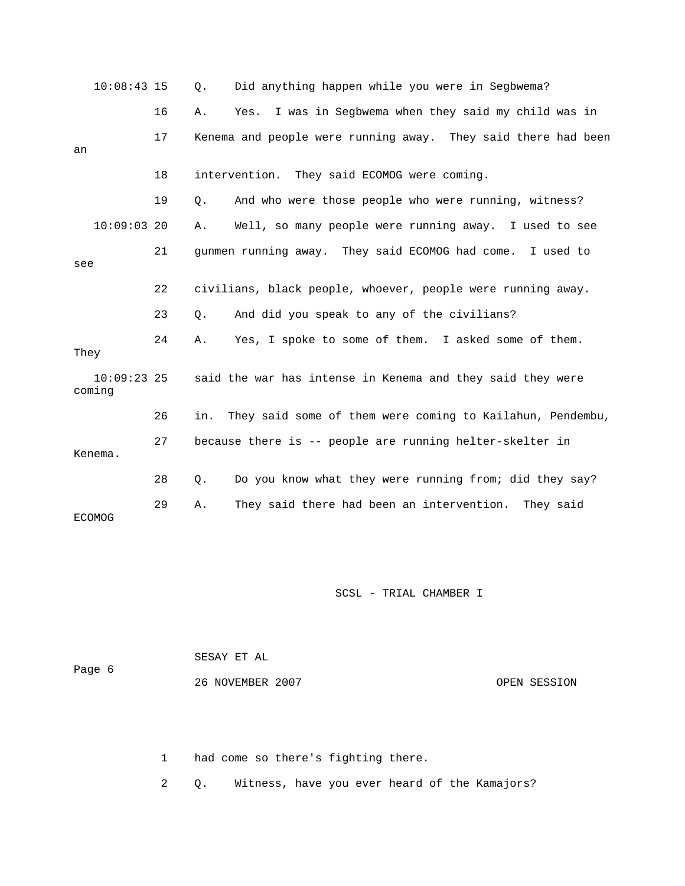10:08:43 15 Q. Did anything happen while you were in Segbwema?

16 A. Yes. I was in Segbwema when they said my child was in

17 Kenema and people were running away. They said there had been an

18 intervention. They said ECOMOG were coming.

19 Q. And who were those people who were running, witness?

10:09:03 20 A. Well, so many people were running away. I used to see

21 gunmen running away. They said ECOMOG had come. I used to see

22 civilians, black people, whoever, people were running away.

23 Q. And did you speak to any of the civilians?

24 A. Yes, I spoke to some of them. I asked some of them. They

10:09:23 25 said the war has intense in Kenema and they said they were coming

26 in. They said some of them were coming to Kailahun, Pendembu,

27 because there is -- people are running helter-skelter in Kenema.

28 Q. Do you know what they were running from; did they say?

29 A. They said there had been an intervention. They said ECOMOG

1 had come so there's fighting there.

2 Q. Witness, have you ever heard of the Kamajors?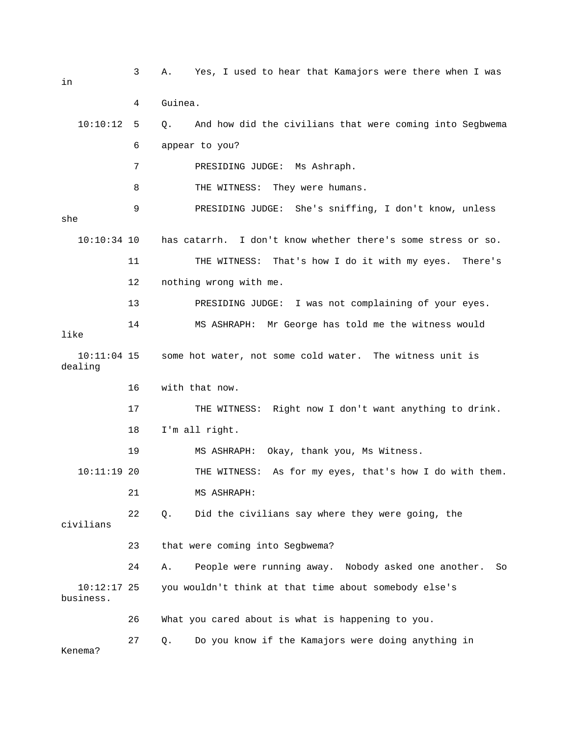3 A. Yes, I used to hear that Kamajors were there when I was in

4 Guinea.

10:10:12 5 Q. And how did the civilians that were coming into Segbwema

6 appear to you?

7 PRESIDING JUDGE: Ms Ashraph.

8 THE WITNESS: They were humans.

9 PRESIDING JUDGE: She's sniffing, I don't know, unless she

10:10:34 10 has catarrh. I don't know whether there's some stress or so.

11 THE WITNESS: That's how I do it with my eyes. There's

12 nothing wrong with me.

13 PRESIDING JUDGE: I was not complaining of your eyes.

14 MS ASHRAPH: Mr George has told me the witness would like

10:11:04 15 some hot water, not some cold water. The witness unit is dealing

16 with that now.

17 THE WITNESS: Right now I don't want anything to drink.

18 I'm all right.

19 MS ASHRAPH: Okay, thank you, Ms Witness.

10:11:19 20 THE WITNESS: As for my eyes, that's how I do with them.

21 MS ASHRAPH:

22 Q. Did the civilians say where they were going, the civilians

23 that were coming into Segbwema?

24 A. People were running away. Nobody asked one another. So

10:12:17 25 you wouldn't think at that time about somebody else's business.

26 What you cared about is what is happening to you.

27 Q. Do you know if the Kamajors were doing anything in Kenema?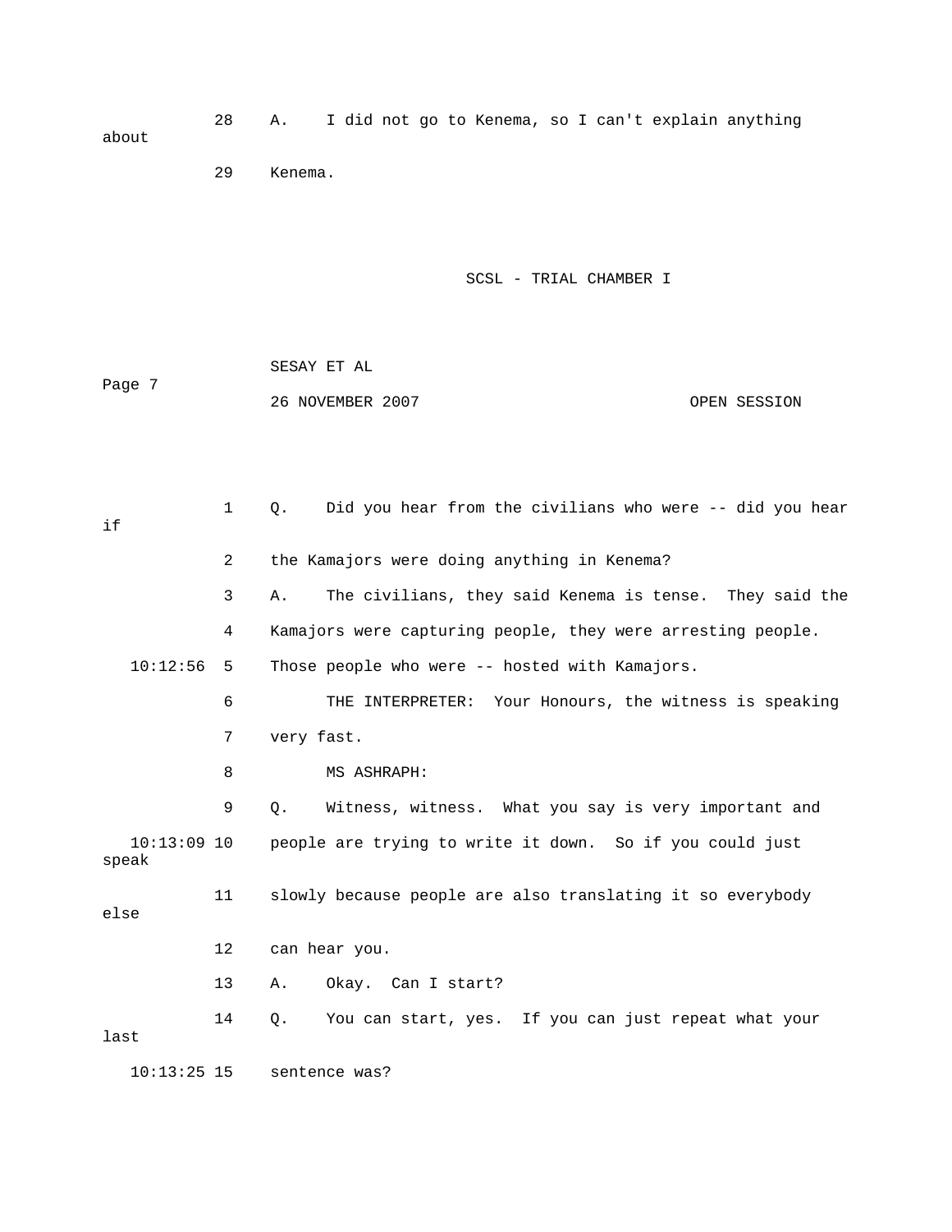28 A. I did not go to Kenema, so I can't explain anything about

29 Kenema.

1 Q. Did you hear from the civilians who were -- did you hear if

2 the Kamajors were doing anything in Kenema?

3 A. The civilians, they said Kenema is tense. They said the

4 Kamajors were capturing people, they were arresting people.

10:12:56 5 Those people who were -- hosted with Kamajors.

6 THE INTERPRETER: Your Honours, the witness is speaking

7 very fast.

8 MS ASHRAPH:

9 Q. Witness, witness. What you say is very important and

10:13:09 10 people are trying to write it down. So if you could just speak

11 slowly because people are also translating it so everybody else

12 can hear you.

13 A. Okay. Can I start?

14 Q. You can start, yes. If you can just repeat what your last

10:13:25 15 sentence was?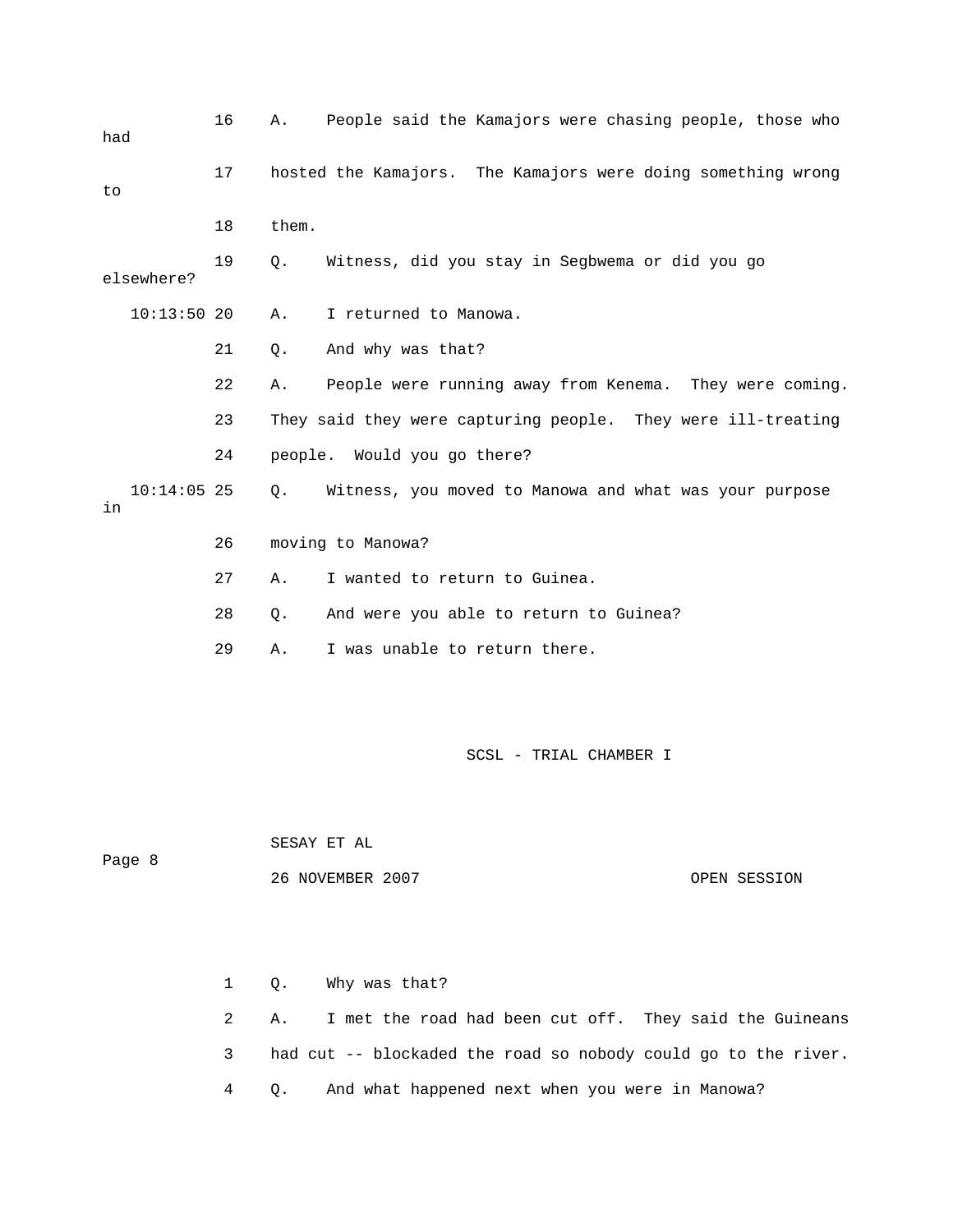16 A. People said the Kamajors were chasing people, those who had

17 hosted the Kamajors. The Kamajors were doing something wrong to

18 them.

19 Q. Witness, did you stay in Segbwema or did you go elsewhere?

10:13:50 20 A. I returned to Manowa.

21 Q. And why was that?

22 A. People were running away from Kenema. They were coming.

23 They said they were capturing people. They were ill-treating

24 people. Would you go there?

10:14:05 25 Q. Witness, you moved to Manowa and what was your purpose in

26 moving to Manowa?

27 A. I wanted to return to Guinea.

28 Q. And were you able to return to Guinea?

29 A. I was unable to return there.

SCSL - TRIAL CHAMBER I

SESAY ET AL

Page 8

26 NOVEMBER 2007 OPEN SESSION

1 Q. Why was that?

2 A. I met the road had been cut off. They said the Guineans

3 had cut -- blockaded the road so nobody could go to the river.

4 Q. And what happened next when you were in Manowa?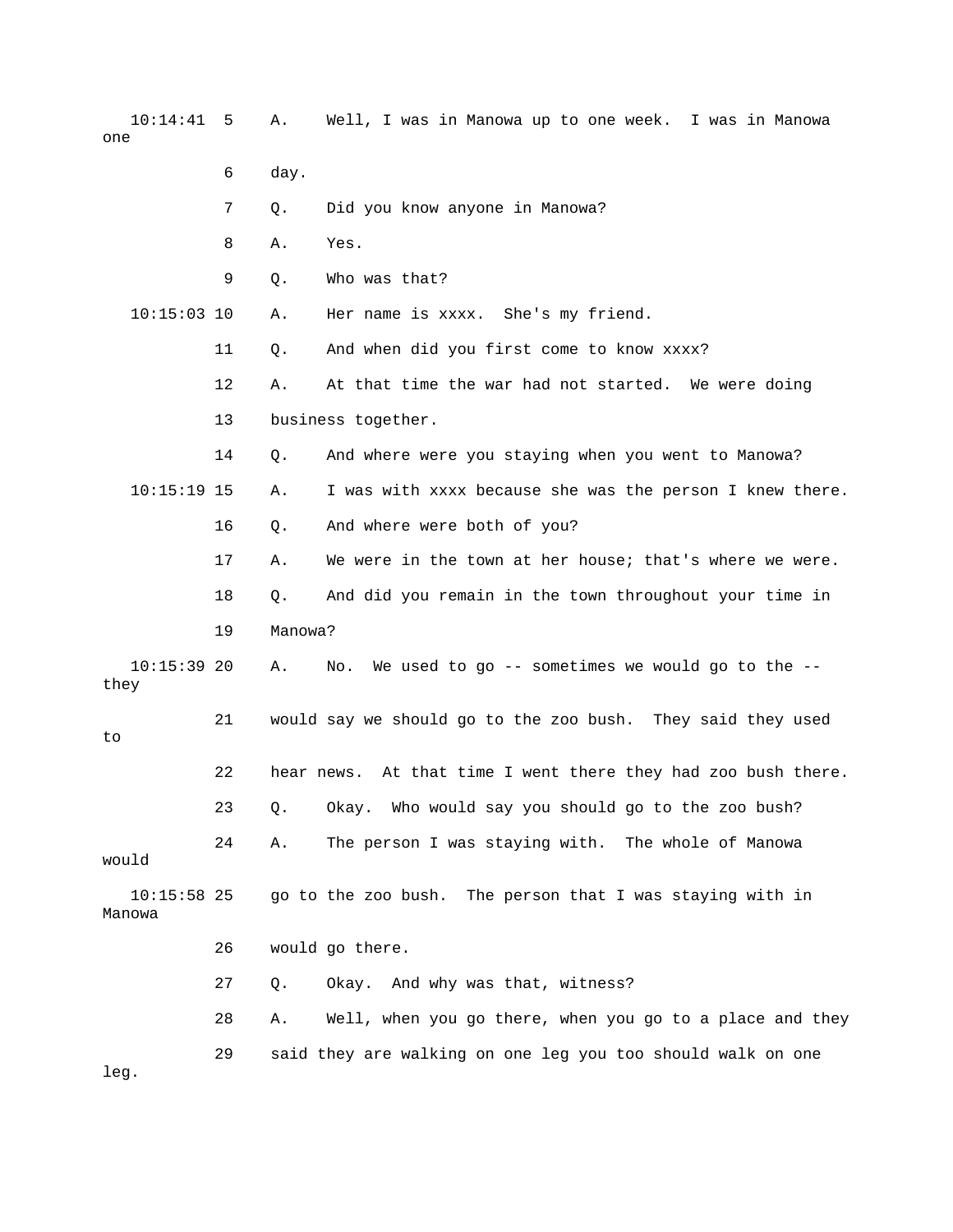10:14:41 5 A. Well, I was in Manowa up to one week. I was in Manowa one

6 day.

7 Q. Did you know anyone in Manowa?

8 A. Yes.

9 Q. Who was that?

10:15:03 10 A. Her name is xxxx. She's my friend.

11 Q. And when did you first come to know xxxx?

12 A. At that time the war had not started. We were doing

13 business together.

14 Q. And where were you staying when you went to Manowa?

10:15:19 15 A. I was with xxxx because she was the person I knew there.

16 Q. And where were both of you?

17 A. We were in the town at her house; that's where we were.

18 Q. And did you remain in the town throughout your time in

19 Manowa?

10:15:39 20 A. No. We used to go -- sometimes we would go to the -- they

21 would say we should go to the zoo bush. They said they used to

22 hear news. At that time I went there they had zoo bush there.

23 Q. Okay. Who would say you should go to the zoo bush?

24 A. The person I was staying with. The whole of Manowa would

10:15:58 25 go to the zoo bush. The person that I was staying with in Manowa

26 would go there.

27 Q. Okay. And why was that, witness?

28 A. Well, when you go there, when you go to a place and they

29 said they are walking on one leg you too should walk on one leg.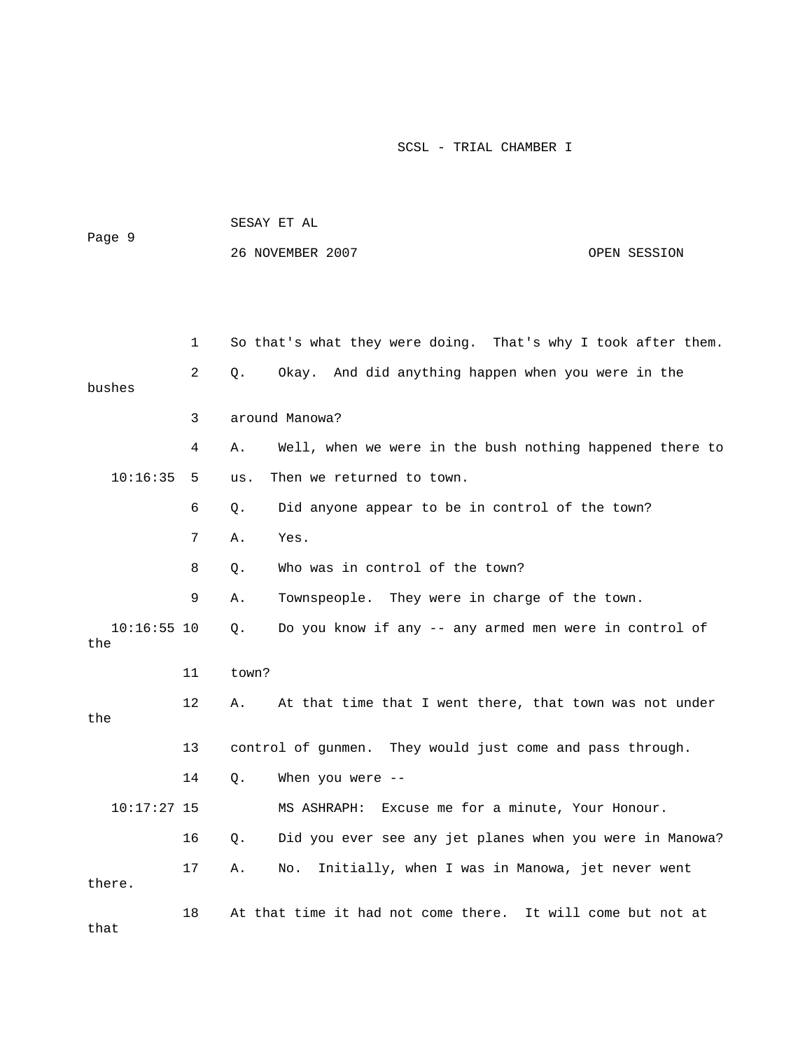1 So that's what they were doing. That's why I took after them.

2 Q. Okay. And did anything happen when you were in the bushes

3 around Manowa?

4 A. Well, when we were in the bush nothing happened there to

10:16:35 5 us. Then we returned to town.

6 Q. Did anyone appear to be in control of the town?

7 A. Yes.

8 Q. Who was in control of the town?

9 A. Townspeople. They were in charge of the town.

10:16:55 10 Q. Do you know if any -- any armed men were in control of the

11 town?

12 A. At that time that I went there, that town was not under the

13 control of gunmen. They would just come and pass through.

14 Q. When you were --

10:17:27 15 MS ASHRAPH: Excuse me for a minute, Your Honour.

16 Q. Did you ever see any jet planes when you were in Manowa?

17 A. No. Initially, when I was in Manowa, jet never went there.

18 At that time it had not come there. It will come but not at that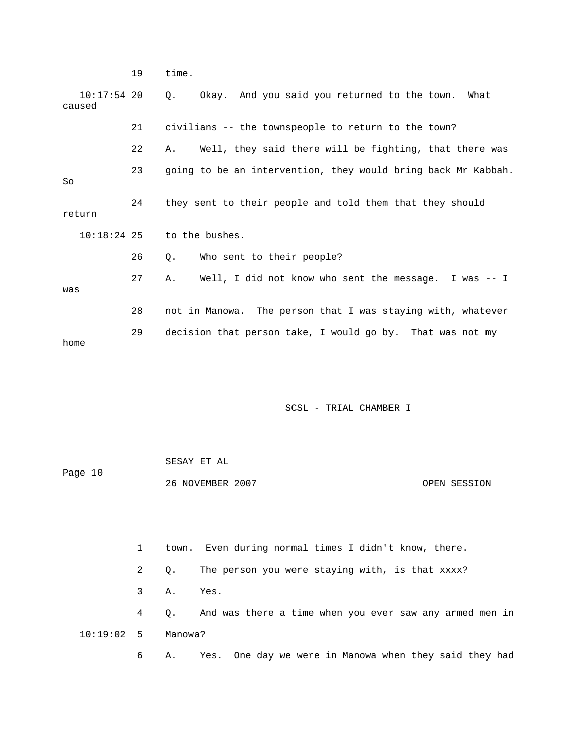19 time.

10:17:54 20 Q. Okay. And you said you returned to the town. What caused

21 civilians -- the townspeople to return to the town?

22 A. Well, they said there will be fighting, that there was

23 going to be an intervention, they would bring back Mr Kabbah. So

24 they sent to their people and told them that they should return

10:18:24 25 to the bushes.

26 Q. Who sent to their people?

27 A. Well, I did not know who sent the message. I was -- I was

28 not in Manowa. The person that I was staying with, whatever

29 decision that person take, I would go by. That was not my home

1 town. Even during normal times I didn't know, there.

2 Q. The person you were staying with, is that xxxx?

3 A. Yes.

4 Q. And was there a time when you ever saw any armed men in

10:19:02 5 Manowa?

6 A. Yes. One day we were in Manowa when they said they had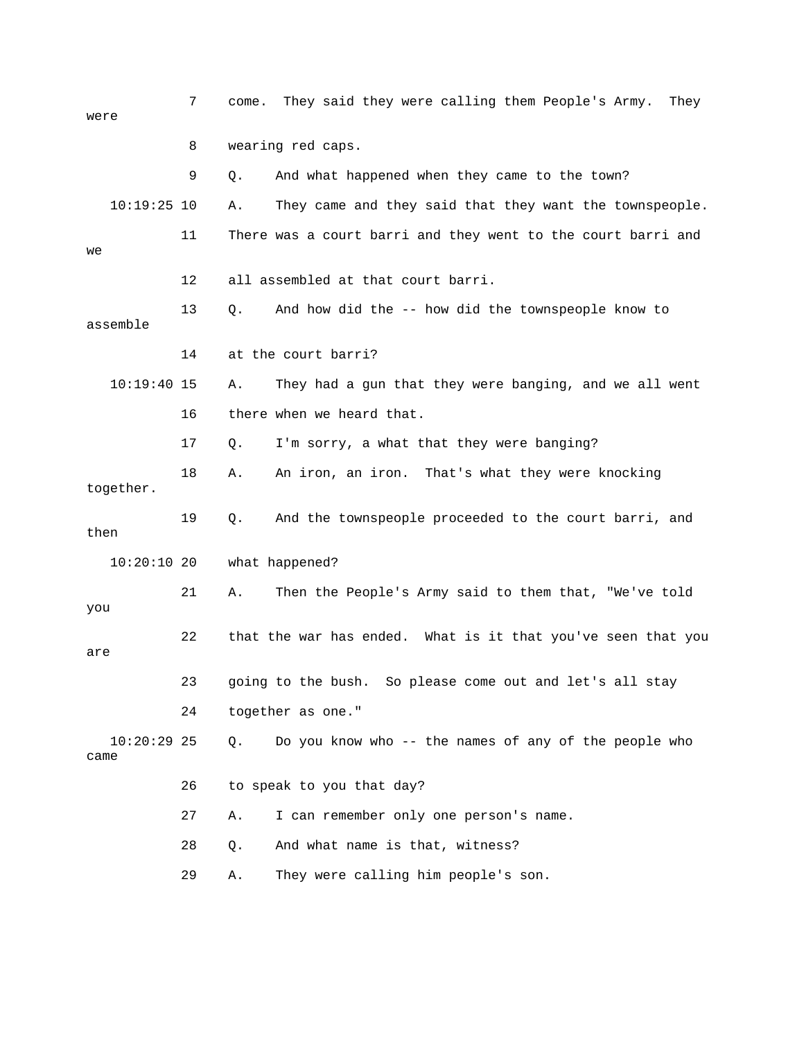7 come. They said they were calling them People's Army. They were

8 wearing red caps.

9 Q. And what happened when they came to the town?

10:19:25 10 A. They came and they said that they want the townspeople.

11 There was a court barri and they went to the court barri and we

12 all assembled at that court barri.

13 Q. And how did the -- how did the townspeople know to assemble

14 at the court barri?

10:19:40 15 A. They had a gun that they were banging, and we all went

16 there when we heard that.

17 Q. I'm sorry, a what that they were banging?

18 A. An iron, an iron. That's what they were knocking together.

19 Q. And the townspeople proceeded to the court barri, and then

10:20:10 20 what happened?

21 A. Then the People's Army said to them that, "We've told you

22 that the war has ended. What is it that you've seen that you are

23 going to the bush. So please come out and let's all stay

24 together as one."

10:20:29 25 Q. Do you know who -- the names of any of the people who came

26 to speak to you that day?

27 A. I can remember only one person's name.

28 Q. And what name is that, witness?

29 A. They were calling him people's son.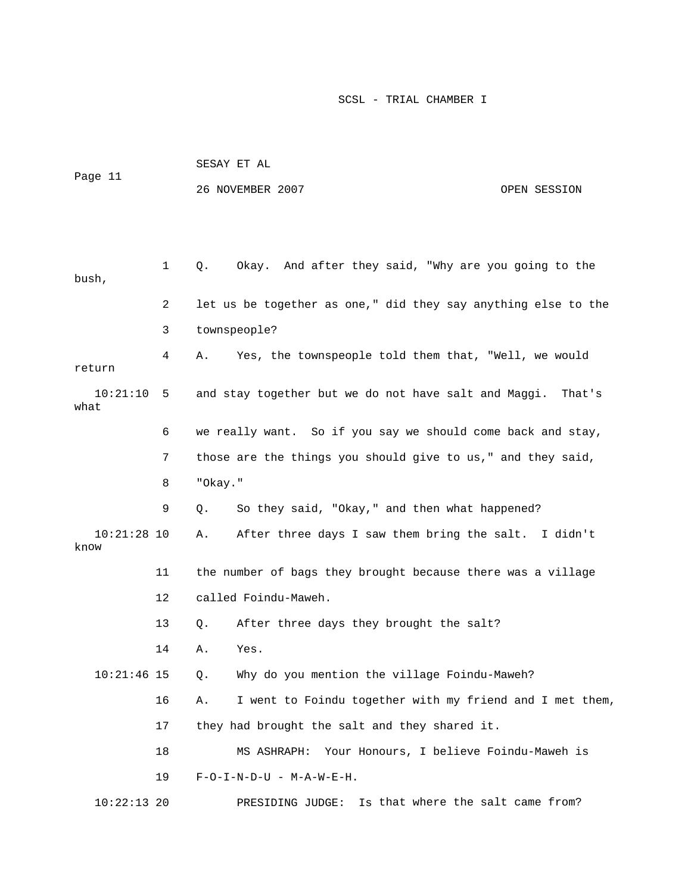1 Q. Okay. And after they said, "Why are you going to the bush,

2 let us be together as one," did they say anything else to the

3 townspeople?

4 A. Yes, the townspeople told them that, "Well, we would return

10:21:10 5 and stay together but we do not have salt and Maggi. That's what

6 we really want. So if you say we should come back and stay,

7 those are the things you should give to us," and they said,

8 "Okay."

9 Q. So they said, "Okay," and then what happened?

10:21:28 10 A. After three days I saw them bring the salt. I didn't know

11 the number of bags they brought because there was a village

12 called Foindu-Maweh.

13 Q. After three days they brought the salt?

14 A. Yes.

10:21:46 15 Q. Why do you mention the village Foindu-Maweh?

16 A. I went to Foindu together with my friend and I met them,

17 they had brought the salt and they shared it.

18 MS ASHRAPH: Your Honours, I believe Foindu-Maweh is

19 F-O-I-N-D-U - M-A-W-E-H.

10:22:13 20 PRESIDING JUDGE: Is that where the salt came from?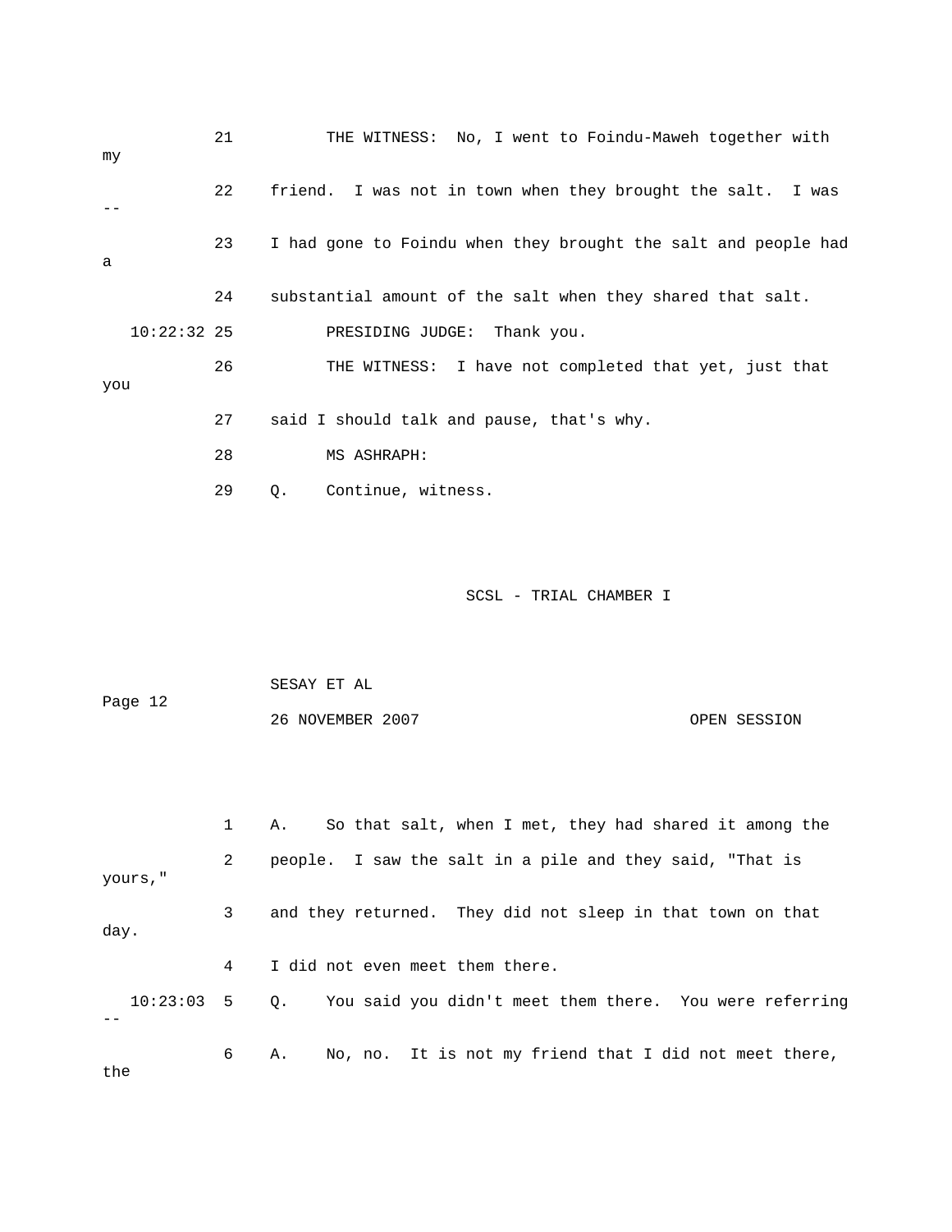21 THE WITNESS: No, I went to Foindu-Maweh together with my

22 friend. I was not in town when they brought the salt. I was --

23 I had gone to Foindu when they brought the salt and people had a

24 substantial amount of the salt when they shared that salt.

10:22:32 25 PRESIDING JUDGE: Thank you.

26 THE WITNESS: I have not completed that yet, just that you

27 said I should talk and pause, that's why.

28 MS ASHRAPH:

29 Q. Continue, witness.

1 A. So that salt, when I met, they had shared it among the

2 people. I saw the salt in a pile and they said, "That is yours,"

3 and they returned. They did not sleep in that town on that day.

4 I did not even meet them there.

10:23:03 5 Q. You said you didn't meet them there. You were referring --

6 A. No, no. It is not my friend that I did not meet there, the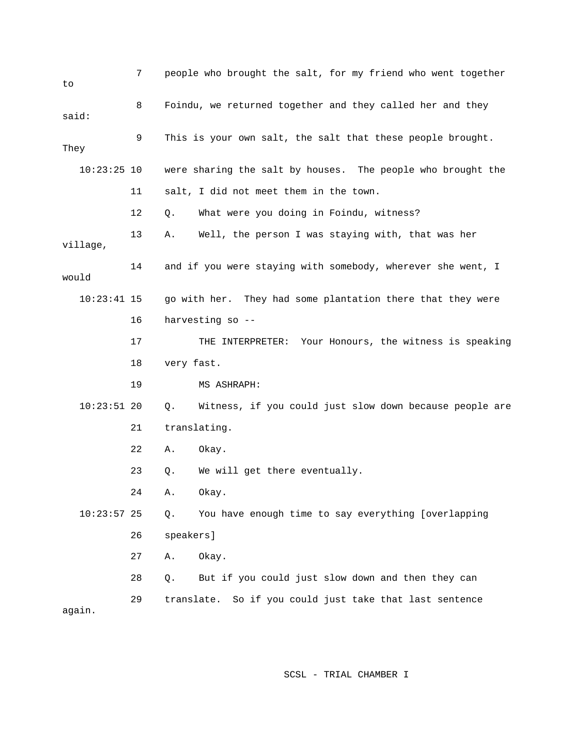7 people who brought the salt, for my friend who went together to

8 Foindu, we returned together and they called her and they said:

9 This is your own salt, the salt that these people brought. They

10:23:25 10 were sharing the salt by houses. The people who brought the

11 salt, I did not meet them in the town.

12 Q. What were you doing in Foindu, witness?

13 A. Well, the person I was staying with, that was her village,

14 and if you were staying with somebody, wherever she went, I would

10:23:41 15 go with her. They had some plantation there that they were

16 harvesting so --

17 THE INTERPRETER: Your Honours, the witness is speaking

18 very fast.

19 MS ASHRAPH:

10:23:51 20 Q. Witness, if you could just slow down because people are

21 translating.

22 A. Okay.

23 Q. We will get there eventually.

24 A. Okay.

10:23:57 25 Q. You have enough time to say everything [overlapping

26 speakers]

27 A. Okay.

28 Q. But if you could just slow down and then they can

29 translate. So if you could just take that last sentence again.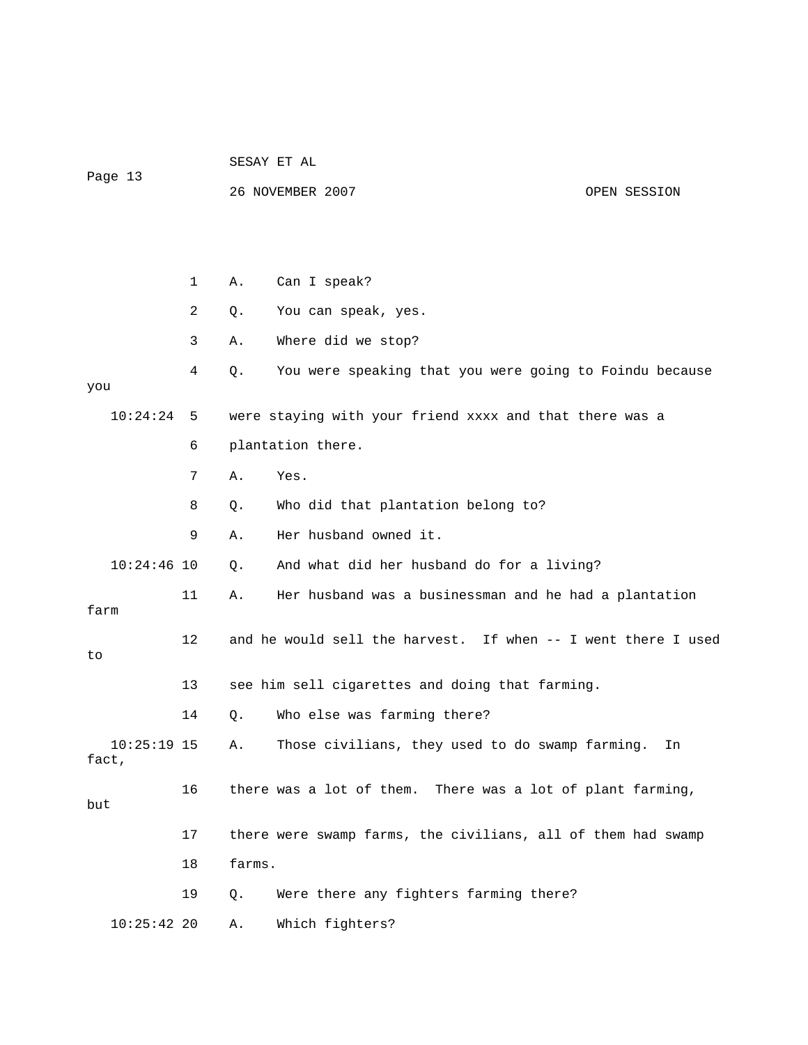1 A. Can I speak?

2 Q. You can speak, yes.

3 A. Where did we stop?

4 Q. You were speaking that you were going to Foindu because you

10:24:24 5 were staying with your friend xxxx and that there was a

6 plantation there.

7 A. Yes.

8 Q. Who did that plantation belong to?

9 A. Her husband owned it.

10:24:46 10 Q. And what did her husband do for a living?

11 A. Her husband was a businessman and he had a plantation farm

12 and he would sell the harvest. If when -- I went there I used to

13 see him sell cigarettes and doing that farming.

14 Q. Who else was farming there?

10:25:19 15 A. Those civilians, they used to do swamp farming. In fact,

16 there was a lot of them. There was a lot of plant farming, but

17 there were swamp farms, the civilians, all of them had swamp

18 farms.

19 Q. Were there any fighters farming there?

10:25:42 20 A. Which fighters?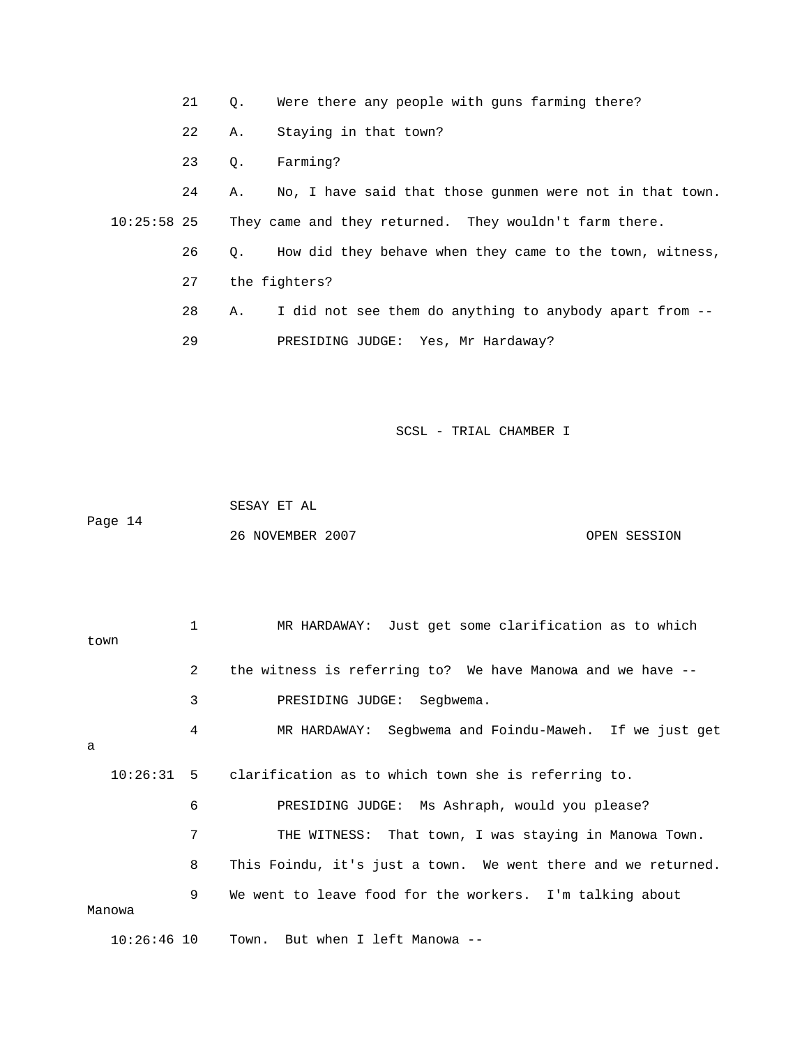21 Q. Were there any people with guns farming there?

22 A. Staying in that town?

23 Q. Farming?

24 A. No, I have said that those gunmen were not in that town.

10:25:58 25 They came and they returned. They wouldn't farm there.

26 Q. How did they behave when they came to the town, witness,

27 the fighters?

28 A. I did not see them do anything to anybody apart from --

29 PRESIDING JUDGE: Yes, Mr Hardaway?

1 MR HARDAWAY: Just get some clarification as to which town

2 the witness is referring to? We have Manowa and we have --

3 PRESIDING JUDGE: Segbwema.

4 MR HARDAWAY: Segbwema and Foindu-Maweh. If we just get a

10:26:31 5 clarification as to which town she is referring to.

6 PRESIDING JUDGE: Ms Ashraph, would you please?

7 THE WITNESS: That town, I was staying in Manowa Town.

8 This Foindu, it's just a town. We went there and we returned.

9 We went to leave food for the workers. I'm talking about Manowa

10:26:46 10 Town. But when I left Manowa --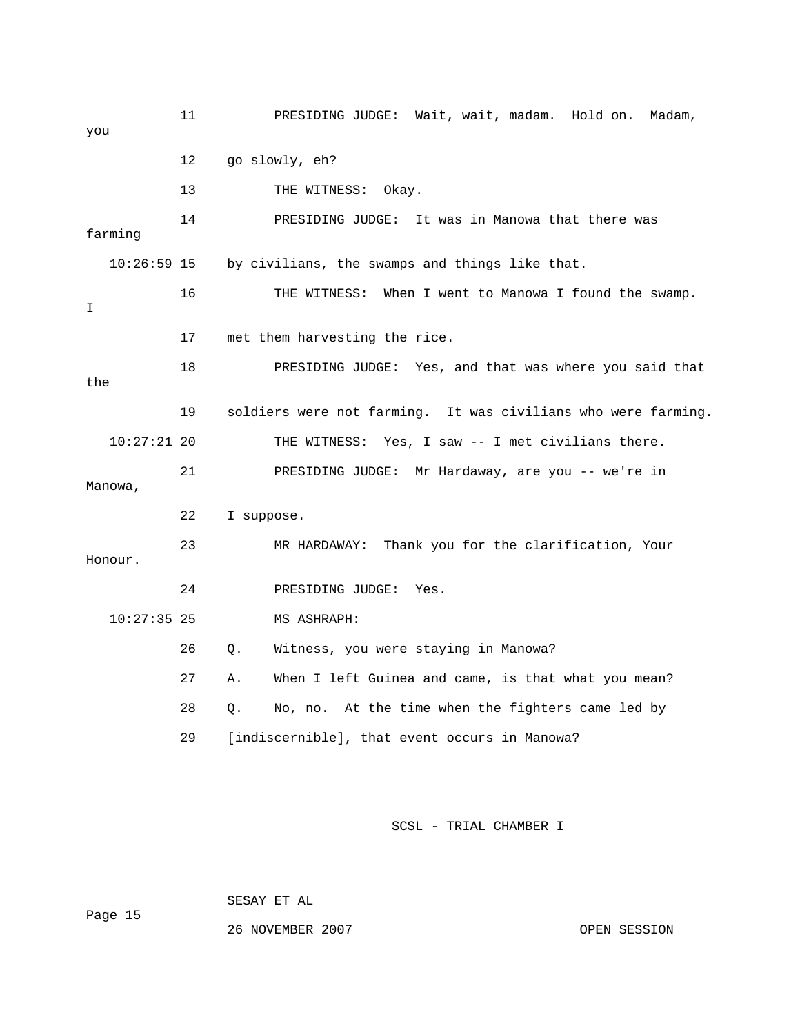11 PRESIDING JUDGE: Wait, wait, madam. Hold on. Madam, you

12 go slowly, eh?

13 THE WITNESS: Okay.

14 PRESIDING JUDGE: It was in Manowa that there was farming

10:26:59 15 by civilians, the swamps and things like that.

16 THE WITNESS: When I went to Manowa I found the swamp. I

17 met them harvesting the rice.

18 PRESIDING JUDGE: Yes, and that was where you said that the

19 soldiers were not farming. It was civilians who were farming.

10:27:21 20 THE WITNESS: Yes, I saw -- I met civilians there.

21 PRESIDING JUDGE: Mr Hardaway, are you -- we're in Manowa,

22 I suppose.

23 MR HARDAWAY: Thank you for the clarification, Your Honour.

24 PRESIDING JUDGE: Yes.

10:27:35 25 MS ASHRAPH:

26 Q. Witness, you were staying in Manowa?

27 A. When I left Guinea and came, is that what you mean?

28 Q. No, no. At the time when the fighters came led by

29 [indiscernible], that event occurs in Manowa?

SCSL - TRIAL CHAMBER I

SESAY ET AL

26 NOVEMBER 2007 OPEN SESSION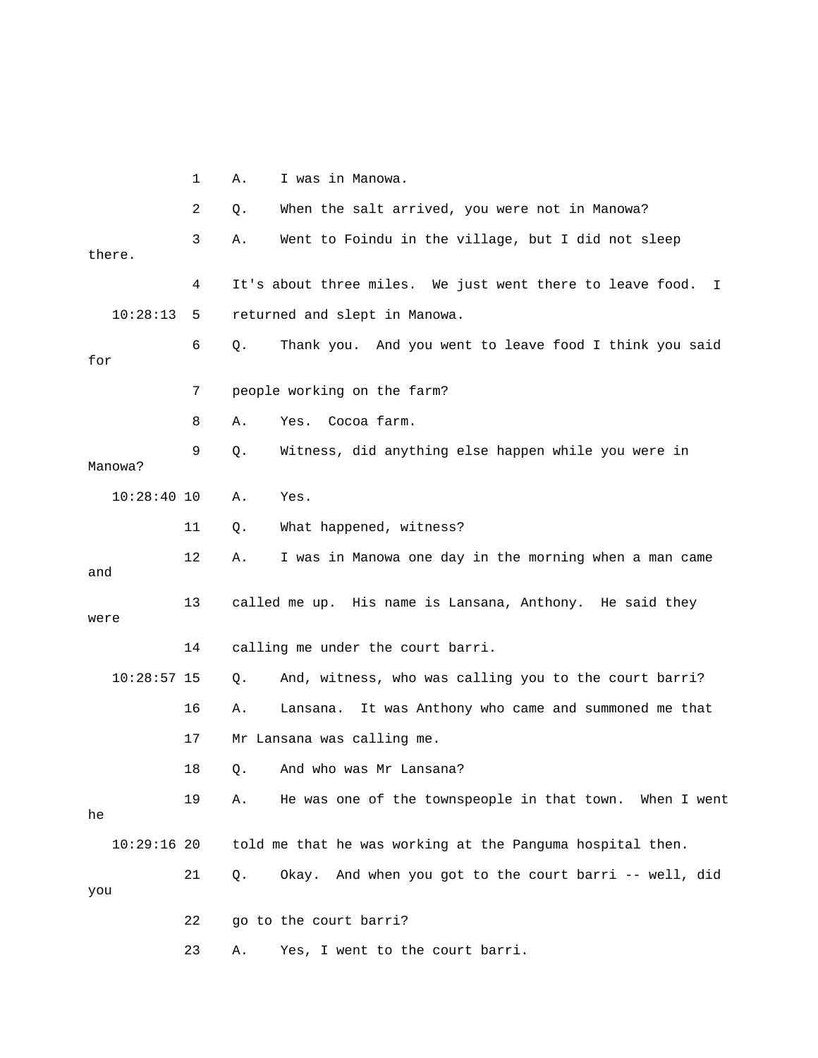1 A. I was in Manowa.

2 Q. When the salt arrived, you were not in Manowa?

3 A. Went to Foindu in the village, but I did not sleep there.

4 It's about three miles. We just went there to leave food. I

10:28:13 5 returned and slept in Manowa.

6 Q. Thank you. And you went to leave food I think you said for

7 people working on the farm?

8 A. Yes. Cocoa farm.

9 Q. Witness, did anything else happen while you were in Manowa?

10:28:40 10 A. Yes.

11 Q. What happened, witness?

12 A. I was in Manowa one day in the morning when a man came and

13 called me up. His name is Lansana, Anthony. He said they were

14 calling me under the court barri.

10:28:57 15 Q. And, witness, who was calling you to the court barri?

16 A. Lansana. It was Anthony who came and summoned me that

17 Mr Lansana was calling me.

18 Q. And who was Mr Lansana?

19 A. He was one of the townspeople in that town. When I went he

10:29:16 20 told me that he was working at the Panguma hospital then.

21 Q. Okay. And when you got to the court barri -- well, did you

22 go to the court barri?

23 A. Yes, I went to the court barri.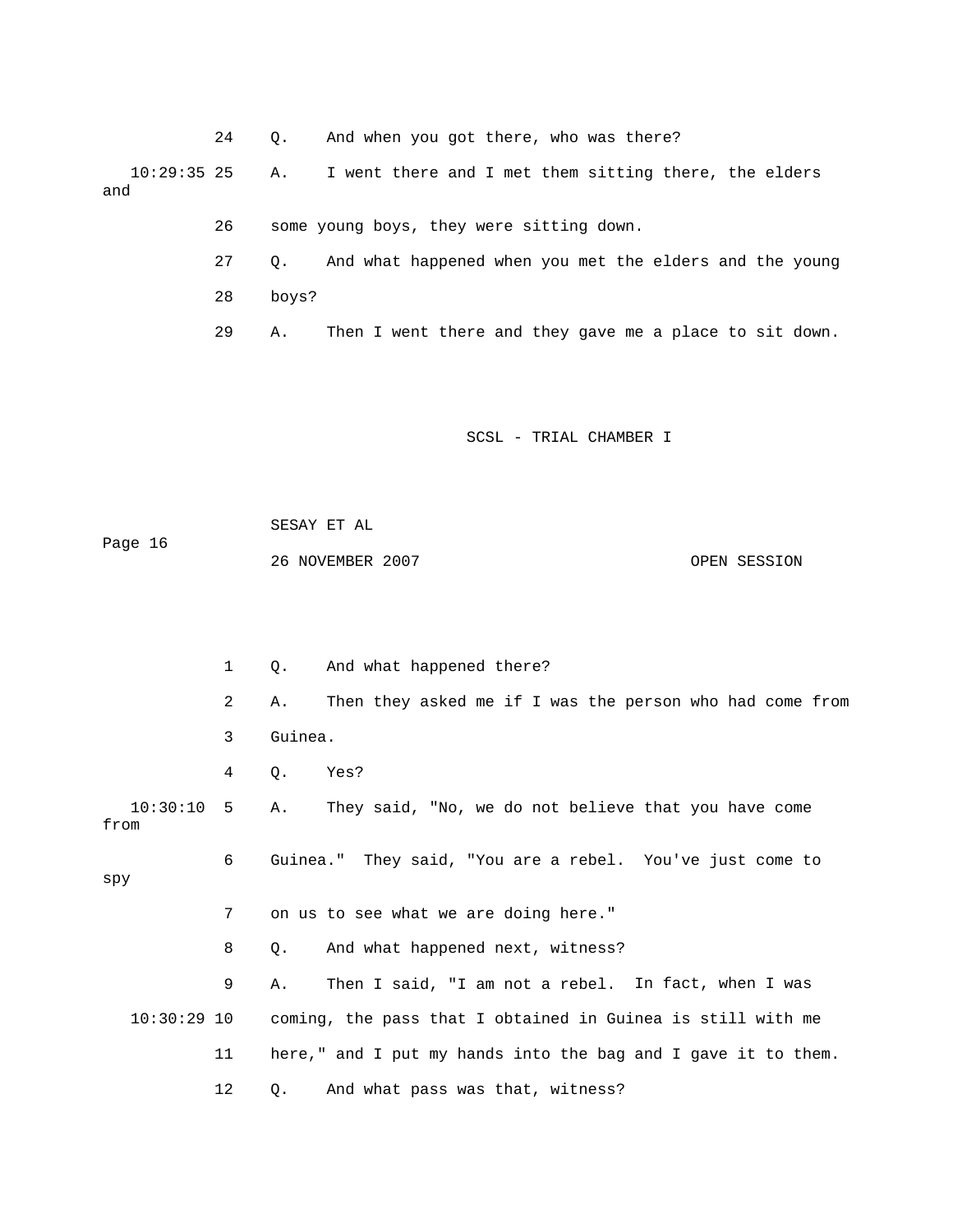24 Q. And when you got there, who was there?

10:29:35 25 A. I went there and I met them sitting there, the elders and

26 some young boys, they were sitting down.

27 Q. And what happened when you met the elders and the young

28 boys?

29 A. Then I went there and they gave me a place to sit down.

1 Q. And what happened there?

2 A. Then they asked me if I was the person who had come from

3 Guinea.

4 Q. Yes?

10:30:10 5 A. They said, "No, we do not believe that you have come from

6 Guinea." They said, "You are a rebel. You've just come to spy

7 on us to see what we are doing here."

8 Q. And what happened next, witness?

9 A. Then I said, "I am not a rebel. In fact, when I was

10:30:29 10 coming, the pass that I obtained in Guinea is still with me

11 here," and I put my hands into the bag and I gave it to them.

12 Q. And what pass was that, witness?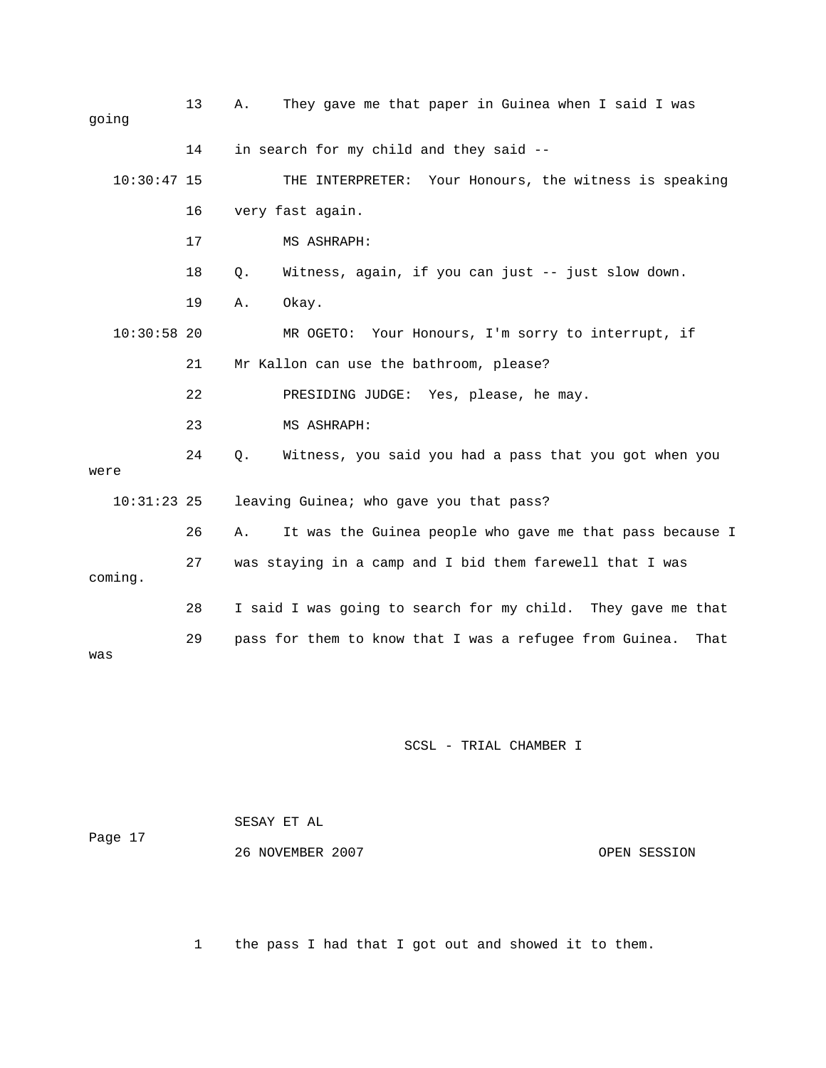13 A. They gave me that paper in Guinea when I said I was going

14 in search for my child and they said --

10:30:47 15 THE INTERPRETER: Your Honours, the witness is speaking

16 very fast again.

17 MS ASHRAPH:

18 Q. Witness, again, if you can just -- just slow down.

19 A. Okay.

10:30:58 20 MR OGETO: Your Honours, I'm sorry to interrupt, if

21 Mr Kallon can use the bathroom, please?

22 PRESIDING JUDGE: Yes, please, he may.

23 MS ASHRAPH:

24 Q. Witness, you said you had a pass that you got when you were

10:31:23 25 leaving Guinea; who gave you that pass?

26 A. It was the Guinea people who gave me that pass because I

27 was staying in a camp and I bid them farewell that I was coming.

28 I said I was going to search for my child. They gave me that

29 pass for them to know that I was a refugee from Guinea. That was

1 the pass I had that I got out and showed it to them.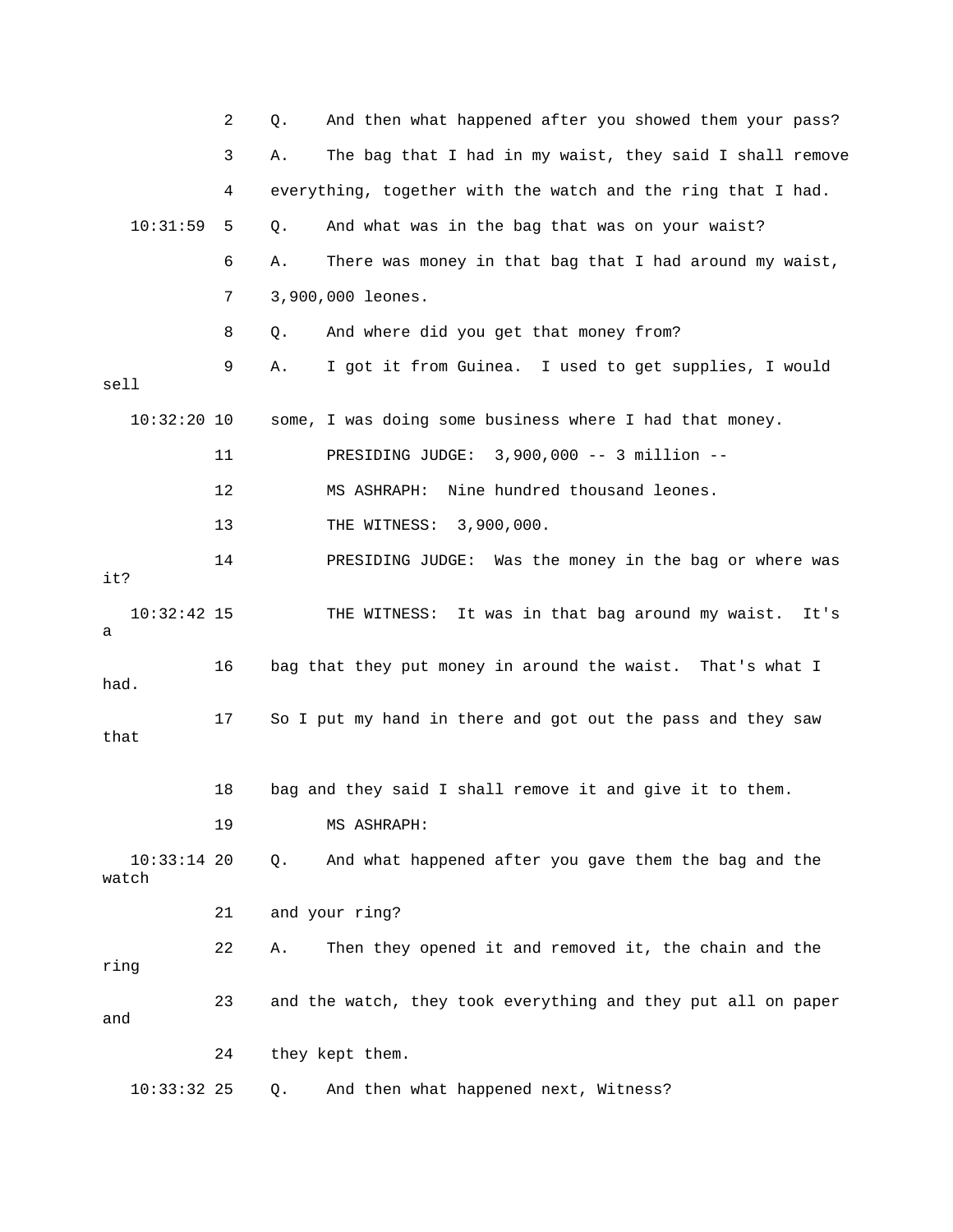Q. And then what happened after you showed them your pass?

A. The bag that I had in my waist, they said I shall remove everything, together with the watch and the ring that I had.

Q. And what was in the bag that was on your waist?

A. There was money in that bag that I had around my waist, 3,900,000 leones.

Q. And where did you get that money from?

A. I got it from Guinea. I used to get supplies, I would sell some, I was doing some business where I had that money.

PRESIDING JUDGE: 3,900,000 -- 3 million --

MS ASHRAPH: Nine hundred thousand leones.

THE WITNESS: 3,900,000.

PRESIDING JUDGE: Was the money in the bag or where was it?

THE WITNESS: It was in that bag around my waist. It's a bag that they put money in around the waist. That's what I had. So I put my hand in there and got out the pass and they saw that bag and they said I shall remove it and give it to them.

MS ASHRAPH:

Q. And what happened after you gave them the bag and the watch and your ring?

A. Then they opened it and removed it, the chain and the ring and the watch, they took everything and they put all on paper and they kept them.

Q. And then what happened next, Witness?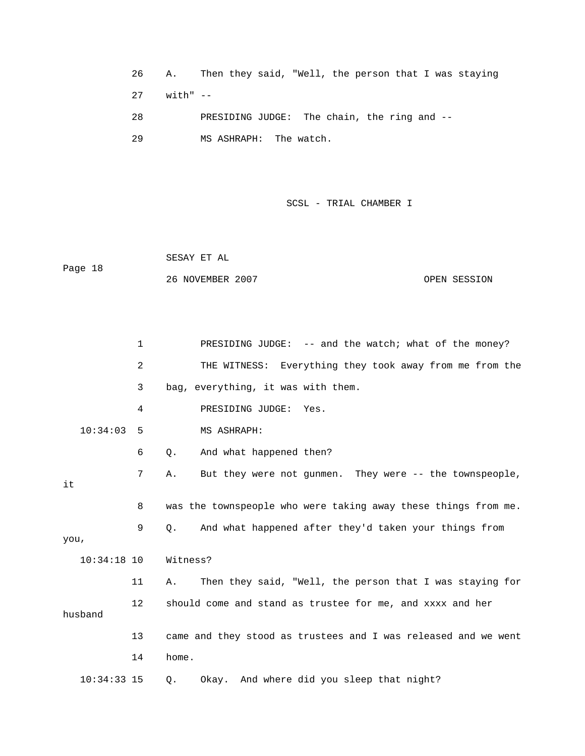26 A. Then they said, "Well, the person that I was staying

27 with" --

28 PRESIDING JUDGE: The chain, the ring and --

29 MS ASHRAPH: The watch.

1 PRESIDING JUDGE: -- and the watch; what of the money?

2 THE WITNESS: Everything they took away from me from the

3 bag, everything, it was with them.

4 PRESIDING JUDGE: Yes.

10:34:03 5 MS ASHRAPH:

6 Q. And what happened then?

7 A. But they were not gunmen. They were -- the townspeople, it

8 was the townspeople who were taking away these things from me.

9 Q. And what happened after they'd taken your things from you,

10:34:18 10 Witness?

11 A. Then they said, "Well, the person that I was staying for

12 should come and stand as trustee for me, and xxxx and her husband

13 came and they stood as trustees and I was released and we went

14 home.

10:34:33 15 Q. Okay. And where did you sleep that night?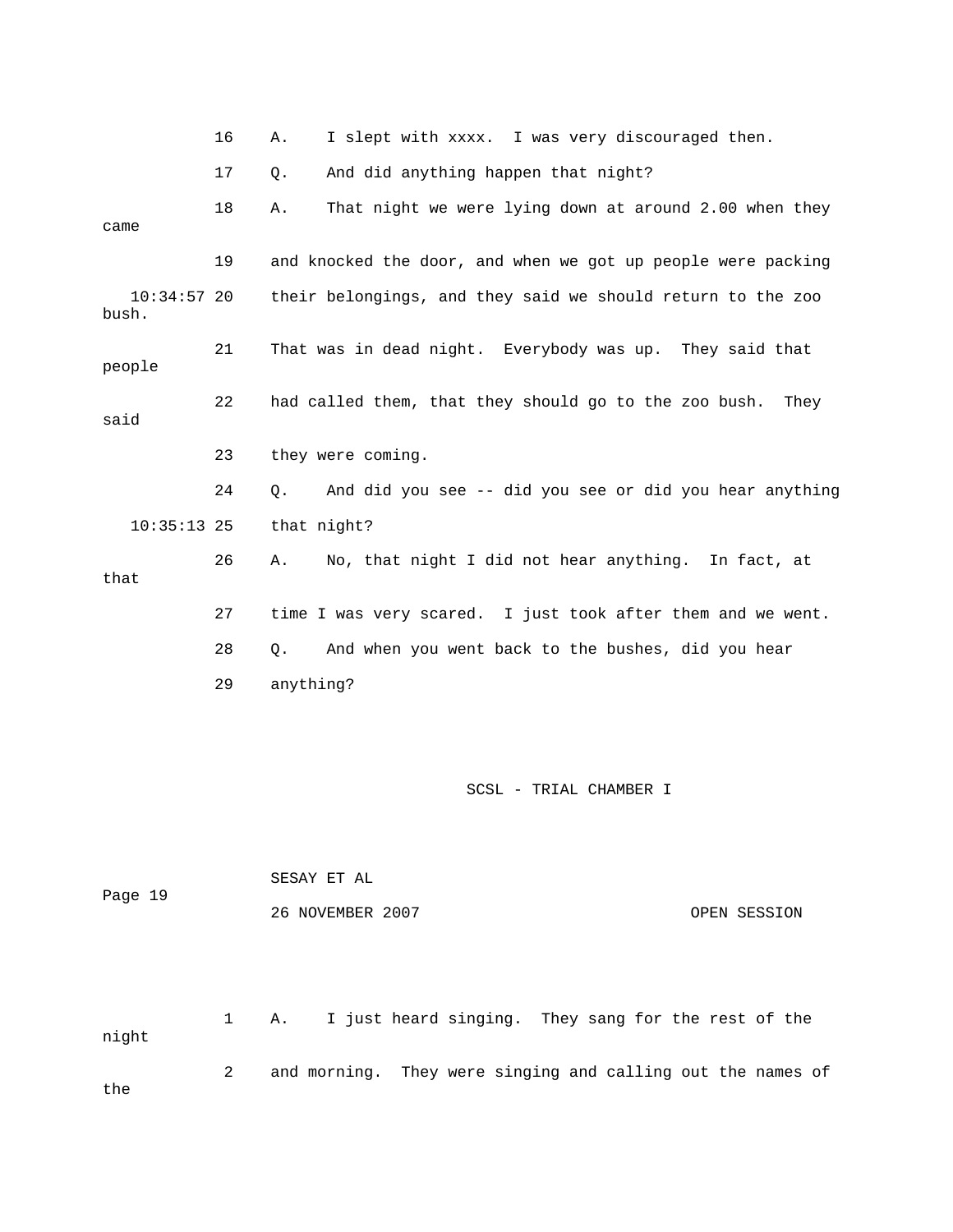16 A. I slept with xxxx. I was very discouraged then.

17 Q. And did anything happen that night?

18 A. That night we were lying down at around 2.00 when they came

19 and knocked the door, and when we got up people were packing

10:34:57 20 their belongings, and they said we should return to the zoo bush.

21 That was in dead night. Everybody was up. They said that people

22 had called them, that they should go to the zoo bush. They said

23 they were coming.

24 Q. And did you see -- did you see or did you hear anything

10:35:13 25 that night?

26 A. No, that night I did not hear anything. In fact, at that

27 time I was very scared. I just took after them and we went.

28 Q. And when you went back to the bushes, did you hear

29 anything?

1 A. I just heard singing. They sang for the rest of the night

2 and morning. They were singing and calling out the names of the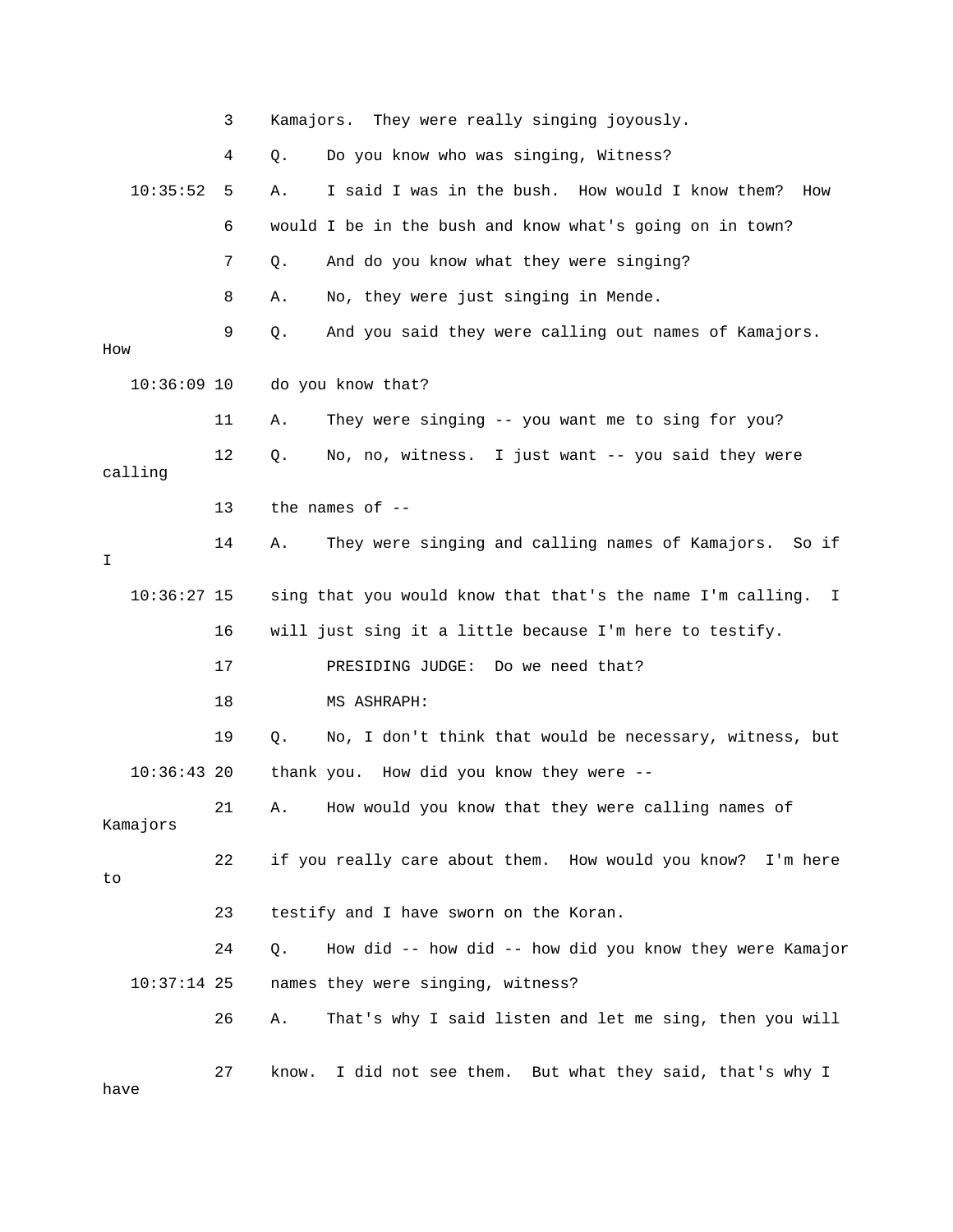3 Kamajors. They were really singing joyously.

4 Q. Do you know who was singing, Witness?

10:35:52 5 A. I said I was in the bush. How would I know them? How

6 would I be in the bush and know what's going on in town?

7 Q. And do you know what they were singing?

8 A. No, they were just singing in Mende.

9 Q. And you said they were calling out names of Kamajors. How

10:36:09 10 do you know that?

11 A. They were singing -- you want me to sing for you?

12 Q. No, no, witness. I just want -- you said they were calling

13 the names of --

14 A. They were singing and calling names of Kamajors. So if I

10:36:27 15 sing that you would know that that's the name I'm calling. I

16 will just sing it a little because I'm here to testify.

17 PRESIDING JUDGE: Do we need that?

18 MS ASHRAPH:

19 Q. No, I don't think that would be necessary, witness, but

10:36:43 20 thank you. How did you know they were --

21 A. How would you know that they were calling names of Kamajors

22 if you really care about them. How would you know? I'm here to

23 testify and I have sworn on the Koran.

24 Q. How did -- how did -- how did you know they were Kamajor

10:37:14 25 names they were singing, witness?

26 A. That's why I said listen and let me sing, then you will

27 know. I did not see them. But what they said, that's why I have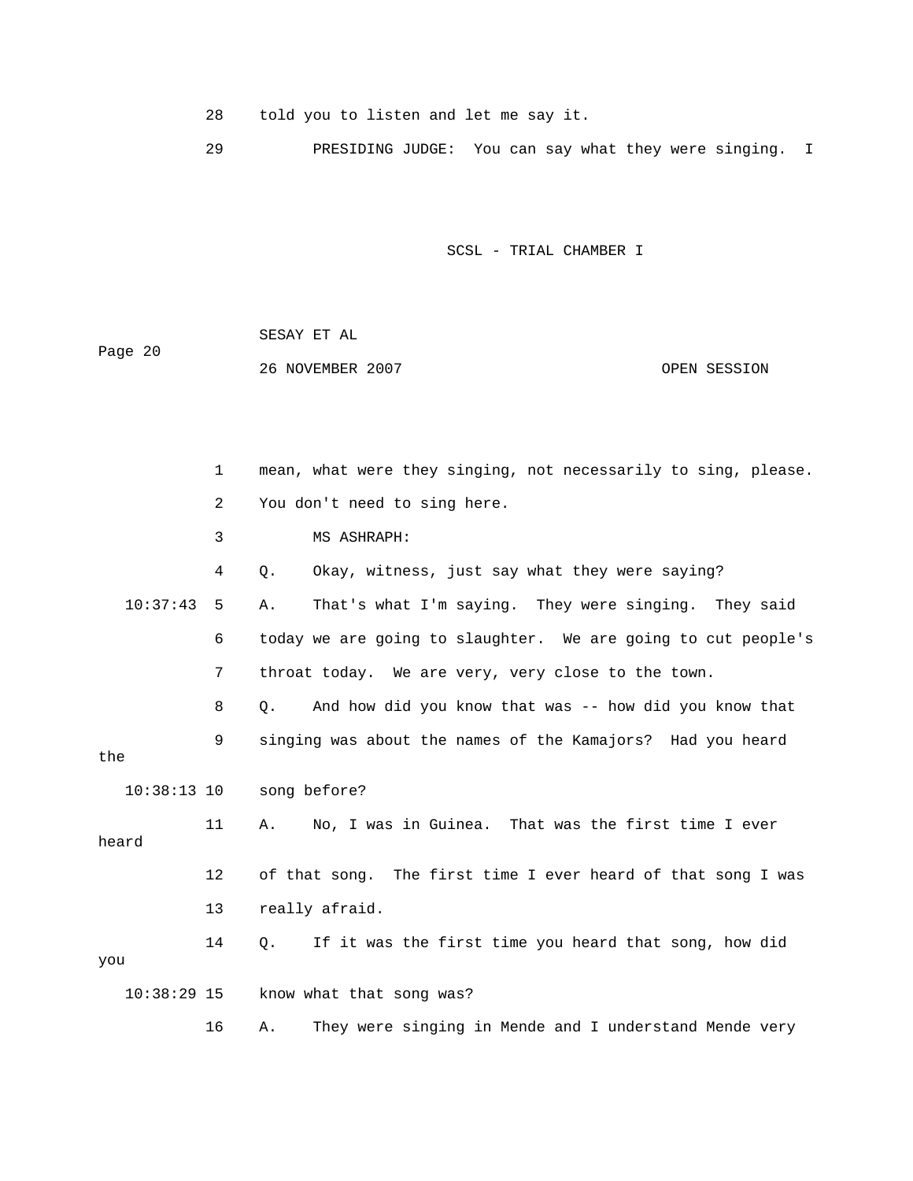28 told you to listen and let me say it.

29 PRESIDING JUDGE: You can say what they were singing. I

1 mean, what were they singing, not necessarily to sing, please.

2 You don't need to sing here.

3 MS ASHRAPH:

4 Q. Okay, witness, just say what they were saying?

10:37:43 5 A. That's what I'm saying. They were singing. They said

6 today we are going to slaughter. We are going to cut people's

7 throat today. We are very, very close to the town.

8 Q. And how did you know that was -- how did you know that

9 singing was about the names of the Kamajors? Had you heard the

10:38:13 10 song before?

11 A. No, I was in Guinea. That was the first time I ever heard

12 of that song. The first time I ever heard of that song I was

13 really afraid.

14 Q. If it was the first time you heard that song, how did you

10:38:29 15 know what that song was?

16 A. They were singing in Mende and I understand Mende very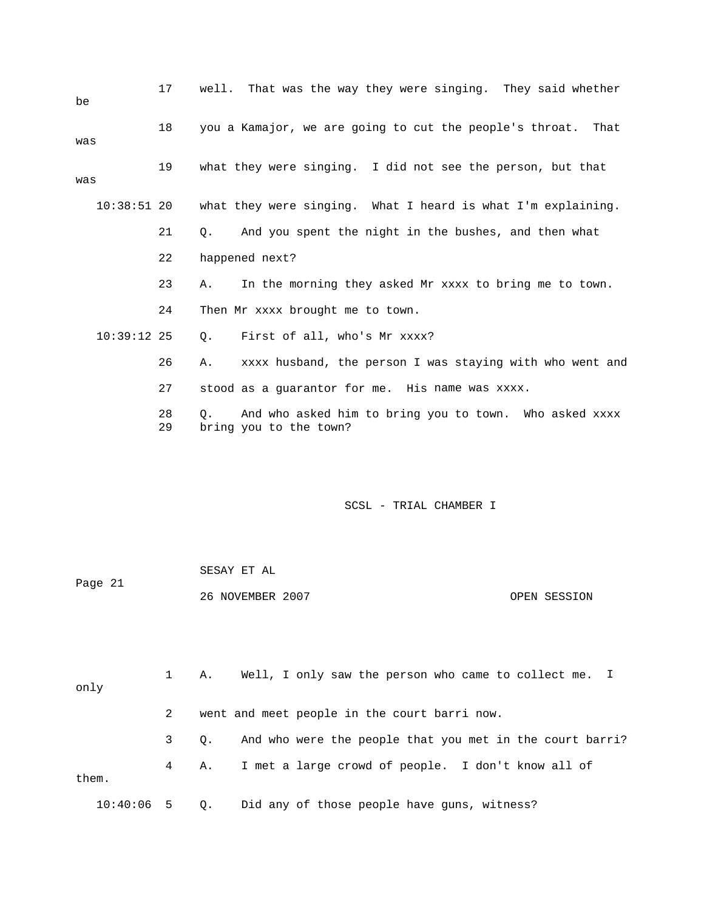17 well. That was the way they were singing. They said whether be

18 you a Kamajor, we are going to cut the people's throat. That was

19 what they were singing. I did not see the person, but that was

10:38:51 20 what they were singing. What I heard is what I'm explaining.

21 Q. And you spent the night in the bushes, and then what

22 happened next?

23 A. In the morning they asked Mr xxxx to bring me to town.

24 Then Mr xxxx brought me to town.

10:39:12 25 Q. First of all, who's Mr xxxx?

26 A. xxxx husband, the person I was staying with who went and

27 stood as a guarantor for me. His name was xxxx.

28 Q. And who asked him to bring you to town. Who asked xxxx

29 bring you to the town?

1 A. Well, I only saw the person who came to collect me. I only

2 went and meet people in the court barri now.

3 Q. And who were the people that you met in the court barri?

4 A. I met a large crowd of people. I don't know all of them.

10:40:06 5 Q. Did any of those people have guns, witness?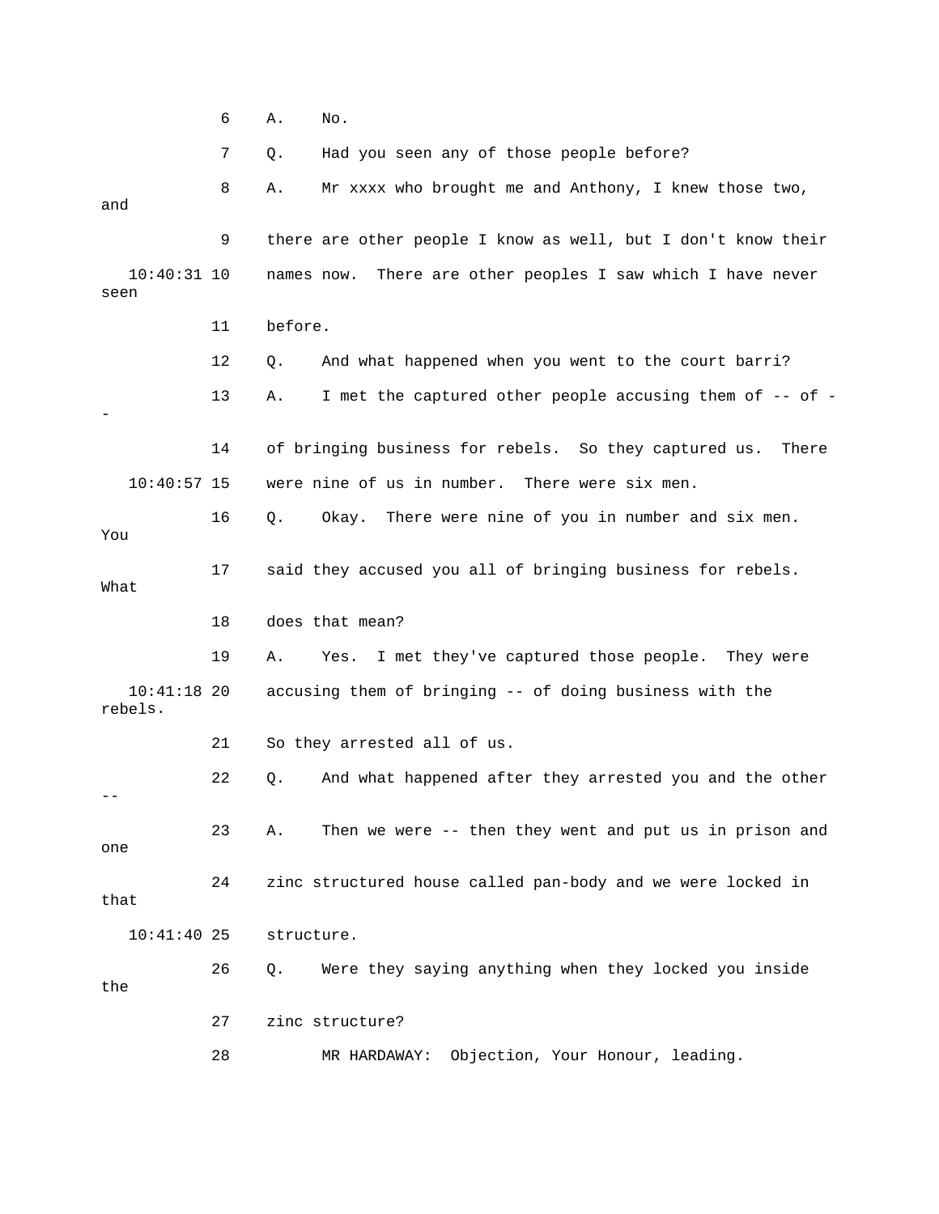6 A. No.

7 Q. Had you seen any of those people before?

8 A. Mr xxxx who brought me and Anthony, I knew those two, and

9 there are other people I know as well, but I don't know their

10:40:31 10 names now. There are other peoples I saw which I have never seen

11 before.

12 Q. And what happened when you went to the court barri?

13 A. I met the captured other people accusing them of -- of --

14 of bringing business for rebels. So they captured us. There

10:40:57 15 were nine of us in number. There were six men.

16 Q. Okay. There were nine of you in number and six men. You

17 said they accused you all of bringing business for rebels. What

18 does that mean?

19 A. Yes. I met they've captured those people. They were

10:41:18 20 accusing them of bringing -- of doing business with the rebels.

21 So they arrested all of us.

22 Q. And what happened after they arrested you and the other --

23 A. Then we were -- then they went and put us in prison and one

24 zinc structured house called pan-body and we were locked in that

10:41:40 25 structure.

26 Q. Were they saying anything when they locked you inside the

27 zinc structure?

28 MR HARDAWAY: Objection, Your Honour, leading.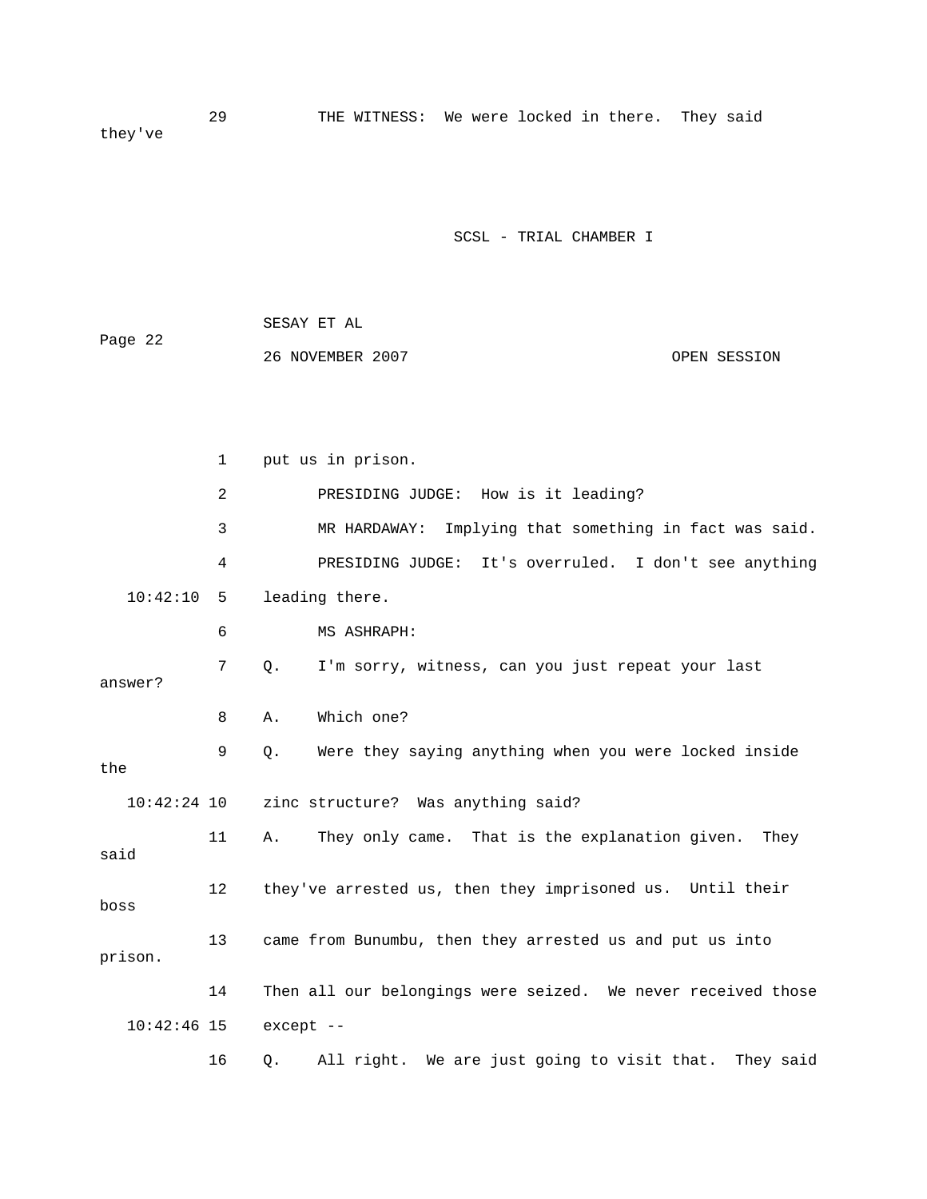29 THE WITNESS: We were locked in there. They said they've

1 put us in prison.

2 PRESIDING JUDGE: How is it leading?

3 MR HARDAWAY: Implying that something in fact was said.

4 PRESIDING JUDGE: It's overruled. I don't see anything

10:42:10 5 leading there.

6 MS ASHRAPH:

7 Q. I'm sorry, witness, can you just repeat your last answer?

8 A. Which one?

9 Q. Were they saying anything when you were locked inside the

10:42:24 10 zinc structure? Was anything said?

11 A. They only came. That is the explanation given. They said

12 they've arrested us, then they imprisoned us. Until their boss

13 came from Bunumbu, then they arrested us and put us into prison.

14 Then all our belongings were seized. We never received those

10:42:46 15 except --

16 Q. All right. We are just going to visit that. They said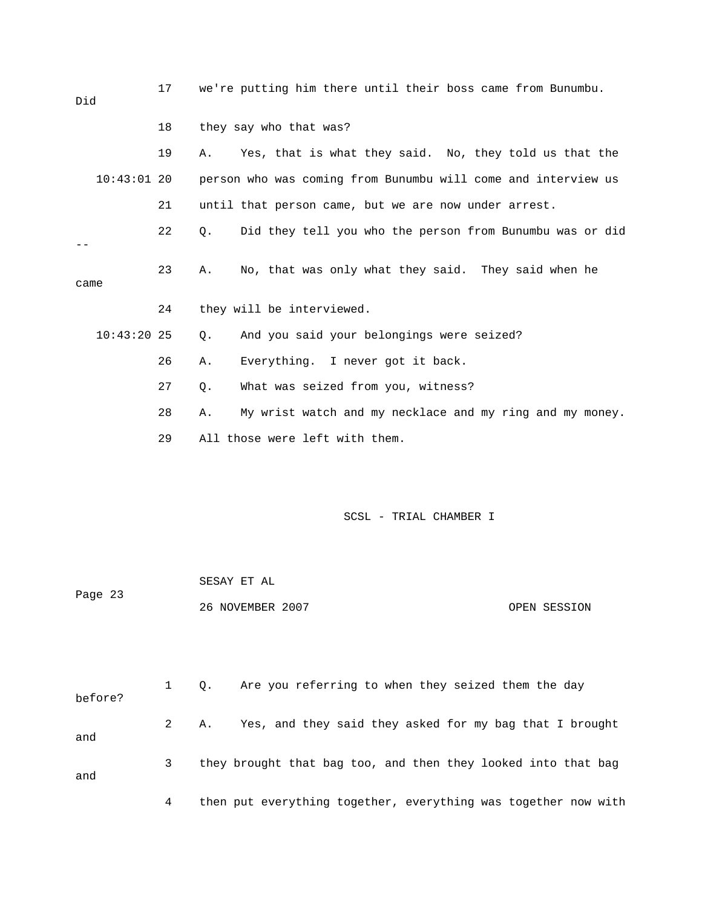17 we're putting him there until their boss came from Bunumbu. Did

18 they say who that was?

19 A. Yes, that is what they said. No, they told us that the

10:43:01 20 person who was coming from Bunumbu will come and interview us

21 until that person came, but we are now under arrest.

22 Q. Did they tell you who the person from Bunumbu was or did --

23 A. No, that was only what they said. They said when he came

24 they will be interviewed.

10:43:20 25 Q. And you said your belongings were seized?

26 A. Everything. I never got it back.

27 Q. What was seized from you, witness?

28 A. My wrist watch and my necklace and my ring and my money.

29 All those were left with them.

1 Q. Are you referring to when they seized them the day before?

2 A. Yes, and they said they asked for my bag that I brought and

3 they brought that bag too, and then they looked into that bag and

4 then put everything together, everything was together now with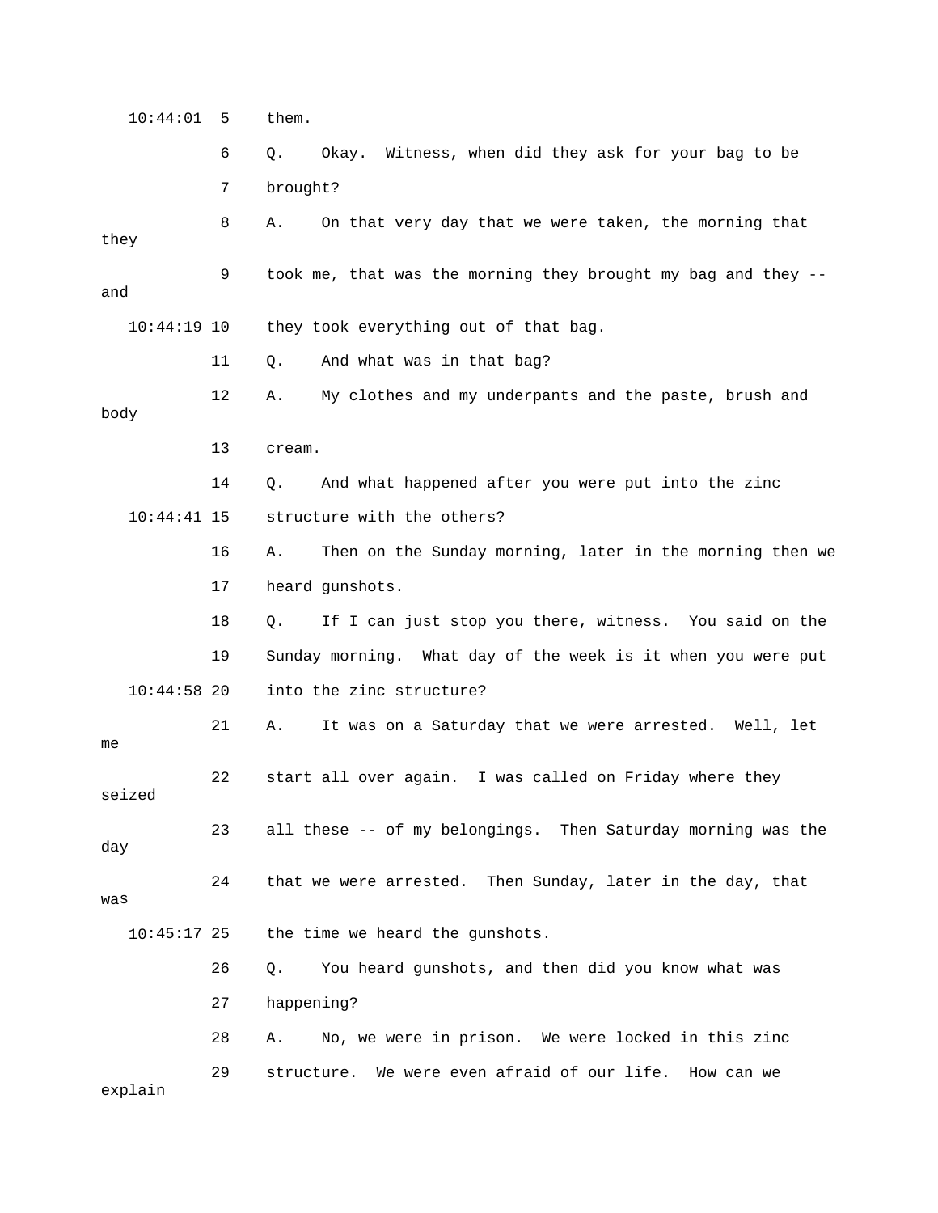10:44:01 5 them.

6 Q. Okay. Witness, when did they ask for your bag to be

7 brought?

8 A. On that very day that we were taken, the morning that they

9 took me, that was the morning they brought my bag and they -- and

10:44:19 10 they took everything out of that bag.

11 Q. And what was in that bag?

12 A. My clothes and my underpants and the paste, brush and body

13 cream.

14 Q. And what happened after you were put into the zinc

10:44:41 15 structure with the others?

16 A. Then on the Sunday morning, later in the morning then we

17 heard gunshots.

18 Q. If I can just stop you there, witness. You said on the

19 Sunday morning. What day of the week is it when you were put

10:44:58 20 into the zinc structure?

21 A. It was on a Saturday that we were arrested. Well, let me

22 start all over again. I was called on Friday where they seized

23 all these -- of my belongings. Then Saturday morning was the day

24 that we were arrested. Then Sunday, later in the day, that was

10:45:17 25 the time we heard the gunshots.

26 Q. You heard gunshots, and then did you know what was

27 happening?

28 A. No, we were in prison. We were locked in this zinc

29 structure. We were even afraid of our life. How can we explain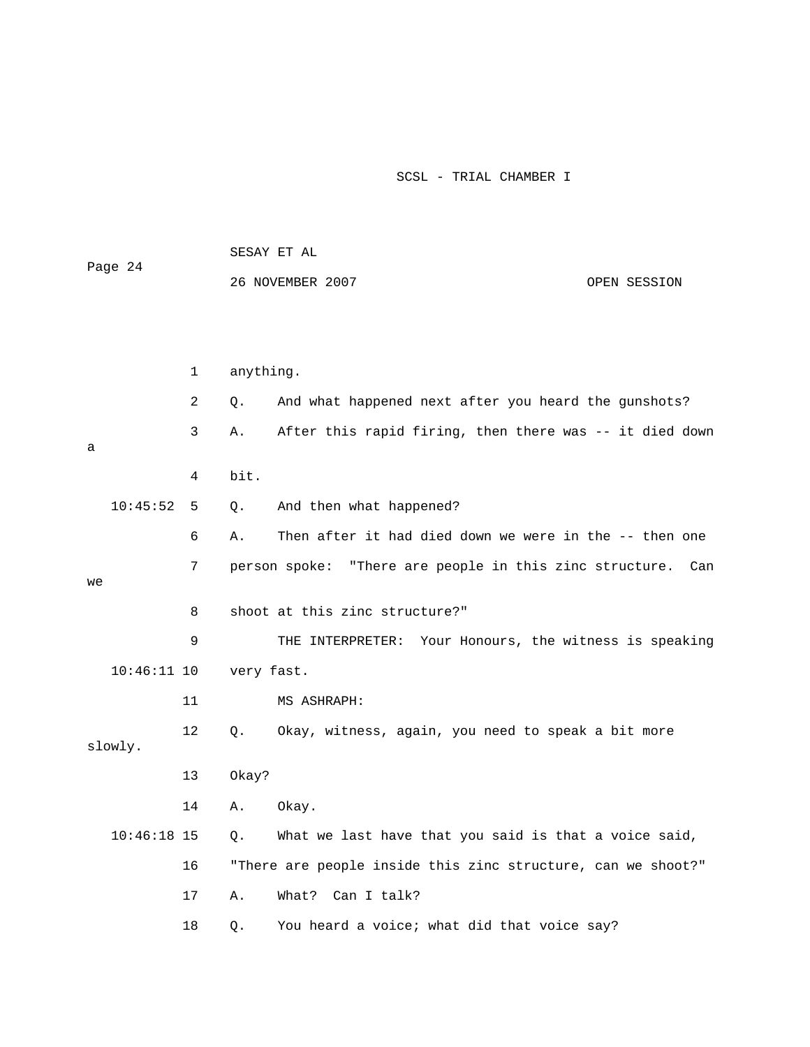anything.

Q. And what happened next after you heard the gunshots?

A. After this rapid firing, then there was -- it died down a bit.

Q. And then what happened?

A. Then after it had died down we were in the -- then one person spoke: "There are people in this zinc structure. Can we shoot at this zinc structure?"

THE INTERPRETER: Your Honours, the witness is speaking very fast.

MS ASHRAPH:

Q. Okay, witness, again, you need to speak a bit more slowly. Okay?

A. Okay.

Q. What we last have that you said is that a voice said, "There are people inside this zinc structure, can we shoot?"

A. What? Can I talk?

Q. You heard a voice; what did that voice say?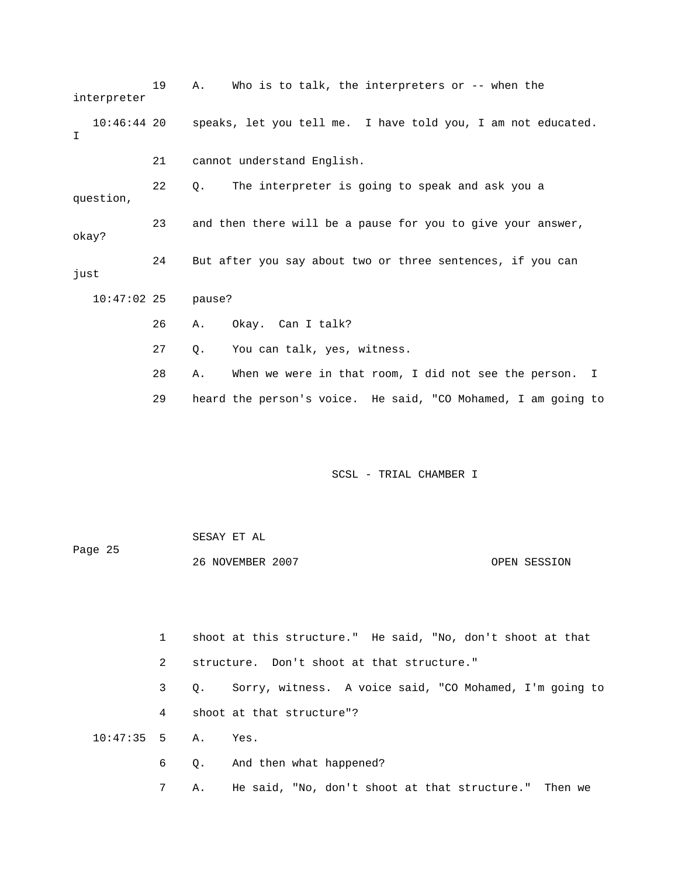19 A. Who is to talk, the interpreters or -- when the interpreter

10:46:44 20 speaks, let you tell me. I have told you, I am not educated. I

21 cannot understand English.

22 Q. The interpreter is going to speak and ask you a question,

23 and then there will be a pause for you to give your answer, okay?

24 But after you say about two or three sentences, if you can just

10:47:02 25 pause?

26 A. Okay. Can I talk?

27 Q. You can talk, yes, witness.

28 A. When we were in that room, I did not see the person. I

29 heard the person's voice. He said, "CO Mohamed, I am going to

1 shoot at this structure." He said, "No, don't shoot at that

2 structure. Don't shoot at that structure."

3 Q. Sorry, witness. A voice said, "CO Mohamed, I'm going to

4 shoot at that structure"?

10:47:35 5 A. Yes.

6 Q. And then what happened?

7 A. He said, "No, don't shoot at that structure." Then we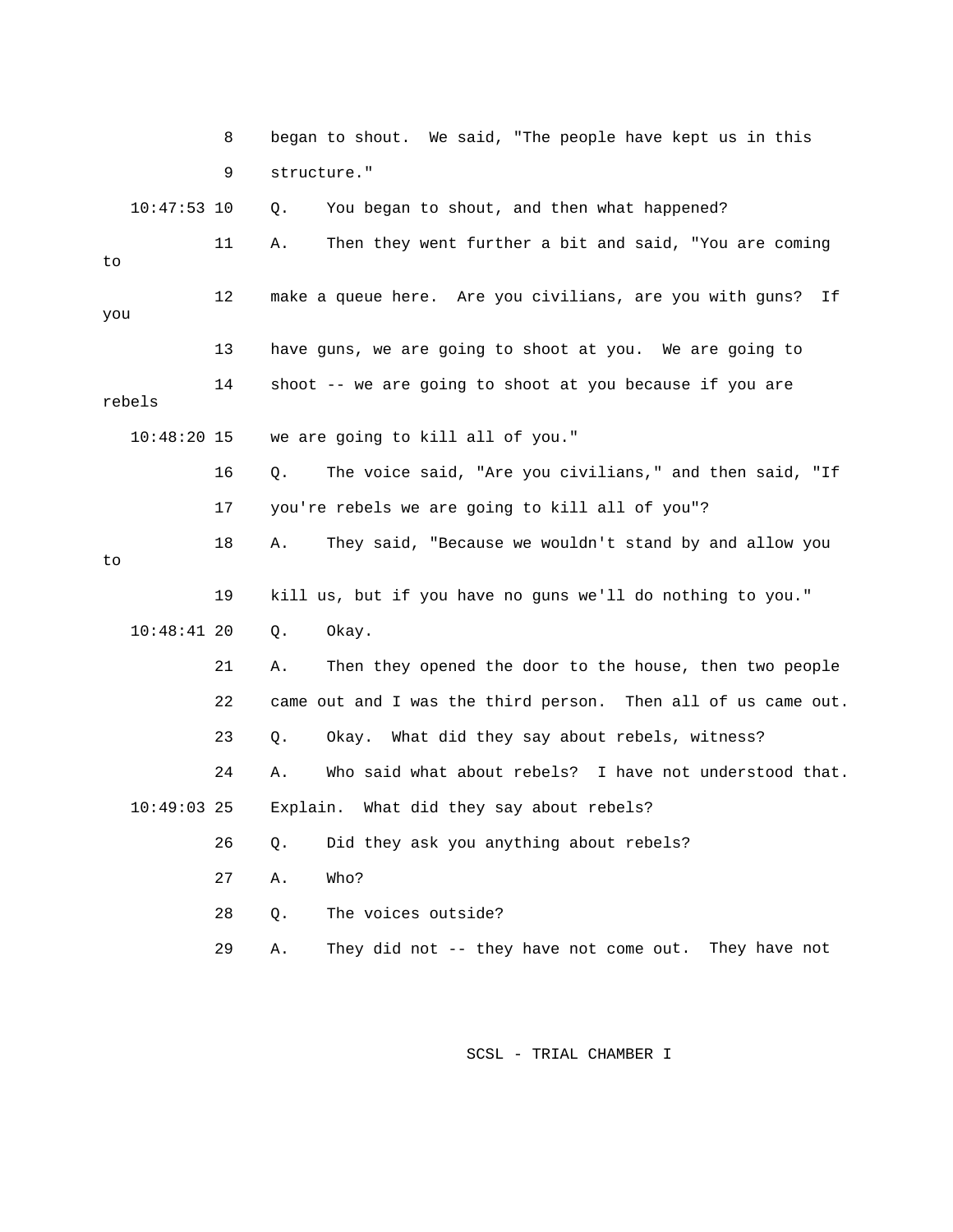8 began to shout. We said, "The people have kept us in this

9 structure."

10:47:53 10 Q. You began to shout, and then what happened?

11 A. Then they went further a bit and said, "You are coming to

12 make a queue here. Are you civilians, are you with guns? If you

13 have guns, we are going to shoot at you. We are going to

14 shoot -- we are going to shoot at you because if you are rebels

10:48:20 15 we are going to kill all of you."

16 Q. The voice said, "Are you civilians," and then said, "If

17 you're rebels we are going to kill all of you"?

18 A. They said, "Because we wouldn't stand by and allow you to

19 kill us, but if you have no guns we'll do nothing to you."

10:48:41 20 Q. Okay.

21 A. Then they opened the door to the house, then two people

22 came out and I was the third person. Then all of us came out.

23 Q. Okay. What did they say about rebels, witness?

24 A. Who said what about rebels? I have not understood that.

10:49:03 25 Explain. What did they say about rebels?

26 Q. Did they ask you anything about rebels?

27 A. Who?

28 Q. The voices outside?

29 A. They did not -- they have not come out. They have not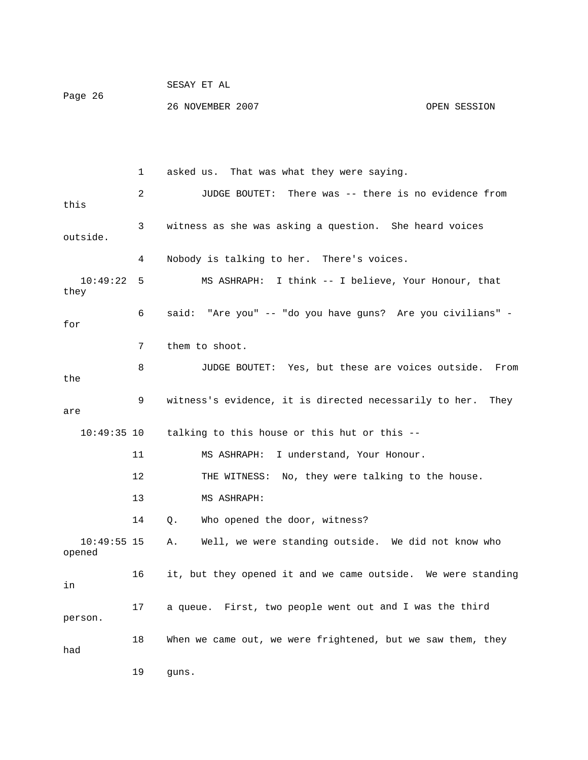1 asked us. That was what they were saying.

2 JUDGE BOUTET: There was -- there is no evidence from this

3 witness as she was asking a question. She heard voices outside.

4 Nobody is talking to her. There's voices.

10:49:22 5 MS ASHRAPH: I think -- I believe, Your Honour, that they

6 said: "Are you" -- "do you have guns? Are you civilians" - for

7 them to shoot.

8 JUDGE BOUTET: Yes, but these are voices outside. From the

9 witness's evidence, it is directed necessarily to her. They are

10:49:35 10 talking to this house or this hut or this --

11 MS ASHRAPH: I understand, Your Honour.

12 THE WITNESS: No, they were talking to the house.

13 MS ASHRAPH:

14 Q. Who opened the door, witness?

10:49:55 15 A. Well, we were standing outside. We did not know who opened

16 it, but they opened it and we came outside. We were standing in

17 a queue. First, two people went out and I was the third person.

18 When we came out, we were frightened, but we saw them, they had

19 guns.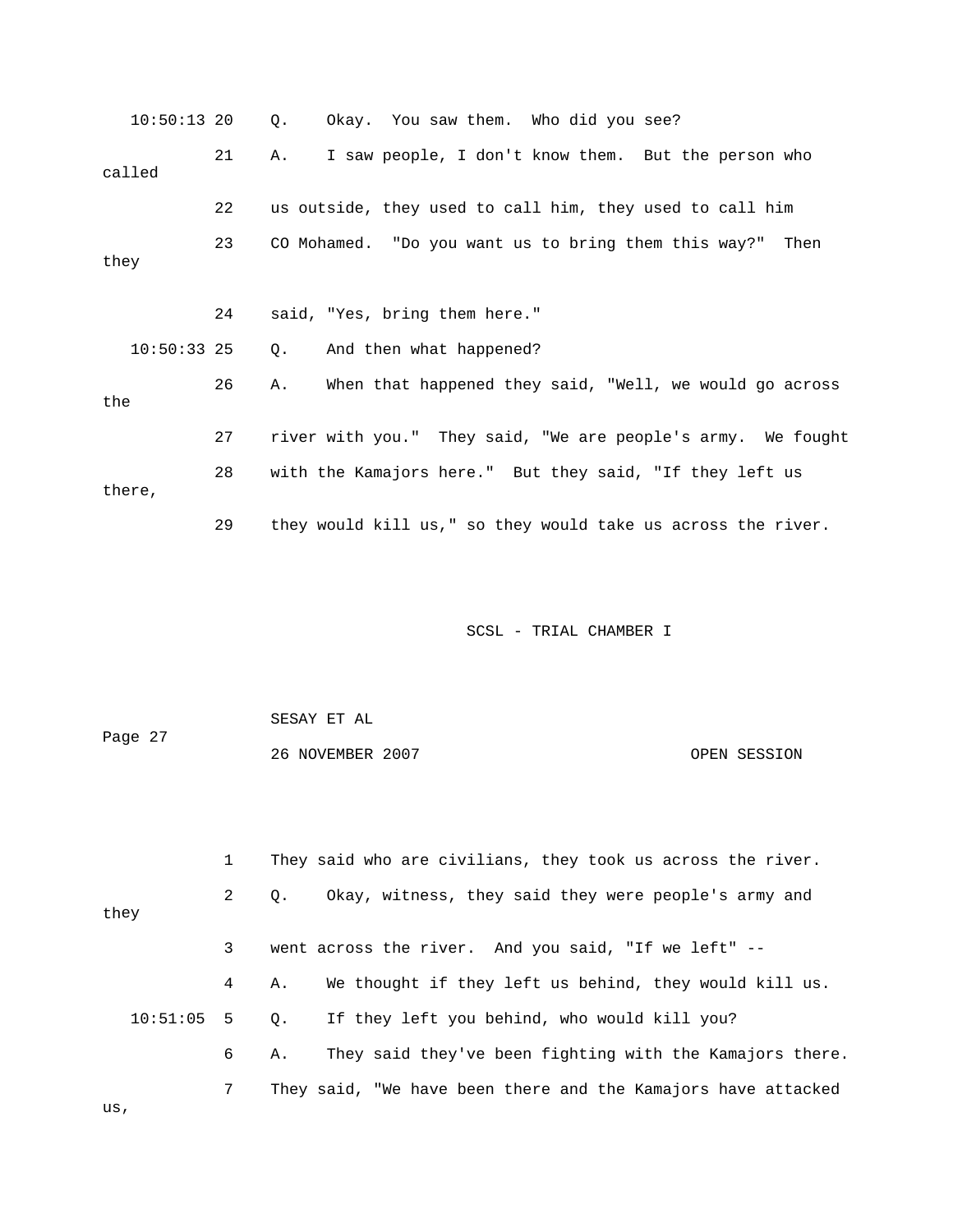10:50:13 20 Q. Okay. You saw them. Who did you see?

21 A. I saw people, I don't know them. But the person who called

22 us outside, they used to call him, they used to call him

23 CO Mohamed. "Do you want us to bring them this way?" Then they

24 said, "Yes, bring them here."

10:50:33 25 Q. And then what happened?

26 A. When that happened they said, "Well, we would go across the

27 river with you." They said, "We are people's army. We fought

28 with the Kamajors here." But they said, "If they left us there,

29 they would kill us," so they would take us across the river.

1 They said who are civilians, they took us across the river.

2 Q. Okay, witness, they said they were people's army and they

3 went across the river. And you said, "If we left" --

4 A. We thought if they left us behind, they would kill us.

10:51:05 5 Q. If they left you behind, who would kill you?

6 A. They said they've been fighting with the Kamajors there.

7 They said, "We have been there and the Kamajors have attacked us,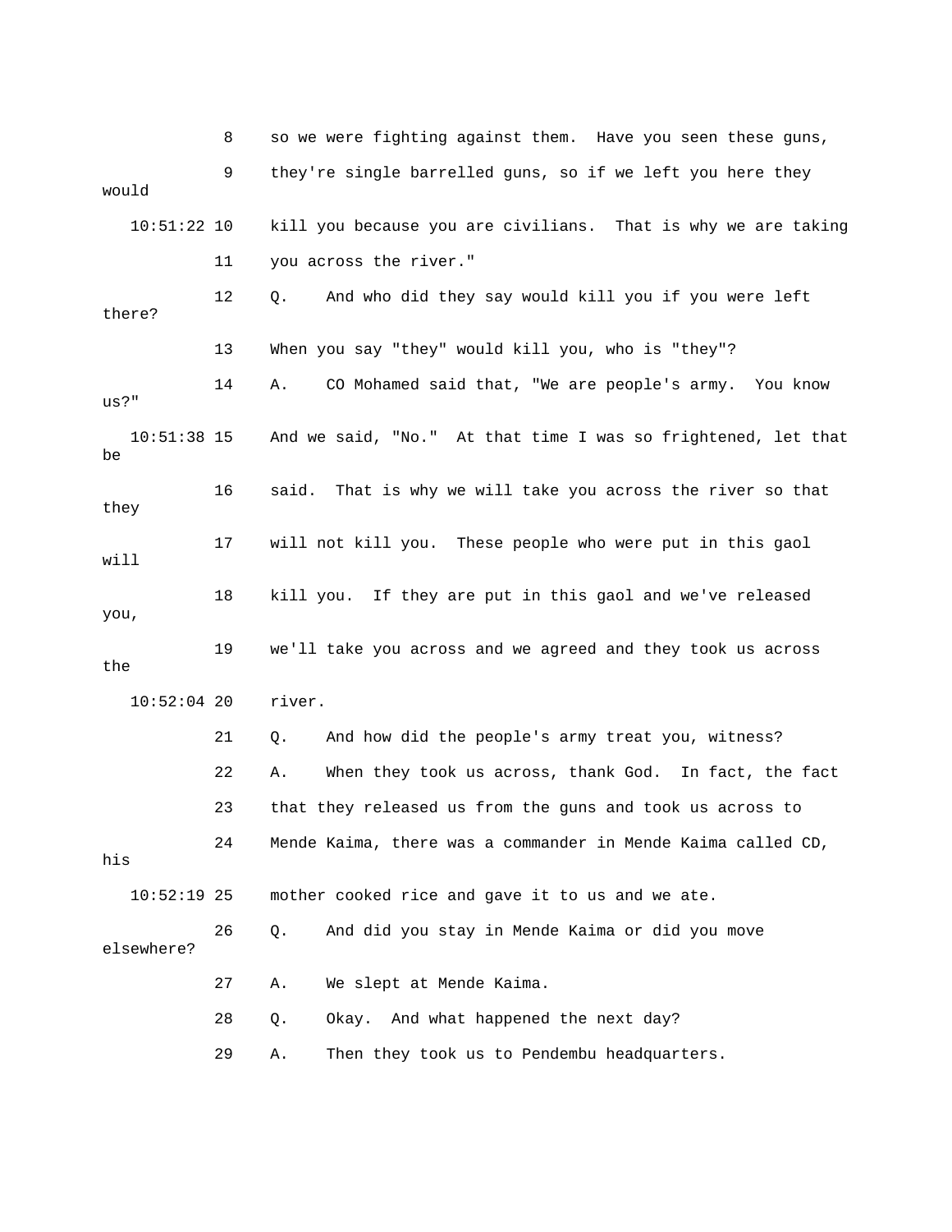8 so we were fighting against them. Have you seen these guns,

9 they're single barrelled guns, so if we left you here they would

10:51:22 10 kill you because you are civilians. That is why we are taking

11 you across the river."

12 Q. And who did they say would kill you if you were left there?

13 When you say "they" would kill you, who is "they"?

14 A. CO Mohamed said that, "We are people's army. You know us?"

10:51:38 15 And we said, "No." At that time I was so frightened, let that be

16 said. That is why we will take you across the river so that they

17 will not kill you. These people who were put in this gaol will

18 kill you. If they are put in this gaol and we've released you,

19 we'll take you across and we agreed and they took us across the

10:52:04 20 river.

21 Q. And how did the people's army treat you, witness?

22 A. When they took us across, thank God. In fact, the fact

23 that they released us from the guns and took us across to

24 Mende Kaima, there was a commander in Mende Kaima called CD, his

10:52:19 25 mother cooked rice and gave it to us and we ate.

26 Q. And did you stay in Mende Kaima or did you move elsewhere?

27 A. We slept at Mende Kaima.

28 Q. Okay. And what happened the next day?

29 A. Then they took us to Pendembu headquarters.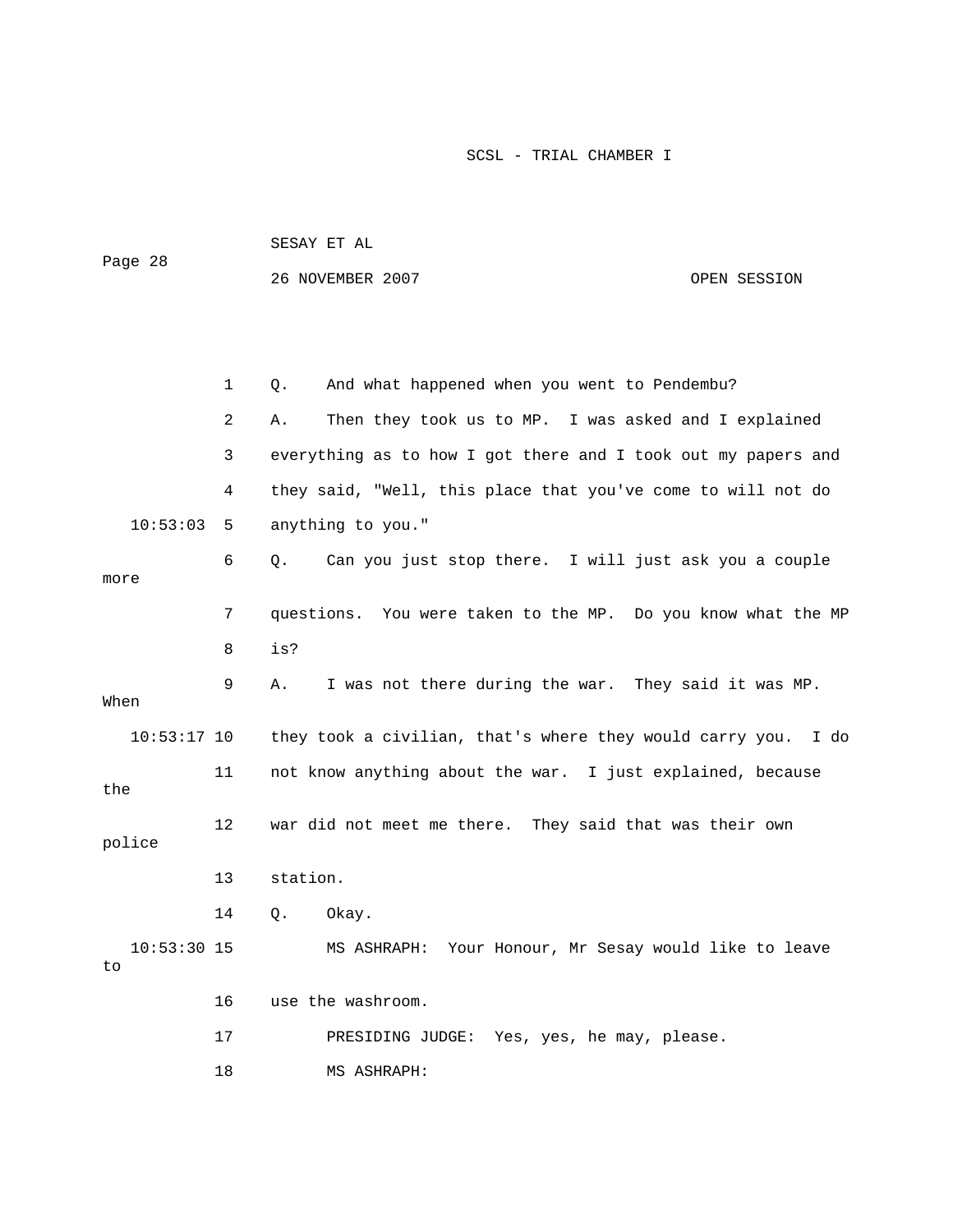1 Q. And what happened when you went to Pendembu?

2 A. Then they took us to MP. I was asked and I explained

3 everything as to how I got there and I took out my papers and

4 they said, "Well, this place that you've come to will not do

10:53:03 5 anything to you."

6 Q. Can you just stop there. I will just ask you a couple more

7 questions. You were taken to the MP. Do you know what the MP

8 is?

9 A. I was not there during the war. They said it was MP. When

10:53:17 10 they took a civilian, that's where they would carry you. I do

11 not know anything about the war. I just explained, because the

12 war did not meet me there. They said that was their own police

13 station.

14 Q. Okay.

10:53:30 15 MS ASHRAPH: Your Honour, Mr Sesay would like to leave to

16 use the washroom.

17 PRESIDING JUDGE: Yes, yes, he may, please.

18 MS ASHRAPH: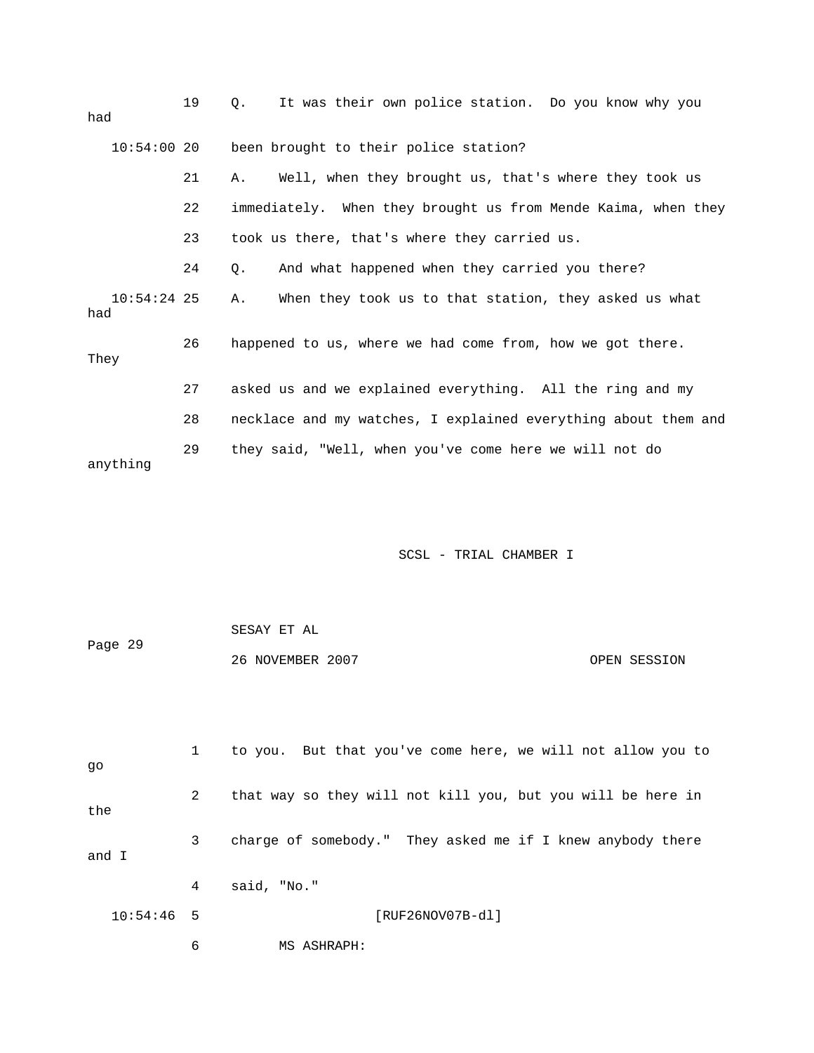19 Q. It was their own police station. Do you know why you had

10:54:00 20 been brought to their police station?

21 A. Well, when they brought us, that's where they took us

22 immediately. When they brought us from Mende Kaima, when they

23 took us there, that's where they carried us.

24 Q. And what happened when they carried you there?

10:54:24 25 A. When they took us to that station, they asked us what had

26 happened to us, where we had come from, how we got there. They

27 asked us and we explained everything. All the ring and my

28 necklace and my watches, I explained everything about them and

29 they said, "Well, when you've come here we will not do anything

1 to you. But that you've come here, we will not allow you to go

2 that way so they will not kill you, but you will be here in the

3 charge of somebody." They asked me if I knew anybody there and I

4 said, "No."

10:54:46 5 [RUF26NOV07B-dl]

6 MS ASHRAPH: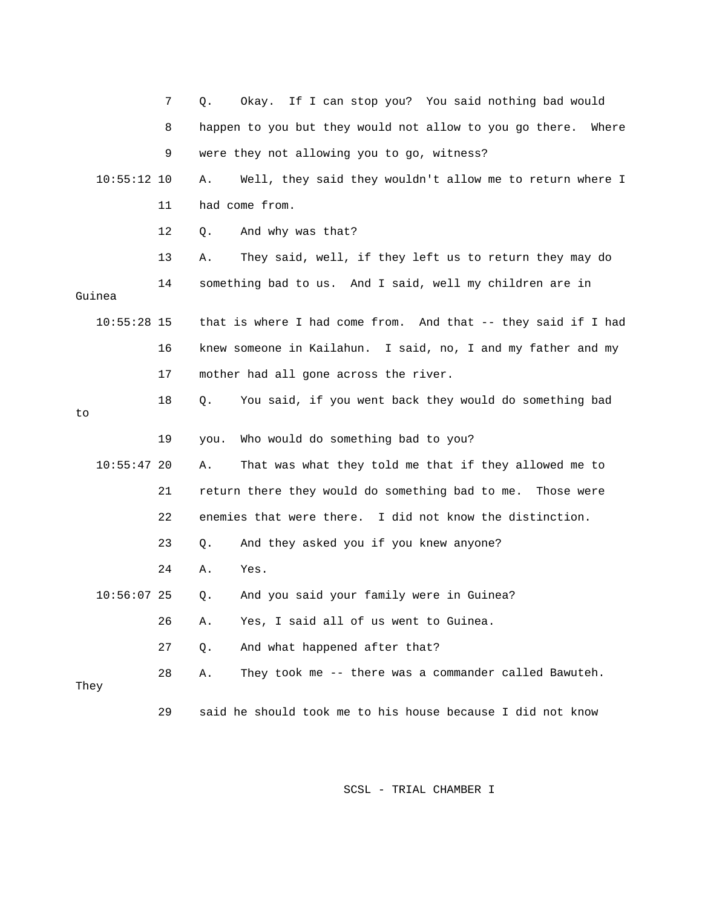7 Q. Okay. If I can stop you? You said nothing bad would
8 happen to you but they would not allow to you go there. Where
9 were they not allowing you to go, witness?

10:55:12 10 A. Well, they said they wouldn't allow me to return where I
11 had come from.

12 Q. And why was that?

13 A. They said, well, if they left us to return they may do
14 something bad to us. And I said, well my children are in Guinea

10:55:28 15 that is where I had come from. And that -- they said if I had
16 knew someone in Kailahun. I said, no, I and my father and my
17 mother had all gone across the river.

18 Q. You said, if you went back they would do something bad to
19 you. Who would do something bad to you?

10:55:47 20 A. That was what they told me that if they allowed me to
21 return there they would do something bad to me. Those were
22 enemies that were there. I did not know the distinction.

23 Q. And they asked you if you knew anyone?

24 A. Yes.

10:56:07 25 Q. And you said your family were in Guinea?

26 A. Yes, I said all of us went to Guinea.

27 Q. And what happened after that?

28 A. They took me -- there was a commander called Bawuteh. They
29 said he should took me to his house because I did not know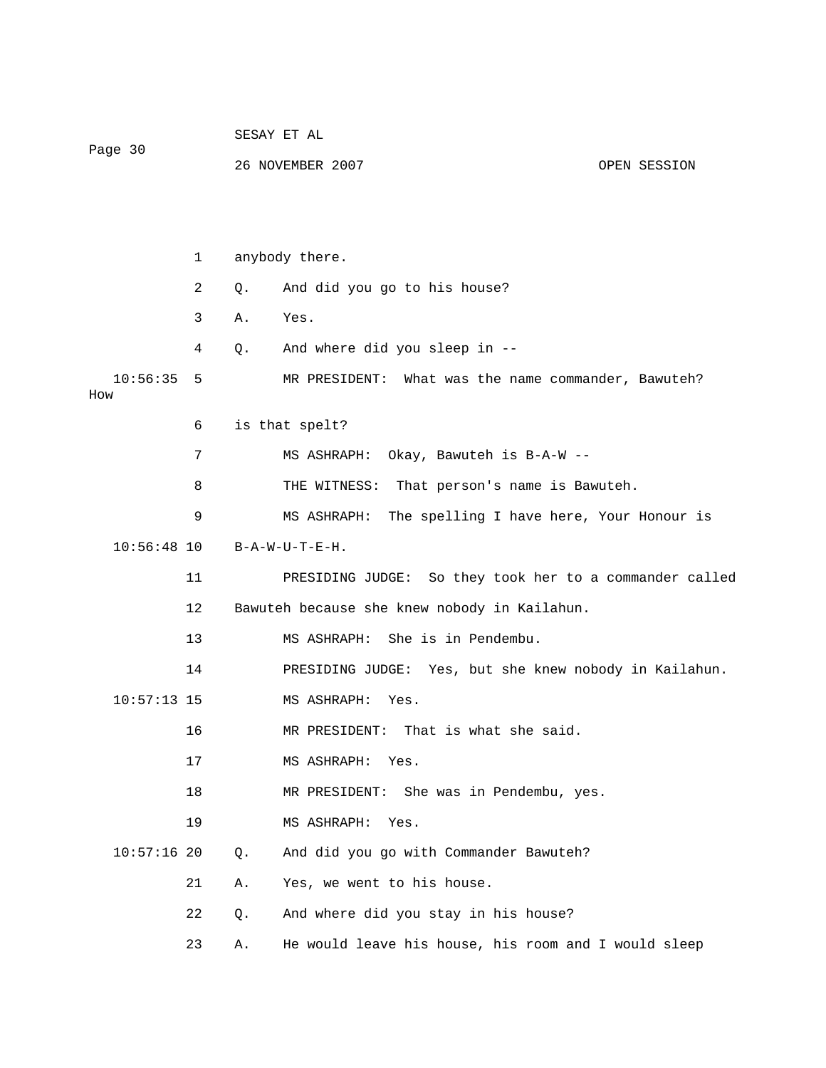1 anybody there.

2 Q. And did you go to his house?

3 A. Yes.

4 Q. And where did you sleep in --

10:56:35 5 MR PRESIDENT: What was the name commander, Bawuteh? How

6 is that spelt?

7 MS ASHRAPH: Okay, Bawuteh is B-A-W --

8 THE WITNESS: That person's name is Bawuteh.

9 MS ASHRAPH: The spelling I have here, Your Honour is

10:56:48 10 B-A-W-U-T-E-H.

11 PRESIDING JUDGE: So they took her to a commander called

12 Bawuteh because she knew nobody in Kailahun.

13 MS ASHRAPH: She is in Pendembu.

14 PRESIDING JUDGE: Yes, but she knew nobody in Kailahun.

10:57:13 15 MS ASHRAPH: Yes.

16 MR PRESIDENT: That is what she said.

17 MS ASHRAPH: Yes.

18 MR PRESIDENT: She was in Pendembu, yes.

19 MS ASHRAPH: Yes.

10:57:16 20 Q. And did you go with Commander Bawuteh?

21 A. Yes, we went to his house.

22 Q. And where did you stay in his house?

23 A. He would leave his house, his room and I would sleep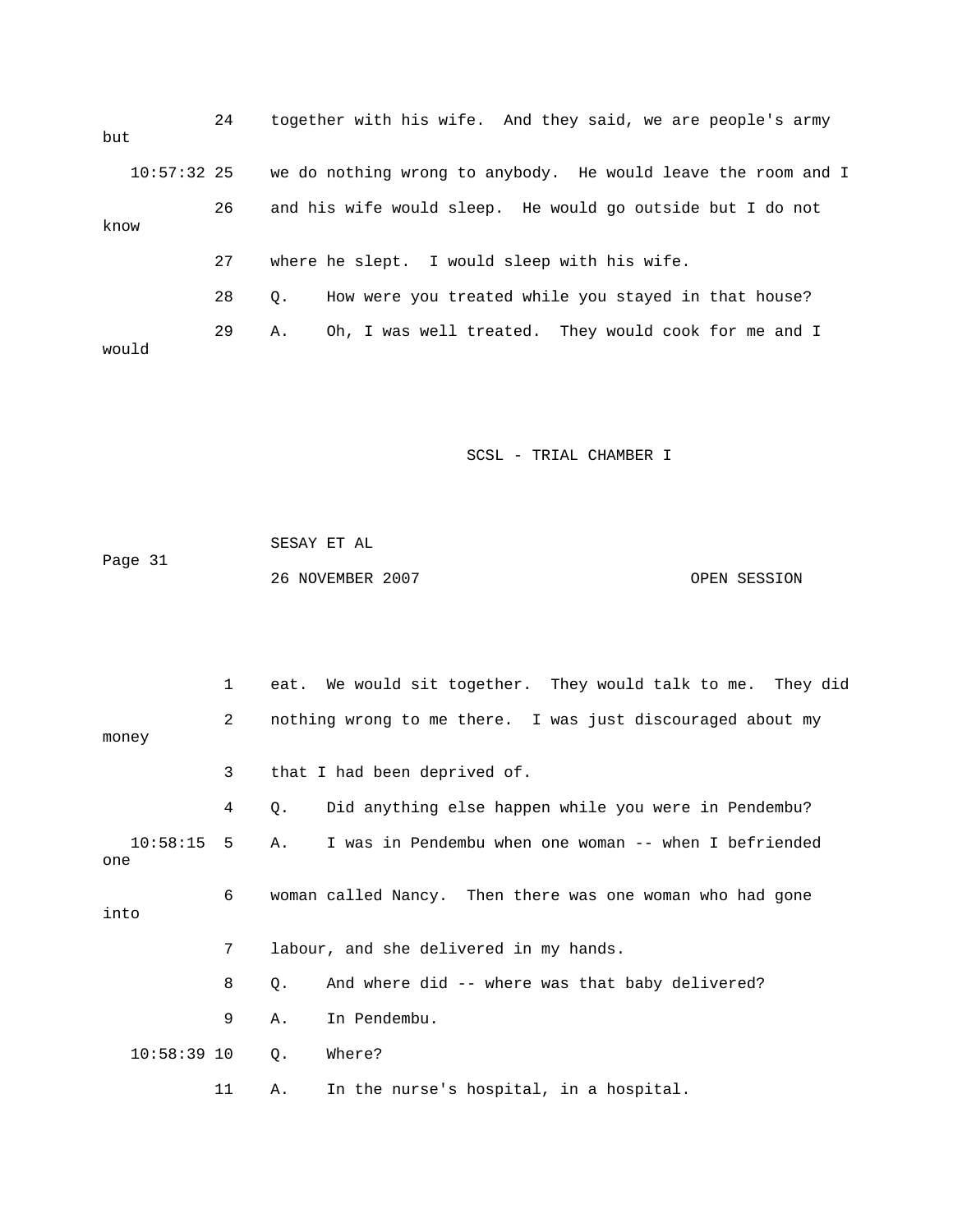24 together with his wife. And they said, we are people's army but

10:57:32 25 we do nothing wrong to anybody. He would leave the room and I

26 and his wife would sleep. He would go outside but I do not know

27 where he slept. I would sleep with his wife.

28 Q. How were you treated while you stayed in that house?

29 A. Oh, I was well treated. They would cook for me and I would

1 eat. We would sit together. They would talk to me. They did

2 nothing wrong to me there. I was just discouraged about my money

3 that I had been deprived of.

4 Q. Did anything else happen while you were in Pendembu?

10:58:15 5 A. I was in Pendembu when one woman -- when I befriended one

6 woman called Nancy. Then there was one woman who had gone into

7 labour, and she delivered in my hands.

8 Q. And where did -- where was that baby delivered?

9 A. In Pendembu.

10:58:39 10 Q. Where?

11 A. In the nurse's hospital, in a hospital.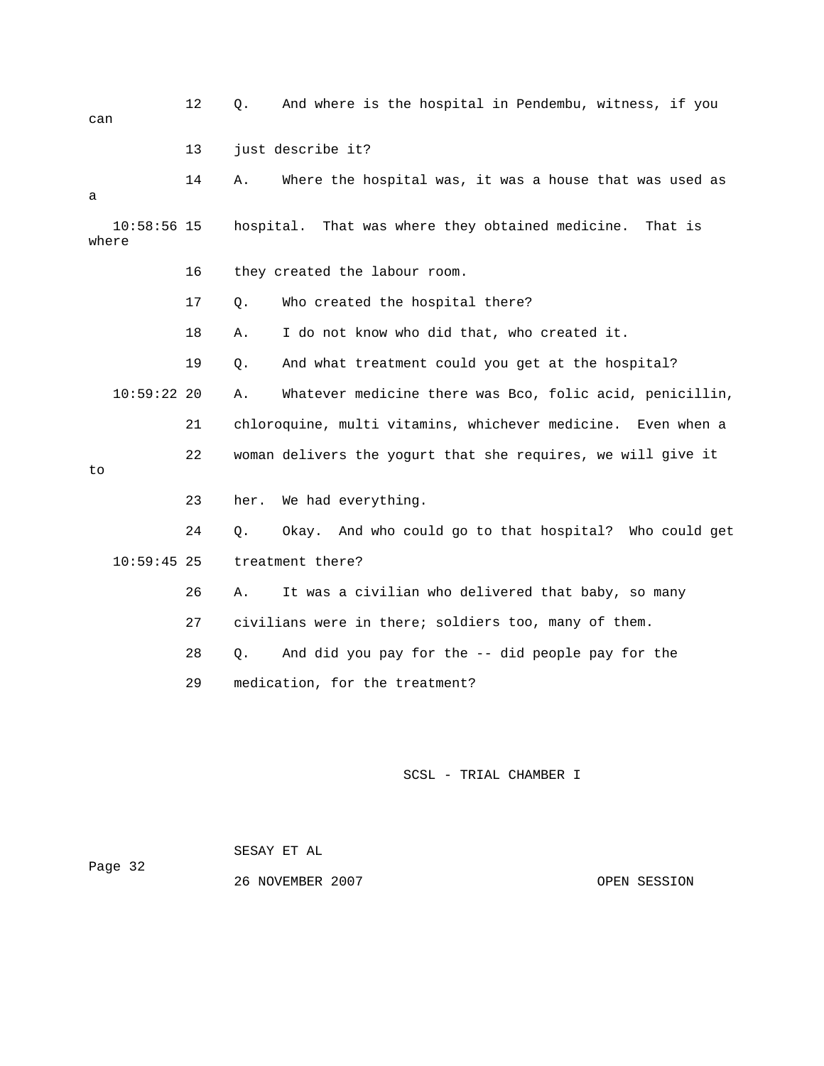12 Q. And where is the hospital in Pendembu, witness, if you can

13 just describe it?

14 A. Where the hospital was, it was a house that was used as a

10:58:56 15 hospital. That was where they obtained medicine. That is where

16 they created the labour room.

17 Q. Who created the hospital there?

18 A. I do not know who did that, who created it.

19 Q. And what treatment could you get at the hospital?

10:59:22 20 A. Whatever medicine there was Bco, folic acid, penicillin,

21 chloroquine, multi vitamins, whichever medicine. Even when a

22 woman delivers the yogurt that she requires, we will give it to

23 her. We had everything.

24 Q. Okay. And who could go to that hospital? Who could get

10:59:45 25 treatment there?

26 A. It was a civilian who delivered that baby, so many

27 civilians were in there; soldiers too, many of them.

28 Q. And did you pay for the -- did people pay for the

29 medication, for the treatment?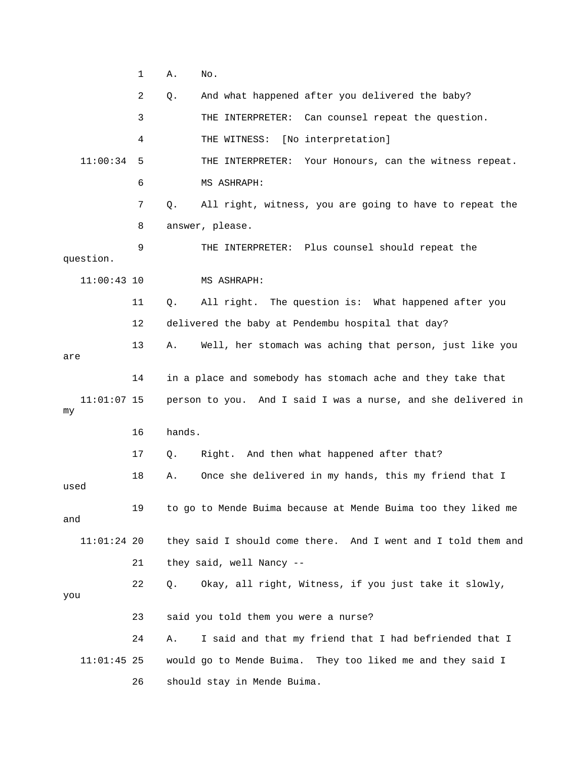1 A. No.

2 Q. And what happened after you delivered the baby?

3 THE INTERPRETER: Can counsel repeat the question.

4 THE WITNESS: [No interpretation]

11:00:34 5 THE INTERPRETER: Your Honours, can the witness repeat.

6 MS ASHRAPH:

7 Q. All right, witness, you are going to have to repeat the

8 answer, please.

9 THE INTERPRETER: Plus counsel should repeat the question.

11:00:43 10 MS ASHRAPH:

11 Q. All right. The question is: What happened after you

12 delivered the baby at Pendembu hospital that day?

13 A. Well, her stomach was aching that person, just like you are

14 in a place and somebody has stomach ache and they take that

11:01:07 15 person to you. And I said I was a nurse, and she delivered in my

16 hands.

17 Q. Right. And then what happened after that?

18 A. Once she delivered in my hands, this my friend that I used

19 to go to Mende Buima because at Mende Buima too they liked me and

11:01:24 20 they said I should come there. And I went and I told them and

21 they said, well Nancy --

22 Q. Okay, all right, Witness, if you just take it slowly, you

23 said you told them you were a nurse?

24 A. I said and that my friend that I had befriended that I

11:01:45 25 would go to Mende Buima. They too liked me and they said I

26 should stay in Mende Buima.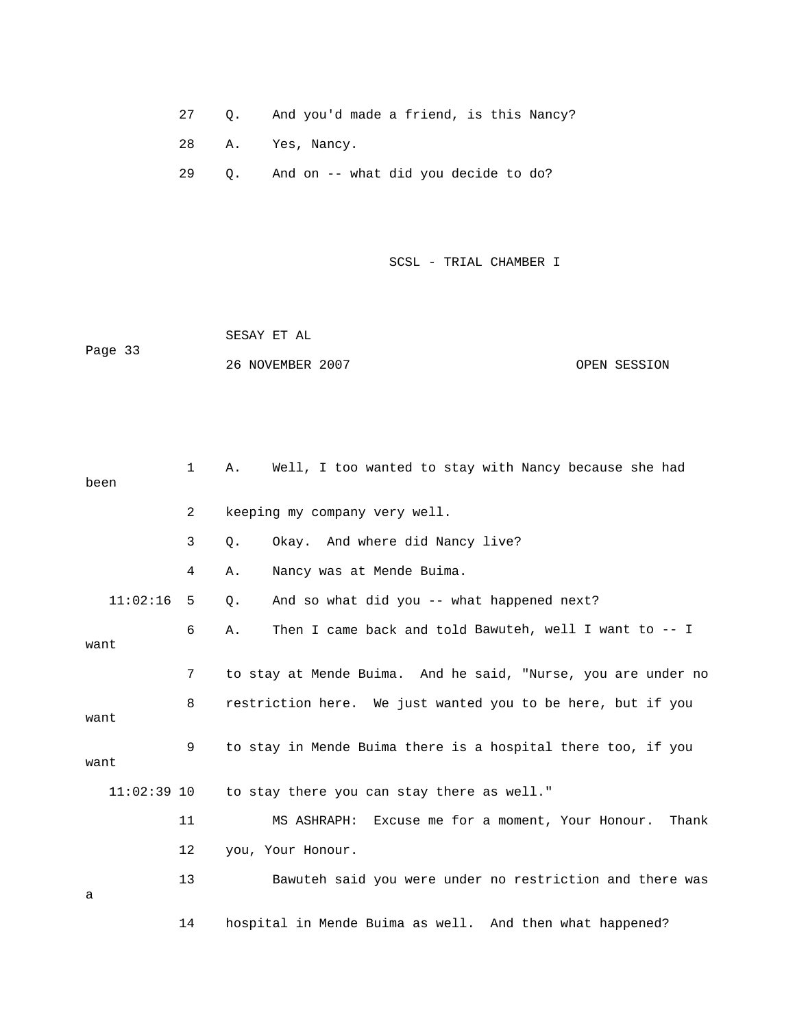27 Q. And you'd made a friend, is this Nancy?

28 A. Yes, Nancy.

29 Q. And on -- what did you decide to do?

1 A. Well, I too wanted to stay with Nancy because she had been

2 keeping my company very well.

3 Q. Okay. And where did Nancy live?

4 A. Nancy was at Mende Buima.

11:02:16 5 Q. And so what did you -- what happened next?

6 A. Then I came back and told Bawuteh, well I want to -- I want

7 to stay at Mende Buima. And he said, "Nurse, you are under no

8 restriction here. We just wanted you to be here, but if you want

9 to stay in Mende Buima there is a hospital there too, if you want

11:02:39 10 to stay there you can stay there as well."

11 MS ASHRAPH: Excuse me for a moment, Your Honour. Thank

12 you, Your Honour.

13 Bawuteh said you were under no restriction and there was a

14 hospital in Mende Buima as well. And then what happened?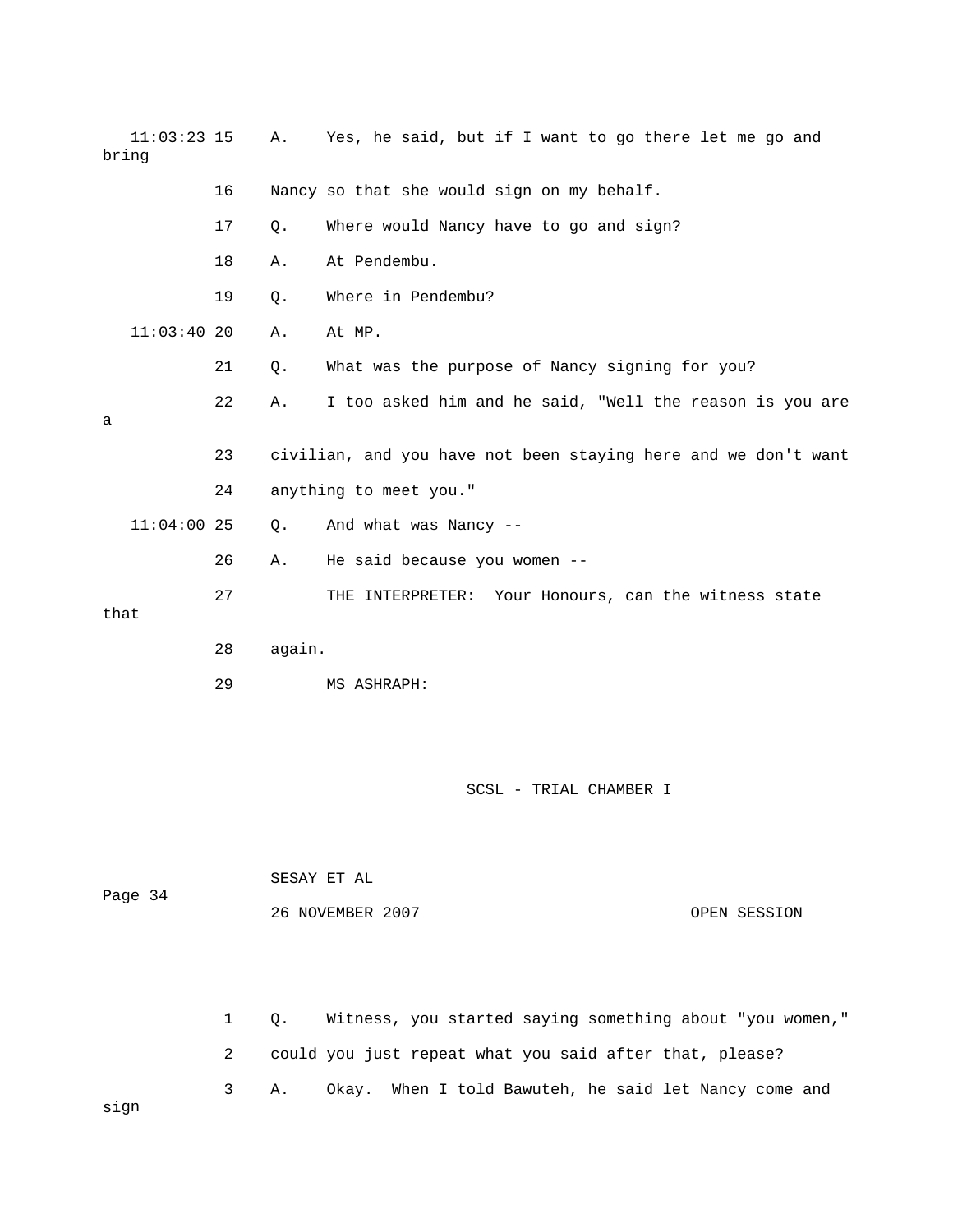11:03:23 15 A. Yes, he said, but if I want to go there let me go and bring

16 Nancy so that she would sign on my behalf.

17 Q. Where would Nancy have to go and sign?

18 A. At Pendembu.

19 Q. Where in Pendembu?

11:03:40 20 A. At MP.

21 Q. What was the purpose of Nancy signing for you?

22 A. I too asked him and he said, "Well the reason is you are a

23 civilian, and you have not been staying here and we don't want

24 anything to meet you."

11:04:00 25 Q. And what was Nancy --

26 A. He said because you women --

27 THE INTERPRETER: Your Honours, can the witness state that

28 again.

29 MS ASHRAPH:

1 Q. Witness, you started saying something about "you women,"

2 could you just repeat what you said after that, please?

3 A. Okay. When I told Bawuteh, he said let Nancy come and sign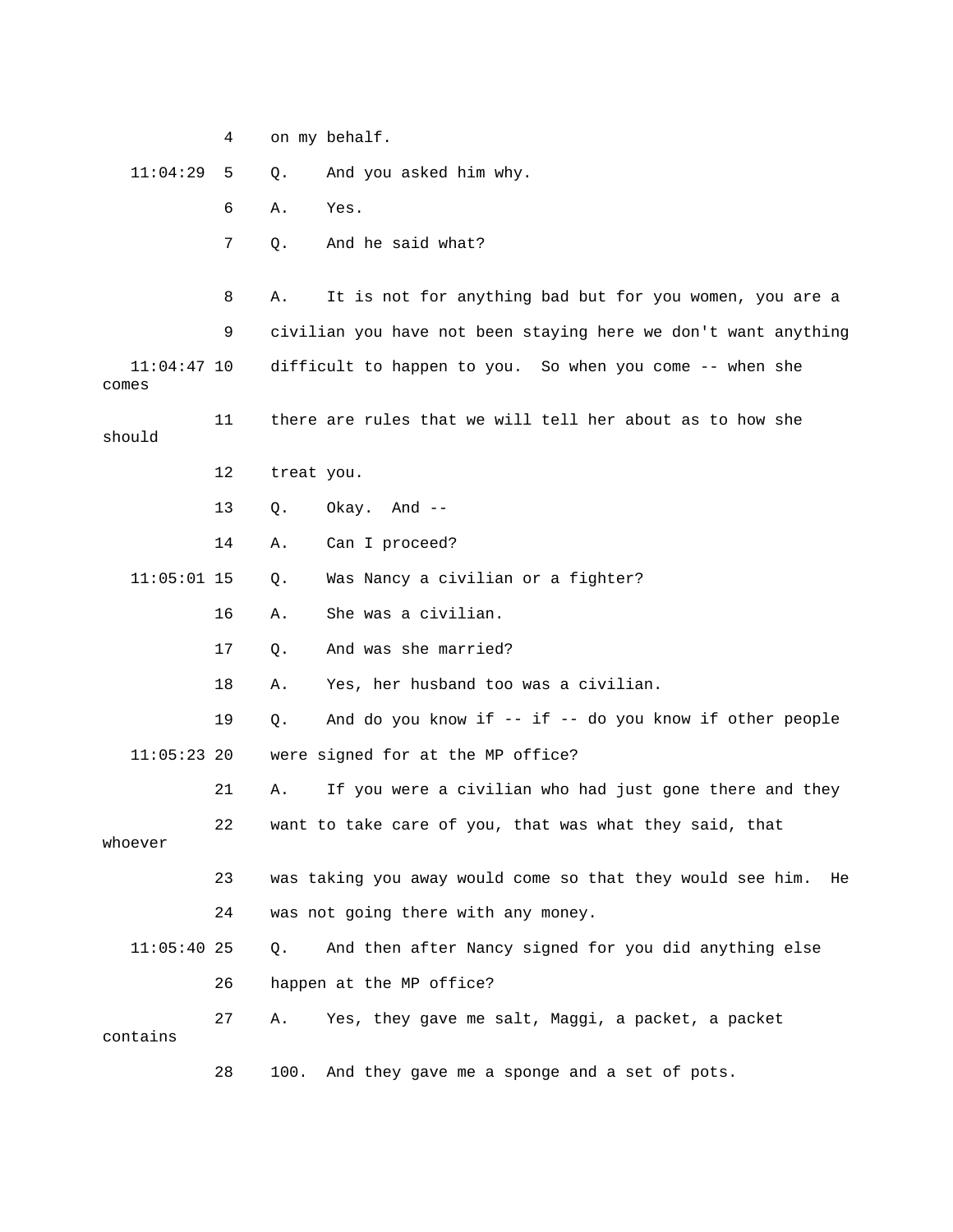4 on my behalf.

11:04:29 5 Q. And you asked him why.

6 A. Yes.

7 Q. And he said what?

8 A. It is not for anything bad but for you women, you are a

9 civilian you have not been staying here we don't want anything

11:04:47 10 difficult to happen to you. So when you come -- when she comes

11 there are rules that we will tell her about as to how she should

12 treat you.

13 Q. Okay. And --

14 A. Can I proceed?

11:05:01 15 Q. Was Nancy a civilian or a fighter?

16 A. She was a civilian.

17 Q. And was she married?

18 A. Yes, her husband too was a civilian.

19 Q. And do you know if -- if -- do you know if other people

11:05:23 20 were signed for at the MP office?

21 A. If you were a civilian who had just gone there and they

22 want to take care of you, that was what they said, that whoever

23 was taking you away would come so that they would see him. He

24 was not going there with any money.

11:05:40 25 Q. And then after Nancy signed for you did anything else

26 happen at the MP office?

27 A. Yes, they gave me salt, Maggi, a packet, a packet contains

28 100. And they gave me a sponge and a set of pots.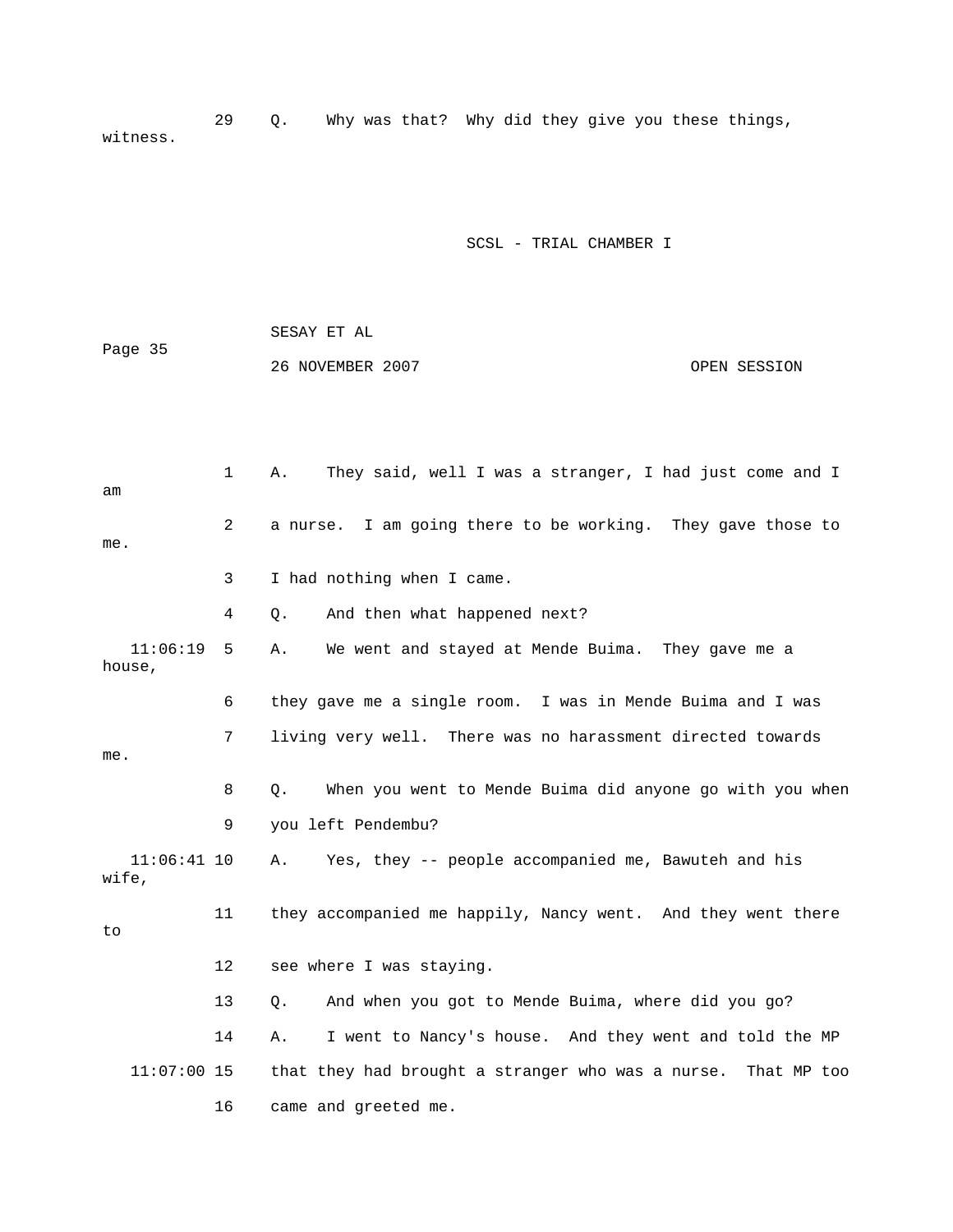29 Q. Why was that? Why did they give you these things, witness.

1 A. They said, well I was a stranger, I had just come and I am
2 a nurse. I am going there to be working. They gave those to me.
3 I had nothing when I came.
4 Q. And then what happened next?
11:06:19 5 A. We went and stayed at Mende Buima. They gave me a house,
6 they gave me a single room. I was in Mende Buima and I was
7 living very well. There was no harassment directed towards me.
8 Q. When you went to Mende Buima did anyone go with you when
9 you left Pendembu?
11:06:41 10 A. Yes, they -- people accompanied me, Bawuteh and his wife,
11 they accompanied me happily, Nancy went. And they went there to
12 see where I was staying.
13 Q. And when you got to Mende Buima, where did you go?
14 A. I went to Nancy's house. And they went and told the MP
11:07:00 15 that they had brought a stranger who was a nurse. That MP too
16 came and greeted me.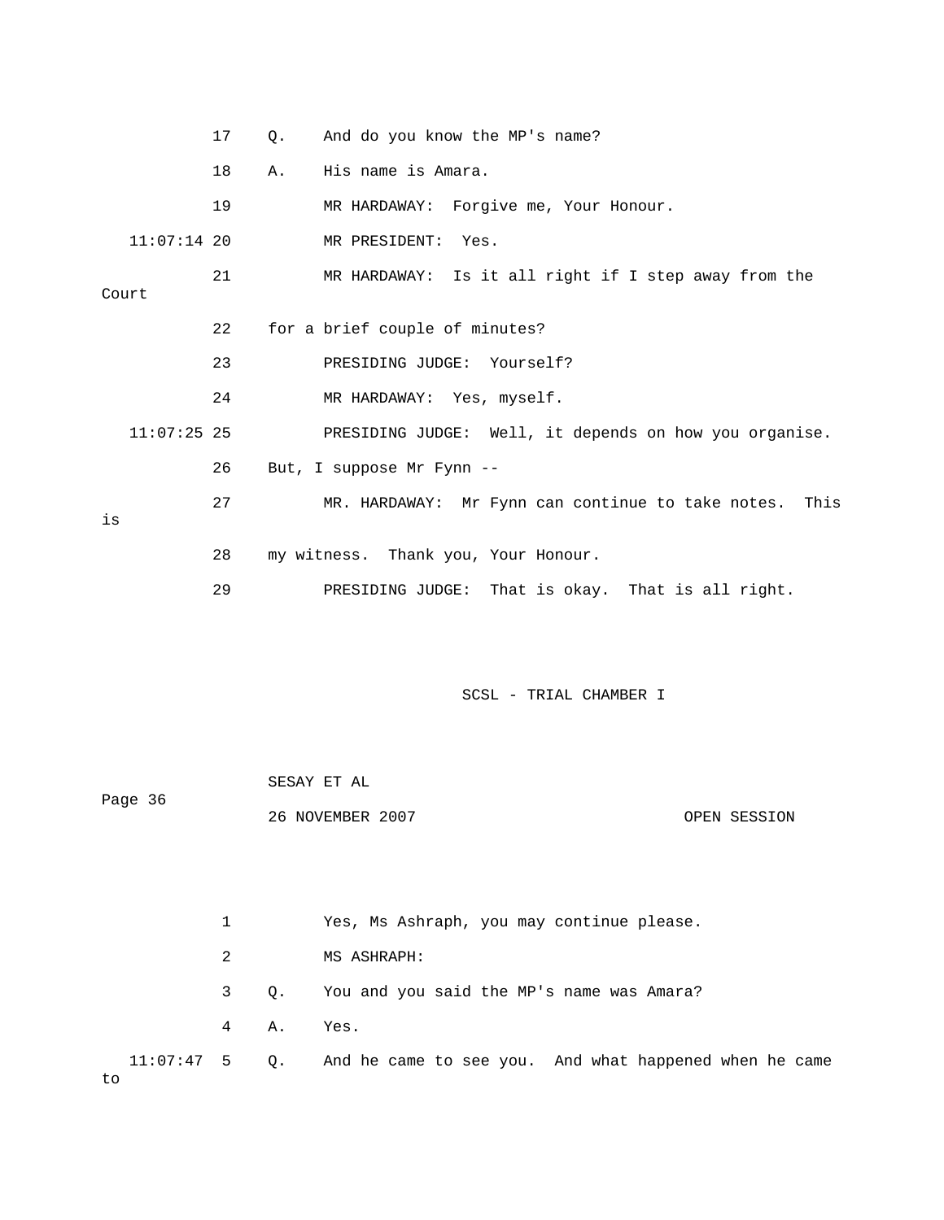17 Q. And do you know the MP's name?

18 A. His name is Amara.

19 MR HARDAWAY: Forgive me, Your Honour.

11:07:14 20 MR PRESIDENT: Yes.

21 MR HARDAWAY: Is it all right if I step away from the Court

22 for a brief couple of minutes?

23 PRESIDING JUDGE: Yourself?

24 MR HARDAWAY: Yes, myself.

11:07:25 25 PRESIDING JUDGE: Well, it depends on how you organise.

26 But, I suppose Mr Fynn --

27 MR. HARDAWAY: Mr Fynn can continue to take notes. This is

28 my witness. Thank you, Your Honour.

29 PRESIDING JUDGE: That is okay. That is all right.

1 Yes, Ms Ashraph, you may continue please.

2 MS ASHRAPH:

3 Q. You and you said the MP's name was Amara?

4 A. Yes.

11:07:47 5 Q. And he came to see you. And what happened when he came to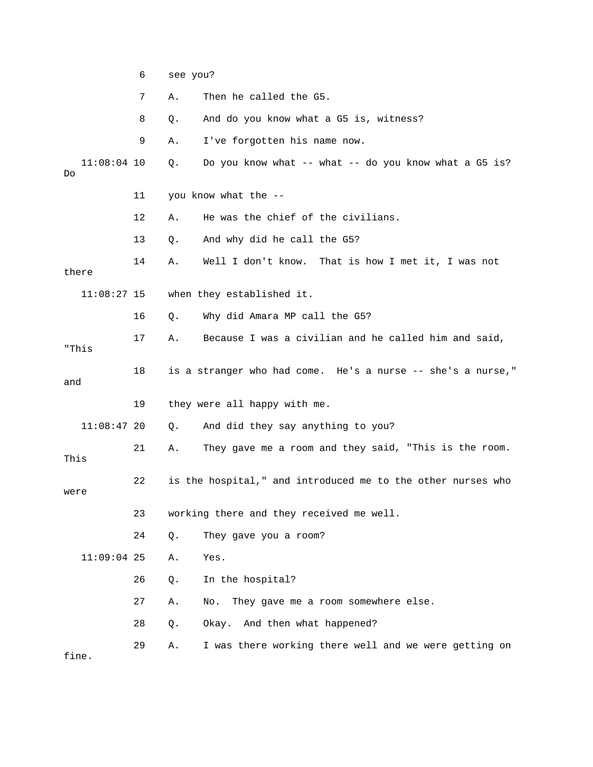6 see you?

7 A. Then he called the G5.

8 Q. And do you know what a G5 is, witness?

9 A. I've forgotten his name now.

11:08:04 10 Q. Do you know what -- what -- do you know what a G5 is? Do

11 you know what the --

12 A. He was the chief of the civilians.

13 Q. And why did he call the G5?

14 A. Well I don't know. That is how I met it, I was not there

11:08:27 15 when they established it.

16 Q. Why did Amara MP call the G5?

17 A. Because I was a civilian and he called him and said, "This

18 is a stranger who had come. He's a nurse -- she's a nurse," and

19 they were all happy with me.

11:08:47 20 Q. And did they say anything to you?

21 A. They gave me a room and they said, "This is the room. This

22 is the hospital," and introduced me to the other nurses who were

23 working there and they received me well.

24 Q. They gave you a room?

11:09:04 25 A. Yes.

26 Q. In the hospital?

27 A. No. They gave me a room somewhere else.

28 Q. Okay. And then what happened?

29 A. I was there working there well and we were getting on fine.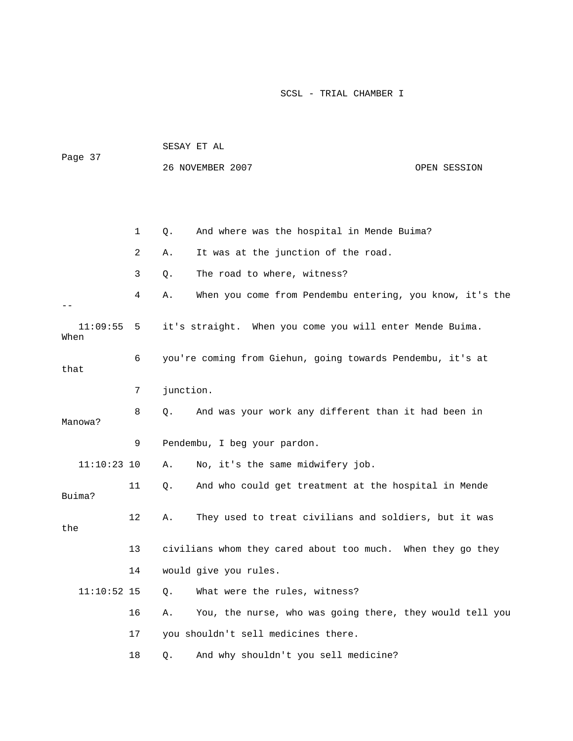1 Q. And where was the hospital in Mende Buima?

2 A. It was at the junction of the road.

3 Q. The road to where, witness?

4 A. When you come from Pendembu entering, you know, it's the --

11:09:55 5 it's straight. When you come you will enter Mende Buima. When

6 you're coming from Giehun, going towards Pendembu, it's at that

7 junction.

8 Q. And was your work any different than it had been in Manowa?

9 Pendembu, I beg your pardon.

11:10:23 10 A. No, it's the same midwifery job.

11 Q. And who could get treatment at the hospital in Mende Buima?

12 A. They used to treat civilians and soldiers, but it was the

13 civilians whom they cared about too much. When they go they

14 would give you rules.

11:10:52 15 Q. What were the rules, witness?

16 A. You, the nurse, who was going there, they would tell you

17 you shouldn't sell medicines there.

18 Q. And why shouldn't you sell medicine?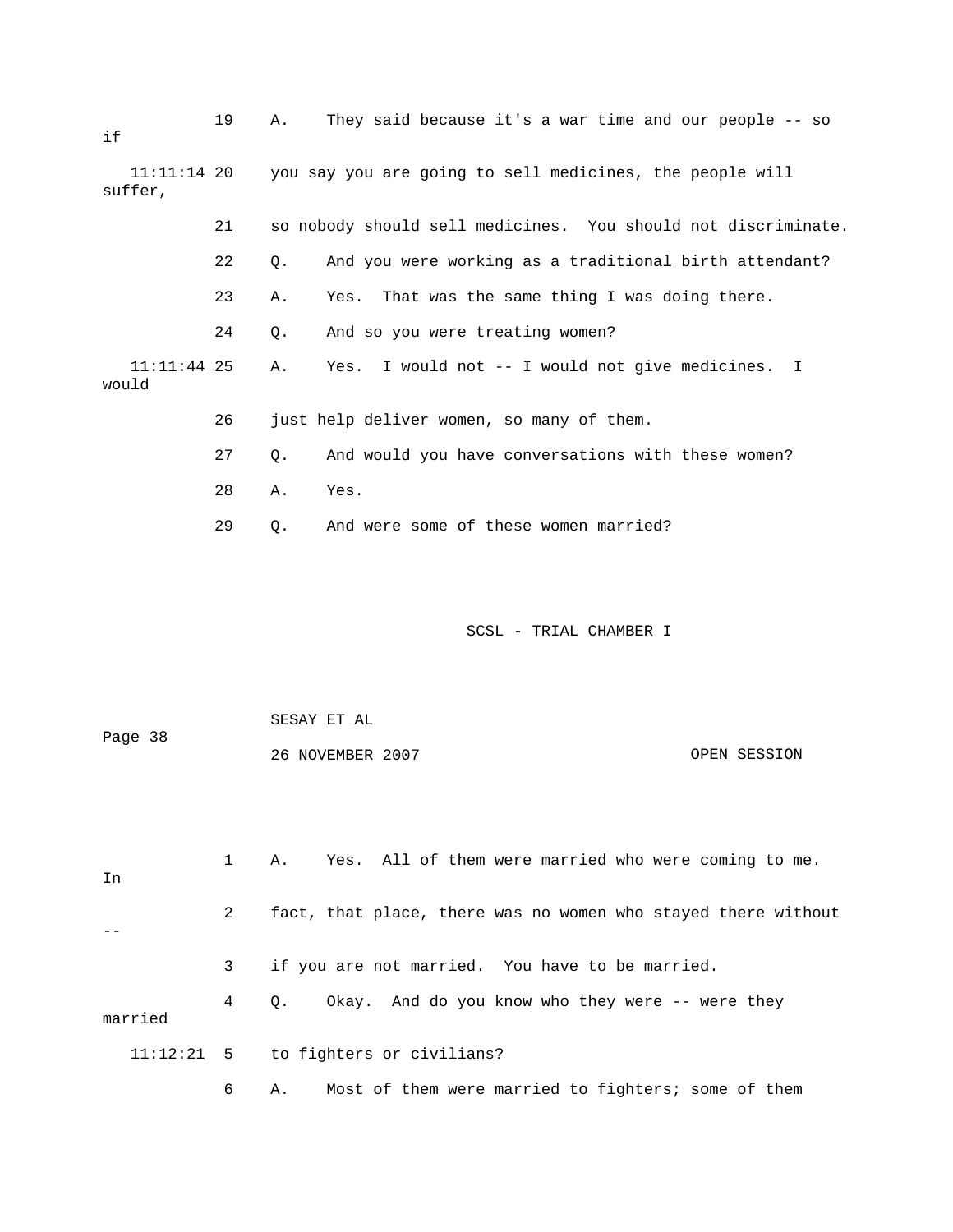19 A. They said because it's a war time and our people -- so if

11:11:14 20 you say you are going to sell medicines, the people will suffer,

21 so nobody should sell medicines. You should not discriminate.

22 Q. And you were working as a traditional birth attendant?

23 A. Yes. That was the same thing I was doing there.

24 Q. And so you were treating women?

11:11:44 25 A. Yes. I would not -- I would not give medicines. I would

26 just help deliver women, so many of them.

27 Q. And would you have conversations with these women?

28 A. Yes.

29 Q. And were some of these women married?

1 A. Yes. All of them were married who were coming to me. In

2 fact, that place, there was no women who stayed there without --

3 if you are not married. You have to be married.

4 Q. Okay. And do you know who they were -- were they married

11:12:21 5 to fighters or civilians?

6 A. Most of them were married to fighters; some of them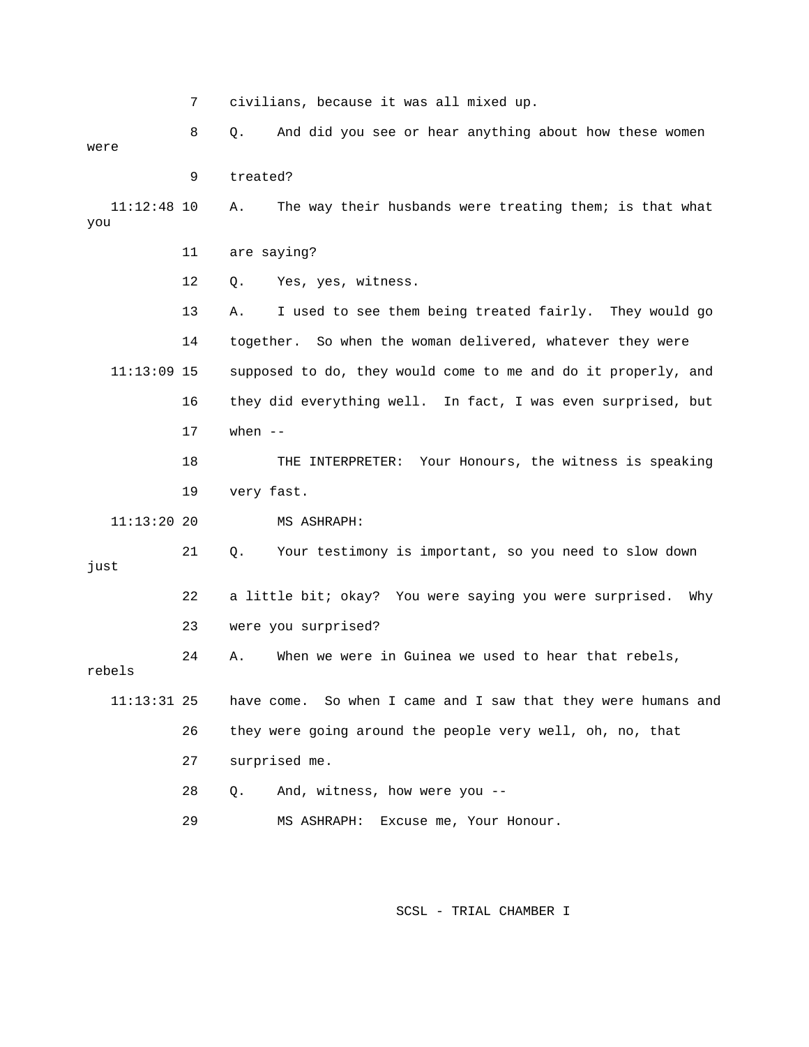7 civilians, because it was all mixed up.

8 Q. And did you see or hear anything about how these women were

9 treated?

11:12:48 10 A. The way their husbands were treating them; is that what you

11 are saying?

12 Q. Yes, yes, witness.

13 A. I used to see them being treated fairly. They would go

14 together. So when the woman delivered, whatever they were

11:13:09 15 supposed to do, they would come to me and do it properly, and

16 they did everything well. In fact, I was even surprised, but

17 when --

18 THE INTERPRETER: Your Honours, the witness is speaking

19 very fast.

11:13:20 20 MS ASHRAPH:

21 Q. Your testimony is important, so you need to slow down just

22 a little bit; okay? You were saying you were surprised. Why

23 were you surprised?

24 A. When we were in Guinea we used to hear that rebels, rebels

11:13:31 25 have come. So when I came and I saw that they were humans and

26 they were going around the people very well, oh, no, that

27 surprised me.

28 Q. And, witness, how were you --

29 MS ASHRAPH: Excuse me, Your Honour.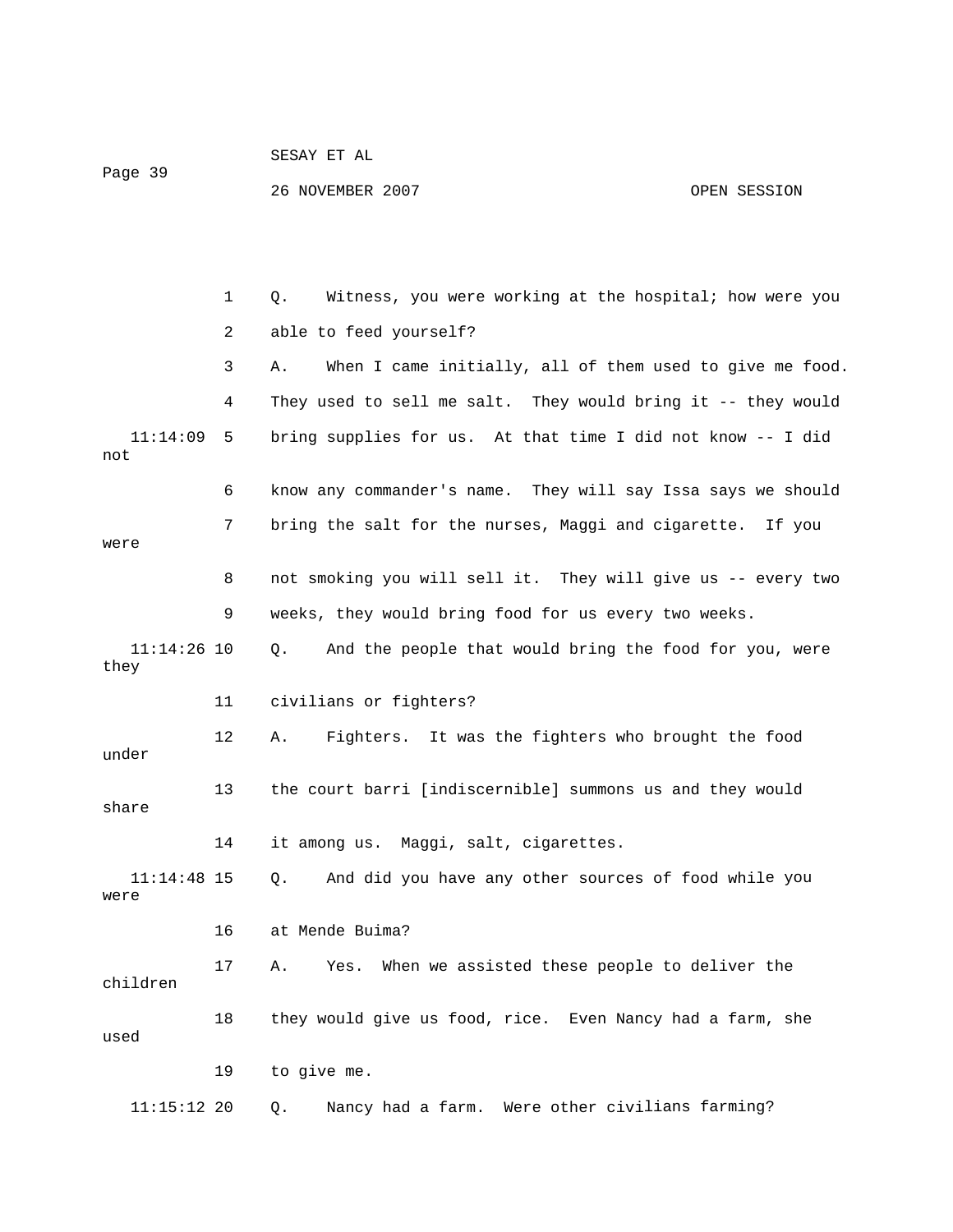1 Q. Witness, you were working at the hospital; how were you

2 able to feed yourself?

3 A. When I came initially, all of them used to give me food.

4 They used to sell me salt. They would bring it -- they would

11:14:09 5 bring supplies for us. At that time I did not know -- I did not

6 know any commander's name. They will say Issa says we should

7 bring the salt for the nurses, Maggi and cigarette. If you were

8 not smoking you will sell it. They will give us -- every two

9 weeks, they would bring food for us every two weeks.

11:14:26 10 Q. And the people that would bring the food for you, were they

11 civilians or fighters?

12 A. Fighters. It was the fighters who brought the food under

13 the court barri [indiscernible] summons us and they would share

14 it among us. Maggi, salt, cigarettes.

11:14:48 15 Q. And did you have any other sources of food while you were

16 at Mende Buima?

17 A. Yes. When we assisted these people to deliver the children

18 they would give us food, rice. Even Nancy had a farm, she used

19 to give me.

11:15:12 20 Q. Nancy had a farm. Were other civilians farming?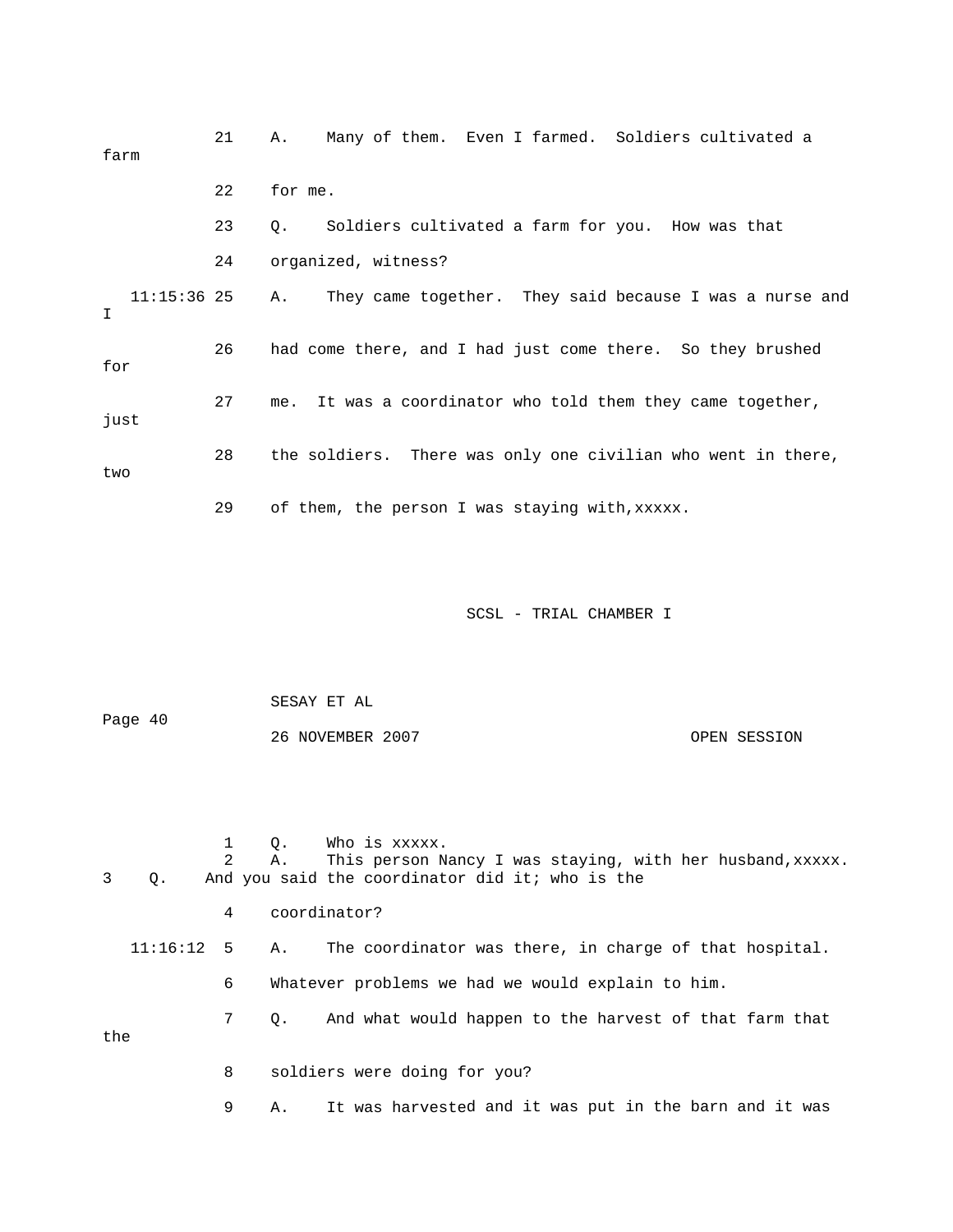21 A. Many of them. Even I farmed. Soldiers cultivated a farm

22 for me.

23 Q. Soldiers cultivated a farm for you. How was that

24 organized, witness?

11:15:36 25 A. They came together. They said because I was a nurse and I

26 had come there, and I had just come there. So they brushed for

27 me. It was a coordinator who told them they came together, just

28 the soldiers. There was only one civilian who went in there, two

29 of them, the person I was staying with,xxxxx.

1 Q. Who is xxxxx.

2 A. This person Nancy I was staying, with her husband,xxxxx.

3 Q. And you said the coordinator did it; who is the

4 coordinator?

11:16:12 5 A. The coordinator was there, in charge of that hospital.

6 Whatever problems we had we would explain to him.

7 Q. And what would happen to the harvest of that farm that the

8 soldiers were doing for you?

9 A. It was harvested and it was put in the barn and it was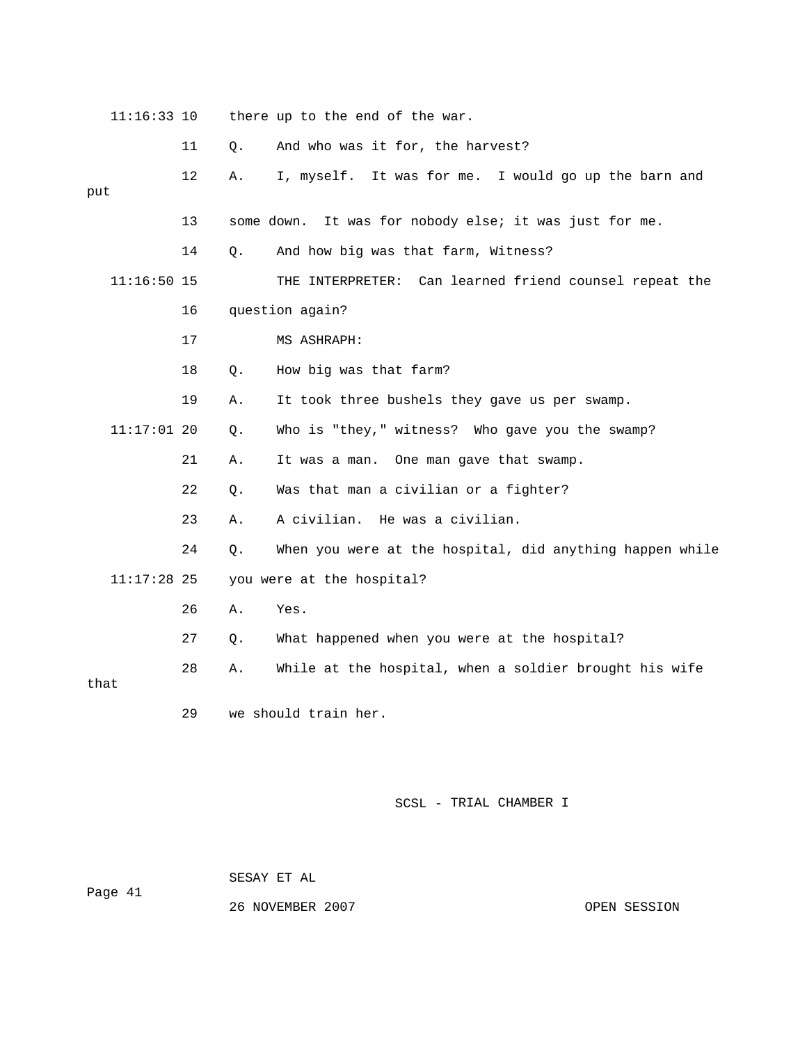11:16:33 10 there up to the end of the war.

11 Q. And who was it for, the harvest?

12 A. I, myself. It was for me. I would go up the barn and put

13 some down. It was for nobody else; it was just for me.

14 Q. And how big was that farm, Witness?

11:16:50 15 THE INTERPRETER: Can learned friend counsel repeat the

16 question again?

17 MS ASHRAPH:

18 Q. How big was that farm?

19 A. It took three bushels they gave us per swamp.

11:17:01 20 Q. Who is "they," witness? Who gave you the swamp?

21 A. It was a man. One man gave that swamp.

22 Q. Was that man a civilian or a fighter?

23 A. A civilian. He was a civilian.

24 Q. When you were at the hospital, did anything happen while

11:17:28 25 you were at the hospital?

26 A. Yes.

27 Q. What happened when you were at the hospital?

28 A. While at the hospital, when a soldier brought his wife that

29 we should train her.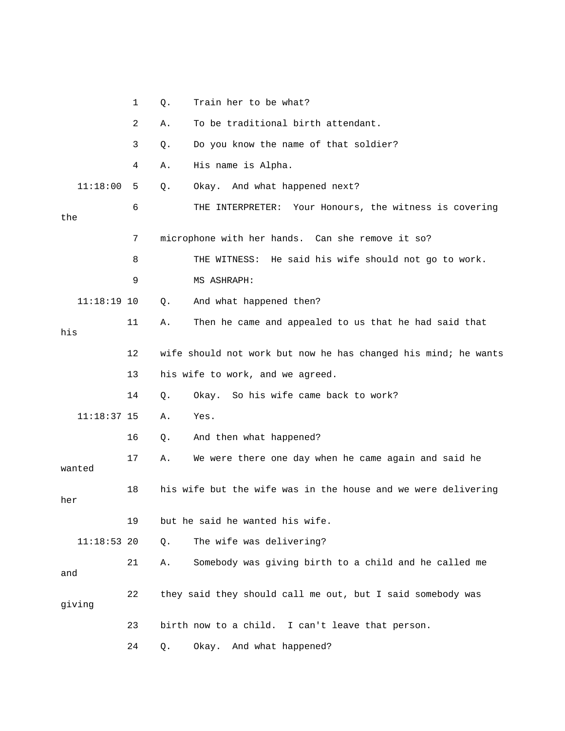1 Q. Train her to be what?

2 A. To be traditional birth attendant.

3 Q. Do you know the name of that soldier?

4 A. His name is Alpha.

11:18:00 5 Q. Okay. And what happened next?

6 THE INTERPRETER: Your Honours, the witness is covering the

7 microphone with her hands. Can she remove it so?

8 THE WITNESS: He said his wife should not go to work.

9 MS ASHRAPH:

11:18:19 10 Q. And what happened then?

11 A. Then he came and appealed to us that he had said that his

12 wife should not work but now he has changed his mind; he wants

13 his wife to work, and we agreed.

14 Q. Okay. So his wife came back to work?

11:18:37 15 A. Yes.

16 Q. And then what happened?

17 A. We were there one day when he came again and said he wanted

18 his wife but the wife was in the house and we were delivering her

19 but he said he wanted his wife.

11:18:53 20 Q. The wife was delivering?

21 A. Somebody was giving birth to a child and he called me and

22 they said they should call me out, but I said somebody was giving

23 birth now to a child. I can't leave that person.

24 Q. Okay. And what happened?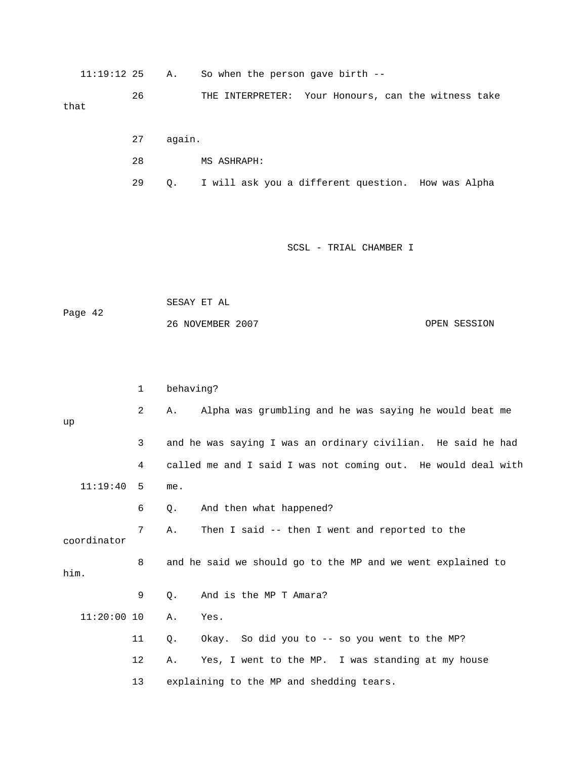11:19:12 25 A. So when the person gave birth --

26 THE INTERPRETER: Your Honours, can the witness take that

27 again.

28 MS ASHRAPH:

29 Q. I will ask you a different question. How was Alpha

1 behaving?

2 A. Alpha was grumbling and he was saying he would beat me up

3 and he was saying I was an ordinary civilian. He said he had

4 called me and I said I was not coming out. He would deal with

11:19:40 5 me.

6 Q. And then what happened?

7 A. Then I said -- then I went and reported to the coordinator

8 and he said we should go to the MP and we went explained to him.

9 Q. And is the MP T Amara?

11:20:00 10 A. Yes.

11 Q. Okay. So did you to -- so you went to the MP?

12 A. Yes, I went to the MP. I was standing at my house

13 explaining to the MP and shedding tears.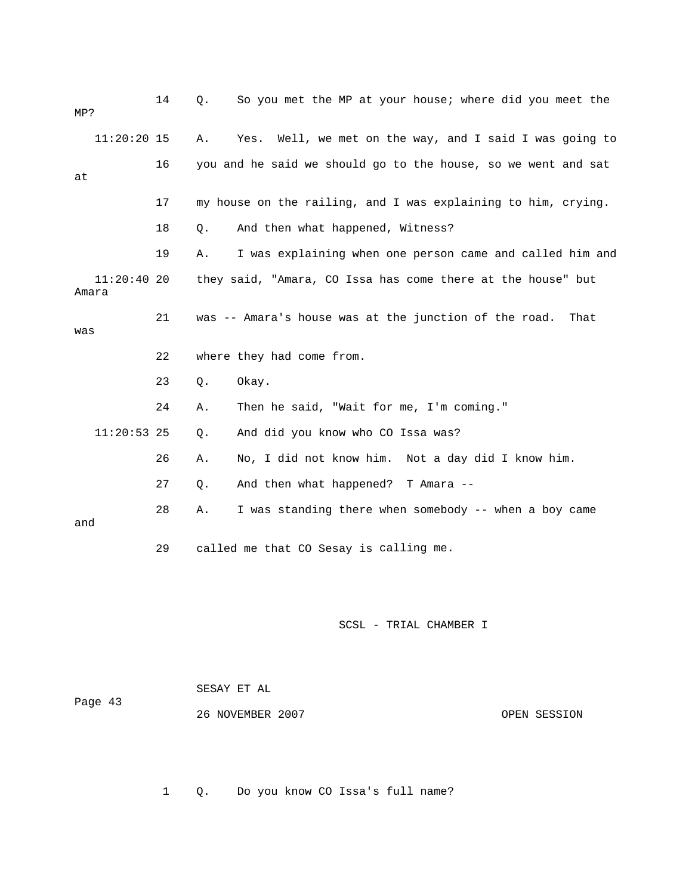14 Q. So you met the MP at your house; where did you meet the MP?

11:20:20 15 A. Yes. Well, we met on the way, and I said I was going to

16 you and he said we should go to the house, so we went and sat at

17 my house on the railing, and I was explaining to him, crying.

18 Q. And then what happened, Witness?

19 A. I was explaining when one person came and called him and

11:20:40 20 they said, "Amara, CO Issa has come there at the house" but Amara

21 was -- Amara's house was at the junction of the road. That was

22 where they had come from.

23 Q. Okay.

24 A. Then he said, "Wait for me, I'm coming."

11:20:53 25 Q. And did you know who CO Issa was?

26 A. No, I did not know him. Not a day did I know him.

27 Q. And then what happened? T Amara --

28 A. I was standing there when somebody -- when a boy came and

29 called me that CO Sesay is calling me.

SCSL - TRIAL CHAMBER I

SESAY ET AL

Page 43

26 NOVEMBER 2007 OPEN SESSION

1 Q. Do you know CO Issa's full name?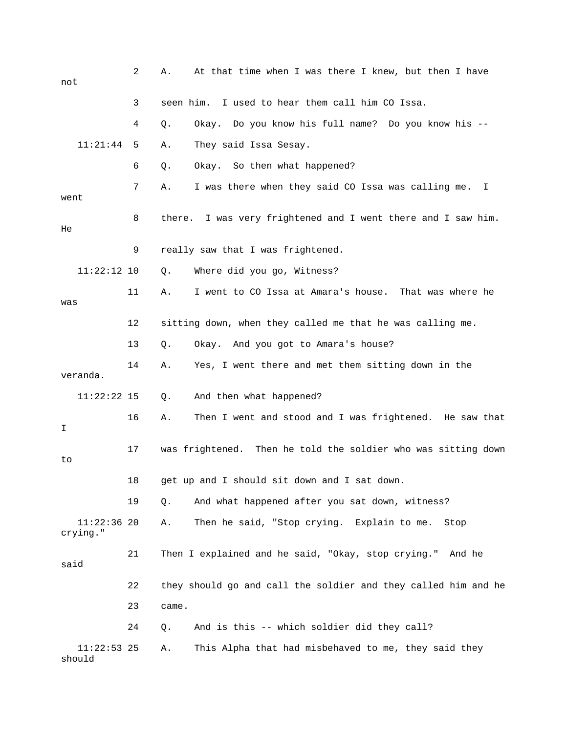2 A. At that time when I was there I knew, but then I have not

3 seen him. I used to hear them call him CO Issa.

4 Q. Okay. Do you know his full name? Do you know his --

11:21:44 5 A. They said Issa Sesay.

6 Q. Okay. So then what happened?

7 A. I was there when they said CO Issa was calling me. I went

8 there. I was very frightened and I went there and I saw him. He

9 really saw that I was frightened.

11:22:12 10 Q. Where did you go, Witness?

11 A. I went to CO Issa at Amara's house. That was where he was

12 sitting down, when they called me that he was calling me.

13 Q. Okay. And you got to Amara's house?

14 A. Yes, I went there and met them sitting down in the veranda.

11:22:22 15 Q. And then what happened?

16 A. Then I went and stood and I was frightened. He saw that I

17 was frightened. Then he told the soldier who was sitting down to

18 get up and I should sit down and I sat down.

19 Q. And what happened after you sat down, witness?

11:22:36 20 A. Then he said, "Stop crying. Explain to me. Stop crying."

21 Then I explained and he said, "Okay, stop crying." And he said

22 they should go and call the soldier and they called him and he

23 came.

24 Q. And is this -- which soldier did they call?

11:22:53 25 A. This Alpha that had misbehaved to me, they said they should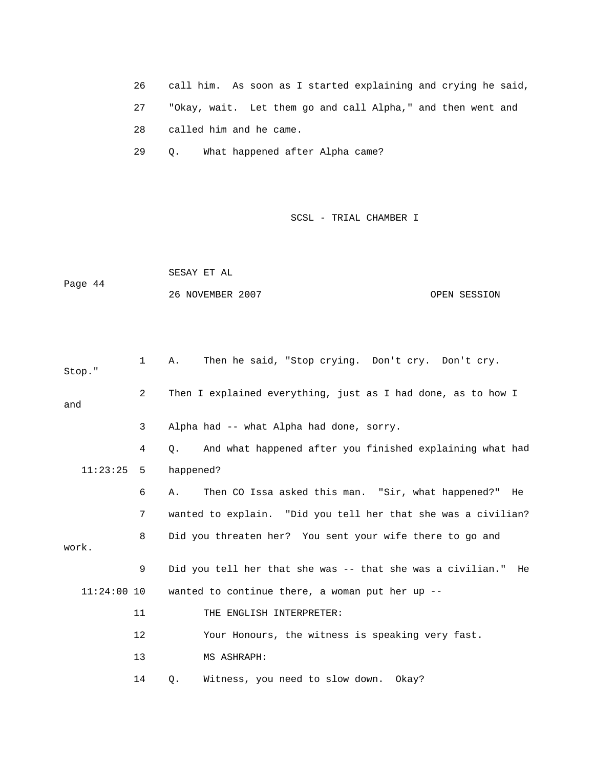26 call him. As soon as I started explaining and crying he said,

27 "Okay, wait. Let them go and call Alpha," and then went and

28 called him and he came.

29 Q. What happened after Alpha came?

1 A. Then he said, "Stop crying. Don't cry. Don't cry. Stop."

2 Then I explained everything, just as I had done, as to how I and

3 Alpha had -- what Alpha had done, sorry.

4 Q. And what happened after you finished explaining what had

11:23:25 5 happened?

6 A. Then CO Issa asked this man. "Sir, what happened?" He

7 wanted to explain. "Did you tell her that she was a civilian?

8 Did you threaten her? You sent your wife there to go and work.

9 Did you tell her that she was -- that she was a civilian." He

11:24:00 10 wanted to continue there, a woman put her up --

11 THE ENGLISH INTERPRETER:

12 Your Honours, the witness is speaking very fast.

13 MS ASHRAPH:

14 Q. Witness, you need to slow down. Okay?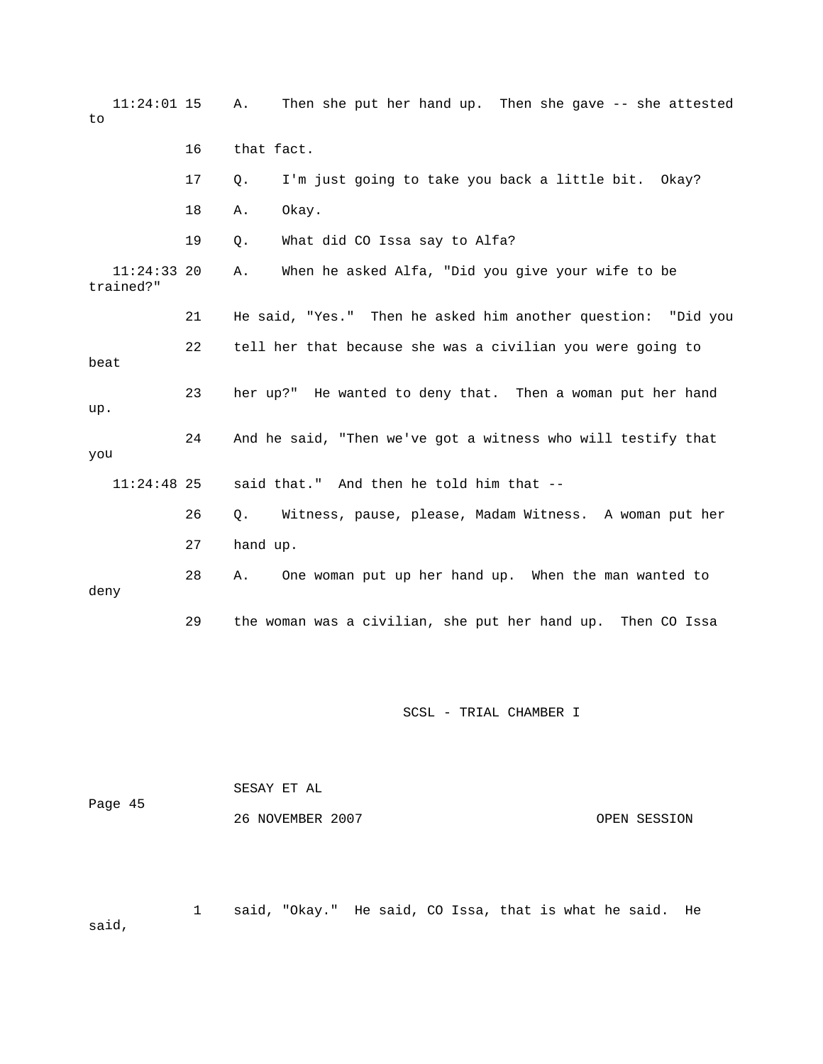11:24:01 15 A. Then she put her hand up. Then she gave -- she attested to

16 that fact.

17 Q. I'm just going to take you back a little bit. Okay?

18 A. Okay.

19 Q. What did CO Issa say to Alfa?

11:24:33 20 A. When he asked Alfa, "Did you give your wife to be trained?"

21 He said, "Yes." Then he asked him another question: "Did you

22 tell her that because she was a civilian you were going to beat

23 her up?" He wanted to deny that. Then a woman put her hand up.

24 And he said, "Then we've got a witness who will testify that you

11:24:48 25 said that." And then he told him that --

26 Q. Witness, pause, please, Madam Witness. A woman put her

27 hand up.

28 A. One woman put up her hand up. When the man wanted to deny

29 the woman was a civilian, she put her hand up. Then CO Issa

1 said, "Okay." He said, CO Issa, that is what he said. He said,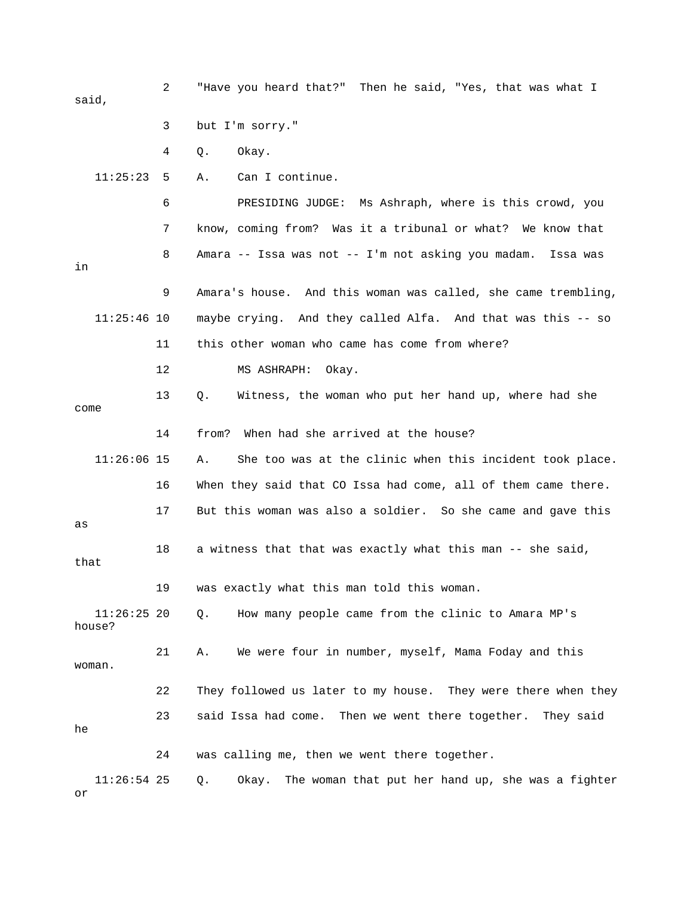2 "Have you heard that?" Then he said, "Yes, that was what I said,

3 but I'm sorry."

4 Q. Okay.

11:25:23 5 A. Can I continue.

6 PRESIDING JUDGE: Ms Ashraph, where is this crowd, you

7 know, coming from? Was it a tribunal or what? We know that

8 Amara -- Issa was not -- I'm not asking you madam. Issa was in

9 Amara's house. And this woman was called, she came trembling,

11:25:46 10 maybe crying. And they called Alfa. And that was this -- so

11 this other woman who came has come from where?

12 MS ASHRAPH: Okay.

13 Q. Witness, the woman who put her hand up, where had she come

14 from? When had she arrived at the house?

11:26:06 15 A. She too was at the clinic when this incident took place.

16 When they said that CO Issa had come, all of them came there.

17 But this woman was also a soldier. So she came and gave this as

18 a witness that that was exactly what this man -- she said, that

19 was exactly what this man told this woman.

11:26:25 20 Q. How many people came from the clinic to Amara MP's house?

21 A. We were four in number, myself, Mama Foday and this woman.

22 They followed us later to my house. They were there when they

23 said Issa had come. Then we went there together. They said he

24 was calling me, then we went there together.

11:26:54 25 Q. Okay. The woman that put her hand up, she was a fighter or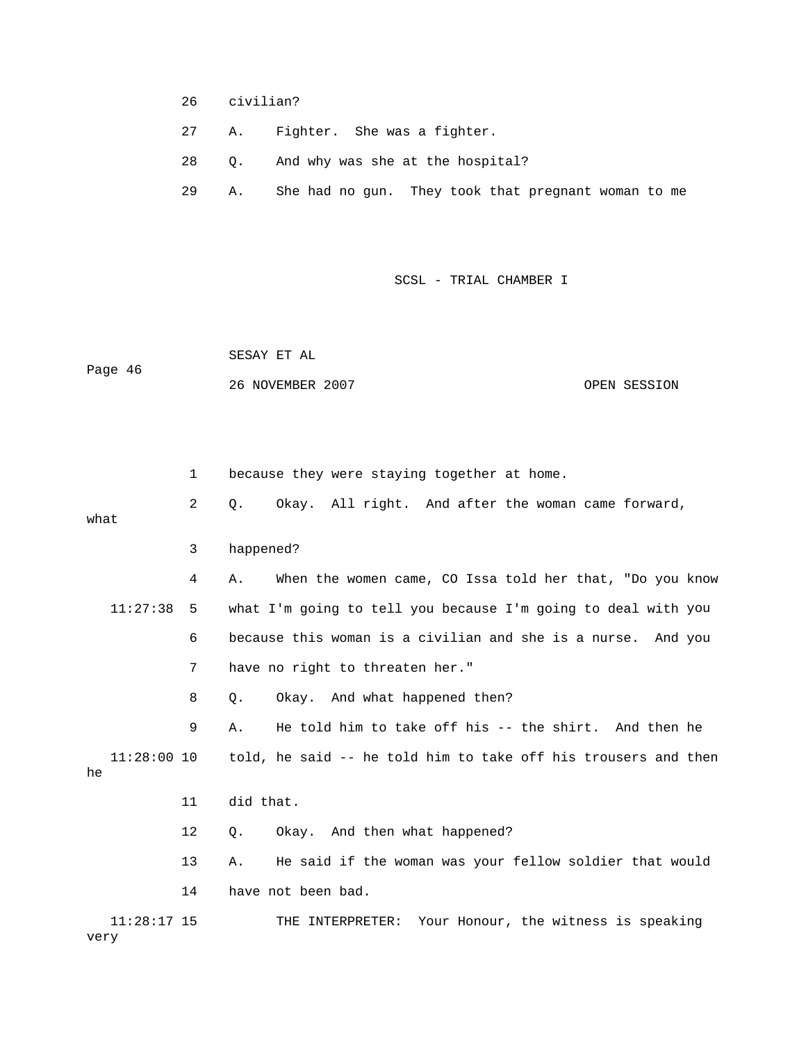26 civilian?

27 A. Fighter. She was a fighter.

28 Q. And why was she at the hospital?

29 A. She had no gun. They took that pregnant woman to me

SCSL - TRIAL CHAMBER I

SESAY ET AL

26 NOVEMBER 2007 OPEN SESSION

1 because they were staying together at home.

2 Q. Okay. All right. And after the woman came forward, what

3 happened?

4 A. When the women came, CO Issa told her that, "Do you know

11:27:38 5 what I'm going to tell you because I'm going to deal with you

6 because this woman is a civilian and she is a nurse. And you

7 have no right to threaten her."

8 Q. Okay. And what happened then?

9 A. He told him to take off his -- the shirt. And then he

11:28:00 10 told, he said -- he told him to take off his trousers and then he

11 did that.

12 Q. Okay. And then what happened?

13 A. He said if the woman was your fellow soldier that would

14 have not been bad.

11:28:17 15 THE INTERPRETER: Your Honour, the witness is speaking very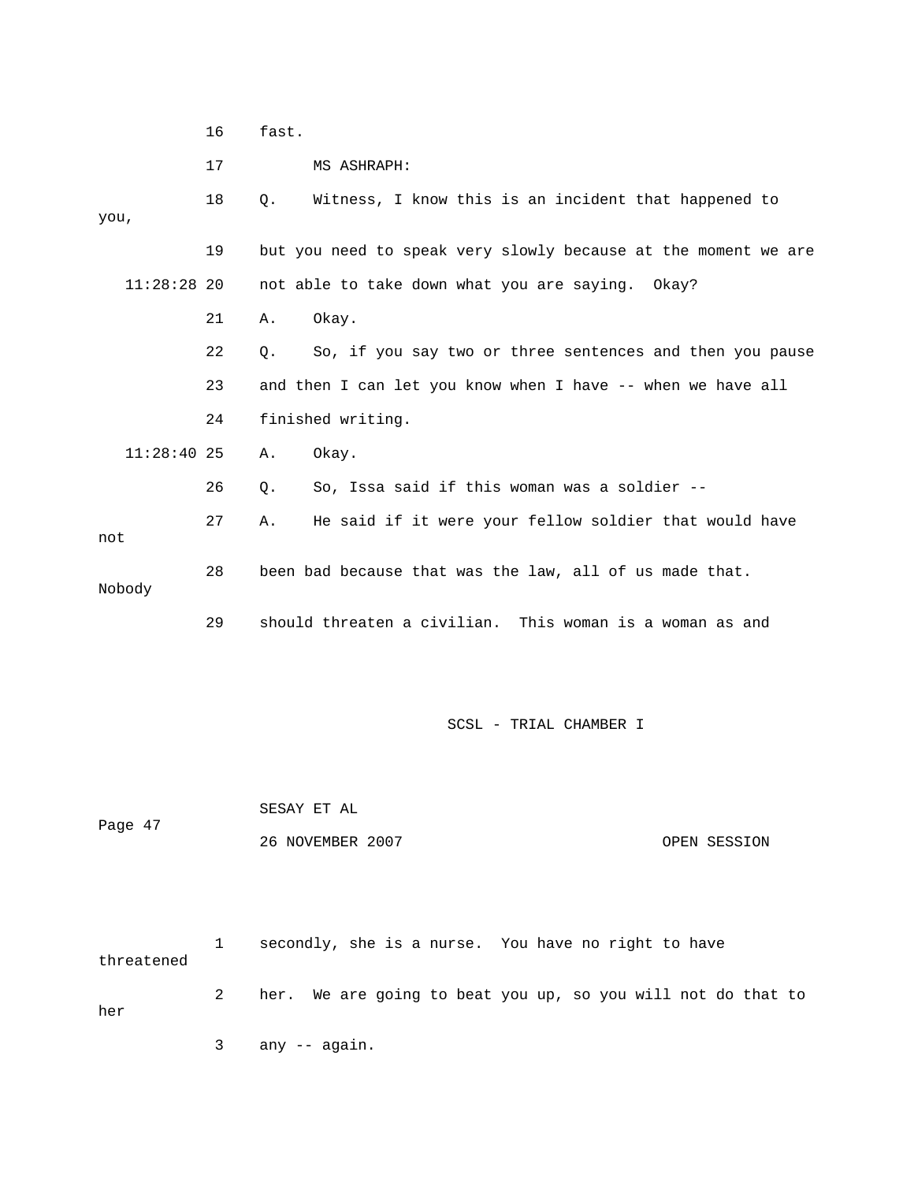16 fast.

17 MS ASHRAPH:

18 Q. Witness, I know this is an incident that happened to you,

19 but you need to speak very slowly because at the moment we are

11:28:28 20 not able to take down what you are saying. Okay?

21 A. Okay.

22 Q. So, if you say two or three sentences and then you pause

23 and then I can let you know when I have -- when we have all

24 finished writing.

11:28:40 25 A. Okay.

26 Q. So, Issa said if this woman was a soldier --

27 A. He said if it were your fellow soldier that would have not

28 been bad because that was the law, all of us made that. Nobody

29 should threaten a civilian. This woman is a woman as and

1 secondly, she is a nurse. You have no right to have threatened

2 her. We are going to beat you up, so you will not do that to her

3 any -- again.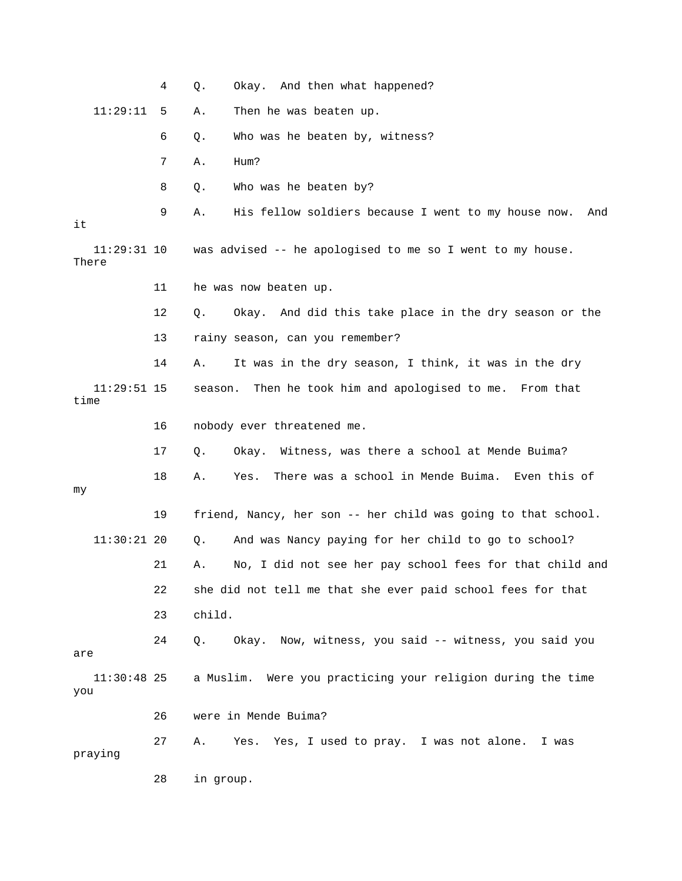4 Q. Okay. And then what happened?

11:29:11 5 A. Then he was beaten up.

6 Q. Who was he beaten by, witness?

7 A. Hum?

8 Q. Who was he beaten by?

9 A. His fellow soldiers because I went to my house now. And it

11:29:31 10 was advised -- he apologised to me so I went to my house. There

11 he was now beaten up.

12 Q. Okay. And did this take place in the dry season or the

13 rainy season, can you remember?

14 A. It was in the dry season, I think, it was in the dry

11:29:51 15 season. Then he took him and apologised to me. From that time

16 nobody ever threatened me.

17 Q. Okay. Witness, was there a school at Mende Buima?

18 A. Yes. There was a school in Mende Buima. Even this of my

19 friend, Nancy, her son -- her child was going to that school.

11:30:21 20 Q. And was Nancy paying for her child to go to school?

21 A. No, I did not see her pay school fees for that child and

22 she did not tell me that she ever paid school fees for that

23 child.

24 Q. Okay. Now, witness, you said -- witness, you said you are

11:30:48 25 a Muslim. Were you practicing your religion during the time you

26 were in Mende Buima?

27 A. Yes. Yes, I used to pray. I was not alone. I was praying

28 in group.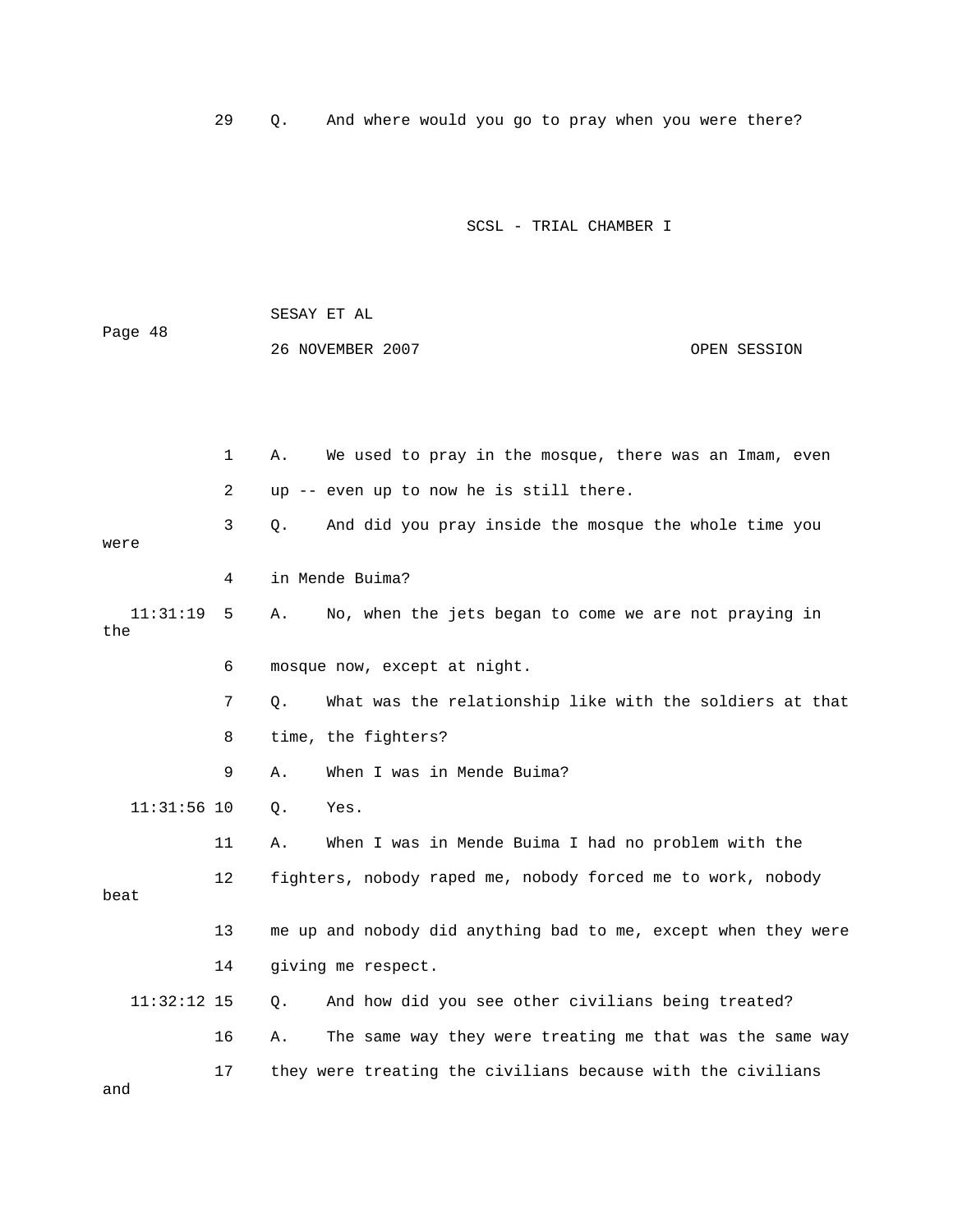29 Q. And where would you go to pray when you were there?

1 A. We used to pray in the mosque, there was an Imam, even

2 up -- even up to now he is still there.

3 Q. And did you pray inside the mosque the whole time you were

4 in Mende Buima?

11:31:19 5 A. No, when the jets began to come we are not praying in the

6 mosque now, except at night.

7 Q. What was the relationship like with the soldiers at that

8 time, the fighters?

9 A. When I was in Mende Buima?

11:31:56 10 Q. Yes.

11 A. When I was in Mende Buima I had no problem with the

12 fighters, nobody raped me, nobody forced me to work, nobody beat

13 me up and nobody did anything bad to me, except when they were

14 giving me respect.

11:32:12 15 Q. And how did you see other civilians being treated?

16 A. The same way they were treating me that was the same way

17 they were treating the civilians because with the civilians and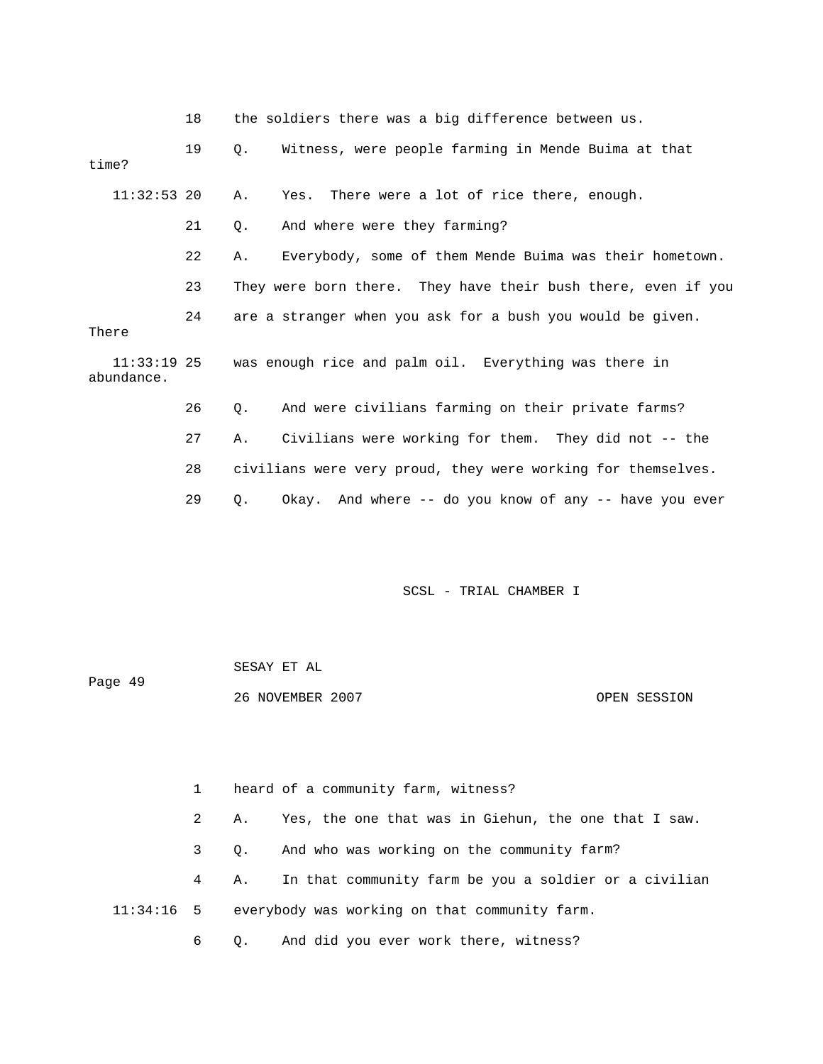18 the soldiers there was a big difference between us.

19 Q. Witness, were people farming in Mende Buima at that time?

11:32:53 20 A. Yes. There were a lot of rice there, enough.

21 Q. And where were they farming?

22 A. Everybody, some of them Mende Buima was their hometown.

23 They were born there. They have their bush there, even if you

24 are a stranger when you ask for a bush you would be given. There

11:33:19 25 was enough rice and palm oil. Everything was there in abundance.

26 Q. And were civilians farming on their private farms?

27 A. Civilians were working for them. They did not -- the

28 civilians were very proud, they were working for themselves.

29 Q. Okay. And where -- do you know of any -- have you ever

1 heard of a community farm, witness?

2 A. Yes, the one that was in Giehun, the one that I saw.

3 Q. And who was working on the community farm?

4 A. In that community farm be you a soldier or a civilian

11:34:16 5 everybody was working on that community farm.

6 Q. And did you ever work there, witness?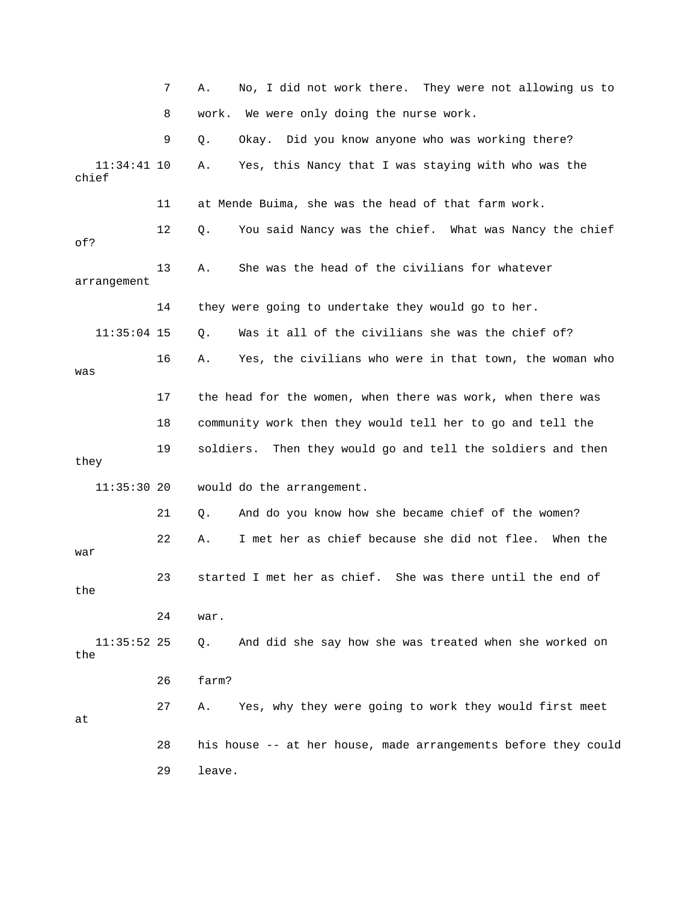7 A. No, I did not work there. They were not allowing us to

8 work. We were only doing the nurse work.

9 Q. Okay. Did you know anyone who was working there?

11:34:41 10 A. Yes, this Nancy that I was staying with who was the chief

11 at Mende Buima, she was the head of that farm work.

12 Q. You said Nancy was the chief. What was Nancy the chief of?

13 A. She was the head of the civilians for whatever arrangement

14 they were going to undertake they would go to her.

11:35:04 15 Q. Was it all of the civilians she was the chief of?

16 A. Yes, the civilians who were in that town, the woman who was

17 the head for the women, when there was work, when there was

18 community work then they would tell her to go and tell the

19 soldiers. Then they would go and tell the soldiers and then they

11:35:30 20 would do the arrangement.

21 Q. And do you know how she became chief of the women?

22 A. I met her as chief because she did not flee. When the war

23 started I met her as chief. She was there until the end of the

24 war.

11:35:52 25 Q. And did she say how she was treated when she worked on the

26 farm?

27 A. Yes, why they were going to work they would first meet at

28 his house -- at her house, made arrangements before they could

29 leave.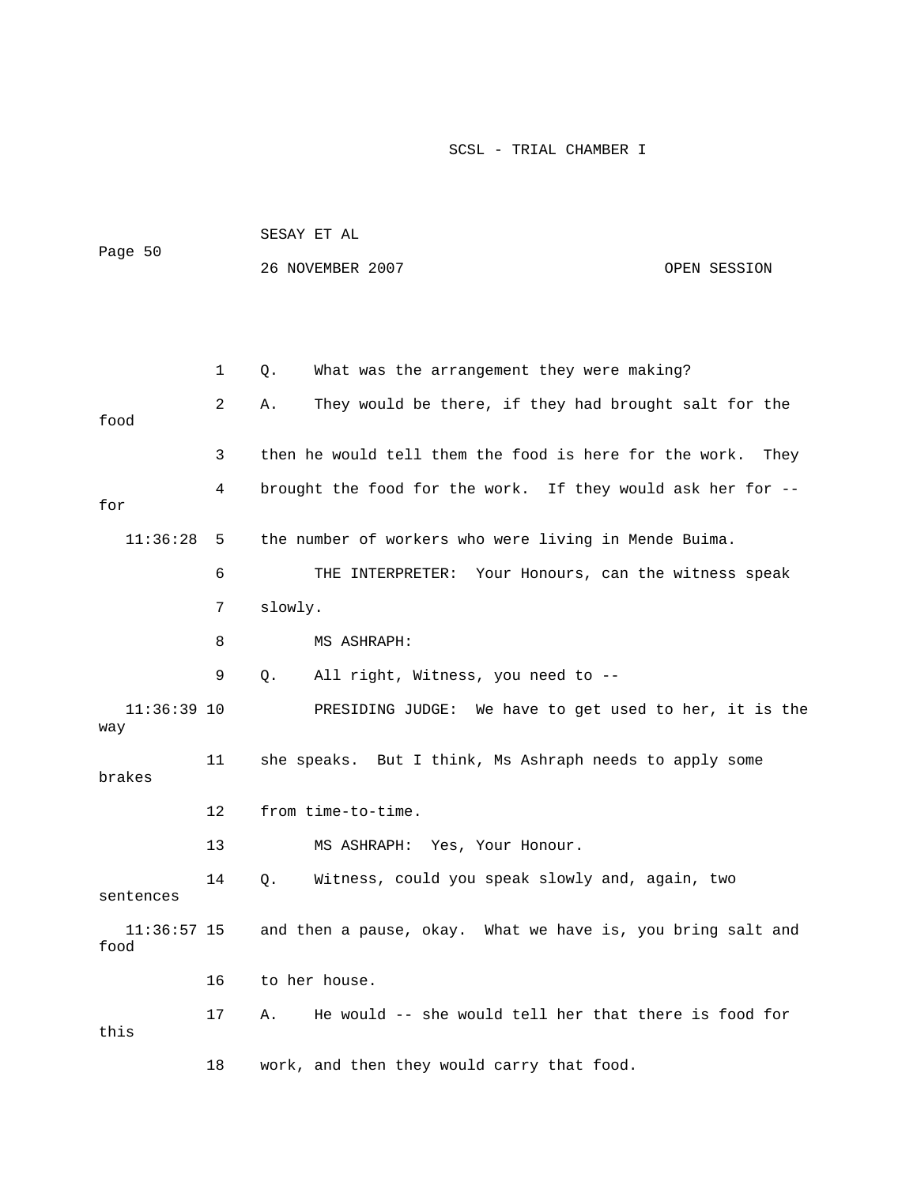1 Q. What was the arrangement they were making?

2 A. They would be there, if they had brought salt for the food

3 then he would tell them the food is here for the work. They

4 brought the food for the work. If they would ask her for -- for

11:36:28 5 the number of workers who were living in Mende Buima.

6 THE INTERPRETER: Your Honours, can the witness speak

7 slowly.

8 MS ASHRAPH:

9 Q. All right, Witness, you need to --

11:36:39 10 PRESIDING JUDGE: We have to get used to her, it is the way

11 she speaks. But I think, Ms Ashraph needs to apply some brakes

12 from time-to-time.

13 MS ASHRAPH: Yes, Your Honour.

14 Q. Witness, could you speak slowly and, again, two sentences

11:36:57 15 and then a pause, okay. What we have is, you bring salt and food

16 to her house.

17 A. He would -- she would tell her that there is food for this

18 work, and then they would carry that food.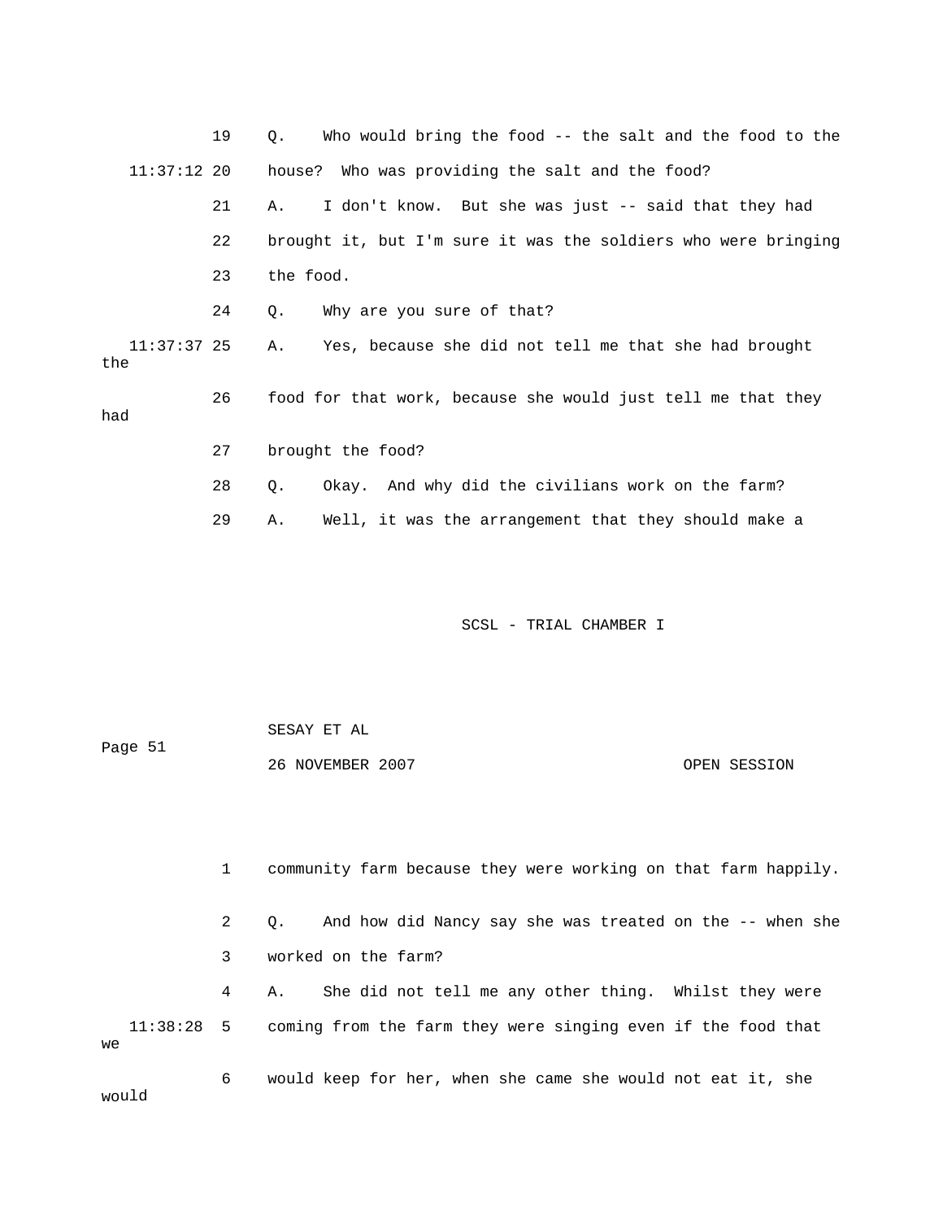19 Q. Who would bring the food -- the salt and the food to the

11:37:12 20 house? Who was providing the salt and the food?

21 A. I don't know. But she was just -- said that they had

22 brought it, but I'm sure it was the soldiers who were bringing

23 the food.

24 Q. Why are you sure of that?

11:37:37 25 A. Yes, because she did not tell me that she had brought the

26 food for that work, because she would just tell me that they had

27 brought the food?

28 Q. Okay. And why did the civilians work on the farm?

29 A. Well, it was the arrangement that they should make a

1 community farm because they were working on that farm happily.

2 Q. And how did Nancy say she was treated on the -- when she

3 worked on the farm?

4 A. She did not tell me any other thing. Whilst they were

11:38:28 5 coming from the farm they were singing even if the food that we

6 would keep for her, when she came she would not eat it, she would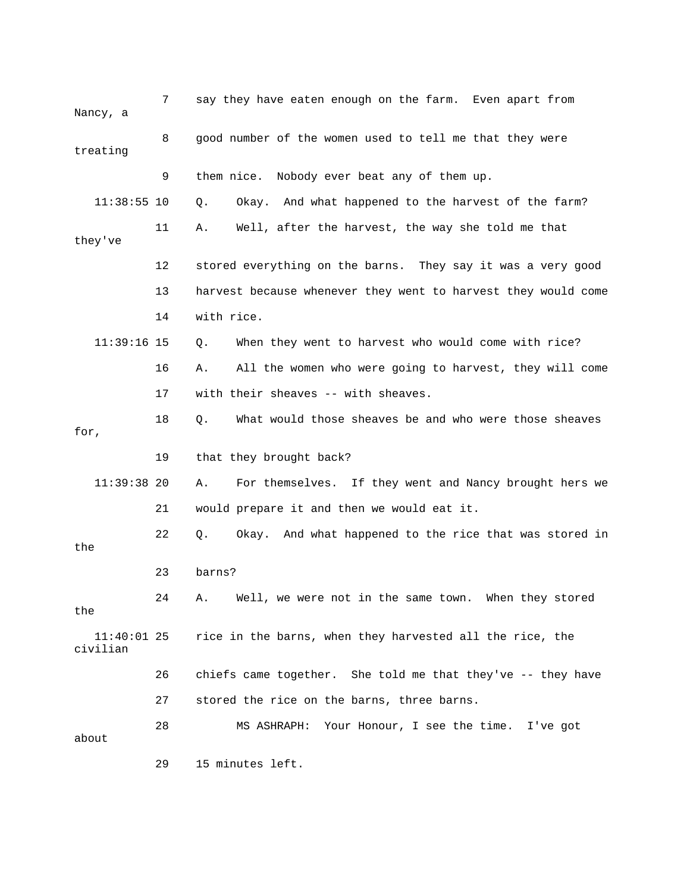7 say they have eaten enough on the farm. Even apart from Nancy, a

8 good number of the women used to tell me that they were treating

9 them nice. Nobody ever beat any of them up.

11:38:55 10 Q. Okay. And what happened to the harvest of the farm?

11 A. Well, after the harvest, the way she told me that they've

12 stored everything on the barns. They say it was a very good

13 harvest because whenever they went to harvest they would come

14 with rice.

11:39:16 15 Q. When they went to harvest who would come with rice?

16 A. All the women who were going to harvest, they will come

17 with their sheaves -- with sheaves.

18 Q. What would those sheaves be and who were those sheaves for,

19 that they brought back?

11:39:38 20 A. For themselves. If they went and Nancy brought hers we

21 would prepare it and then we would eat it.

22 Q. Okay. And what happened to the rice that was stored in the

23 barns?

24 A. Well, we were not in the same town. When they stored the

11:40:01 25 rice in the barns, when they harvested all the rice, the civilian

26 chiefs came together. She told me that they've -- they have

27 stored the rice on the barns, three barns.

28 MS ASHRAPH: Your Honour, I see the time. I've got about

29 15 minutes left.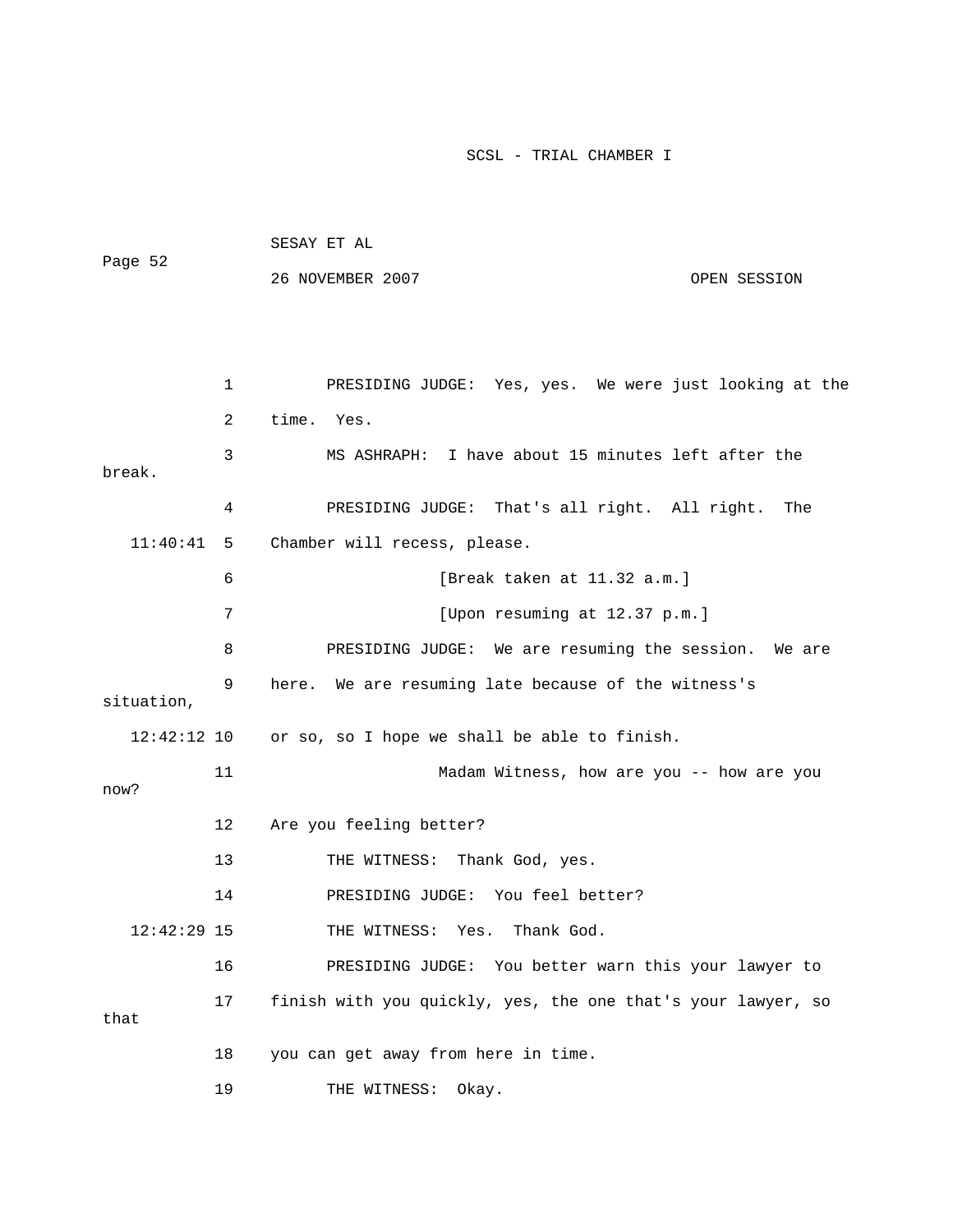1 PRESIDING JUDGE: Yes, yes. We were just looking at the

2 time. Yes.

3 MS ASHRAPH: I have about 15 minutes left after the break.

4 PRESIDING JUDGE: That's all right. All right. The

11:40:41 5 Chamber will recess, please.

6 [Break taken at 11.32 a.m.]

7 [Upon resuming at 12.37 p.m.]

8 PRESIDING JUDGE: We are resuming the session. We are

9 here. We are resuming late because of the witness's situation,

12:42:12 10 or so, so I hope we shall be able to finish.

11 Madam Witness, how are you -- how are you now?

12 Are you feeling better?

13 THE WITNESS: Thank God, yes.

14 PRESIDING JUDGE: You feel better?

12:42:29 15 THE WITNESS: Yes. Thank God.

16 PRESIDING JUDGE: You better warn this your lawyer to

17 finish with you quickly, yes, the one that's your lawyer, so that

18 you can get away from here in time.

19 THE WITNESS: Okay.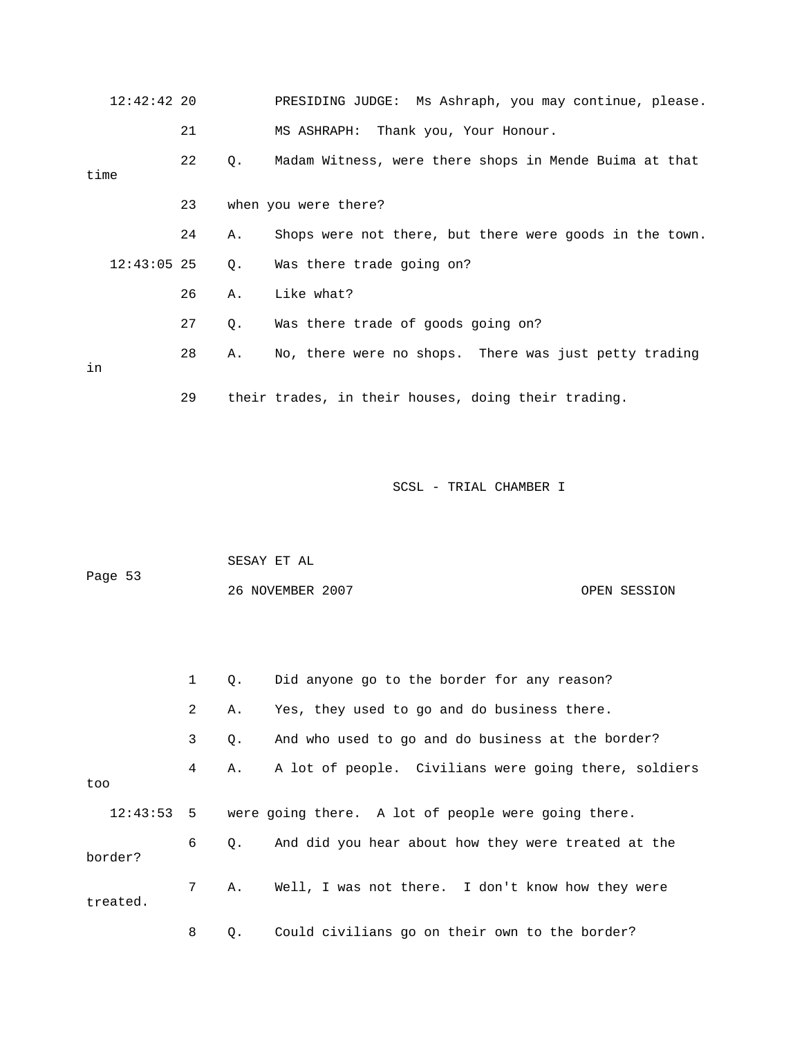12:42:42 20 PRESIDING JUDGE: Ms Ashraph, you may continue, please.

21 MS ASHRAPH: Thank you, Your Honour.

22 Q. Madam Witness, were there shops in Mende Buima at that time

23 when you were there?

24 A. Shops were not there, but there were goods in the town.

12:43:05 25 Q. Was there trade going on?

26 A. Like what?

27 Q. Was there trade of goods going on?

28 A. No, there were no shops. There was just petty trading in

29 their trades, in their houses, doing their trading.

1 Q. Did anyone go to the border for any reason?

2 A. Yes, they used to go and do business there.

3 Q. And who used to go and do business at the border?

4 A. A lot of people. Civilians were going there, soldiers too

12:43:53 5 were going there. A lot of people were going there.

6 Q. And did you hear about how they were treated at the border?

7 A. Well, I was not there. I don't know how they were treated.

8 Q. Could civilians go on their own to the border?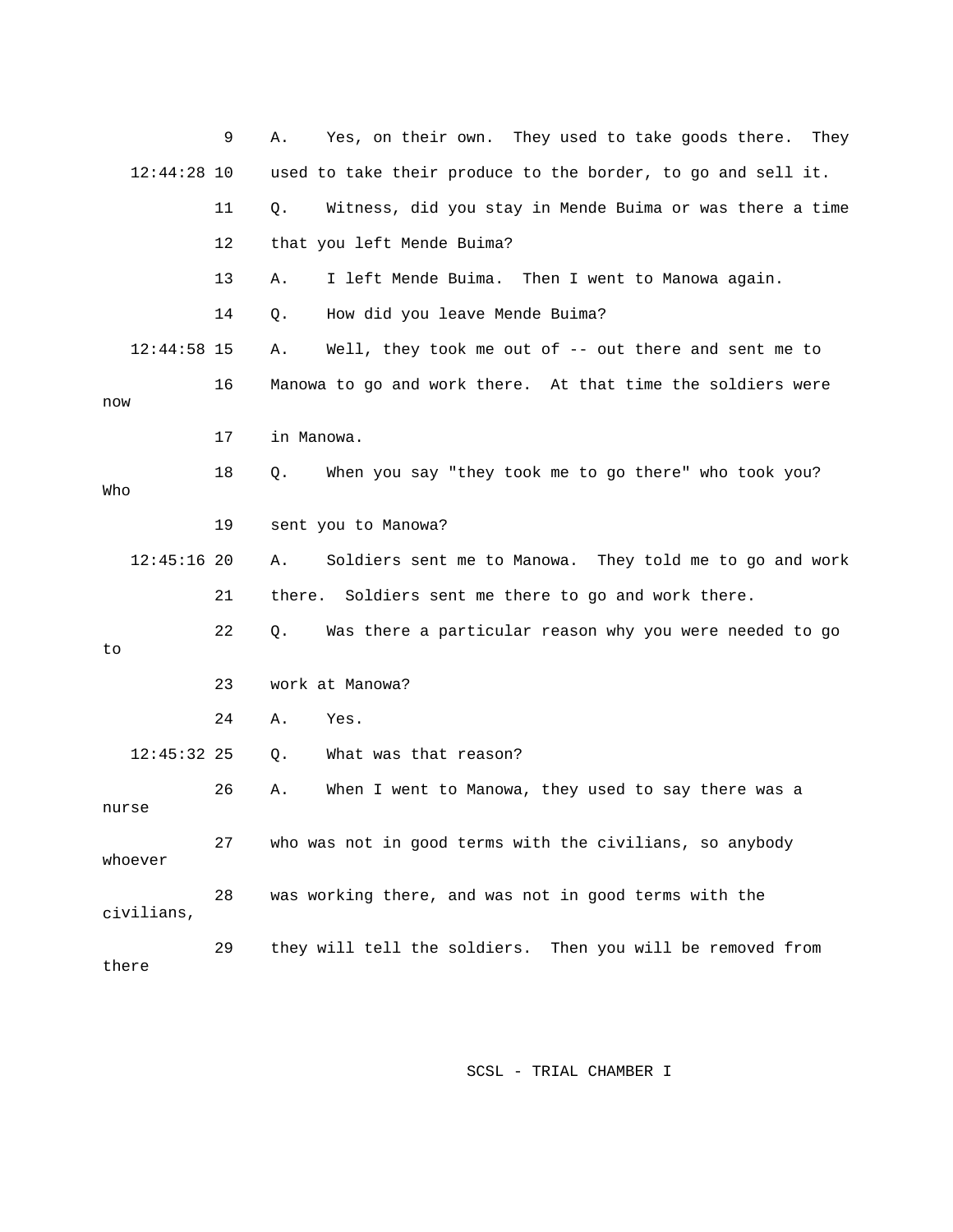9 A. Yes, on their own. They used to take goods there. They

12:44:28 10 used to take their produce to the border, to go and sell it.

11 Q. Witness, did you stay in Mende Buima or was there a time

12 that you left Mende Buima?

13 A. I left Mende Buima. Then I went to Manowa again.

14 Q. How did you leave Mende Buima?

12:44:58 15 A. Well, they took me out of -- out there and sent me to

16 Manowa to go and work there. At that time the soldiers were now

17 in Manowa.

18 Q. When you say "they took me to go there" who took you? Who

19 sent you to Manowa?

12:45:16 20 A. Soldiers sent me to Manowa. They told me to go and work

21 there. Soldiers sent me there to go and work there.

22 Q. Was there a particular reason why you were needed to go to

23 work at Manowa?

24 A. Yes.

12:45:32 25 Q. What was that reason?

26 A. When I went to Manowa, they used to say there was a nurse

27 who was not in good terms with the civilians, so anybody whoever

28 was working there, and was not in good terms with the civilians,

29 they will tell the soldiers. Then you will be removed from there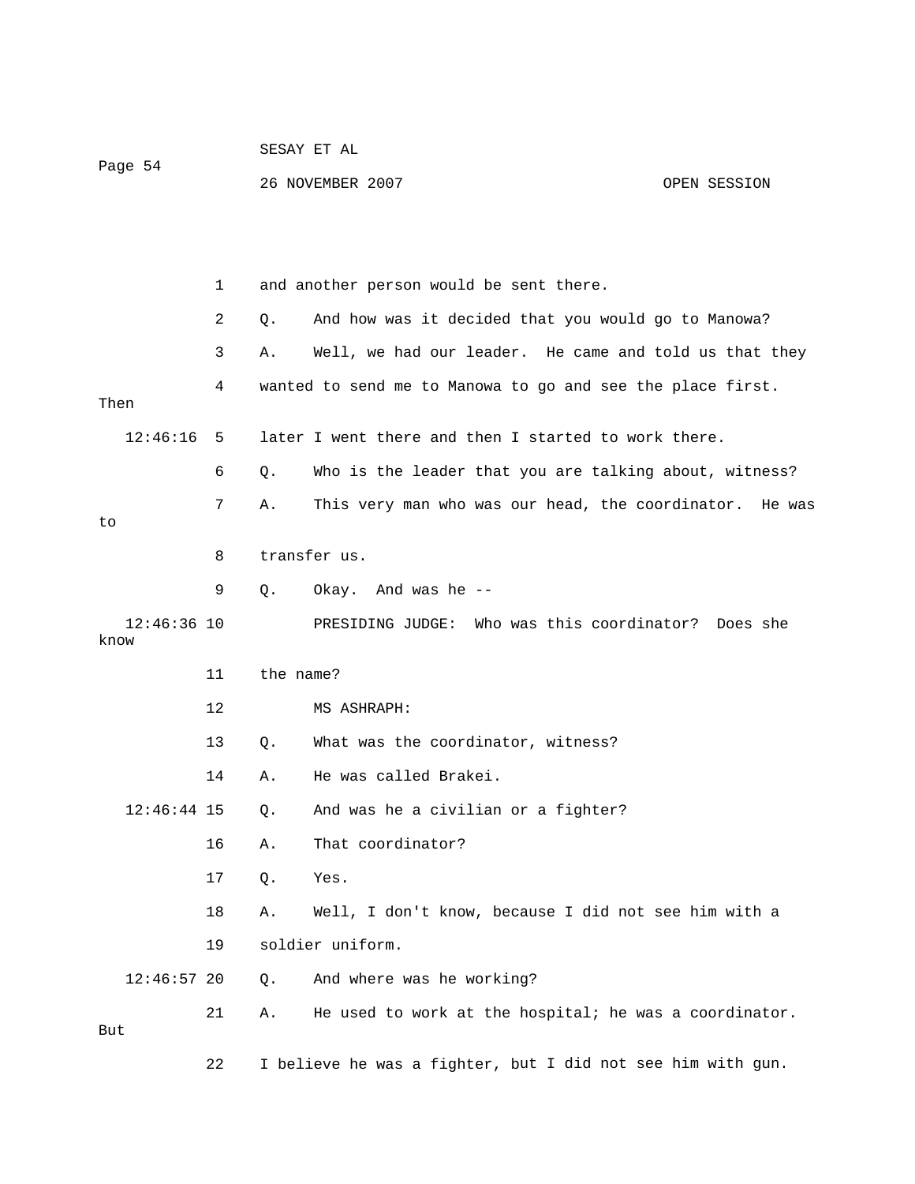1 and another person would be sent there.

2 Q. And how was it decided that you would go to Manowa?

3 A. Well, we had our leader. He came and told us that they

4 wanted to send me to Manowa to go and see the place first. Then

12:46:16 5 later I went there and then I started to work there.

6 Q. Who is the leader that you are talking about, witness?

7 A. This very man who was our head, the coordinator. He was to

8 transfer us.

9 Q. Okay. And was he --

12:46:36 10 PRESIDING JUDGE: Who was this coordinator? Does she know

11 the name?

12 MS ASHRAPH:

13 Q. What was the coordinator, witness?

14 A. He was called Brakei.

12:46:44 15 Q. And was he a civilian or a fighter?

16 A. That coordinator?

17 Q. Yes.

18 A. Well, I don't know, because I did not see him with a

19 soldier uniform.

12:46:57 20 Q. And where was he working?

21 A. He used to work at the hospital; he was a coordinator. But

22 I believe he was a fighter, but I did not see him with gun.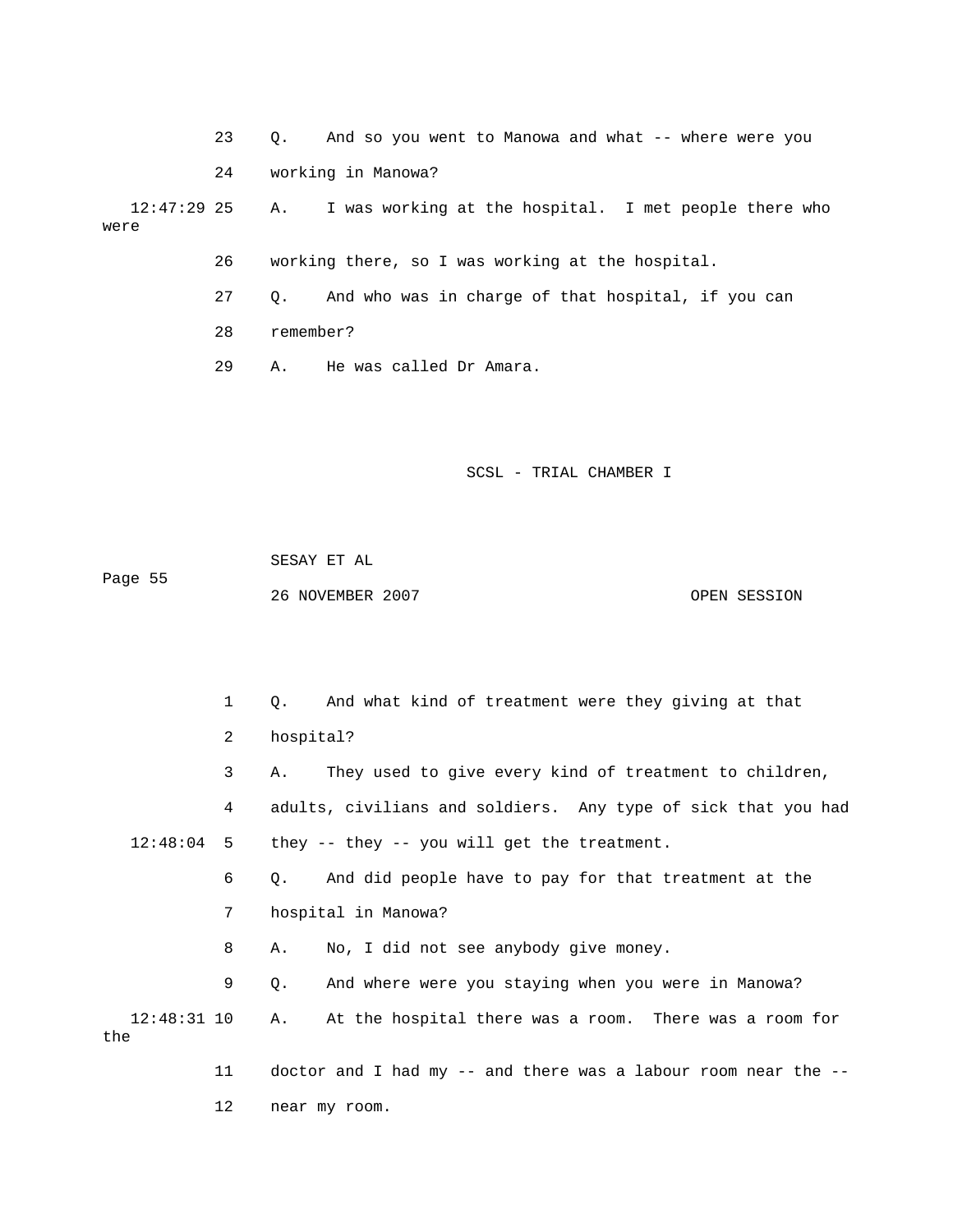23 Q. And so you went to Manowa and what -- where were you

24 working in Manowa?

12:47:29 25 A. I was working at the hospital. I met people there who were

26 working there, so I was working at the hospital.

27 Q. And who was in charge of that hospital, if you can

28 remember?

29 A. He was called Dr Amara.

1 Q. And what kind of treatment were they giving at that

2 hospital?

3 A. They used to give every kind of treatment to children,

4 adults, civilians and soldiers. Any type of sick that you had

12:48:04 5 they -- they -- you will get the treatment.

6 Q. And did people have to pay for that treatment at the

7 hospital in Manowa?

8 A. No, I did not see anybody give money.

9 Q. And where were you staying when you were in Manowa?

12:48:31 10 A. At the hospital there was a room. There was a room for the

11 doctor and I had my -- and there was a labour room near the --

12 near my room.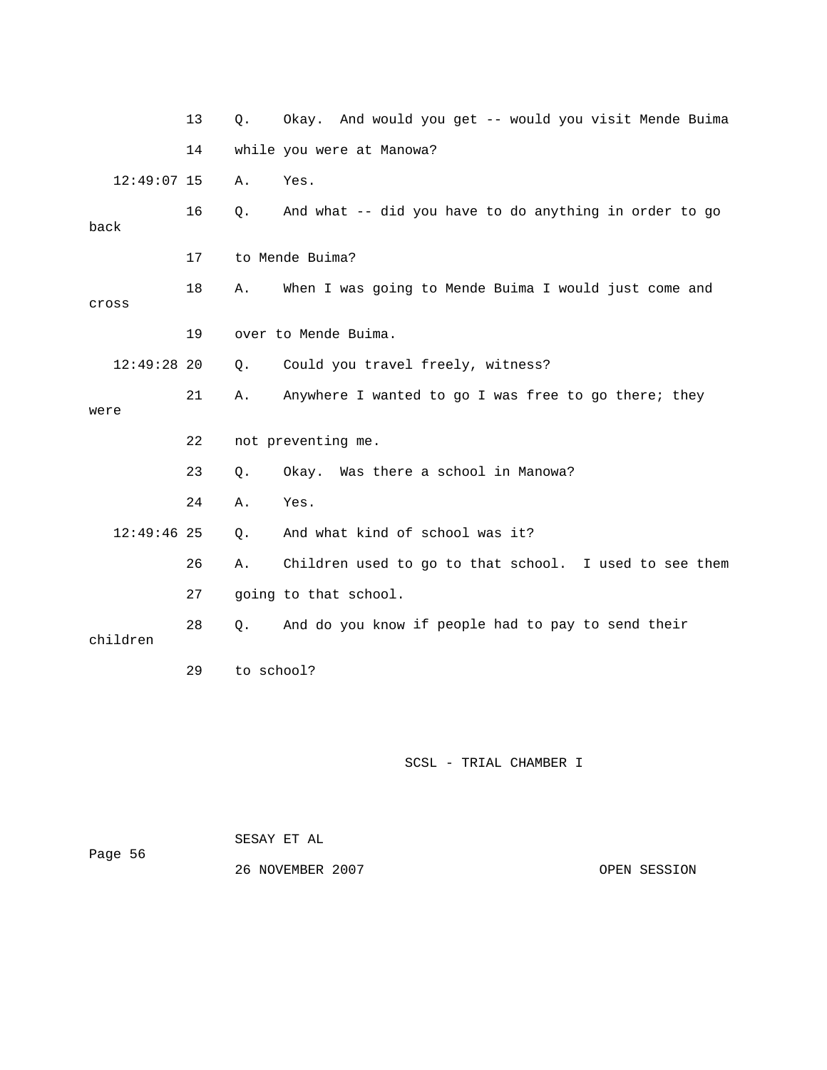13 Q. Okay. And would you get -- would you visit Mende Buima

14 while you were at Manowa?

12:49:07 15 A. Yes.

16 Q. And what -- did you have to do anything in order to go back

17 to Mende Buima?

18 A. When I was going to Mende Buima I would just come and cross

19 over to Mende Buima.

12:49:28 20 Q. Could you travel freely, witness?

21 A. Anywhere I wanted to go I was free to go there; they were

22 not preventing me.

23 Q. Okay. Was there a school in Manowa?

24 A. Yes.

12:49:46 25 Q. And what kind of school was it?

26 A. Children used to go to that school. I used to see them

27 going to that school.

28 Q. And do you know if people had to pay to send their children

29 to school?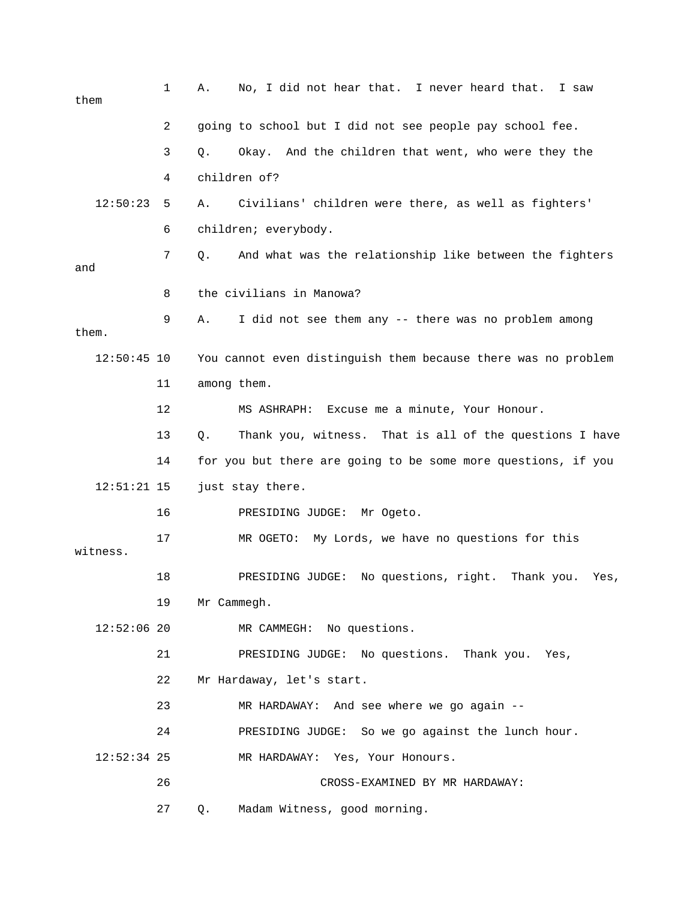1 A. No, I did not hear that. I never heard that. I saw them

2 going to school but I did not see people pay school fee.

3 Q. Okay. And the children that went, who were they the

4 children of?

12:50:23 5 A. Civilians' children were there, as well as fighters'

6 children; everybody.

7 Q. And what was the relationship like between the fighters and

8 the civilians in Manowa?

9 A. I did not see them any -- there was no problem among them.

12:50:45 10 You cannot even distinguish them because there was no problem

11 among them.

12 MS ASHRAPH: Excuse me a minute, Your Honour.

13 Q. Thank you, witness. That is all of the questions I have

14 for you but there are going to be some more questions, if you

12:51:21 15 just stay there.

16 PRESIDING JUDGE: Mr Ogeto.

17 MR OGETO: My Lords, we have no questions for this witness.

18 PRESIDING JUDGE: No questions, right. Thank you. Yes,

19 Mr Cammegh.

12:52:06 20 MR CAMMEGH: No questions.

21 PRESIDING JUDGE: No questions. Thank you. Yes,

22 Mr Hardaway, let's start.

23 MR HARDAWAY: And see where we go again --

24 PRESIDING JUDGE: So we go against the lunch hour.

12:52:34 25 MR HARDAWAY: Yes, Your Honours.

26 CROSS-EXAMINED BY MR HARDAWAY:

27 Q. Madam Witness, good morning.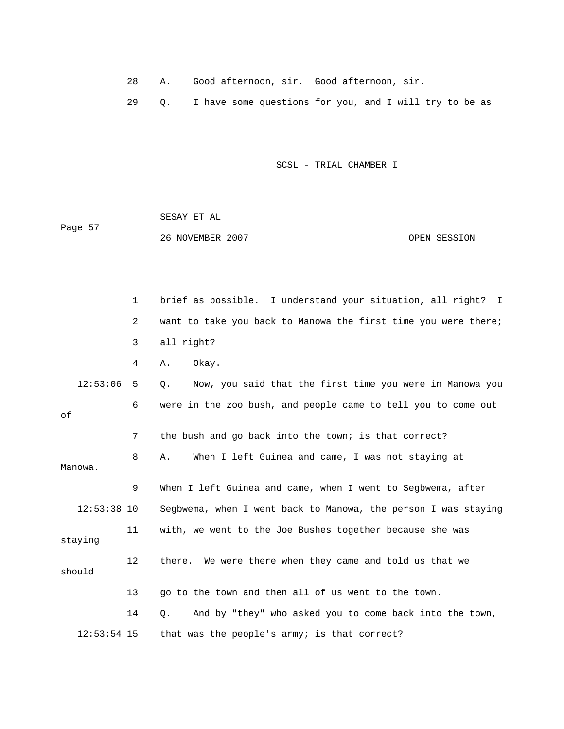28 A. Good afternoon, sir. Good afternoon, sir.

29 Q. I have some questions for you, and I will try to be as

1 brief as possible. I understand your situation, all right? I

2 want to take you back to Manowa the first time you were there;

3 all right?

4 A. Okay.

12:53:06 5 Q. Now, you said that the first time you were in Manowa you

6 were in the zoo bush, and people came to tell you to come out of

7 the bush and go back into the town; is that correct?

8 A. When I left Guinea and came, I was not staying at Manowa.

9 When I left Guinea and came, when I went to Segbwema, after

12:53:38 10 Segbwema, when I went back to Manowa, the person I was staying

11 with, we went to the Joe Bushes together because she was staying

12 there. We were there when they came and told us that we should

13 go to the town and then all of us went to the town.

14 Q. And by "they" who asked you to come back into the town,

12:53:54 15 that was the people's army; is that correct?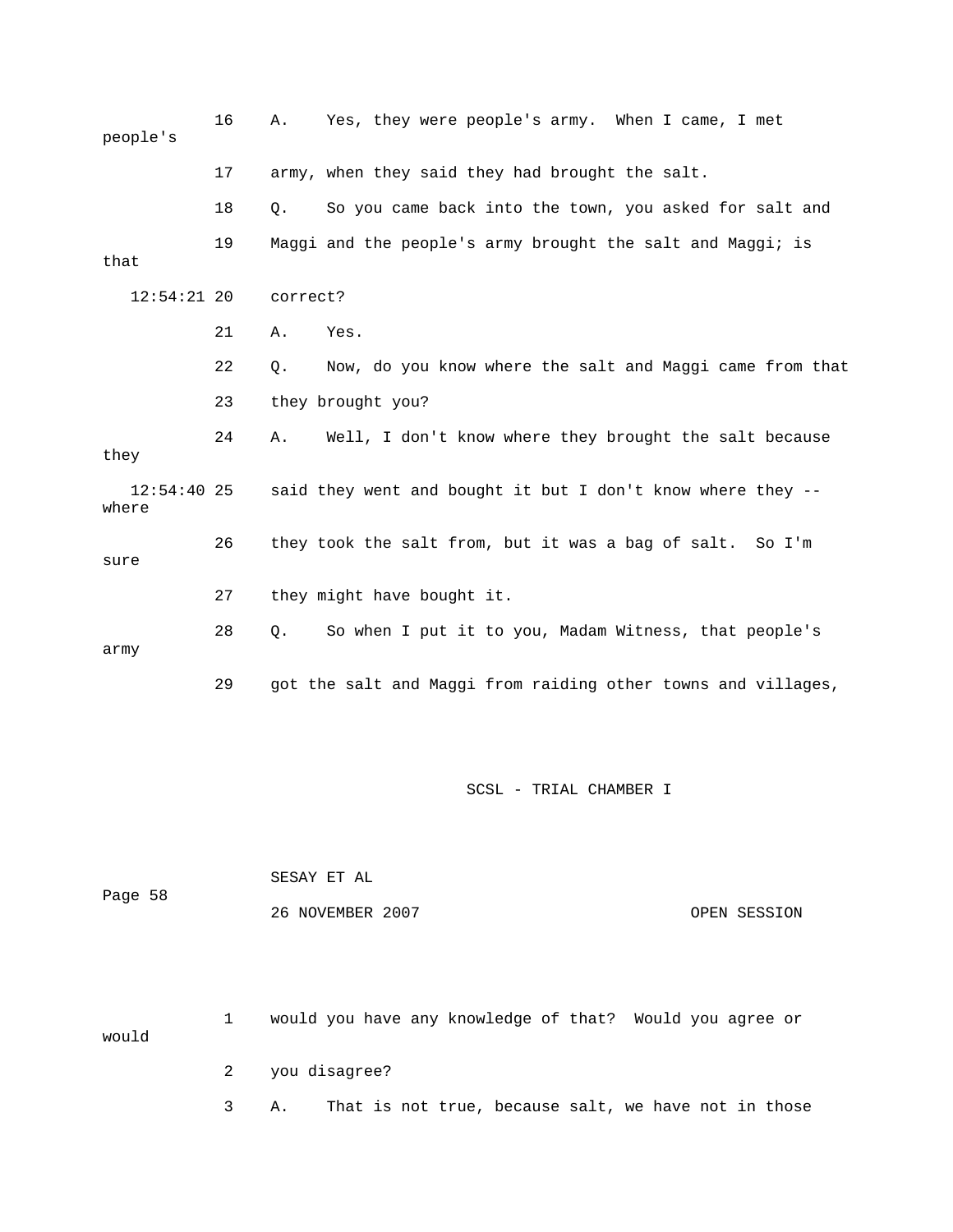16 A. Yes, they were people's army. When I came, I met people's

17 army, when they said they had brought the salt.

18 Q. So you came back into the town, you asked for salt and

19 Maggi and the people's army brought the salt and Maggi; is that

12:54:21 20 correct?

21 A. Yes.

22 Q. Now, do you know where the salt and Maggi came from that

23 they brought you?

24 A. Well, I don't know where they brought the salt because they

12:54:40 25 said they went and bought it but I don't know where they -- where

26 they took the salt from, but it was a bag of salt. So I'm sure

27 they might have bought it.

28 Q. So when I put it to you, Madam Witness, that people's army

29 got the salt and Maggi from raiding other towns and villages,

1 would you have any knowledge of that? Would you agree or would

2 you disagree?

3 A. That is not true, because salt, we have not in those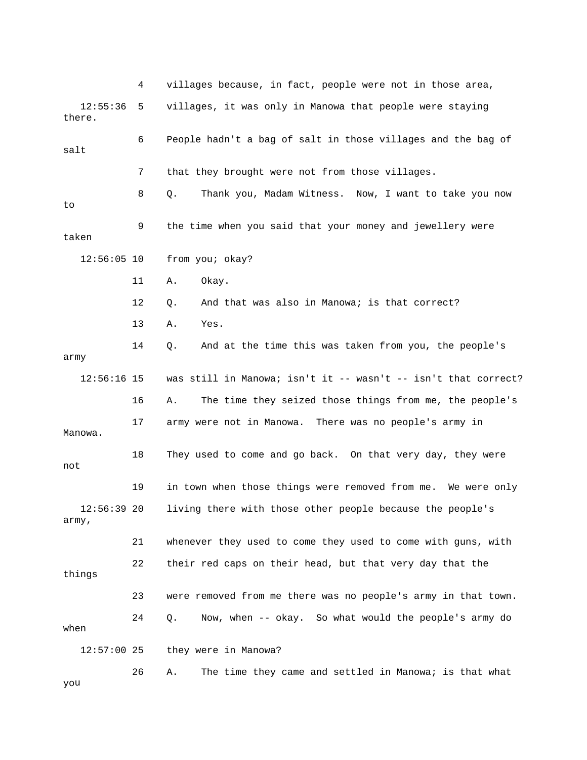4 villages because, in fact, people were not in those area,

12:55:36 5 villages, it was only in Manowa that people were staying there.

6 People hadn't a bag of salt in those villages and the bag of salt

7 that they brought were not from those villages.

8 Q. Thank you, Madam Witness. Now, I want to take you now to

9 the time when you said that your money and jewellery were taken

12:56:05 10 from you; okay?

11 A. Okay.

12 Q. And that was also in Manowa; is that correct?

13 A. Yes.

14 Q. And at the time this was taken from you, the people's army

12:56:16 15 was still in Manowa; isn't it -- wasn't -- isn't that correct?

16 A. The time they seized those things from me, the people's

17 army were not in Manowa. There was no people's army in Manowa.

18 They used to come and go back. On that very day, they were not

19 in town when those things were removed from me. We were only

12:56:39 20 living there with those other people because the people's army,

21 whenever they used to come they used to come with guns, with

22 their red caps on their head, but that very day that the things

23 were removed from me there was no people's army in that town.

24 Q. Now, when -- okay. So what would the people's army do when

12:57:00 25 they were in Manowa?

26 A. The time they came and settled in Manowa; is that what you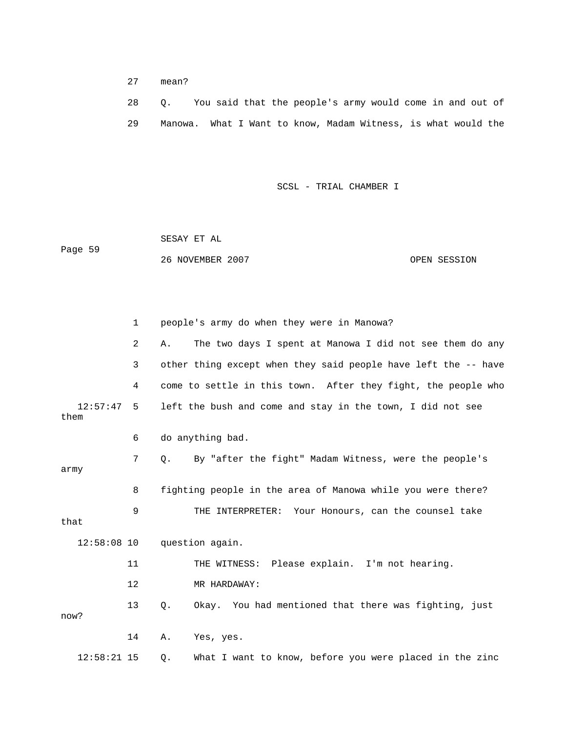27 mean?

28 Q. You said that the people's army would come in and out of

29 Manowa. What I Want to know, Madam Witness, is what would the

1 people's army do when they were in Manowa?

2 A. The two days I spent at Manowa I did not see them do any

3 other thing except when they said people have left the -- have

4 come to settle in this town. After they fight, the people who

12:57:47 5 left the bush and come and stay in the town, I did not see them

6 do anything bad.

7 Q. By "after the fight" Madam Witness, were the people's army

8 fighting people in the area of Manowa while you were there?

9 THE INTERPRETER: Your Honours, can the counsel take that

12:58:08 10 question again.

11 THE WITNESS: Please explain. I'm not hearing.

12 MR HARDAWAY:

13 Q. Okay. You had mentioned that there was fighting, just now?

14 A. Yes, yes.

12:58:21 15 Q. What I want to know, before you were placed in the zinc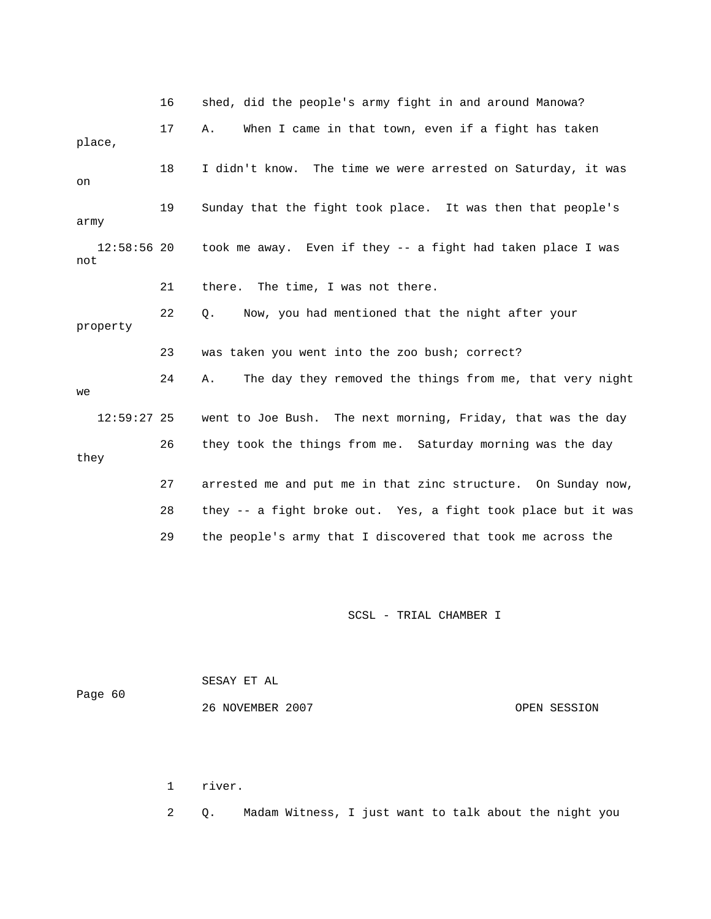16 shed, did the people's army fight in and around Manowa?

17 A. When I came in that town, even if a fight has taken place,

18 I didn't know. The time we were arrested on Saturday, it was on

19 Sunday that the fight took place. It was then that people's army

12:58:56 20 took me away. Even if they -- a fight had taken place I was not

21 there. The time, I was not there.

22 Q. Now, you had mentioned that the night after your property

23 was taken you went into the zoo bush; correct?

24 A. The day they removed the things from me, that very night we

12:59:27 25 went to Joe Bush. The next morning, Friday, that was the day

26 they took the things from me. Saturday morning was the day they

27 arrested me and put me in that zinc structure. On Sunday now,

28 they -- a fight broke out. Yes, a fight took place but it was

29 the people's army that I discovered that took me across the

1 river.

2 Q. Madam Witness, I just want to talk about the night you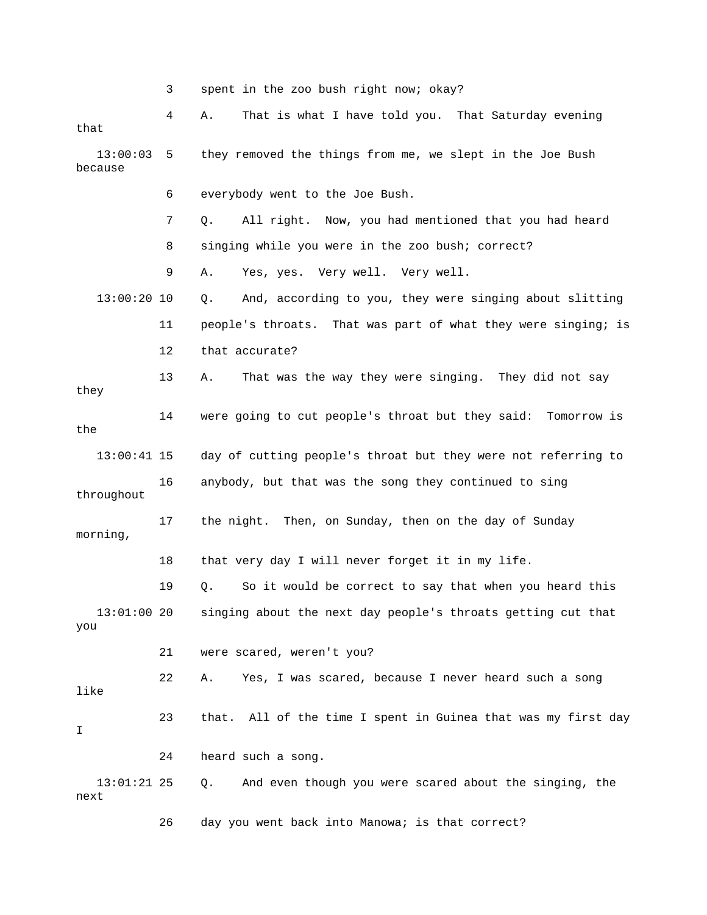3 spent in the zoo bush right now; okay?

4 A. That is what I have told you. That Saturday evening that

13:00:03 5 they removed the things from me, we slept in the Joe Bush because

6 everybody went to the Joe Bush.

7 Q. All right. Now, you had mentioned that you had heard

8 singing while you were in the zoo bush; correct?

9 A. Yes, yes. Very well. Very well.

13:00:20 10 Q. And, according to you, they were singing about slitting

11 people's throats. That was part of what they were singing; is

12 that accurate?

13 A. That was the way they were singing. They did not say they

14 were going to cut people's throat but they said: Tomorrow is the

13:00:41 15 day of cutting people's throat but they were not referring to

16 anybody, but that was the song they continued to sing throughout

17 the night. Then, on Sunday, then on the day of Sunday morning,

18 that very day I will never forget it in my life.

19 Q. So it would be correct to say that when you heard this

13:01:00 20 singing about the next day people's throats getting cut that you

21 were scared, weren't you?

22 A. Yes, I was scared, because I never heard such a song like

23 that. All of the time I spent in Guinea that was my first day I

24 heard such a song.

13:01:21 25 Q. And even though you were scared about the singing, the next

26 day you went back into Manowa; is that correct?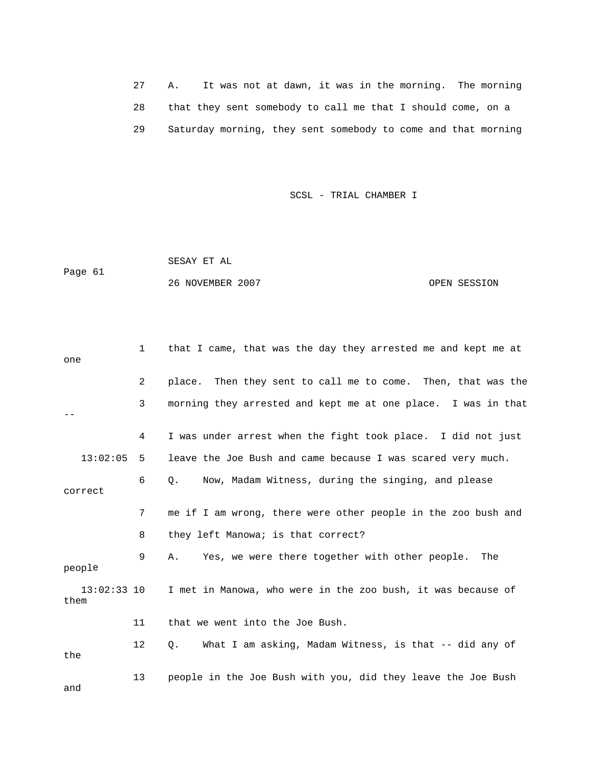27 A. It was not at dawn, it was in the morning. The morning

28 that they sent somebody to call me that I should come, on a

29 Saturday morning, they sent somebody to come and that morning

1 that I came, that was the day they arrested me and kept me at one

2 place. Then they sent to call me to come. Then, that was the

3 morning they arrested and kept me at one place. I was in that --

4 I was under arrest when the fight took place. I did not just

13:02:05 5 leave the Joe Bush and came because I was scared very much.

6 Q. Now, Madam Witness, during the singing, and please correct

7 me if I am wrong, there were other people in the zoo bush and

8 they left Manowa; is that correct?

9 A. Yes, we were there together with other people. The people

13:02:33 10 I met in Manowa, who were in the zoo bush, it was because of them

11 that we went into the Joe Bush.

12 Q. What I am asking, Madam Witness, is that -- did any of the

13 people in the Joe Bush with you, did they leave the Joe Bush and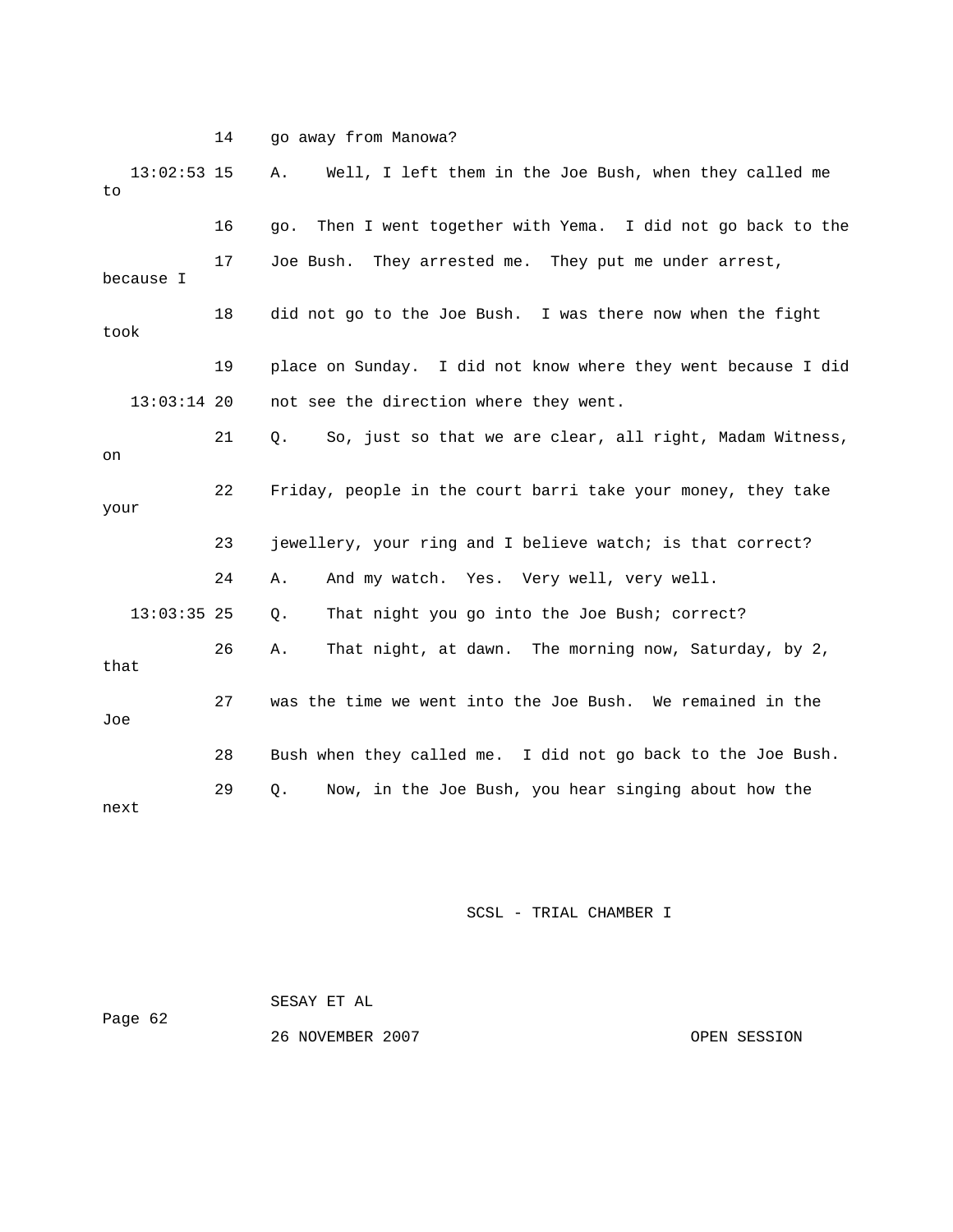14 go away from Manowa?

13:02:53 15 A. Well, I left them in the Joe Bush, when they called me to

16 go. Then I went together with Yema. I did not go back to the

17 Joe Bush. They arrested me. They put me under arrest, because I

18 did not go to the Joe Bush. I was there now when the fight took

19 place on Sunday. I did not know where they went because I did

13:03:14 20 not see the direction where they went.

21 Q. So, just so that we are clear, all right, Madam Witness, on

22 Friday, people in the court barri take your money, they take your

23 jewellery, your ring and I believe watch; is that correct?

24 A. And my watch. Yes. Very well, very well.

13:03:35 25 Q. That night you go into the Joe Bush; correct?

26 A. That night, at dawn. The morning now, Saturday, by 2, that

27 was the time we went into the Joe Bush. We remained in the Joe

28 Bush when they called me. I did not go back to the Joe Bush.

29 Q. Now, in the Joe Bush, you hear singing about how the next

SCSL - TRIAL CHAMBER I

SESAY ET AL

26 NOVEMBER 2007 OPEN SESSION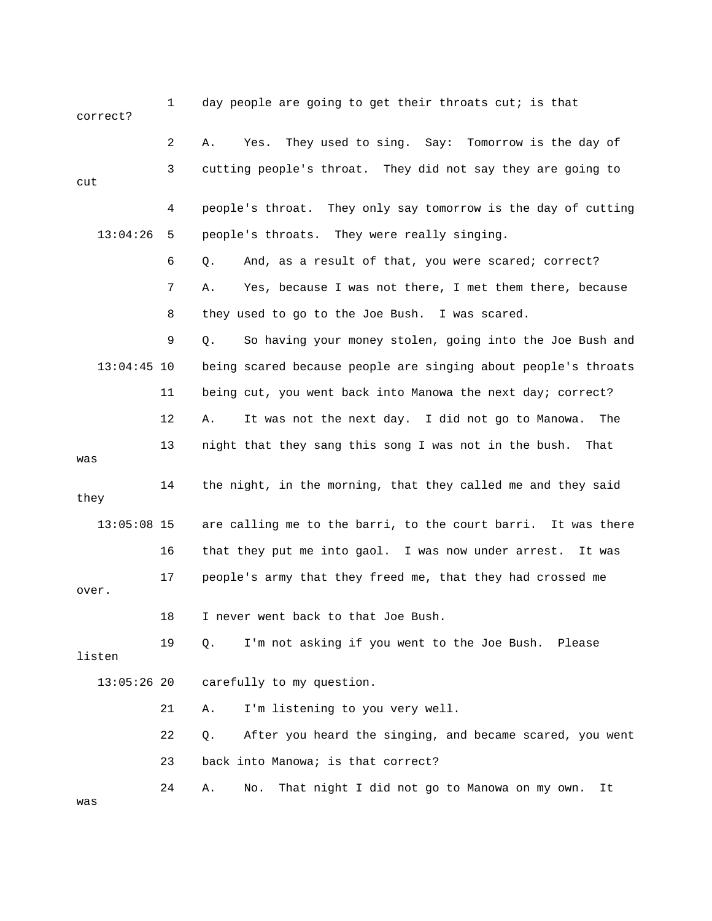day people are going to get their throats cut; is that correct?

A. Yes. They used to sing. Say: Tomorrow is the day of cutting people's throat. They did not say they are going to cut people's throat. They only say tomorrow is the day of cutting people's throats. They were really singing.

Q. And, as a result of that, you were scared; correct?

A. Yes, because I was not there, I met them there, because they used to go to the Joe Bush. I was scared.

Q. So having your money stolen, going into the Joe Bush and being scared because people are singing about people's throats being cut, you went back into Manowa the next day; correct?

A. It was not the next day. I did not go to Manowa. The night that they sang this song I was not in the bush. That was the night, in the morning, that they called me and they said they are calling me to the barri, to the court barri. It was there that they put me into gaol. I was now under arrest. It was people's army that they freed me, that they had crossed me over. I never went back to that Joe Bush.

Q. I'm not asking if you went to the Joe Bush. Please listen carefully to my question.

A. I'm listening to you very well.

Q. After you heard the singing, and became scared, you went back into Manowa; is that correct?

A. No. That night I did not go to Manowa on my own. It was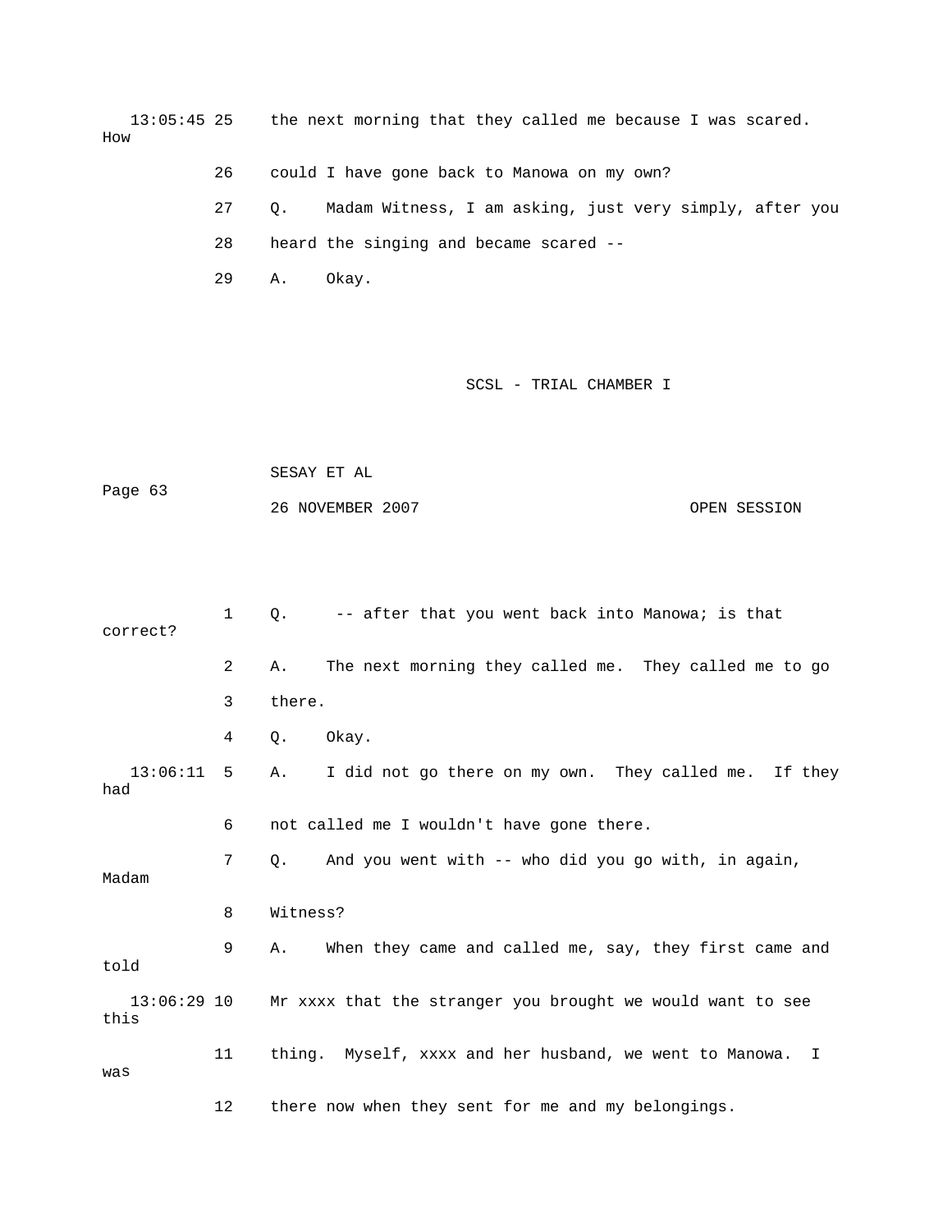13:05:45 25 the next morning that they called me because I was scared. How

26 could I have gone back to Manowa on my own?

27 Q. Madam Witness, I am asking, just very simply, after you

28 heard the singing and became scared --

29 A. Okay.

1 Q. -- after that you went back into Manowa; is that correct?

2 A. The next morning they called me. They called me to go

3 there.

4 Q. Okay.

13:06:11 5 A. I did not go there on my own. They called me. If they had

6 not called me I wouldn't have gone there.

7 Q. And you went with -- who did you go with, in again, Madam

8 Witness?

9 A. When they came and called me, say, they first came and told

13:06:29 10 Mr xxxx that the stranger you brought we would want to see this

11 thing. Myself, xxxx and her husband, we went to Manowa. I was

12 there now when they sent for me and my belongings.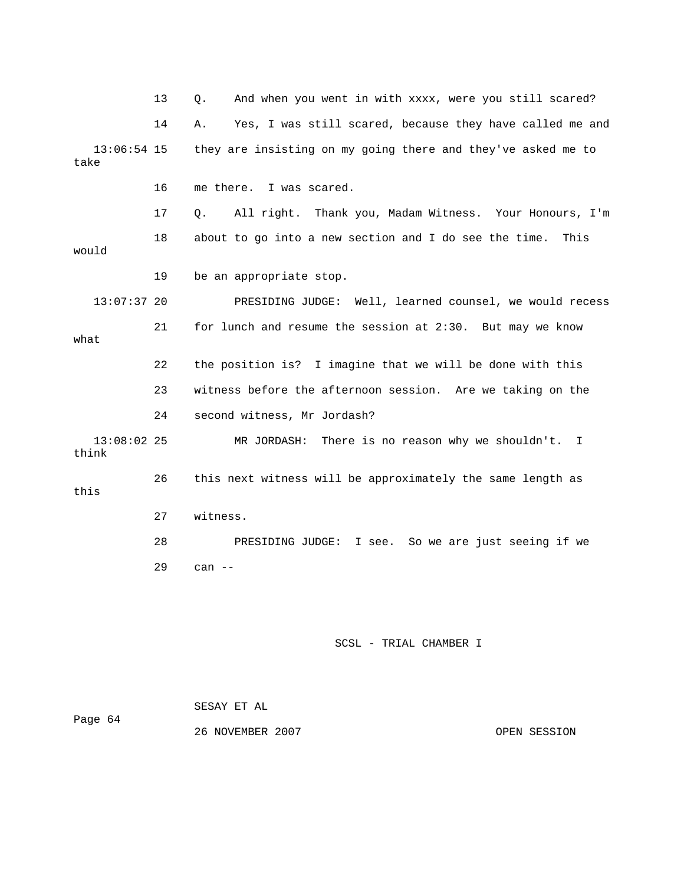13 Q. And when you went in with xxxx, were you still scared?

14 A. Yes, I was still scared, because they have called me and

13:06:54 15 they are insisting on my going there and they've asked me to take

16 me there. I was scared.

17 Q. All right. Thank you, Madam Witness. Your Honours, I'm

18 about to go into a new section and I do see the time. This would

19 be an appropriate stop.

13:07:37 20 PRESIDING JUDGE: Well, learned counsel, we would recess

21 for lunch and resume the session at 2:30. But may we know what

22 the position is? I imagine that we will be done with this

23 witness before the afternoon session. Are we taking on the

24 second witness, Mr Jordash?

13:08:02 25 MR JORDASH: There is no reason why we shouldn't. I think

26 this next witness will be approximately the same length as this

27 witness.

28 PRESIDING JUDGE: I see. So we are just seeing if we

29 can --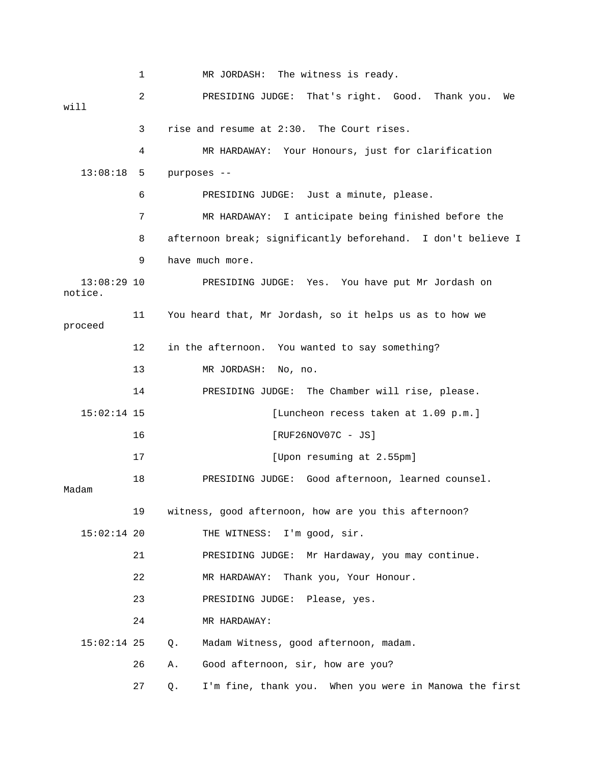1 MR JORDASH: The witness is ready.

2 PRESIDING JUDGE: That's right. Good. Thank you. We will

3 rise and resume at 2:30. The Court rises.

4 MR HARDAWAY: Your Honours, just for clarification

13:08:18 5 purposes --

6 PRESIDING JUDGE: Just a minute, please.

7 MR HARDAWAY: I anticipate being finished before the

8 afternoon break; significantly beforehand. I don't believe I

9 have much more.

13:08:29 10 PRESIDING JUDGE: Yes. You have put Mr Jordash on notice.

11 You heard that, Mr Jordash, so it helps us as to how we proceed

12 in the afternoon. You wanted to say something?

13 MR JORDASH: No, no.

14 PRESIDING JUDGE: The Chamber will rise, please.

15:02:14 15 [Luncheon recess taken at 1.09 p.m.]

16 [RUF26NOV07C - JS]

17 [Upon resuming at 2.55pm]

18 PRESIDING JUDGE: Good afternoon, learned counsel. Madam

19 witness, good afternoon, how are you this afternoon?

15:02:14 20 THE WITNESS: I'm good, sir.

21 PRESIDING JUDGE: Mr Hardaway, you may continue.

22 MR HARDAWAY: Thank you, Your Honour.

23 PRESIDING JUDGE: Please, yes.

24 MR HARDAWAY:

15:02:14 25 Q. Madam Witness, good afternoon, madam.

26 A. Good afternoon, sir, how are you?

27 Q. I'm fine, thank you. When you were in Manowa the first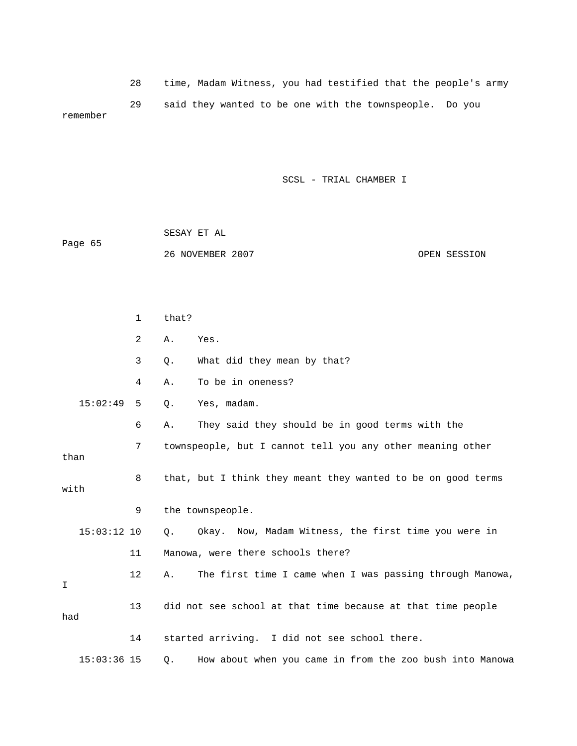28 time, Madam Witness, you had testified that the people's army

29 said they wanted to be one with the townspeople. Do you remember

1 that?

2 A. Yes.

3 Q. What did they mean by that?

4 A. To be in oneness?

15:02:49 5 Q. Yes, madam.

6 A. They said they should be in good terms with the

7 townspeople, but I cannot tell you any other meaning other than

8 that, but I think they meant they wanted to be on good terms with

9 the townspeople.

15:03:12 10 Q. Okay. Now, Madam Witness, the first time you were in

11 Manowa, were there schools there?

12 A. The first time I came when I was passing through Manowa, I

13 did not see school at that time because at that time people had

14 started arriving. I did not see school there.

15:03:36 15 Q. How about when you came in from the zoo bush into Manowa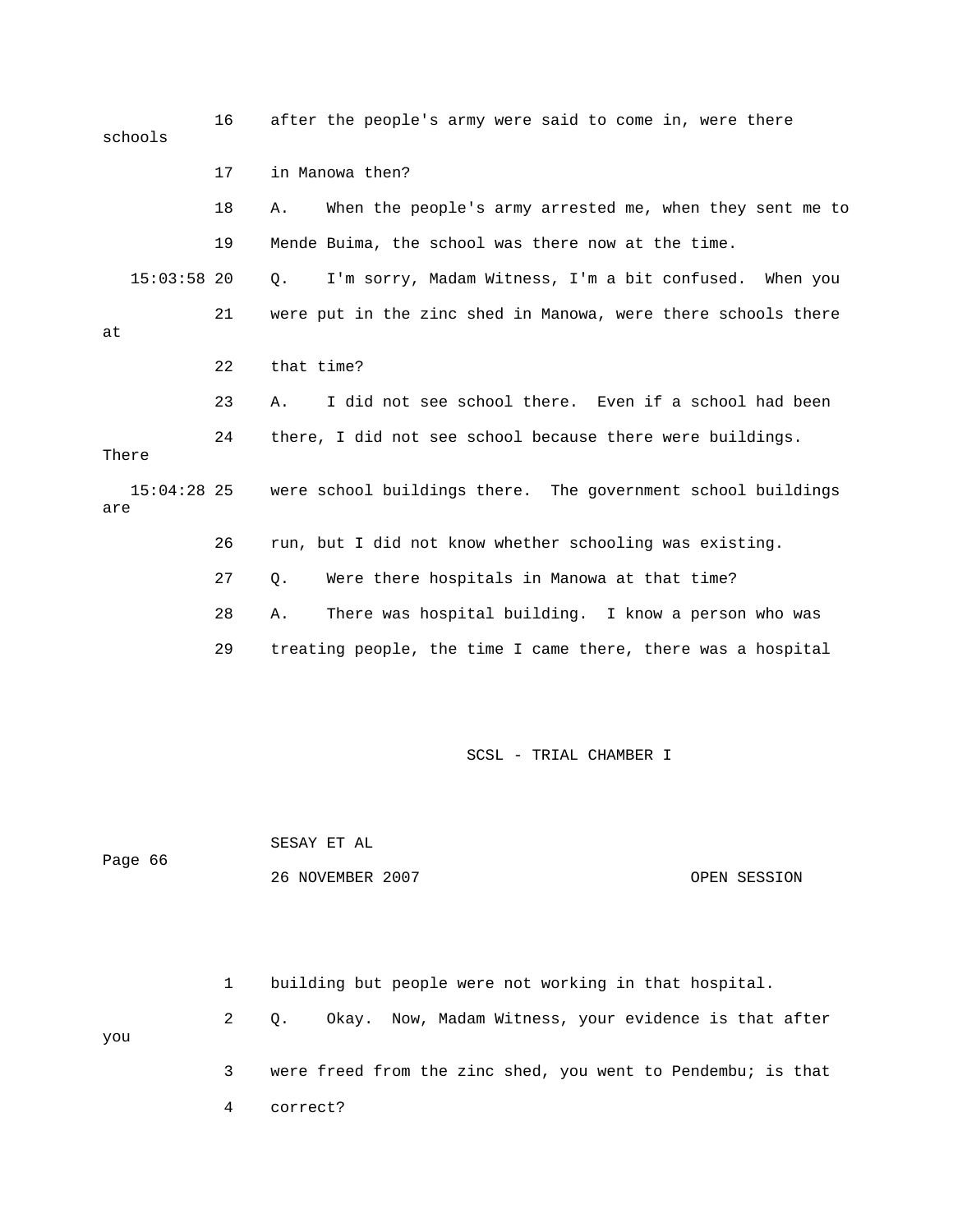16 after the people's army were said to come in, were there schools

17 in Manowa then?

18 A. When the people's army arrested me, when they sent me to

19 Mende Buima, the school was there now at the time.

15:03:58 20 Q. I'm sorry, Madam Witness, I'm a bit confused. When you

21 were put in the zinc shed in Manowa, were there schools there at

22 that time?

23 A. I did not see school there. Even if a school had been

24 there, I did not see school because there were buildings. There

15:04:28 25 were school buildings there. The government school buildings are

26 run, but I did not know whether schooling was existing.

27 Q. Were there hospitals in Manowa at that time?

28 A. There was hospital building. I know a person who was

29 treating people, the time I came there, there was a hospital

1 building but people were not working in that hospital.

2 Q. Okay. Now, Madam Witness, your evidence is that after you

3 were freed from the zinc shed, you went to Pendembu; is that

4 correct?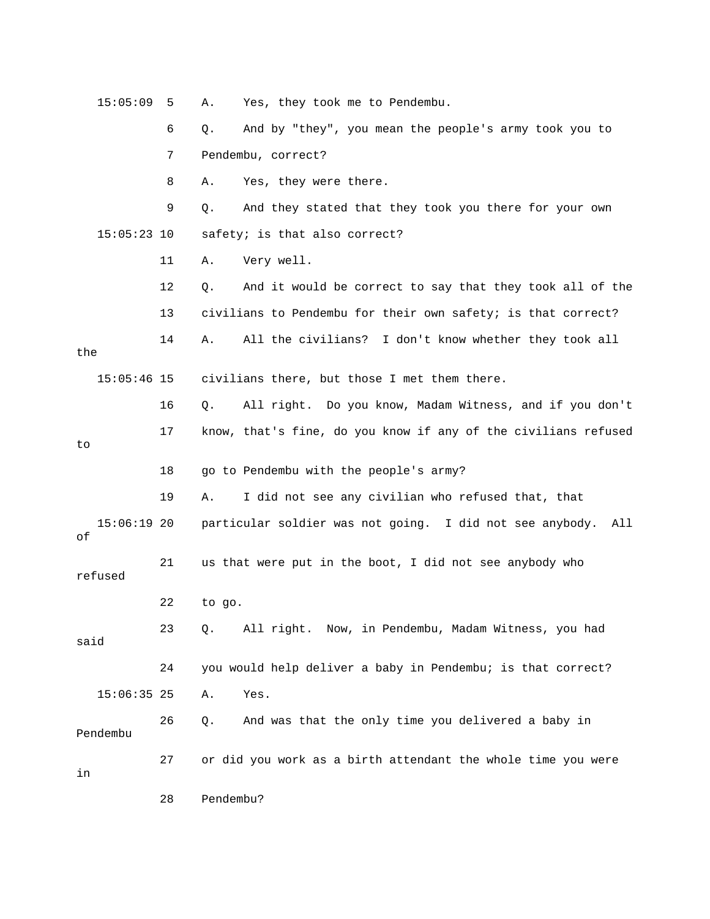15:05:09 5 A. Yes, they took me to Pendembu.

6 Q. And by "they", you mean the people's army took you to

7 Pendembu, correct?

8 A. Yes, they were there.

9 Q. And they stated that they took you there for your own

15:05:23 10 safety; is that also correct?

11 A. Very well.

12 Q. And it would be correct to say that they took all of the

13 civilians to Pendembu for their own safety; is that correct?

14 A. All the civilians? I don't know whether they took all the

15:05:46 15 civilians there, but those I met them there.

16 Q. All right. Do you know, Madam Witness, and if you don't

17 know, that's fine, do you know if any of the civilians refused to

18 go to Pendembu with the people's army?

19 A. I did not see any civilian who refused that, that

15:06:19 20 particular soldier was not going. I did not see anybody. All of

21 us that were put in the boot, I did not see anybody who refused

22 to go.

23 Q. All right. Now, in Pendembu, Madam Witness, you had said

24 you would help deliver a baby in Pendembu; is that correct?

15:06:35 25 A. Yes.

26 Q. And was that the only time you delivered a baby in Pendembu

27 or did you work as a birth attendant the whole time you were in

28 Pendembu?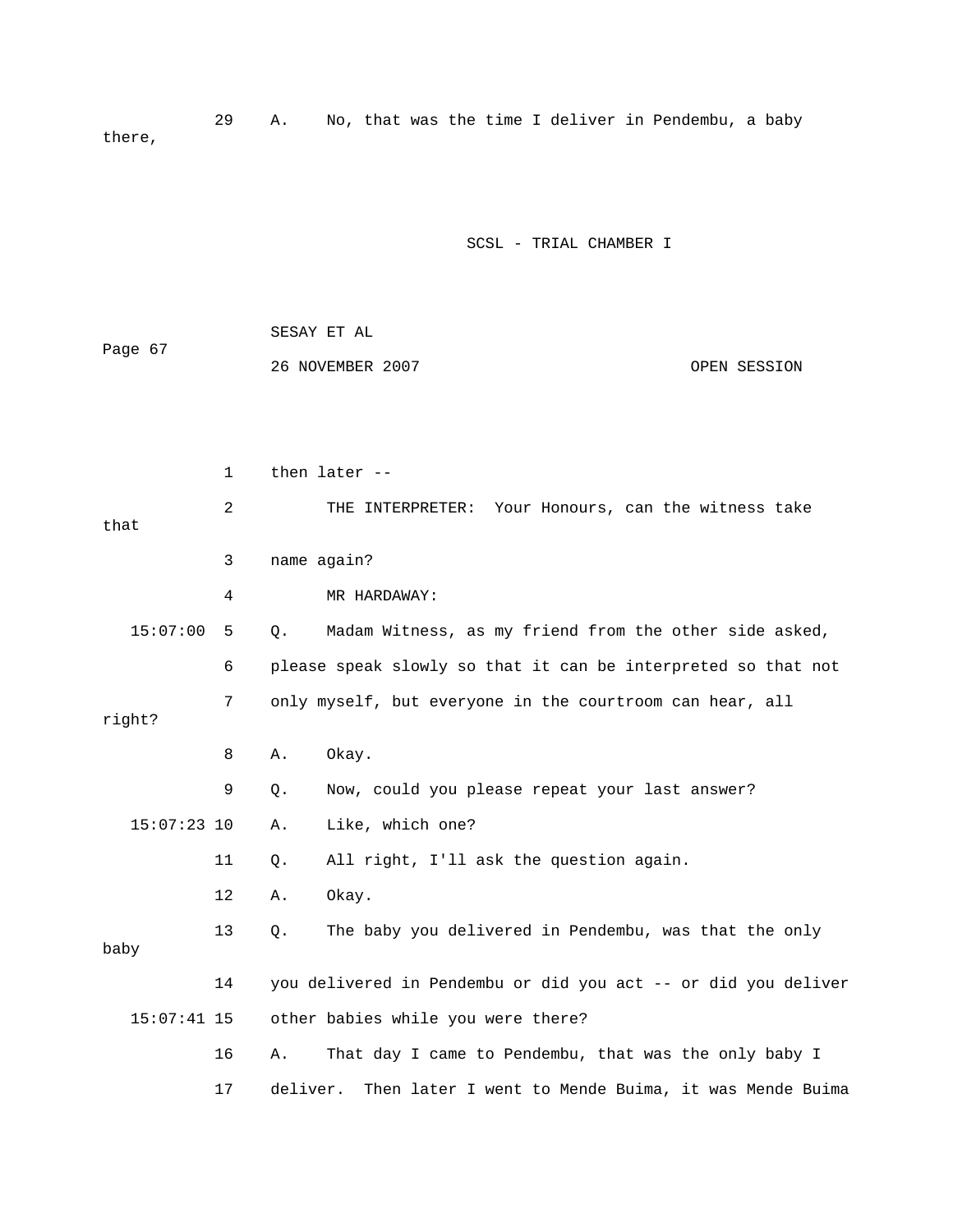29 A. No, that was the time I deliver in Pendembu, a baby there,

SCSL - TRIAL CHAMBER I

SESAY ET AL

26 NOVEMBER 2007 OPEN SESSION

1 then later --

2 THE INTERPRETER: Your Honours, can the witness take that

3 name again?

4 MR HARDAWAY:

15:07:00 5 Q. Madam Witness, as my friend from the other side asked,

6 please speak slowly so that it can be interpreted so that not

7 only myself, but everyone in the courtroom can hear, all right?

8 A. Okay.

9 Q. Now, could you please repeat your last answer?

15:07:23 10 A. Like, which one?

11 Q. All right, I'll ask the question again.

12 A. Okay.

13 Q. The baby you delivered in Pendembu, was that the only baby

14 you delivered in Pendembu or did you act -- or did you deliver

15:07:41 15 other babies while you were there?

16 A. That day I came to Pendembu, that was the only baby I

17 deliver. Then later I went to Mende Buima, it was Mende Buima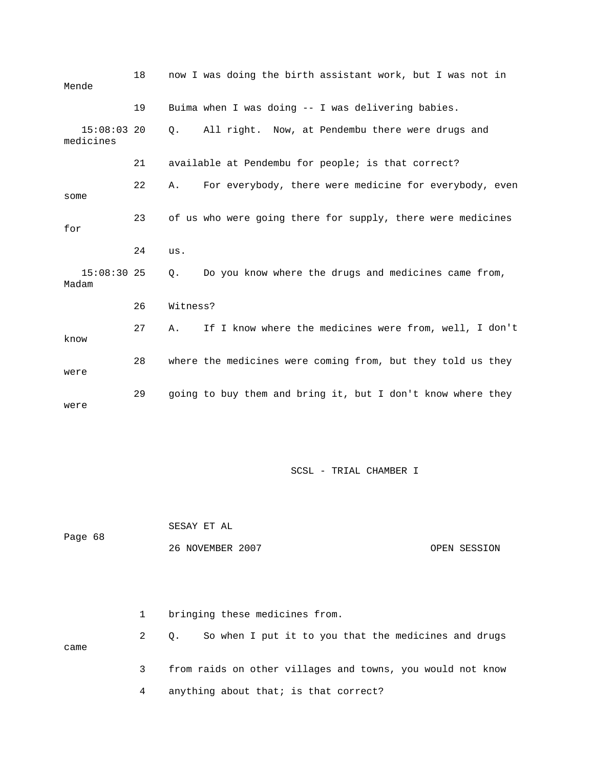18 now I was doing the birth assistant work, but I was not in Mende

19 Buima when I was doing -- I was delivering babies.

15:08:03 20 Q. All right. Now, at Pendembu there were drugs and medicines

21 available at Pendembu for people; is that correct?

22 A. For everybody, there were medicine for everybody, even some

23 of us who were going there for supply, there were medicines for

24 us.

15:08:30 25 Q. Do you know where the drugs and medicines came from, Madam

26 Witness?

27 A. If I know where the medicines were from, well, I don't know

28 where the medicines were coming from, but they told us they were

29 going to buy them and bring it, but I don't know where they were

SCSL - TRIAL CHAMBER I

1 bringing these medicines from.

2 Q. So when I put it to you that the medicines and drugs came

3 from raids on other villages and towns, you would not know

4 anything about that; is that correct?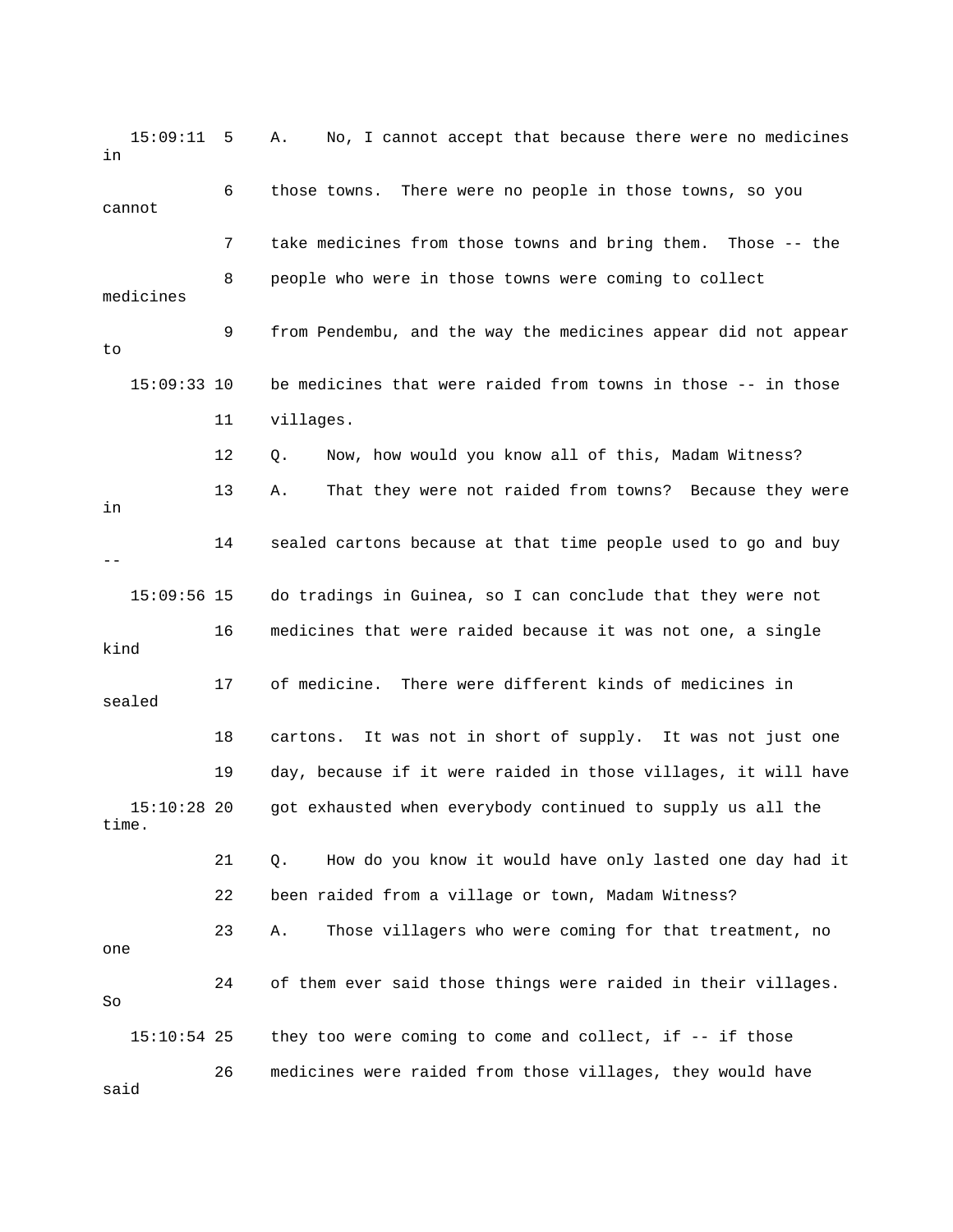15:09:11 5 A. No, I cannot accept that because there were no medicines in

6 those towns. There were no people in those towns, so you cannot

7 take medicines from those towns and bring them. Those -- the

8 people who were in those towns were coming to collect medicines

9 from Pendembu, and the way the medicines appear did not appear to

15:09:33 10 be medicines that were raided from towns in those -- in those

11 villages.

12 Q. Now, how would you know all of this, Madam Witness?

13 A. That they were not raided from towns? Because they were in

14 sealed cartons because at that time people used to go and buy --

15:09:56 15 do tradings in Guinea, so I can conclude that they were not

16 medicines that were raided because it was not one, a single kind

17 of medicine. There were different kinds of medicines in sealed

18 cartons. It was not in short of supply. It was not just one

19 day, because if it were raided in those villages, it will have

15:10:28 20 got exhausted when everybody continued to supply us all the time.

21 Q. How do you know it would have only lasted one day had it

22 been raided from a village or town, Madam Witness?

23 A. Those villagers who were coming for that treatment, no one

24 of them ever said those things were raided in their villages. So

15:10:54 25 they too were coming to come and collect, if -- if those

26 medicines were raided from those villages, they would have said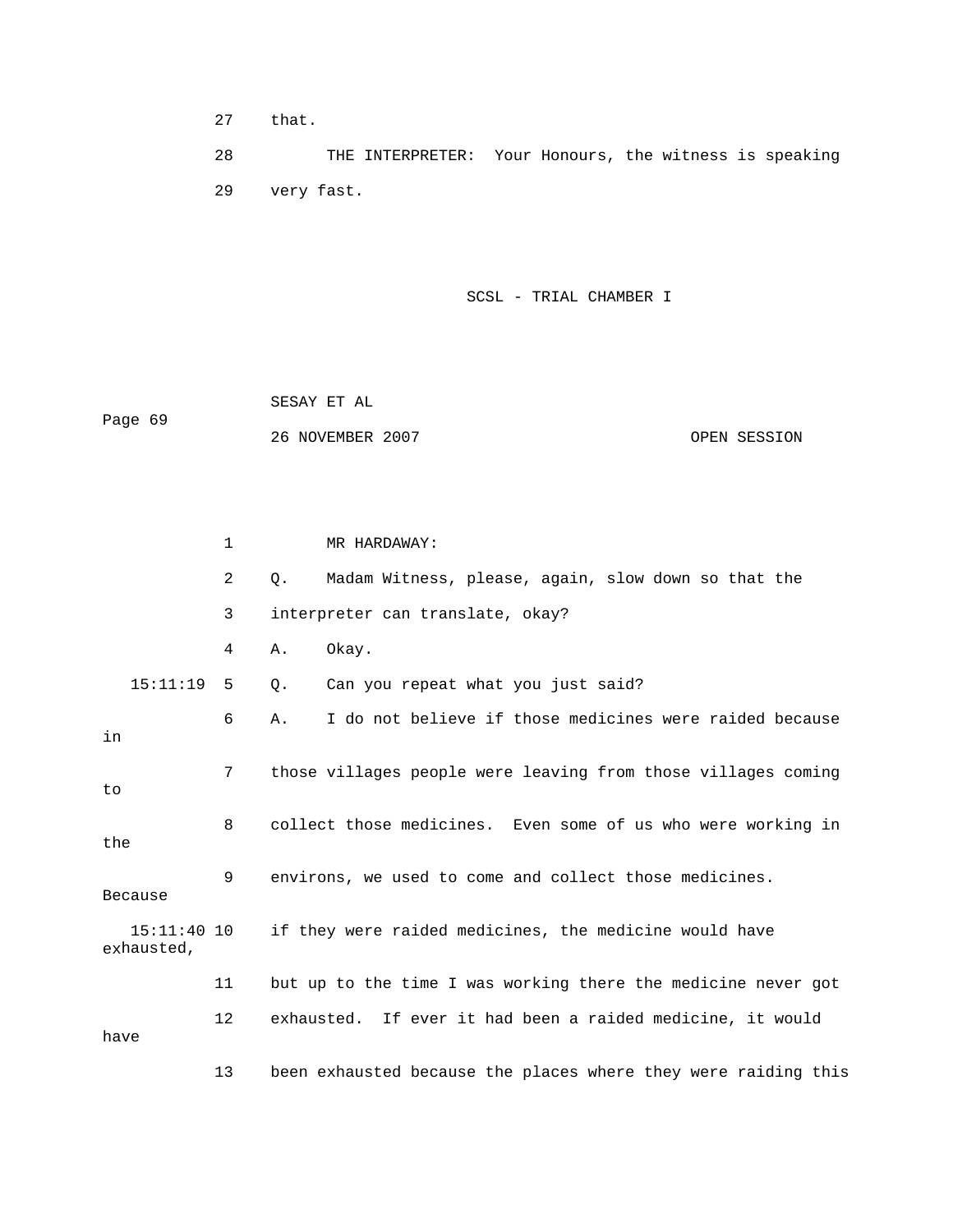27 that.

28 THE INTERPRETER: Your Honours, the witness is speaking

29 very fast.

SCSL - TRIAL CHAMBER I

SESAY ET AL

26 NOVEMBER 2007 OPEN SESSION

1 MR HARDAWAY:

2 Q. Madam Witness, please, again, slow down so that the

3 interpreter can translate, okay?

4 A. Okay.

15:11:19 5 Q. Can you repeat what you just said?

6 A. I do not believe if those medicines were raided because in

7 those villages people were leaving from those villages coming to

8 collect those medicines. Even some of us who were working in the

9 environs, we used to come and collect those medicines. Because

15:11:40 10 if they were raided medicines, the medicine would have exhausted,

11 but up to the time I was working there the medicine never got

12 exhausted. If ever it had been a raided medicine, it would have

13 been exhausted because the places where they were raiding this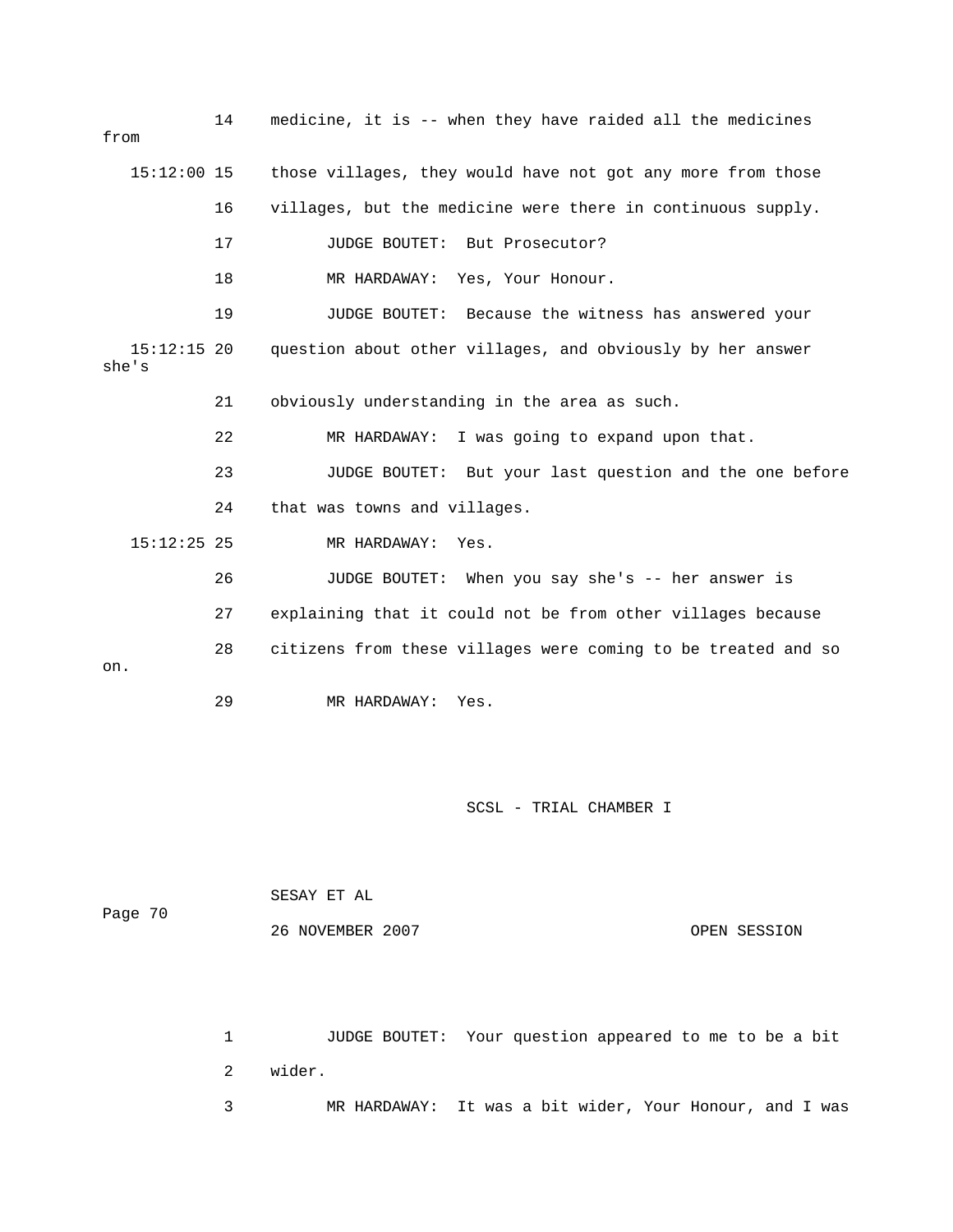14 medicine, it is -- when they have raided all the medicines from

15:12:00 15 those villages, they would have not got any more from those

16 villages, but the medicine were there in continuous supply.

17 JUDGE BOUTET: But Prosecutor?

18 MR HARDAWAY: Yes, Your Honour.

19 JUDGE BOUTET: Because the witness has answered your

15:12:15 20 question about other villages, and obviously by her answer she's

21 obviously understanding in the area as such.

22 MR HARDAWAY: I was going to expand upon that.

23 JUDGE BOUTET: But your last question and the one before

24 that was towns and villages.

15:12:25 25 MR HARDAWAY: Yes.

26 JUDGE BOUTET: When you say she's -- her answer is

27 explaining that it could not be from other villages because

28 citizens from these villages were coming to be treated and so on.

29 MR HARDAWAY: Yes.

1 JUDGE BOUTET: Your question appeared to me to be a bit

2 wider.

3 MR HARDAWAY: It was a bit wider, Your Honour, and I was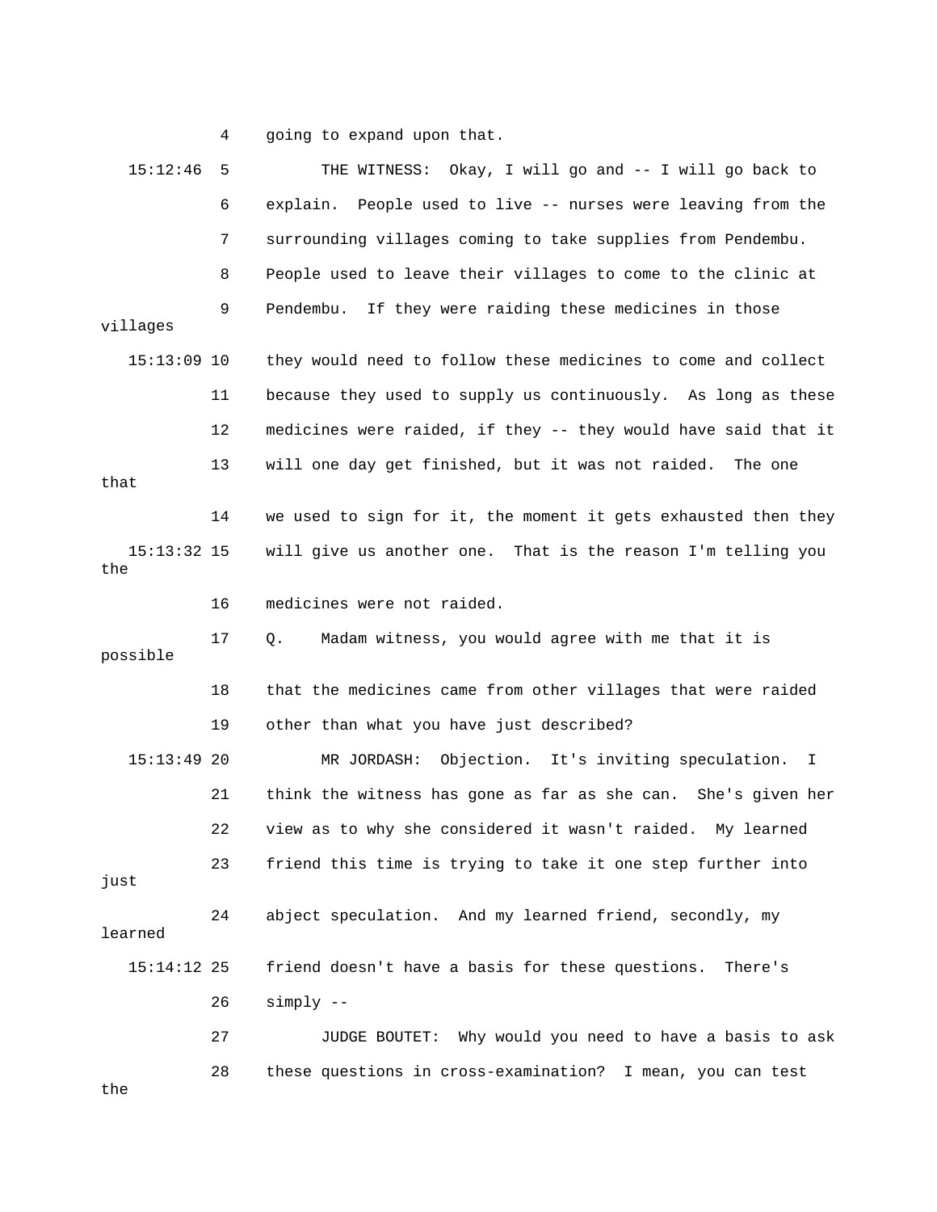4 going to expand upon that.

15:12:46 5 THE WITNESS: Okay, I will go and -- I will go back to

6 explain. People used to live -- nurses were leaving from the

7 surrounding villages coming to take supplies from Pendembu.

8 People used to leave their villages to come to the clinic at

9 Pendembu. If they were raiding these medicines in those villages

15:13:09 10 they would need to follow these medicines to come and collect

11 because they used to supply us continuously. As long as these

12 medicines were raided, if they -- they would have said that it

13 will one day get finished, but it was not raided. The one that

14 we used to sign for it, the moment it gets exhausted then they

15:13:32 15 will give us another one. That is the reason I'm telling you the

16 medicines were not raided.

17 Q. Madam witness, you would agree with me that it is possible

18 that the medicines came from other villages that were raided

19 other than what you have just described?

15:13:49 20 MR JORDASH: Objection. It's inviting speculation. I

21 think the witness has gone as far as she can. She's given her

22 view as to why she considered it wasn't raided. My learned

23 friend this time is trying to take it one step further into just

24 abject speculation. And my learned friend, secondly, my learned

15:14:12 25 friend doesn't have a basis for these questions. There's

26 simply --

27 JUDGE BOUTET: Why would you need to have a basis to ask

28 these questions in cross-examination? I mean, you can test the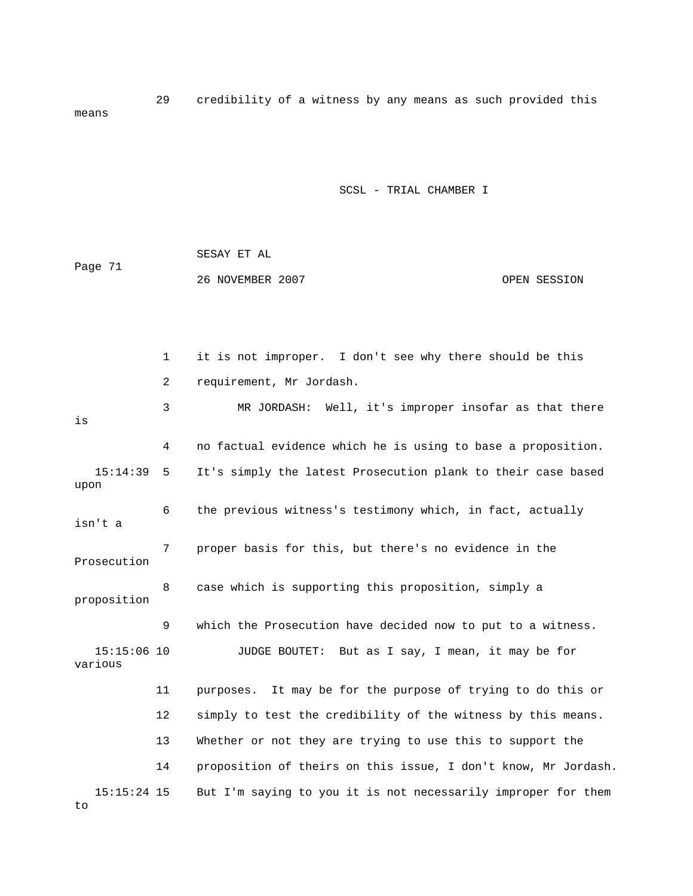29 credibility of a witness by any means as such provided this means

1 it is not improper. I don't see why there should be this
2 requirement, Mr Jordash.
3 MR JORDASH: Well, it's improper insofar as that there is
4 no factual evidence which he is using to base a proposition.
15:14:39 5 It's simply the latest Prosecution plank to their case based upon
6 the previous witness's testimony which, in fact, actually isn't a
7 proper basis for this, but there's no evidence in the Prosecution
8 case which is supporting this proposition, simply a proposition
9 which the Prosecution have decided now to put to a witness.
15:15:06 10 JUDGE BOUTET: But as I say, I mean, it may be for various
11 purposes. It may be for the purpose of trying to do this or
12 simply to test the credibility of the witness by this means.
13 Whether or not they are trying to use this to support the
14 proposition of theirs on this issue, I don't know, Mr Jordash.
15:15:24 15 But I'm saying to you it is not necessarily improper for them to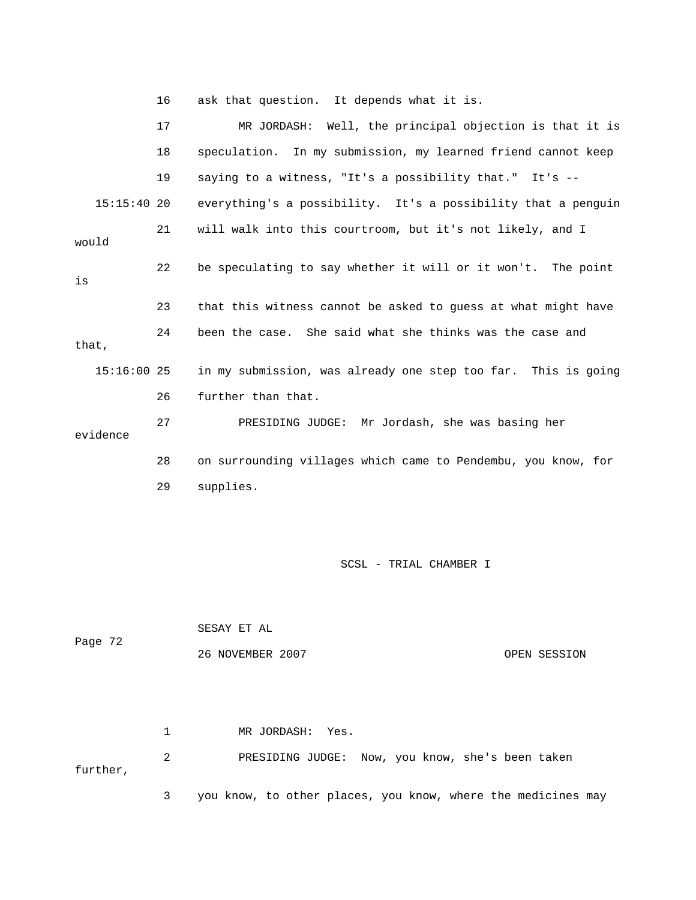16 ask that question. It depends what it is.

17 MR JORDASH: Well, the principal objection is that it is

18 speculation. In my submission, my learned friend cannot keep

19 saying to a witness, "It's a possibility that." It's --

15:15:40 20 everything's a possibility. It's a possibility that a penguin

21 will walk into this courtroom, but it's not likely, and I would

22 be speculating to say whether it will or it won't. The point is

23 that this witness cannot be asked to guess at what might have

24 been the case. She said what she thinks was the case and that,

15:16:00 25 in my submission, was already one step too far. This is going

26 further than that.

27 PRESIDING JUDGE: Mr Jordash, she was basing her evidence

28 on surrounding villages which came to Pendembu, you know, for

29 supplies.

1 MR JORDASH: Yes.

2 PRESIDING JUDGE: Now, you know, she's been taken further,

3 you know, to other places, you know, where the medicines may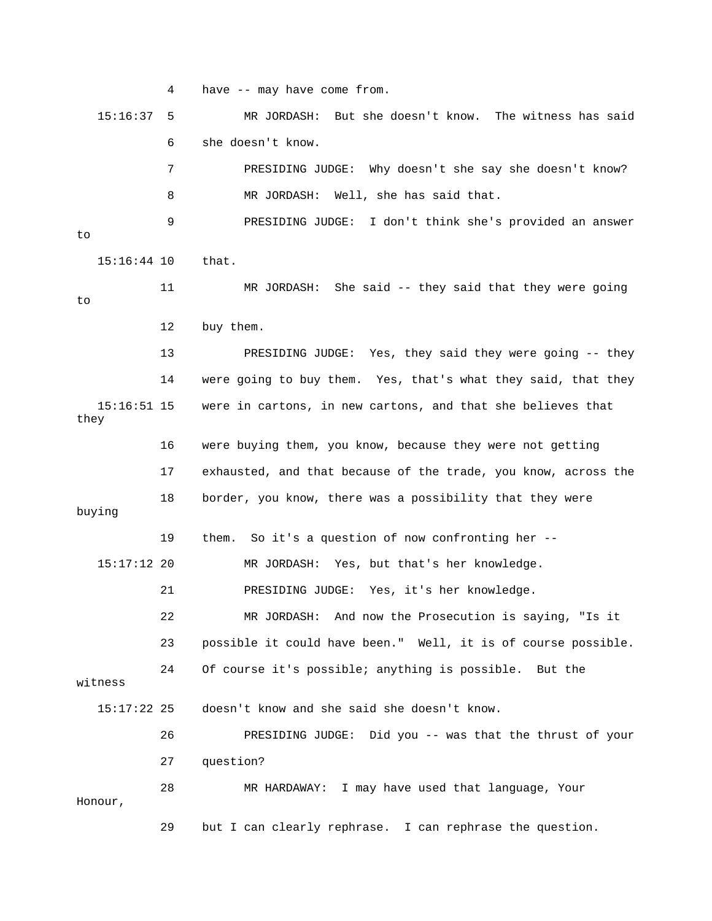4 have -- may have come from.

15:16:37 5 MR JORDASH: But she doesn't know. The witness has said

6 she doesn't know.

7 PRESIDING JUDGE: Why doesn't she say she doesn't know?

8 MR JORDASH: Well, she has said that.

9 PRESIDING JUDGE: I don't think she's provided an answer to

15:16:44 10 that.

11 MR JORDASH: She said -- they said that they were going to

12 buy them.

13 PRESIDING JUDGE: Yes, they said they were going -- they

14 were going to buy them. Yes, that's what they said, that they

15:16:51 15 were in cartons, in new cartons, and that she believes that they

16 were buying them, you know, because they were not getting

17 exhausted, and that because of the trade, you know, across the

18 border, you know, there was a possibility that they were buying

19 them. So it's a question of now confronting her --

15:17:12 20 MR JORDASH: Yes, but that's her knowledge.

21 PRESIDING JUDGE: Yes, it's her knowledge.

22 MR JORDASH: And now the Prosecution is saying, "Is it

23 possible it could have been." Well, it is of course possible.

24 Of course it's possible; anything is possible. But the witness

15:17:22 25 doesn't know and she said she doesn't know.

26 PRESIDING JUDGE: Did you -- was that the thrust of your

27 question?

28 MR HARDAWAY: I may have used that language, Your Honour,

29 but I can clearly rephrase. I can rephrase the question.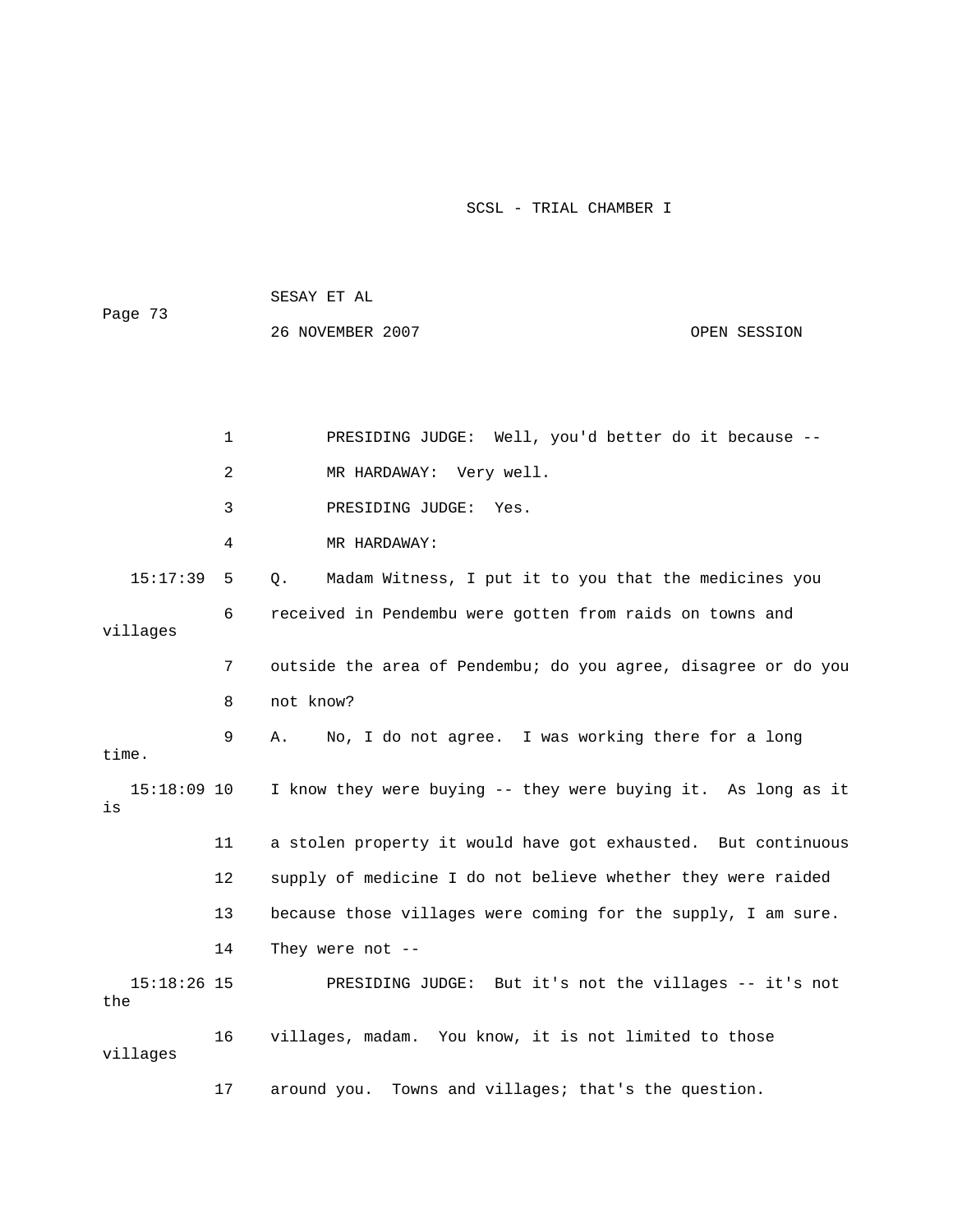PRESIDING JUDGE: Well, you'd better do it because --

MR HARDAWAY: Very well.

PRESIDING JUDGE: Yes.

MR HARDAWAY:

15:17:39 Q. Madam Witness, I put it to you that the medicines you received in Pendembu were gotten from raids on towns and villages outside the area of Pendembu; do you agree, disagree or do you not know?

A. No, I do not agree. I was working there for a long time.

15:18:09 I know they were buying -- they were buying it. As long as it is a stolen property it would have got exhausted. But continuous supply of medicine I do not believe whether they were raided because those villages were coming for the supply, I am sure. They were not --

15:18:26 PRESIDING JUDGE: But it's not the villages -- it's not the villages, madam. You know, it is not limited to those villages around you. Towns and villages; that's the question.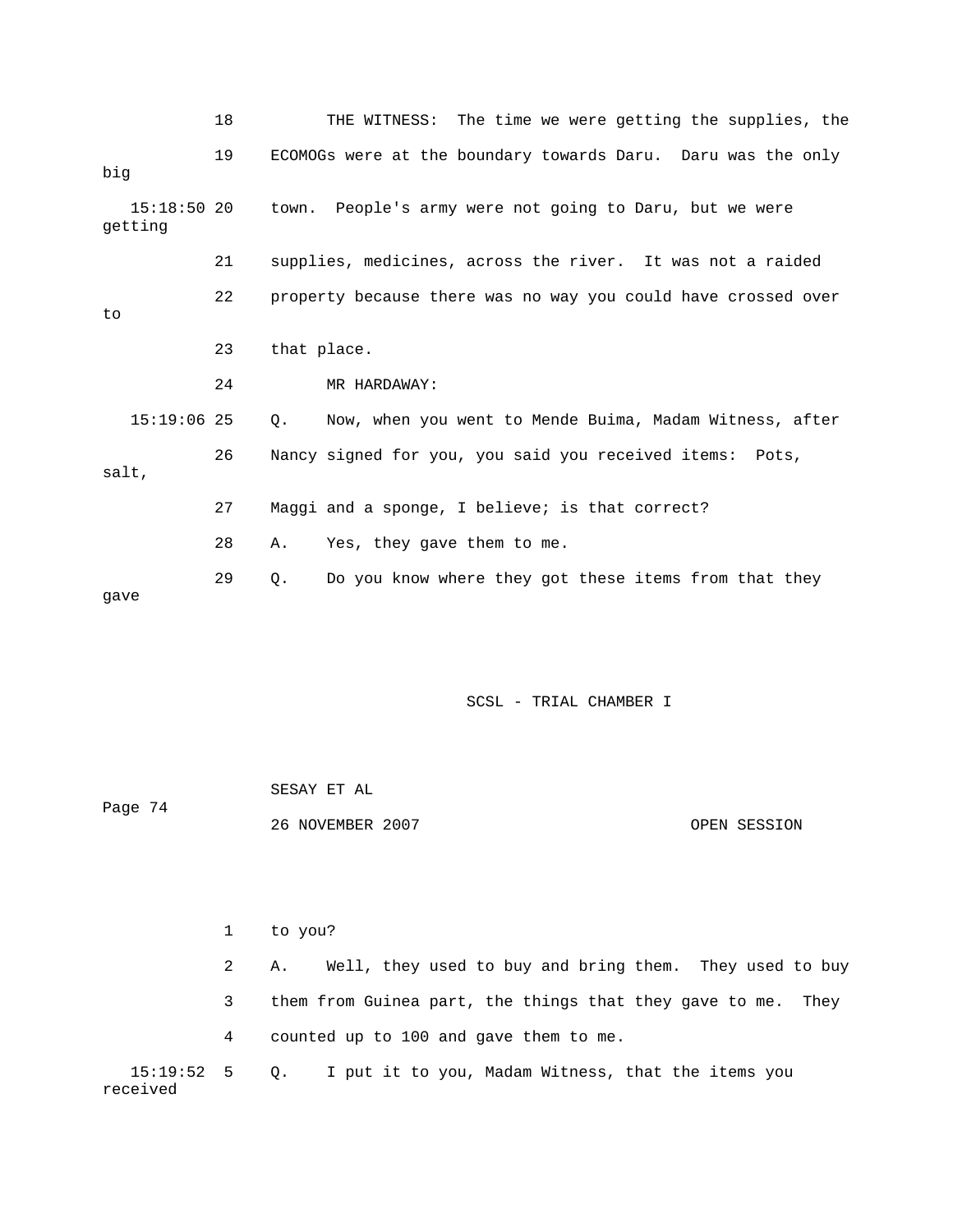18 THE WITNESS: The time we were getting the supplies, the

19 ECOMOGs were at the boundary towards Daru. Daru was the only big

15:18:50 20 town. People's army were not going to Daru, but we were getting

21 supplies, medicines, across the river. It was not a raided

22 property because there was no way you could have crossed over to

23 that place.

24 MR HARDAWAY:

15:19:06 25 Q. Now, when you went to Mende Buima, Madam Witness, after

26 Nancy signed for you, you said you received items: Pots, salt,

27 Maggi and a sponge, I believe; is that correct?

28 A. Yes, they gave them to me.

29 Q. Do you know where they got these items from that they gave

1 to you?

2 A. Well, they used to buy and bring them. They used to buy

3 them from Guinea part, the things that they gave to me. They

4 counted up to 100 and gave them to me.

15:19:52 5 Q. I put it to you, Madam Witness, that the items you received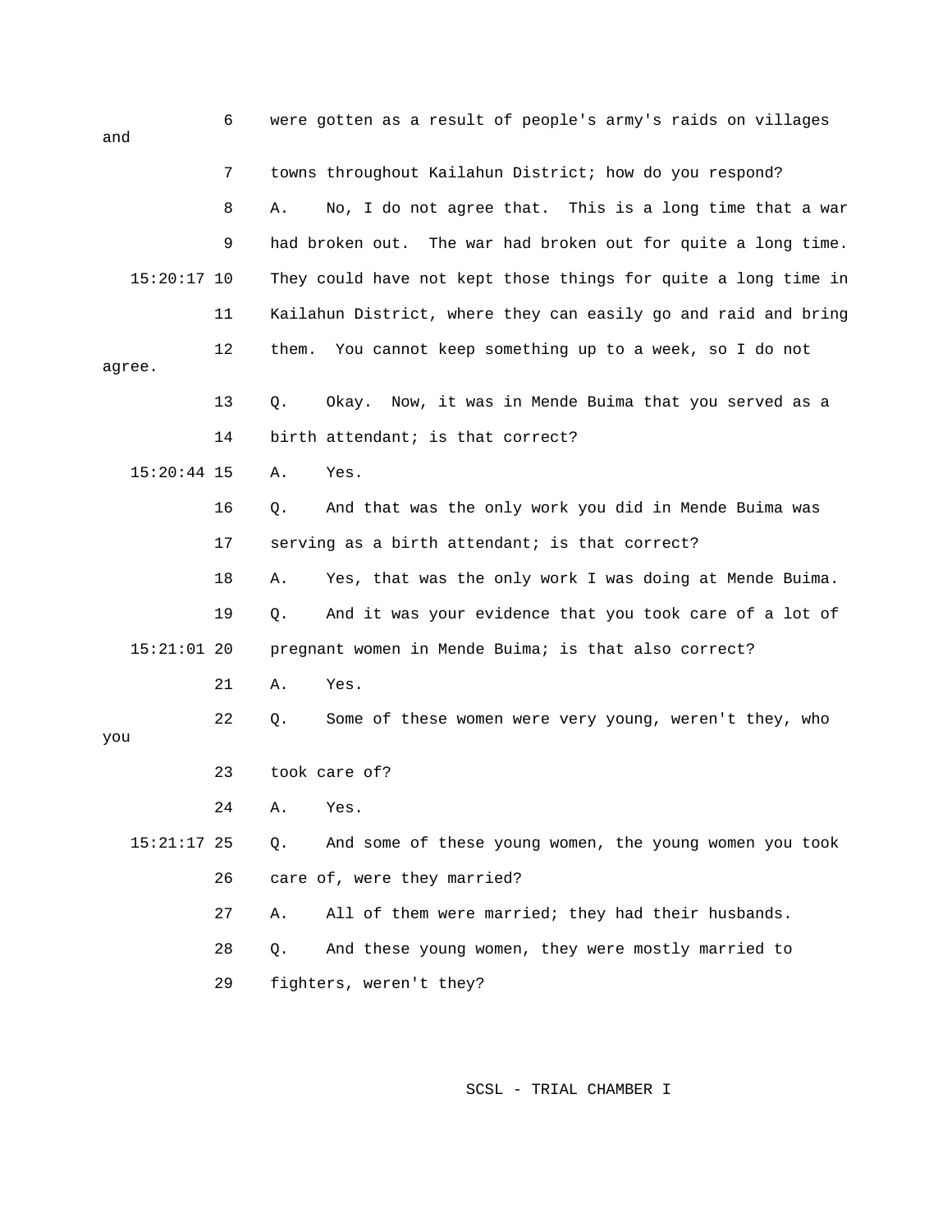6 were gotten as a result of people's army's raids on villages and

7 towns throughout Kailahun District; how do you respond?

8 A. No, I do not agree that. This is a long time that a war

9 had broken out. The war had broken out for quite a long time.

15:20:17 10 They could have not kept those things for quite a long time in

11 Kailahun District, where they can easily go and raid and bring

12 them. You cannot keep something up to a week, so I do not agree.

13 Q. Okay. Now, it was in Mende Buima that you served as a

14 birth attendant; is that correct?

15:20:44 15 A. Yes.

16 Q. And that was the only work you did in Mende Buima was

17 serving as a birth attendant; is that correct?

18 A. Yes, that was the only work I was doing at Mende Buima.

19 Q. And it was your evidence that you took care of a lot of

15:21:01 20 pregnant women in Mende Buima; is that also correct?

21 A. Yes.

22 Q. Some of these women were very young, weren't they, who you

23 took care of?

24 A. Yes.

15:21:17 25 Q. And some of these young women, the young women you took

26 care of, were they married?

27 A. All of them were married; they had their husbands.

28 Q. And these young women, they were mostly married to

29 fighters, weren't they?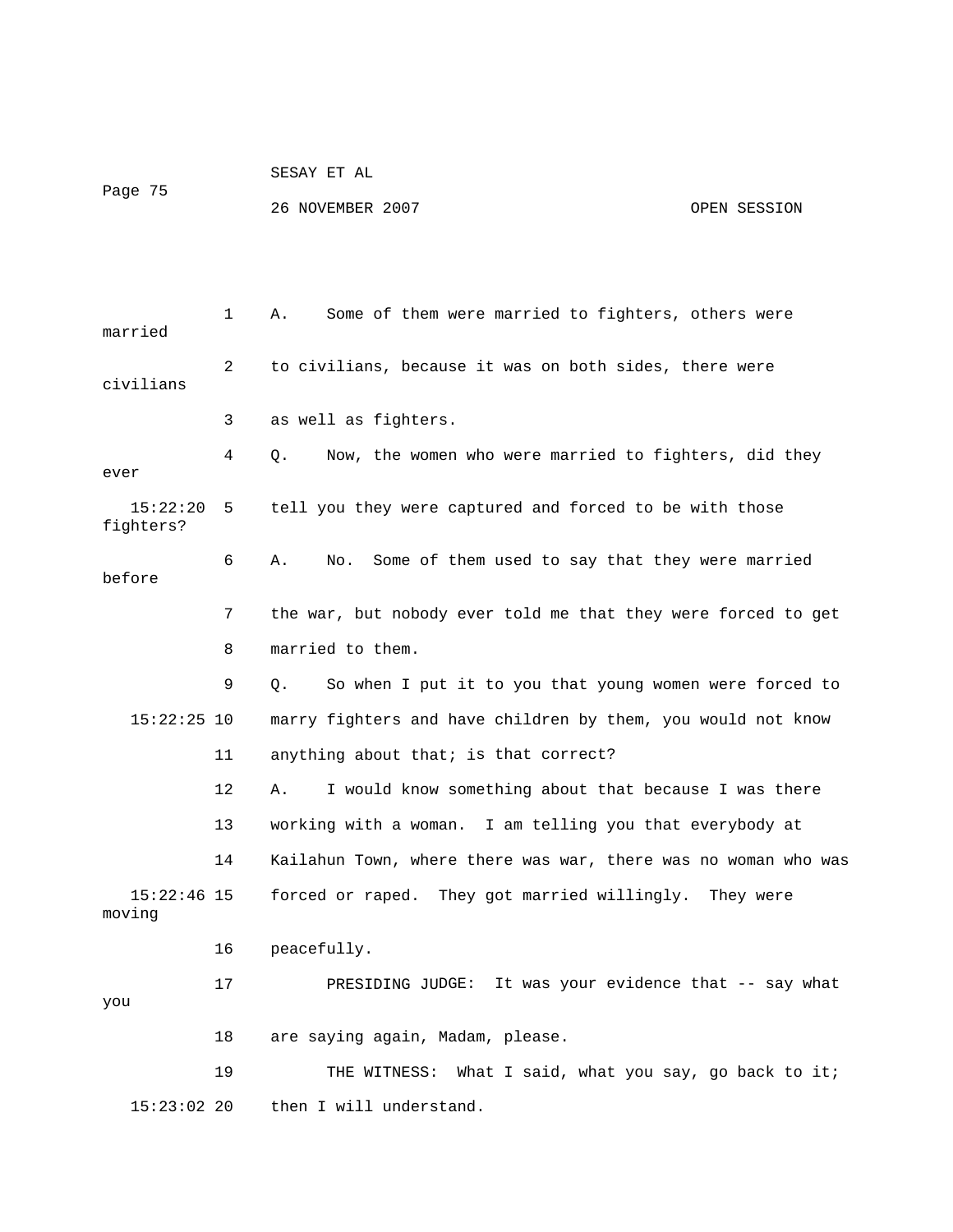A. Some of them were married to fighters, others were married to civilians, because it was on both sides, there were civilians as well as fighters.

Q. Now, the women who were married to fighters, did they ever tell you they were captured and forced to be with those fighters?

A. No. Some of them used to say that they were married before the war, but nobody ever told me that they were forced to get married to them.

Q. So when I put it to you that young women were forced to marry fighters and have children by them, you would not know anything about that; is that correct?

A. I would know something about that because I was there working with a woman. I am telling you that everybody at Kailahun Town, where there was war, there was no woman who was forced or raped. They got married willingly. They were moving peacefully.

PRESIDING JUDGE: It was your evidence that -- say what you are saying again, Madam, please.

THE WITNESS: What I said, what you say, go back to it; then I will understand.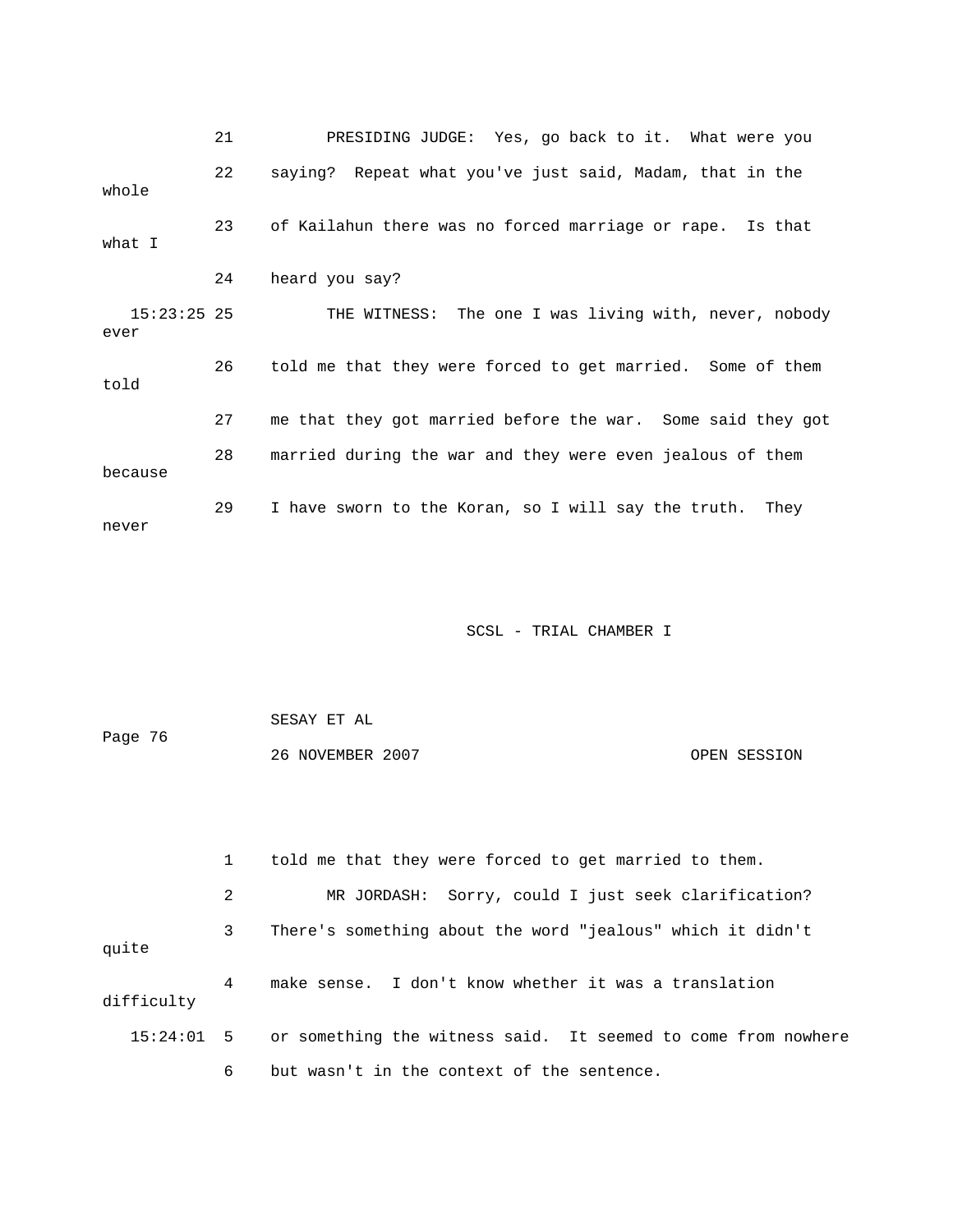21 PRESIDING JUDGE: Yes, go back to it. What were you

22 saying? Repeat what you've just said, Madam, that in the whole

23 of Kailahun there was no forced marriage or rape. Is that what I

24 heard you say?

15:23:25 25 THE WITNESS: The one I was living with, never, nobody ever

26 told me that they were forced to get married. Some of them told

27 me that they got married before the war. Some said they got

28 married during the war and they were even jealous of them because

29 I have sworn to the Koran, so I will say the truth. They never

1 told me that they were forced to get married to them.

2 MR JORDASH: Sorry, could I just seek clarification?

3 There's something about the word "jealous" which it didn't quite

4 make sense. I don't know whether it was a translation difficulty

15:24:01 5 or something the witness said. It seemed to come from nowhere

6 but wasn't in the context of the sentence.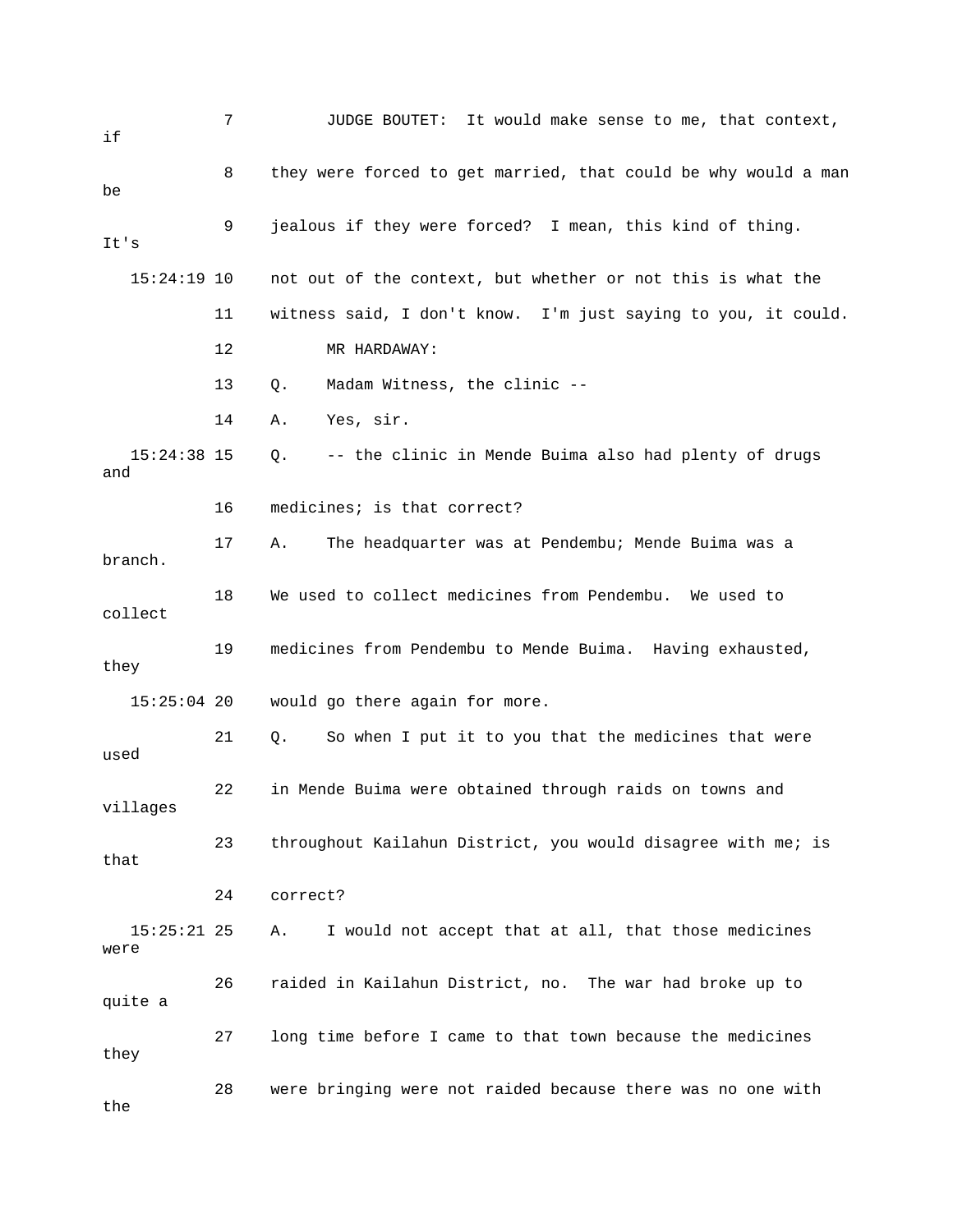7 JUDGE BOUTET: It would make sense to me, that context, if

8 they were forced to get married, that could be why would a man be

9 jealous if they were forced? I mean, this kind of thing. It's

15:24:19 10 not out of the context, but whether or not this is what the

11 witness said, I don't know. I'm just saying to you, it could.

12 MR HARDAWAY:

13 Q. Madam Witness, the clinic --

14 A. Yes, sir.

15:24:38 15 Q. -- the clinic in Mende Buima also had plenty of drugs and

16 medicines; is that correct?

17 A. The headquarter was at Pendembu; Mende Buima was a branch.

18 We used to collect medicines from Pendembu. We used to collect

19 medicines from Pendembu to Mende Buima. Having exhausted, they

15:25:04 20 would go there again for more.

21 Q. So when I put it to you that the medicines that were used

22 in Mende Buima were obtained through raids on towns and villages

23 throughout Kailahun District, you would disagree with me; is that

24 correct?

15:25:21 25 A. I would not accept that at all, that those medicines were

26 raided in Kailahun District, no. The war had broke up to quite a

27 long time before I came to that town because the medicines they

28 were bringing were not raided because there was no one with the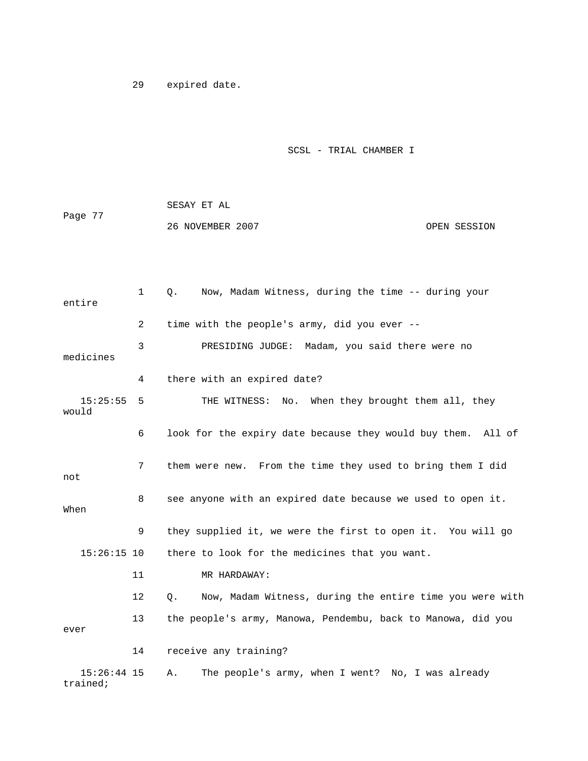29 expired date.

1 Q. Now, Madam Witness, during the time -- during your entire

2 time with the people's army, did you ever --

3 PRESIDING JUDGE: Madam, you said there were no medicines

4 there with an expired date?

15:25:55 5 THE WITNESS: No. When they brought them all, they would

6 look for the expiry date because they would buy them. All of

7 them were new. From the time they used to bring them I did not

8 see anyone with an expired date because we used to open it. When

9 they supplied it, we were the first to open it. You will go

15:26:15 10 there to look for the medicines that you want.

11 MR HARDAWAY:

12 Q. Now, Madam Witness, during the entire time you were with

13 the people's army, Manowa, Pendembu, back to Manowa, did you ever

14 receive any training?

15:26:44 15 A. The people's army, when I went? No, I was already trained;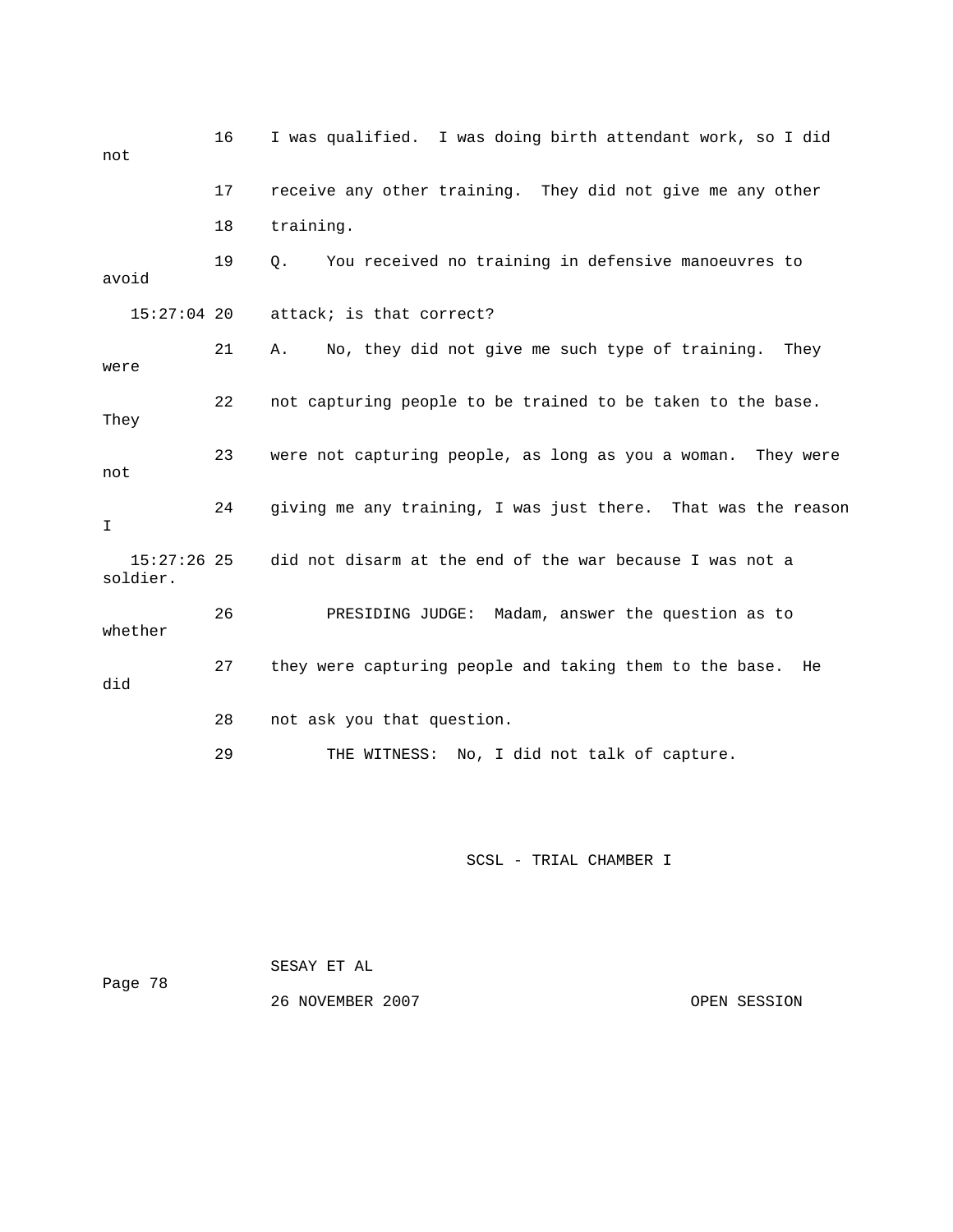16 I was qualified. I was doing birth attendant work, so I did not

17 receive any other training. They did not give me any other

18 training.

19 Q. You received no training in defensive manoeuvres to avoid

15:27:04 20 attack; is that correct?

21 A. No, they did not give me such type of training. They were

22 not capturing people to be trained to be taken to the base. They

23 were not capturing people, as long as you a woman. They were not

24 giving me any training, I was just there. That was the reason I

15:27:26 25 did not disarm at the end of the war because I was not a soldier.

26 PRESIDING JUDGE: Madam, answer the question as to whether

27 they were capturing people and taking them to the base. He did

28 not ask you that question.

29 THE WITNESS: No, I did not talk of capture.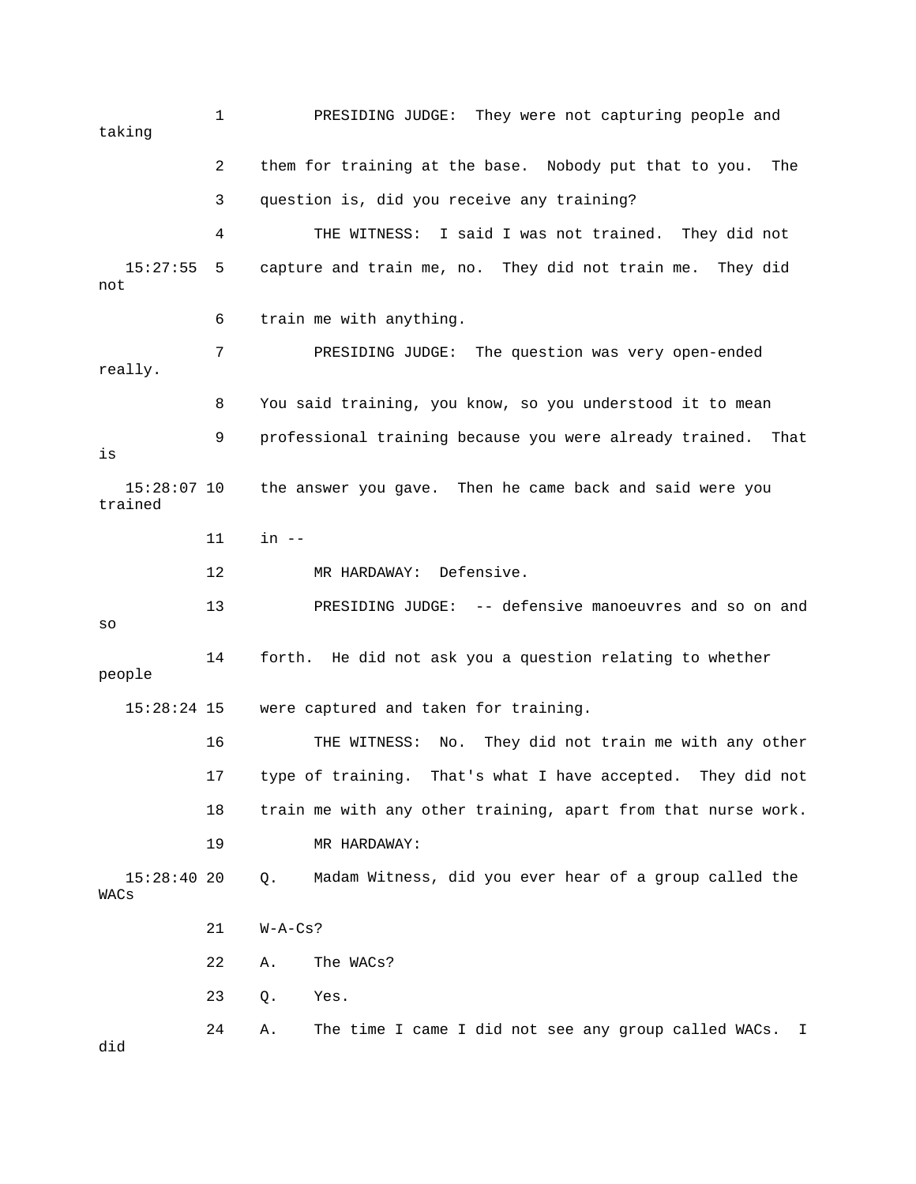1 PRESIDING JUDGE: They were not capturing people and taking

2 them for training at the base. Nobody put that to you. The

3 question is, did you receive any training?

4 THE WITNESS: I said I was not trained. They did not

15:27:55 5 capture and train me, no. They did not train me. They did not

6 train me with anything.

7 PRESIDING JUDGE: The question was very open-ended really.

8 You said training, you know, so you understood it to mean

9 professional training because you were already trained. That is

15:28:07 10 the answer you gave. Then he came back and said were you trained

11 in --

12 MR HARDAWAY: Defensive.

13 PRESIDING JUDGE: -- defensive manoeuvres and so on and so

14 forth. He did not ask you a question relating to whether people

15:28:24 15 were captured and taken for training.

16 THE WITNESS: No. They did not train me with any other

17 type of training. That's what I have accepted. They did not

18 train me with any other training, apart from that nurse work.

19 MR HARDAWAY:

15:28:40 20 Q. Madam Witness, did you ever hear of a group called the WACs

21 W-A-Cs?

22 A. The WACs?

23 Q. Yes.

24 A. The time I came I did not see any group called WACs. I did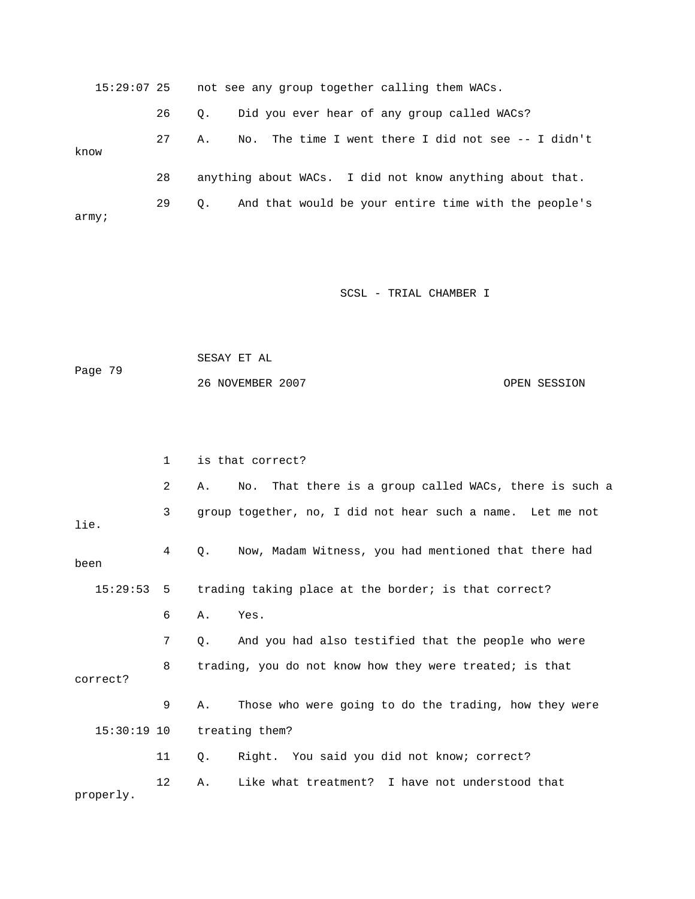15:29:07 25 not see any group together calling them WACs.

26 Q. Did you ever hear of any group called WACs?

27 A. No. The time I went there I did not see -- I didn't know

28 anything about WACs. I did not know anything about that.

29 Q. And that would be your entire time with the people's army;

1 is that correct?

2 A. No. That there is a group called WACs, there is such a

3 group together, no, I did not hear such a name. Let me not lie.

4 Q. Now, Madam Witness, you had mentioned that there had been

15:29:53 5 trading taking place at the border; is that correct?

6 A. Yes.

7 Q. And you had also testified that the people who were

8 trading, you do not know how they were treated; is that correct?

9 A. Those who were going to do the trading, how they were

15:30:19 10 treating them?

11 Q. Right. You said you did not know; correct?

12 A. Like what treatment? I have not understood that properly.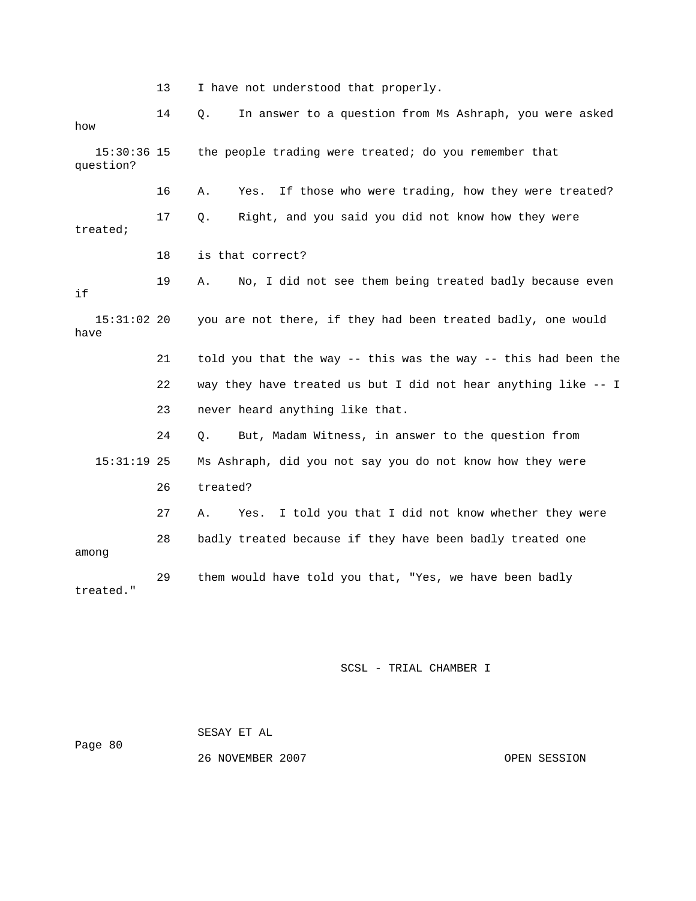13 I have not understood that properly.

14 Q. In answer to a question from Ms Ashraph, you were asked how

15:30:36 15 the people trading were treated; do you remember that question?

16 A. Yes. If those who were trading, how they were treated?

17 Q. Right, and you said you did not know how they were treated;

18 is that correct?

19 A. No, I did not see them being treated badly because even if

15:31:02 20 you are not there, if they had been treated badly, one would have

21 told you that the way -- this was the way -- this had been the

22 way they have treated us but I did not hear anything like -- I

23 never heard anything like that.

24 Q. But, Madam Witness, in answer to the question from

15:31:19 25 Ms Ashraph, did you not say you do not know how they were

26 treated?

27 A. Yes. I told you that I did not know whether they were

28 badly treated because if they have been badly treated one among

29 them would have told you that, "Yes, we have been badly treated."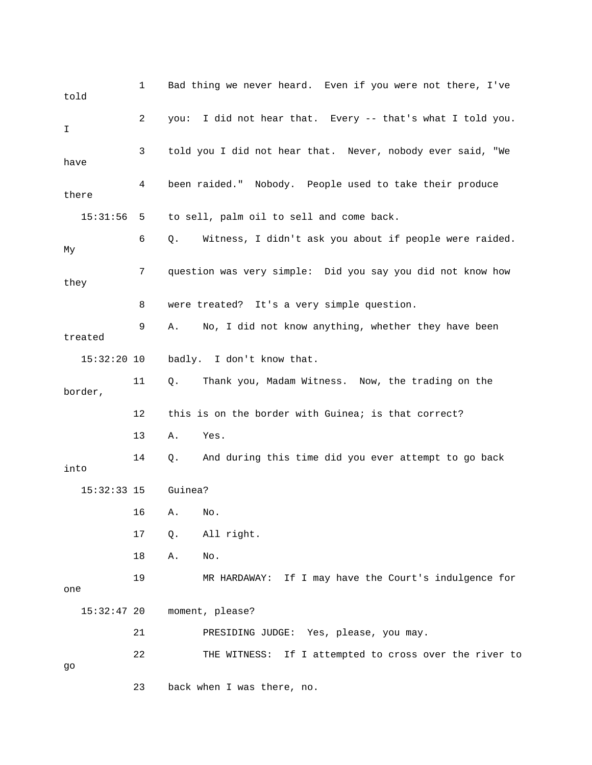1 Bad thing we never heard. Even if you were not there, I've told

2 you: I did not hear that. Every -- that's what I told you. I

3 told you I did not hear that. Never, nobody ever said, "We have

4 been raided." Nobody. People used to take their produce there

15:31:56 5 to sell, palm oil to sell and come back.

6 Q. Witness, I didn't ask you about if people were raided. My

7 question was very simple: Did you say you did not know how they

8 were treated? It's a very simple question.

9 A. No, I did not know anything, whether they have been treated

15:32:20 10 badly. I don't know that.

11 Q. Thank you, Madam Witness. Now, the trading on the border,

12 this is on the border with Guinea; is that correct?

13 A. Yes.

14 Q. And during this time did you ever attempt to go back into

15:32:33 15 Guinea?

16 A. No.

17 Q. All right.

18 A. No.

19 MR HARDAWAY: If I may have the Court's indulgence for one

15:32:47 20 moment, please?

21 PRESIDING JUDGE: Yes, please, you may.

22 THE WITNESS: If I attempted to cross over the river to go

23 back when I was there, no.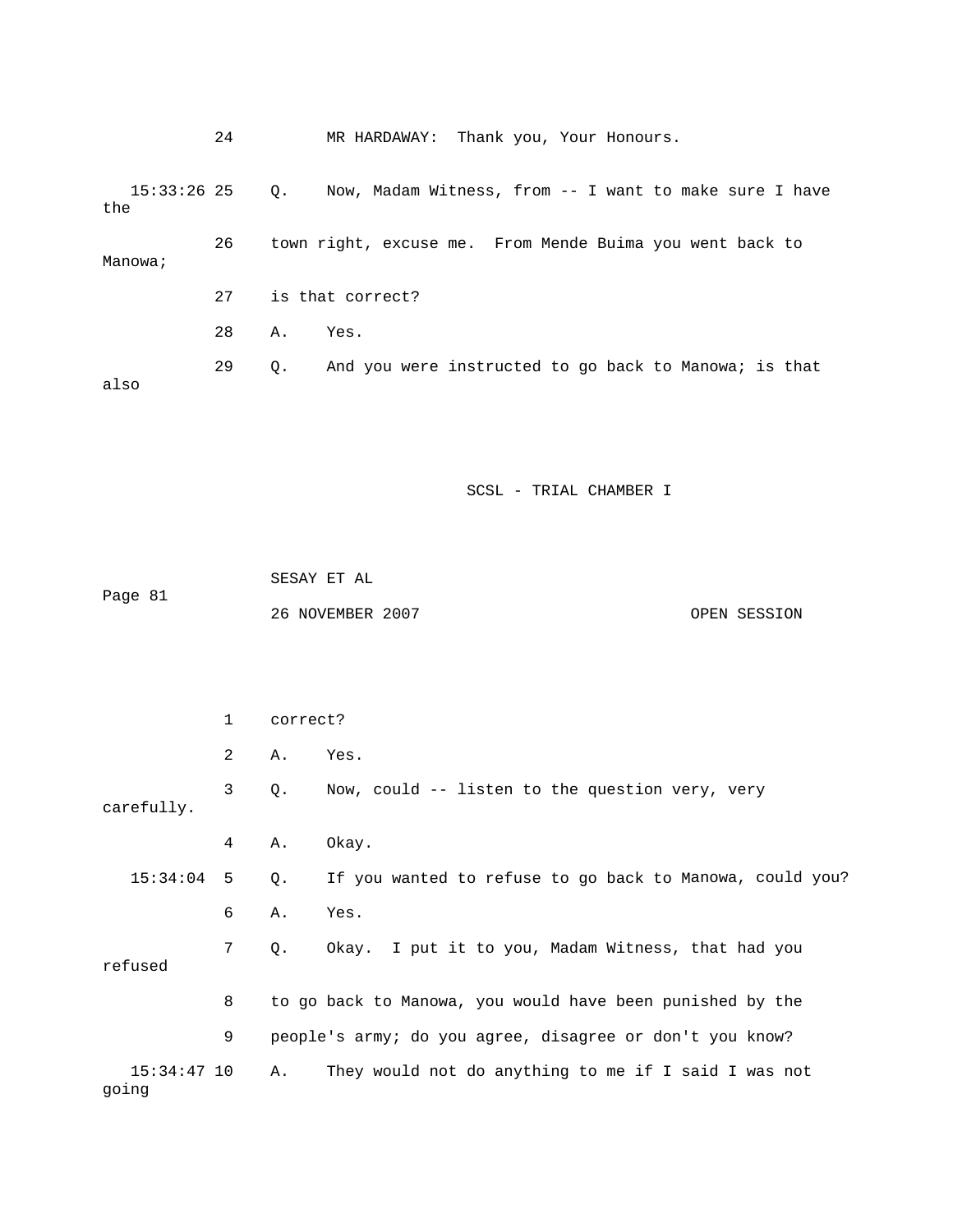24 MR HARDAWAY: Thank you, Your Honours.

15:33:26 25 Q. Now, Madam Witness, from -- I want to make sure I have the

26 town right, excuse me. From Mende Buima you went back to Manowa;

27 is that correct?

28 A. Yes.

29 Q. And you were instructed to go back to Manowa; is that also

1 correct?

2 A. Yes.

3 Q. Now, could -- listen to the question very, very carefully.

4 A. Okay.

15:34:04 5 Q. If you wanted to refuse to go back to Manowa, could you?

6 A. Yes.

7 Q. Okay. I put it to you, Madam Witness, that had you refused

8 to go back to Manowa, you would have been punished by the

9 people's army; do you agree, disagree or don't you know?

15:34:47 10 A. They would not do anything to me if I said I was not going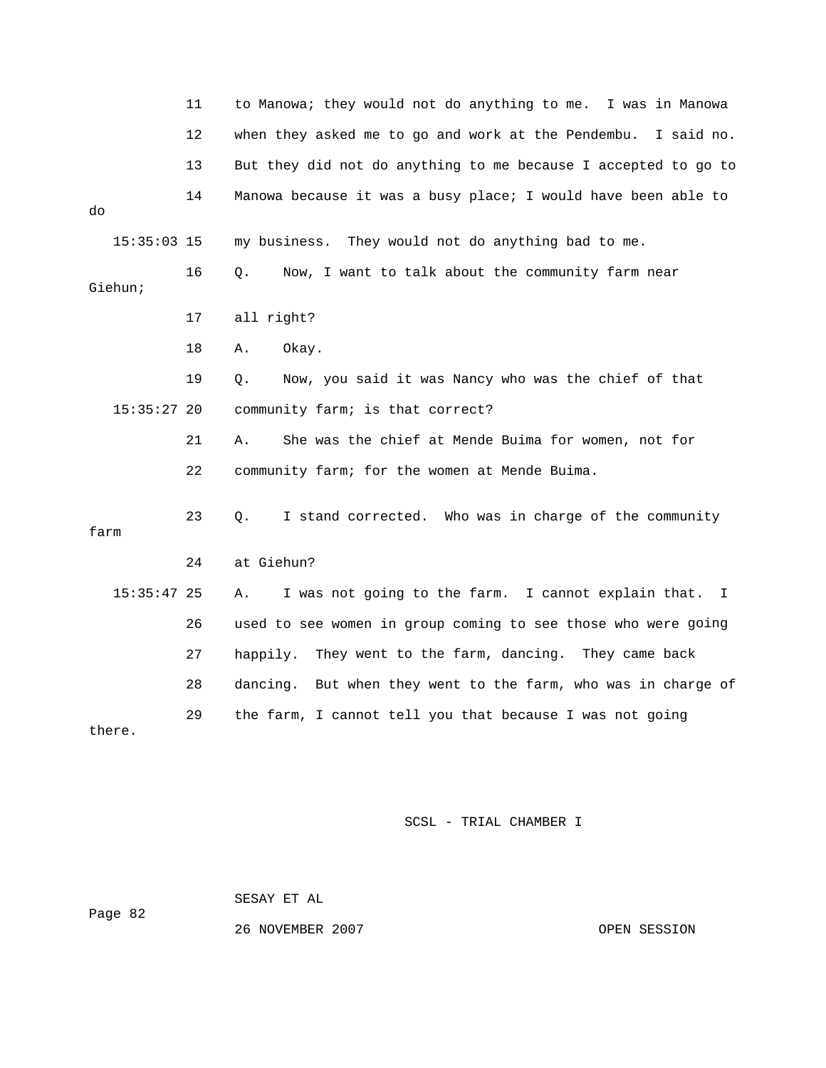11 to Manowa; they would not do anything to me. I was in Manowa

12 when they asked me to go and work at the Pendembu. I said no.

13 But they did not do anything to me because I accepted to go to

14 Manowa because it was a busy place; I would have been able to do

15:35:03 15 my business. They would not do anything bad to me.

16 Q. Now, I want to talk about the community farm near Giehun;

17 all right?

18 A. Okay.

19 Q. Now, you said it was Nancy who was the chief of that

15:35:27 20 community farm; is that correct?

21 A. She was the chief at Mende Buima for women, not for

22 community farm; for the women at Mende Buima.

23 Q. I stand corrected. Who was in charge of the community farm

24 at Giehun?

15:35:47 25 A. I was not going to the farm. I cannot explain that. I

26 used to see women in group coming to see those who were going

27 happily. They went to the farm, dancing. They came back

28 dancing. But when they went to the farm, who was in charge of

29 the farm, I cannot tell you that because I was not going there.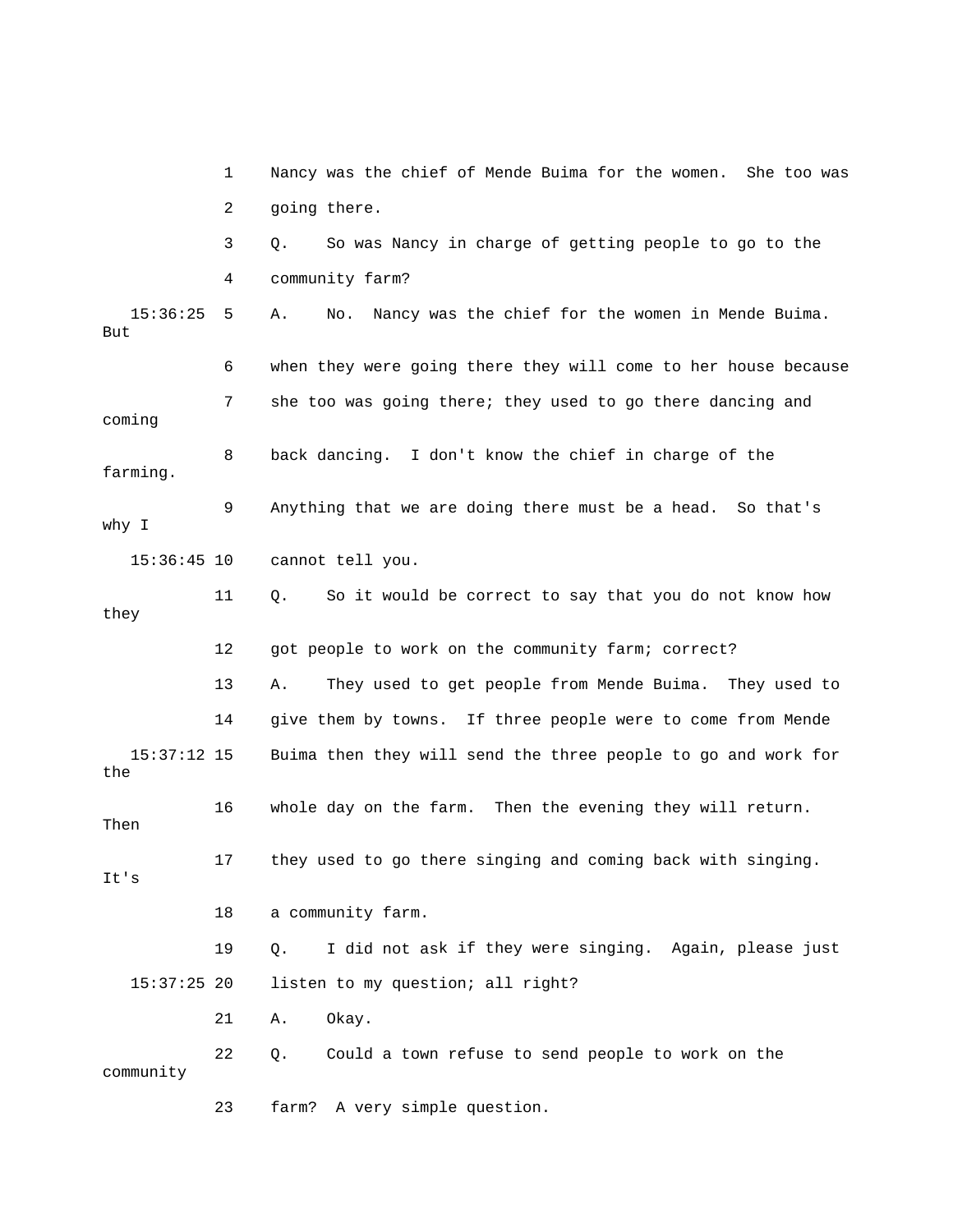1 Nancy was the chief of Mende Buima for the women. She too was

2 going there.

3 Q. So was Nancy in charge of getting people to go to the

4 community farm?

15:36:25 5 A. No. Nancy was the chief for the women in Mende Buima. But

6 when they were going there they will come to her house because

7 she too was going there; they used to go there dancing and coming

8 back dancing. I don't know the chief in charge of the farming.

9 Anything that we are doing there must be a head. So that's why I

15:36:45 10 cannot tell you.

11 Q. So it would be correct to say that you do not know how they

12 got people to work on the community farm; correct?

13 A. They used to get people from Mende Buima. They used to

14 give them by towns. If three people were to come from Mende

15:37:12 15 Buima then they will send the three people to go and work for the

16 whole day on the farm. Then the evening they will return. Then

17 they used to go there singing and coming back with singing. It's

18 a community farm.

19 Q. I did not ask if they were singing. Again, please just

15:37:25 20 listen to my question; all right?

21 A. Okay.

22 Q. Could a town refuse to send people to work on the community

23 farm? A very simple question.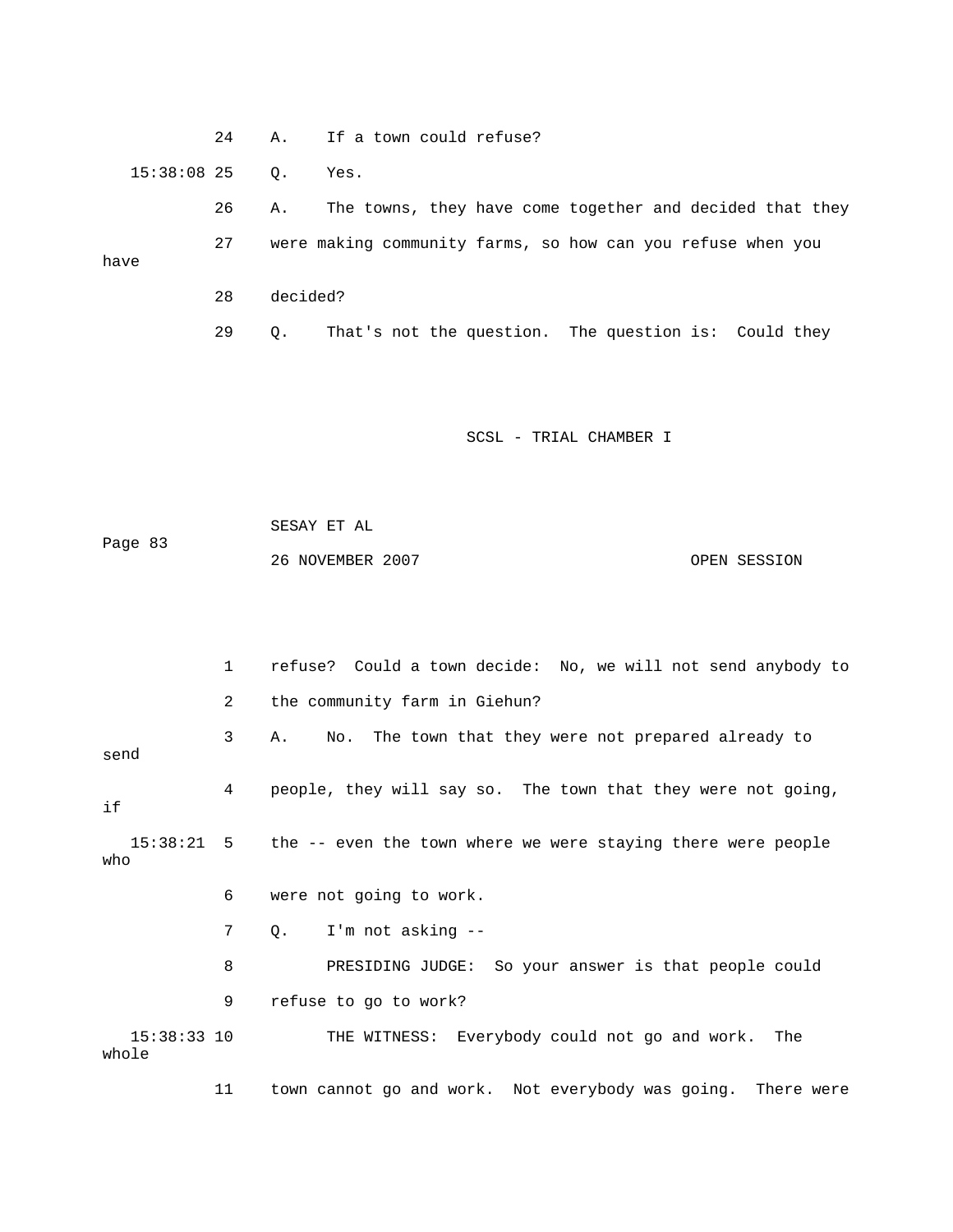24 A. If a town could refuse?

15:38:08 25 Q. Yes.

26 A. The towns, they have come together and decided that they

27 were making community farms, so how can you refuse when you have

28 decided?

29 Q. That's not the question. The question is: Could they

1 refuse? Could a town decide: No, we will not send anybody to

2 the community farm in Giehun?

3 A. No. The town that they were not prepared already to send

4 people, they will say so. The town that they were not going, if

15:38:21 5 the -- even the town where we were staying there were people who

6 were not going to work.

7 Q. I'm not asking --

8 PRESIDING JUDGE: So your answer is that people could

9 refuse to go to work?

15:38:33 10 THE WITNESS: Everybody could not go and work. The whole

11 town cannot go and work. Not everybody was going. There were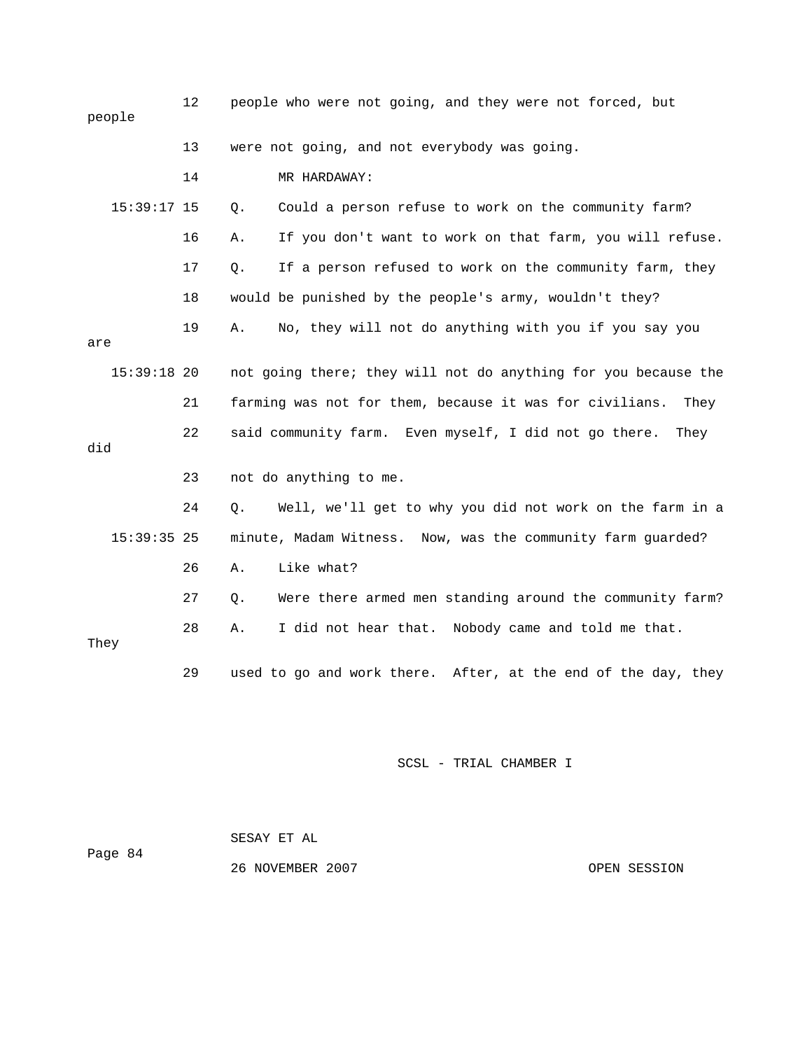12 people who were not going, and they were not forced, but people

13 were not going, and not everybody was going.

14 MR HARDAWAY:

15:39:17 15 Q. Could a person refuse to work on the community farm?

16 A. If you don't want to work on that farm, you will refuse.

17 Q. If a person refused to work on the community farm, they

18 would be punished by the people's army, wouldn't they?

19 A. No, they will not do anything with you if you say you are

15:39:18 20 not going there; they will not do anything for you because the

21 farming was not for them, because it was for civilians. They

22 said community farm. Even myself, I did not go there. They did

23 not do anything to me.

24 Q. Well, we'll get to why you did not work on the farm in a

15:39:35 25 minute, Madam Witness. Now, was the community farm guarded?

26 A. Like what?

27 Q. Were there armed men standing around the community farm?

28 A. I did not hear that. Nobody came and told me that. They

29 used to go and work there. After, at the end of the day, they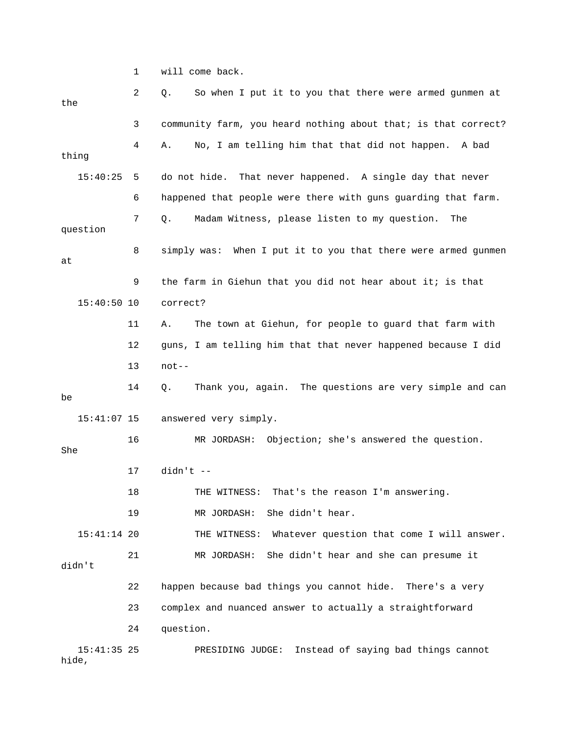1 will come back.

2 Q. So when I put it to you that there were armed gunmen at the

3 community farm, you heard nothing about that; is that correct?

4 A. No, I am telling him that that did not happen. A bad thing

15:40:25 5 do not hide. That never happened. A single day that never

6 happened that people were there with guns guarding that farm.

7 Q. Madam Witness, please listen to my question. The question

8 simply was: When I put it to you that there were armed gunmen at

9 the farm in Giehun that you did not hear about it; is that

15:40:50 10 correct?

11 A. The town at Giehun, for people to guard that farm with

12 guns, I am telling him that that never happened because I did

13 not--

14 Q. Thank you, again. The questions are very simple and can be

15:41:07 15 answered very simply.

16 MR JORDASH: Objection; she's answered the question. She

17 didn't --

18 THE WITNESS: That's the reason I'm answering.

19 MR JORDASH: She didn't hear.

15:41:14 20 THE WITNESS: Whatever question that come I will answer.

21 MR JORDASH: She didn't hear and she can presume it didn't

22 happen because bad things you cannot hide. There's a very

23 complex and nuanced answer to actually a straightforward

24 question.

15:41:35 25 PRESIDING JUDGE: Instead of saying bad things cannot hide,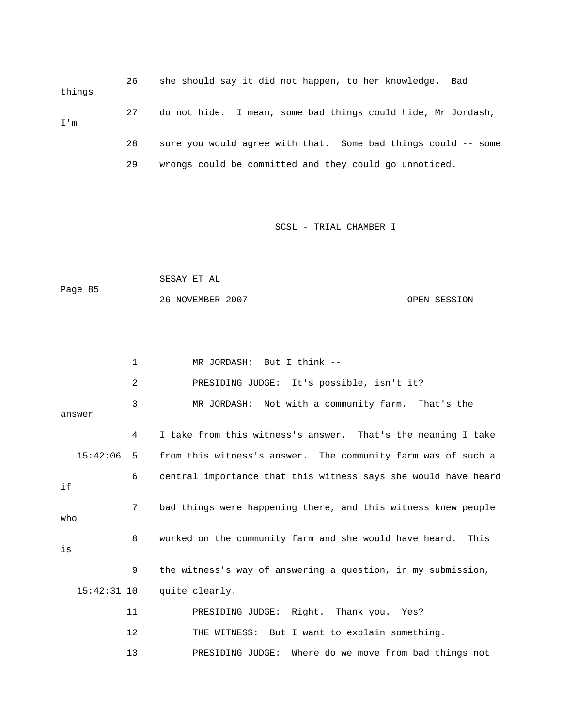26 she should say it did not happen, to her knowledge. Bad things

27 do not hide. I mean, some bad things could hide, Mr Jordash, I'm

28 sure you would agree with that. Some bad things could -- some

29 wrongs could be committed and they could go unnoticed.

1 MR JORDASH: But I think --

2 PRESIDING JUDGE: It's possible, isn't it?

3 MR JORDASH: Not with a community farm. That's the answer

4 I take from this witness's answer. That's the meaning I take

15:42:06 5 from this witness's answer. The community farm was of such a

6 central importance that this witness says she would have heard if

7 bad things were happening there, and this witness knew people who

8 worked on the community farm and she would have heard. This is

9 the witness's way of answering a question, in my submission,

15:42:31 10 quite clearly.

11 PRESIDING JUDGE: Right. Thank you. Yes?

12 THE WITNESS: But I want to explain something.

13 PRESIDING JUDGE: Where do we move from bad things not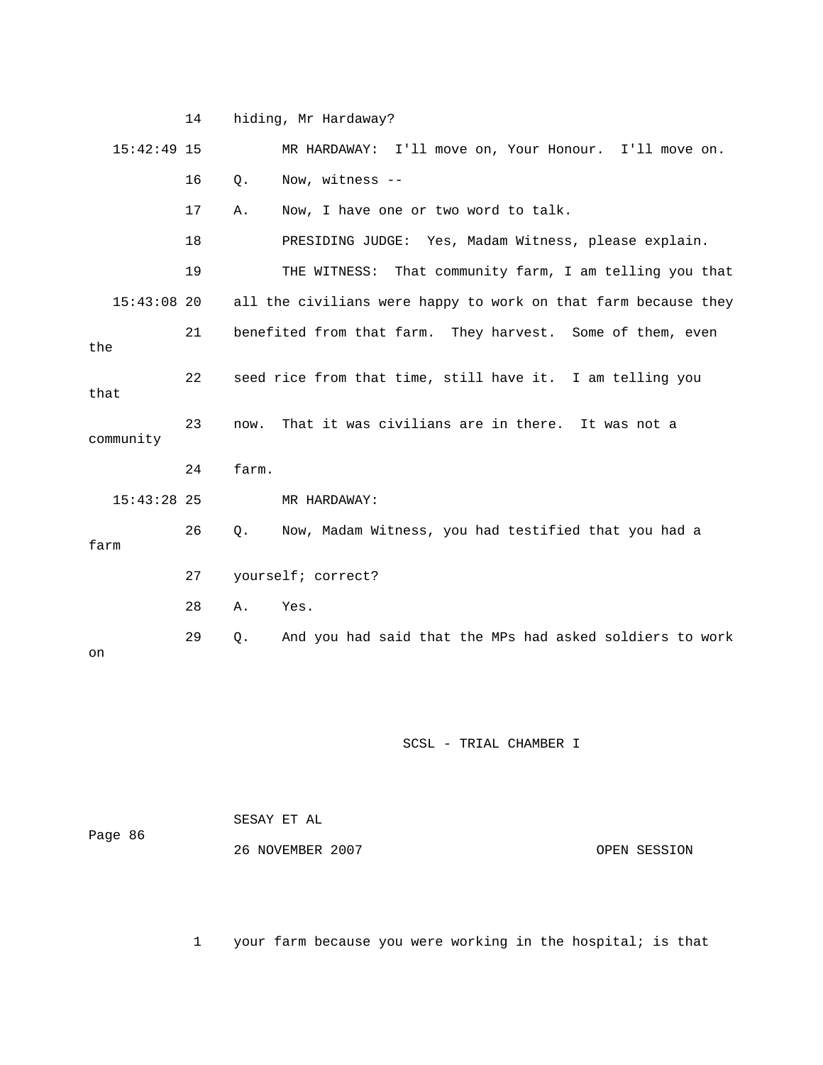14 hiding, Mr Hardaway?

15:42:49 15 MR HARDAWAY: I'll move on, Your Honour. I'll move on.

16 Q. Now, witness --

17 A. Now, I have one or two word to talk.

18 PRESIDING JUDGE: Yes, Madam Witness, please explain.

19 THE WITNESS: That community farm, I am telling you that

15:43:08 20 all the civilians were happy to work on that farm because they

21 benefited from that farm. They harvest. Some of them, even the

22 seed rice from that time, still have it. I am telling you that

23 now. That it was civilians are in there. It was not a community

24 farm.

15:43:28 25 MR HARDAWAY:

26 Q. Now, Madam Witness, you had testified that you had a farm

27 yourself; correct?

28 A. Yes.

29 Q. And you had said that the MPs had asked soldiers to work on

SCSL - TRIAL CHAMBER I

SESAY ET AL

26 NOVEMBER 2007 OPEN SESSION

1 your farm because you were working in the hospital; is that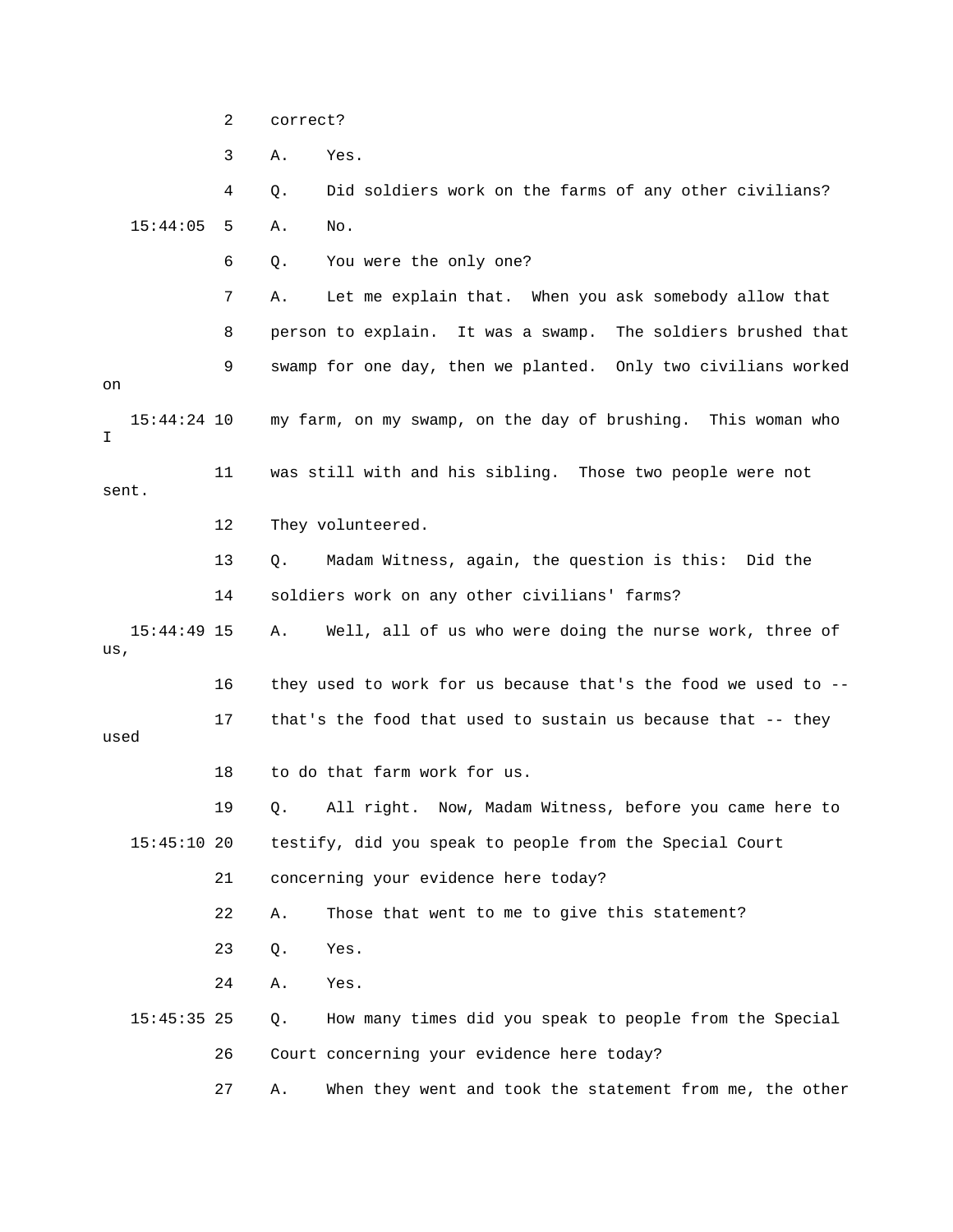2 correct?

3 A. Yes.

4 Q. Did soldiers work on the farms of any other civilians?

15:44:05 5 A. No.

6 Q. You were the only one?

7 A. Let me explain that. When you ask somebody allow that

8 person to explain. It was a swamp. The soldiers brushed that

9 swamp for one day, then we planted. Only two civilians worked on

15:44:24 10 my farm, on my swamp, on the day of brushing. This woman who I

11 was still with and his sibling. Those two people were not sent.

12 They volunteered.

13 Q. Madam Witness, again, the question is this: Did the

14 soldiers work on any other civilians' farms?

15:44:49 15 A. Well, all of us who were doing the nurse work, three of us,

16 they used to work for us because that's the food we used to --

17 that's the food that used to sustain us because that -- they used

18 to do that farm work for us.

19 Q. All right. Now, Madam Witness, before you came here to

15:45:10 20 testify, did you speak to people from the Special Court

21 concerning your evidence here today?

22 A. Those that went to me to give this statement?

23 Q. Yes.

24 A. Yes.

15:45:35 25 Q. How many times did you speak to people from the Special

26 Court concerning your evidence here today?

27 A. When they went and took the statement from me, the other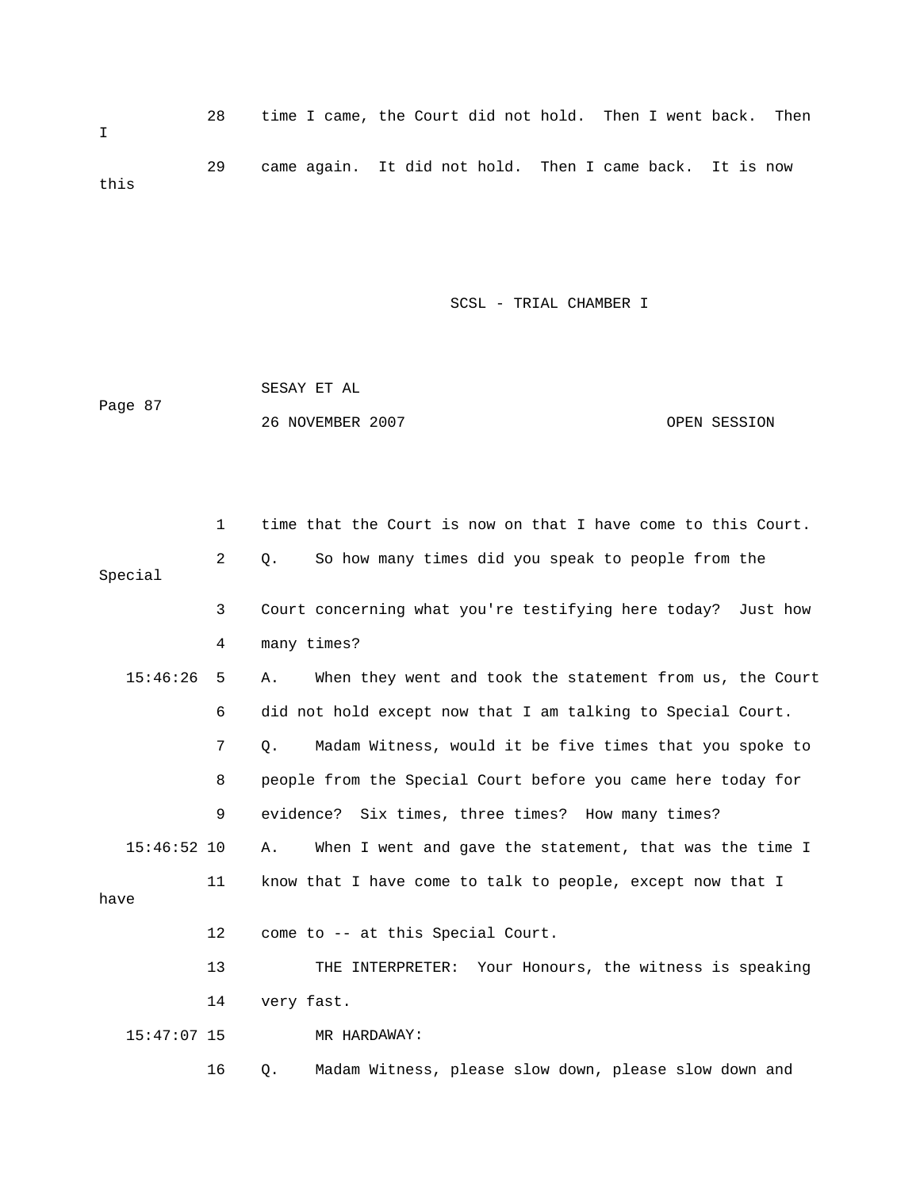28 time I came, the Court did not hold. Then I went back. Then I

29 came again. It did not hold. Then I came back. It is now this

1 time that the Court is now on that I have come to this Court.

2 Q. So how many times did you speak to people from the Special

3 Court concerning what you're testifying here today? Just how

4 many times?

15:46:26 5 A. When they went and took the statement from us, the Court

6 did not hold except now that I am talking to Special Court.

7 Q. Madam Witness, would it be five times that you spoke to

8 people from the Special Court before you came here today for

9 evidence? Six times, three times? How many times?

15:46:52 10 A. When I went and gave the statement, that was the time I

11 know that I have come to talk to people, except now that I have

12 come to -- at this Special Court.

13 THE INTERPRETER: Your Honours, the witness is speaking

14 very fast.

15:47:07 15 MR HARDAWAY:

16 Q. Madam Witness, please slow down, please slow down and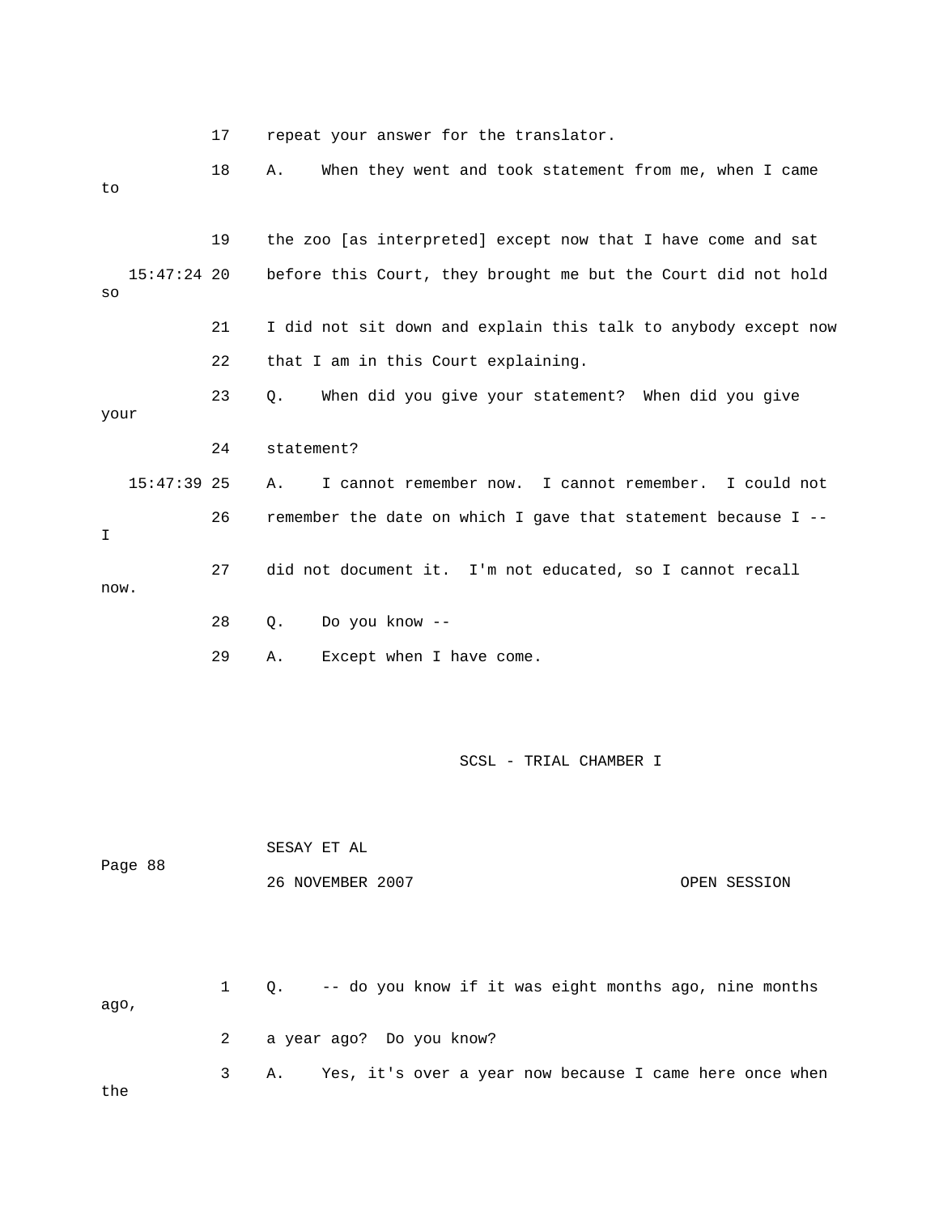17 repeat your answer for the translator.

18 A. When they went and took statement from me, when I came to

19 the zoo [as interpreted] except now that I have come and sat

15:47:24 20 before this Court, they brought me but the Court did not hold so

21 I did not sit down and explain this talk to anybody except now

22 that I am in this Court explaining.

23 Q. When did you give your statement? When did you give your

24 statement?

15:47:39 25 A. I cannot remember now. I cannot remember. I could not

26 remember the date on which I gave that statement because I -- I

27 did not document it. I'm not educated, so I cannot recall now.

28 Q. Do you know --

29 A. Except when I have come.

1 Q. -- do you know if it was eight months ago, nine months ago,

2 a year ago? Do you know?

3 A. Yes, it's over a year now because I came here once when the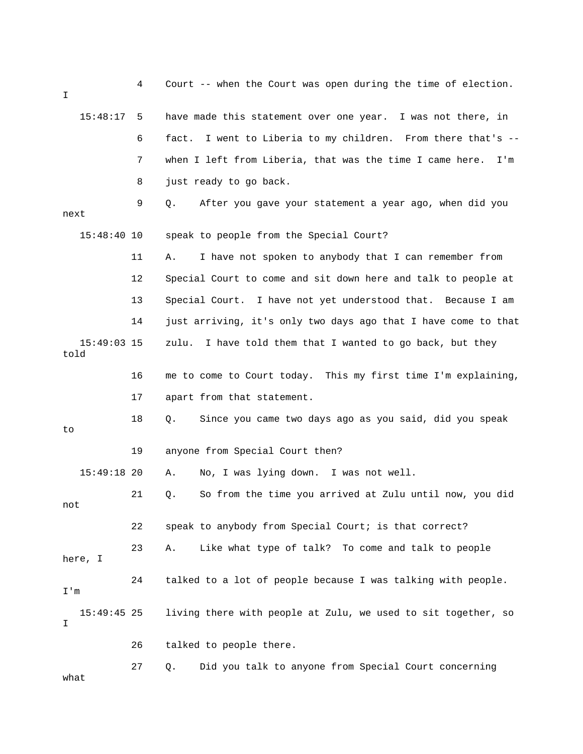4 Court -- when the Court was open during the time of election. I

15:48:17 5 have made this statement over one year. I was not there, in

6 fact. I went to Liberia to my children. From there that's --

7 when I left from Liberia, that was the time I came here. I'm

8 just ready to go back.

9 Q. After you gave your statement a year ago, when did you next

15:48:40 10 speak to people from the Special Court?

11 A. I have not spoken to anybody that I can remember from

12 Special Court to come and sit down here and talk to people at

13 Special Court. I have not yet understood that. Because I am

14 just arriving, it's only two days ago that I have come to that

15:49:03 15 zulu. I have told them that I wanted to go back, but they told

16 me to come to Court today. This my first time I'm explaining,

17 apart from that statement.

18 Q. Since you came two days ago as you said, did you speak to

19 anyone from Special Court then?

15:49:18 20 A. No, I was lying down. I was not well.

21 Q. So from the time you arrived at Zulu until now, you did not

22 speak to anybody from Special Court; is that correct?

23 A. Like what type of talk? To come and talk to people here, I

24 talked to a lot of people because I was talking with people. I'm

15:49:45 25 living there with people at Zulu, we used to sit together, so I

26 talked to people there.

27 Q. Did you talk to anyone from Special Court concerning what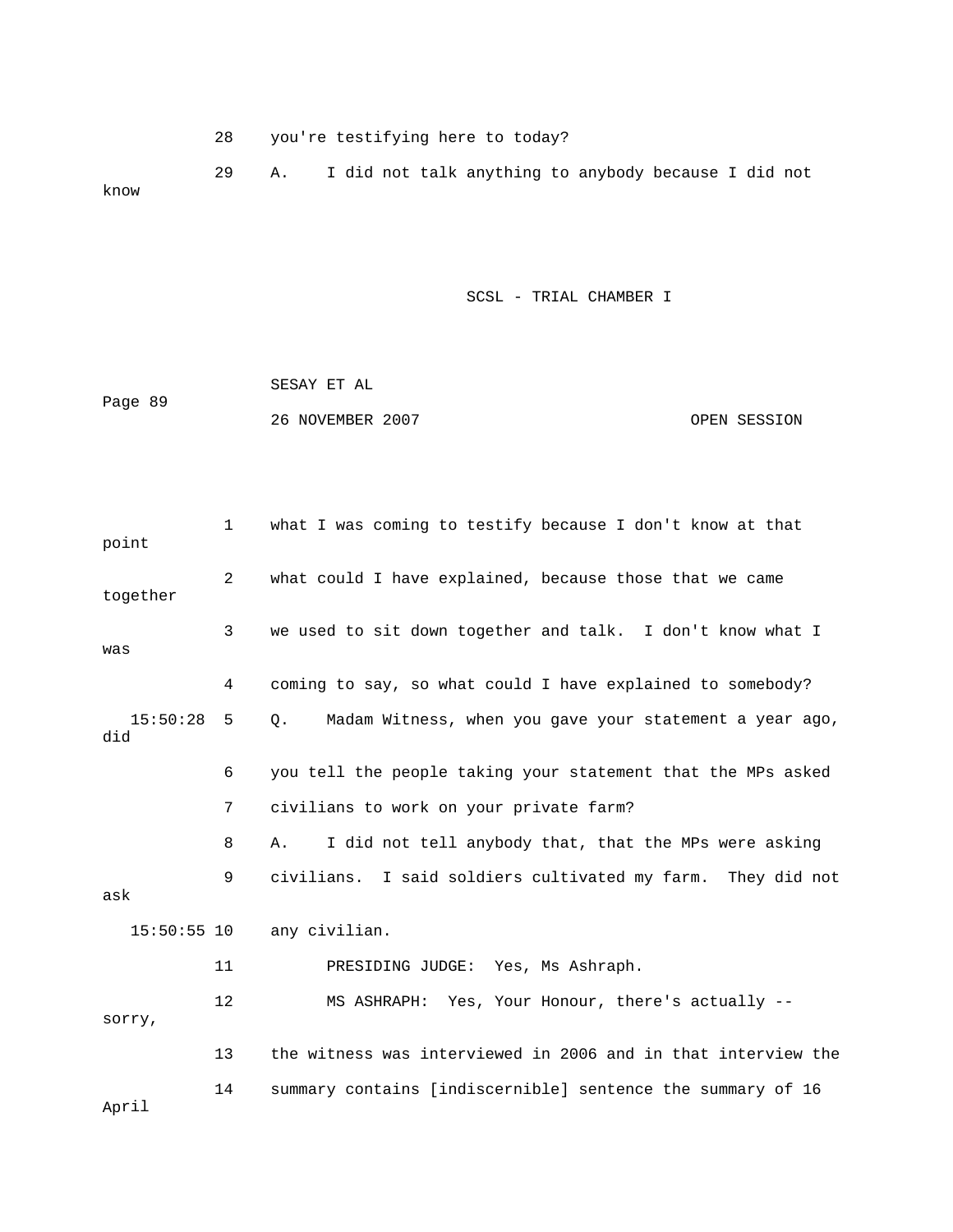28    you're testifying here to today?

29    A.    I did not talk anything to anybody because I did not know

1    what I was coming to testify because I don't know at that point

2    what could I have explained, because those that we came together

3    we used to sit down together and talk.  I don't know what I was

4    coming to say, so what could I have explained to somebody?

15:50:28  5    Q.    Madam Witness, when you gave your statement a year ago, did

6    you tell the people taking your statement that the MPs asked

7    civilians to work on your private farm?

8    A.    I did not tell anybody that, that the MPs were asking

9    civilians.  I said soldiers cultivated my farm.  They did not ask

15:50:55 10    any civilian.

11          PRESIDING JUDGE:  Yes, Ms Ashraph.

12          MS ASHRAPH:  Yes, Your Honour, there's actually -- sorry,

13    the witness was interviewed in 2006 and in that interview the

14    summary contains [indiscernible] sentence the summary of 16 April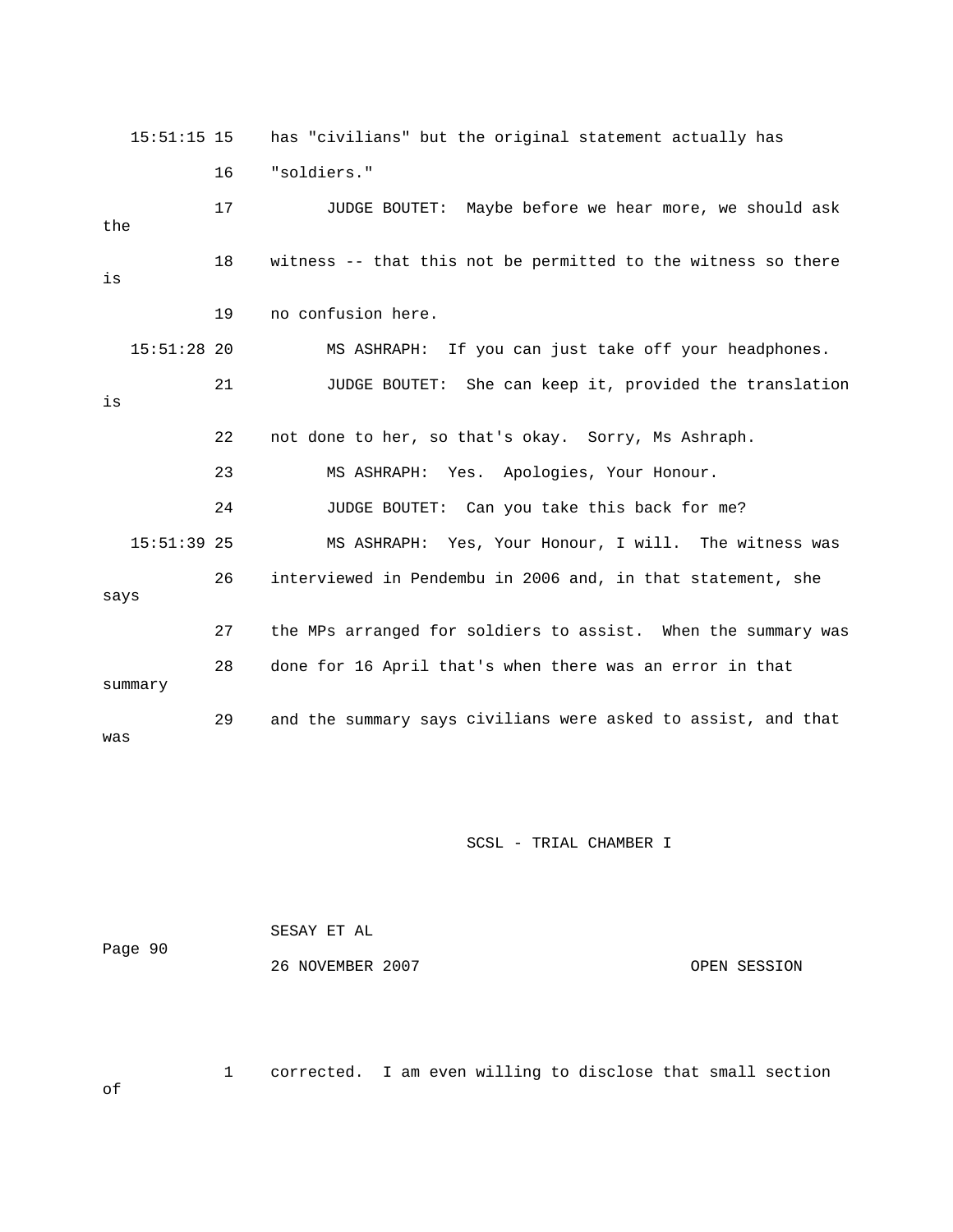15:51:15 15 has "civilians" but the original statement actually has

16 "soldiers."

17 JUDGE BOUTET: Maybe before we hear more, we should ask the

18 witness -- that this not be permitted to the witness so there is

19 no confusion here.

15:51:28 20 MS ASHRAPH: If you can just take off your headphones.

21 JUDGE BOUTET: She can keep it, provided the translation is

22 not done to her, so that's okay. Sorry, Ms Ashraph.

23 MS ASHRAPH: Yes. Apologies, Your Honour.

24 JUDGE BOUTET: Can you take this back for me?

15:51:39 25 MS ASHRAPH: Yes, Your Honour, I will. The witness was

26 interviewed in Pendembu in 2006 and, in that statement, she says

27 the MPs arranged for soldiers to assist. When the summary was

28 done for 16 April that's when there was an error in that summary

29 and the summary says civilians were asked to assist, and that was

1 corrected. I am even willing to disclose that small section of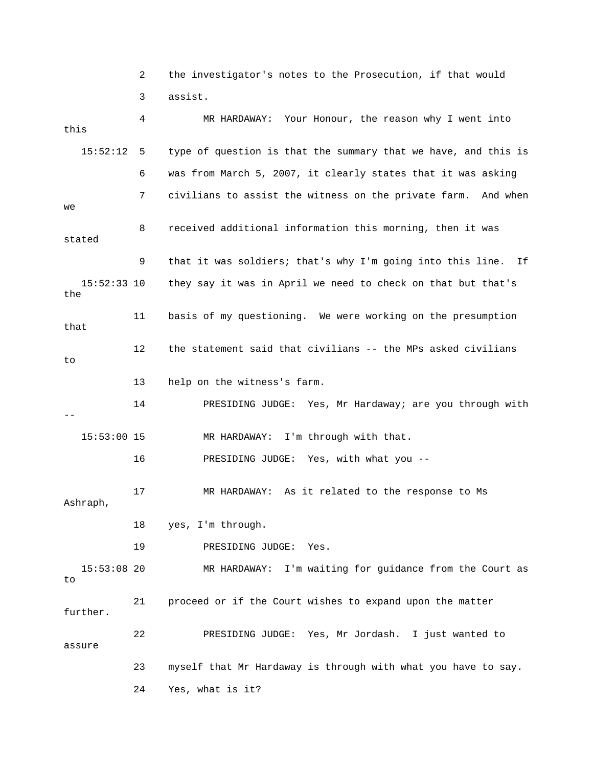2 the investigator's notes to the Prosecution, if that would

3 assist.

4 MR HARDAWAY: Your Honour, the reason why I went into this

15:52:12 5 type of question is that the summary that we have, and this is

6 was from March 5, 2007, it clearly states that it was asking

7 civilians to assist the witness on the private farm. And when we

8 received additional information this morning, then it was stated

9 that it was soldiers; that's why I'm going into this line. If

15:52:33 10 they say it was in April we need to check on that but that's the

11 basis of my questioning. We were working on the presumption that

12 the statement said that civilians -- the MPs asked civilians to

13 help on the witness's farm.

14 PRESIDING JUDGE: Yes, Mr Hardaway; are you through with --

15:53:00 15 MR HARDAWAY: I'm through with that.

16 PRESIDING JUDGE: Yes, with what you --

17 MR HARDAWAY: As it related to the response to Ms Ashraph,

18 yes, I'm through.

19 PRESIDING JUDGE: Yes.

15:53:08 20 MR HARDAWAY: I'm waiting for guidance from the Court as to

21 proceed or if the Court wishes to expand upon the matter further.

22 PRESIDING JUDGE: Yes, Mr Jordash. I just wanted to assure

23 myself that Mr Hardaway is through with what you have to say.

24 Yes, what is it?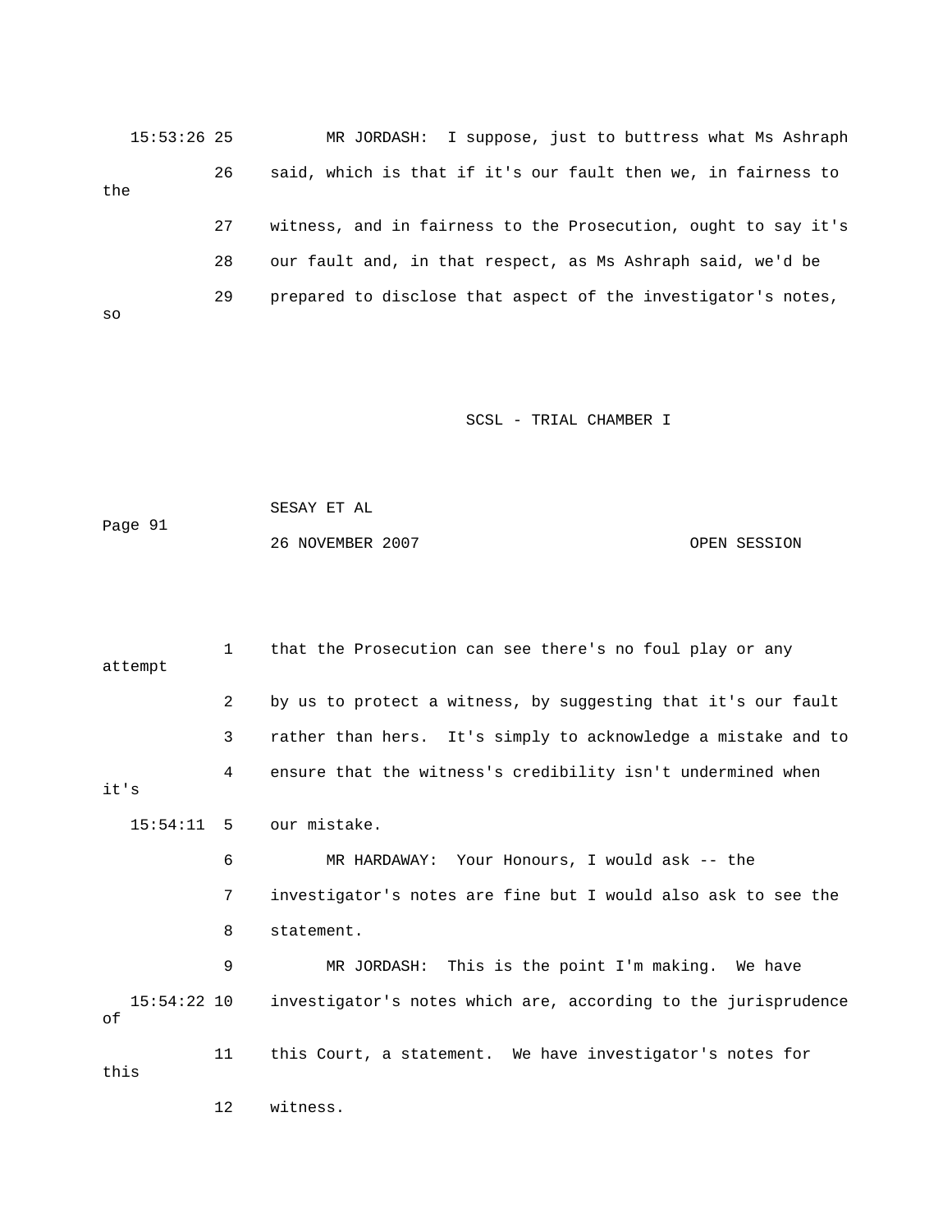15:53:26 25 MR JORDASH: I suppose, just to buttress what Ms Ashraph

26 said, which is that if it's our fault then we, in fairness to the

27 witness, and in fairness to the Prosecution, ought to say it's

28 our fault and, in that respect, as Ms Ashraph said, we'd be

29 prepared to disclose that aspect of the investigator's notes, so

1 that the Prosecution can see there's no foul play or any attempt

2 by us to protect a witness, by suggesting that it's our fault

3 rather than hers. It's simply to acknowledge a mistake and to

4 ensure that the witness's credibility isn't undermined when it's

15:54:11 5 our mistake.

6 MR HARDAWAY: Your Honours, I would ask -- the

7 investigator's notes are fine but I would also ask to see the

8 statement.

9 MR JORDASH: This is the point I'm making. We have

15:54:22 10 investigator's notes which are, according to the jurisprudence of

11 this Court, a statement. We have investigator's notes for this

12 witness.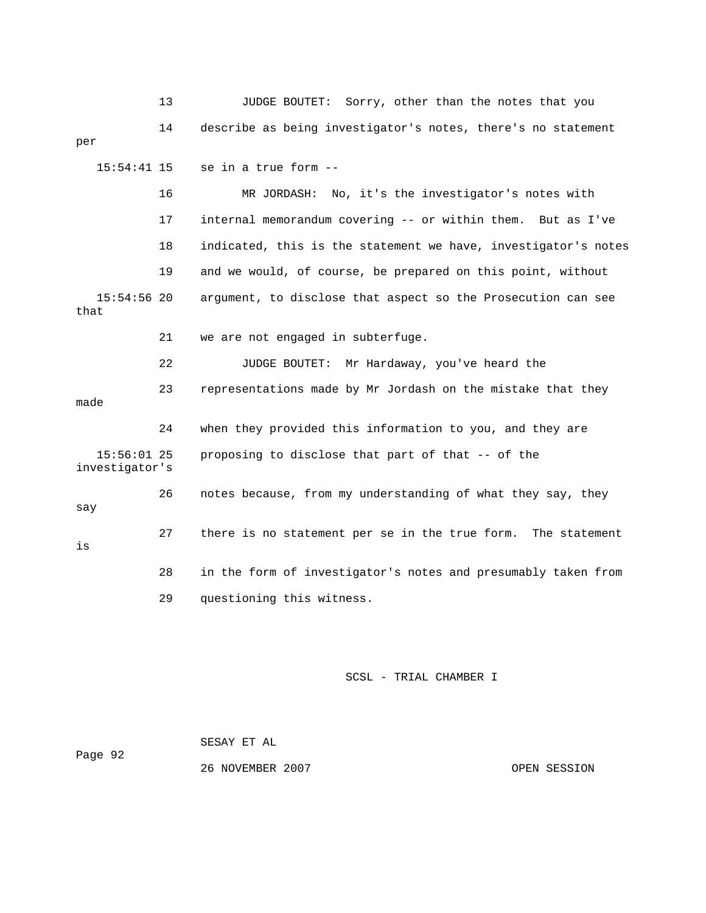13 JUDGE BOUTET: Sorry, other than the notes that you

14 describe as being investigator's notes, there's no statement per

15:54:41 15 se in a true form --

16 MR JORDASH: No, it's the investigator's notes with

17 internal memorandum covering -- or within them. But as I've

18 indicated, this is the statement we have, investigator's notes

19 and we would, of course, be prepared on this point, without

15:54:56 20 argument, to disclose that aspect so the Prosecution can see that

21 we are not engaged in subterfuge.

22 JUDGE BOUTET: Mr Hardaway, you've heard the

23 representations made by Mr Jordash on the mistake that they made

24 when they provided this information to you, and they are

15:56:01 25 proposing to disclose that part of that -- of the investigator's

26 notes because, from my understanding of what they say, they say

27 there is no statement per se in the true form. The statement is

28 in the form of investigator's notes and presumably taken from

29 questioning this witness.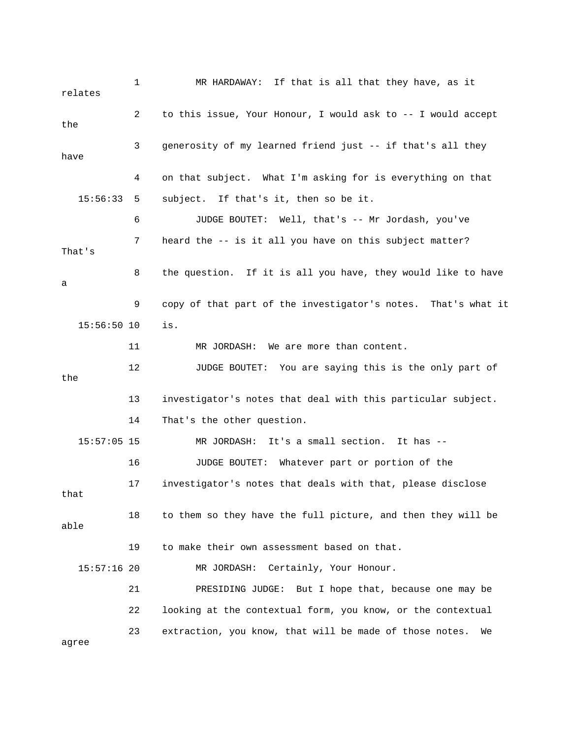1 MR HARDAWAY: If that is all that they have, as it relates

2 to this issue, Your Honour, I would ask to -- I would accept the

3 generosity of my learned friend just -- if that's all they have

4 on that subject. What I'm asking for is everything on that

15:56:33 5 subject. If that's it, then so be it.

6 JUDGE BOUTET: Well, that's -- Mr Jordash, you've

7 heard the -- is it all you have on this subject matter? That's

8 the question. If it is all you have, they would like to have a

9 copy of that part of the investigator's notes. That's what it

15:56:50 10 is.

11 MR JORDASH: We are more than content.

12 JUDGE BOUTET: You are saying this is the only part of the

13 investigator's notes that deal with this particular subject.

14 That's the other question.

15:57:05 15 MR JORDASH: It's a small section. It has --

16 JUDGE BOUTET: Whatever part or portion of the

17 investigator's notes that deals with that, please disclose that

18 to them so they have the full picture, and then they will be able

19 to make their own assessment based on that.

15:57:16 20 MR JORDASH: Certainly, Your Honour.

21 PRESIDING JUDGE: But I hope that, because one may be

22 looking at the contextual form, you know, or the contextual

23 extraction, you know, that will be made of those notes. We agree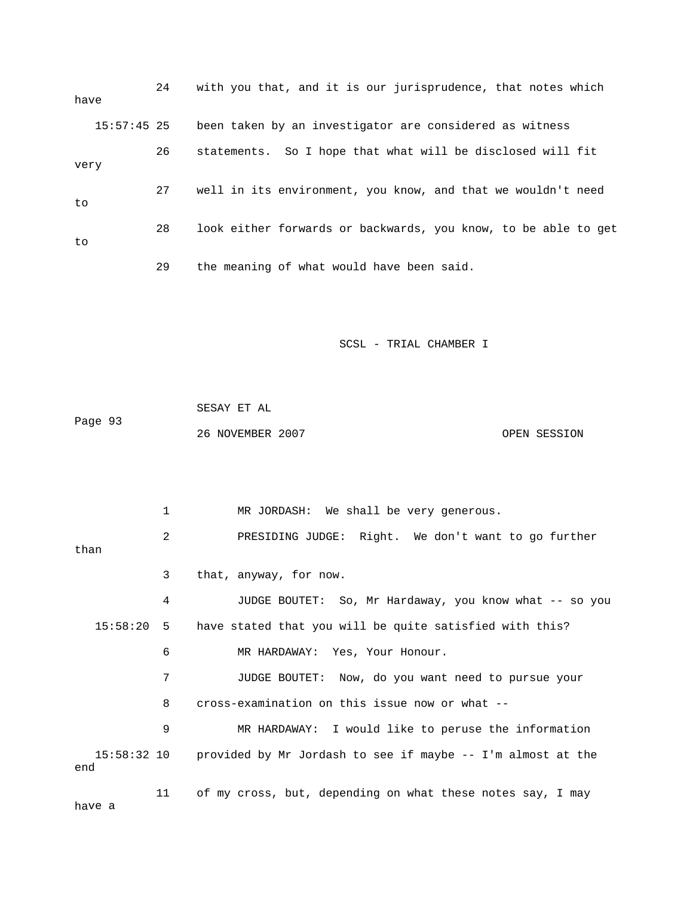24 with you that, and it is our jurisprudence, that notes which have

15:57:45 25 been taken by an investigator are considered as witness

26 statements. So I hope that what will be disclosed will fit very

27 well in its environment, you know, and that we wouldn't need to

28 look either forwards or backwards, you know, to be able to get to

29 the meaning of what would have been said.

SCSL - TRIAL CHAMBER I

SESAY ET AL

Page 93

26 NOVEMBER 2007 OPEN SESSION

1 MR JORDASH: We shall be very generous.

2 PRESIDING JUDGE: Right. We don't want to go further than

3 that, anyway, for now.

4 JUDGE BOUTET: So, Mr Hardaway, you know what -- so you

15:58:20 5 have stated that you will be quite satisfied with this?

6 MR HARDAWAY: Yes, Your Honour.

7 JUDGE BOUTET: Now, do you want need to pursue your

8 cross-examination on this issue now or what --

9 MR HARDAWAY: I would like to peruse the information

15:58:32 10 provided by Mr Jordash to see if maybe -- I'm almost at the end

11 of my cross, but, depending on what these notes say, I may have a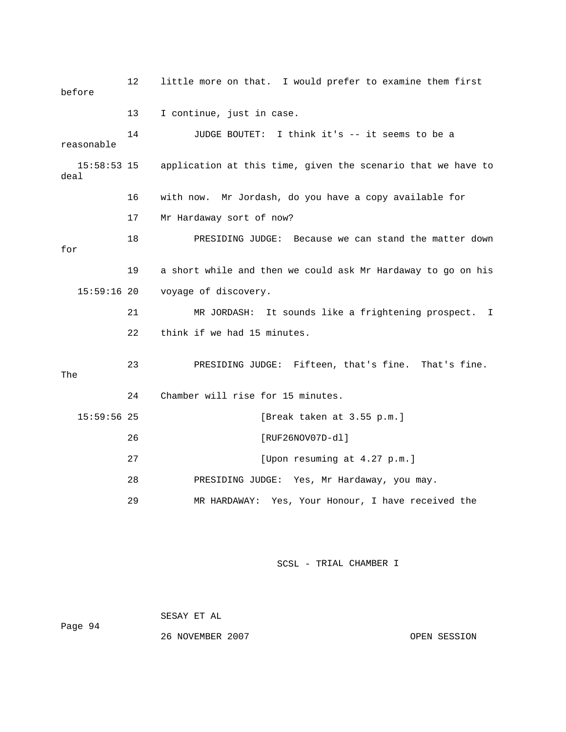12 little more on that. I would prefer to examine them first before

13 I continue, just in case.

14 JUDGE BOUTET: I think it's -- it seems to be a reasonable

15:58:53 15 application at this time, given the scenario that we have to deal

16 with now. Mr Jordash, do you have a copy available for

17 Mr Hardaway sort of now?

18 PRESIDING JUDGE: Because we can stand the matter down for

19 a short while and then we could ask Mr Hardaway to go on his

15:59:16 20 voyage of discovery.

21 MR JORDASH: It sounds like a frightening prospect. I

22 think if we had 15 minutes.

23 PRESIDING JUDGE: Fifteen, that's fine. That's fine. The

24 Chamber will rise for 15 minutes.

15:59:56 25 [Break taken at 3.55 p.m.]

26 [RUF26NOV07D-dl]

27 [Upon resuming at 4.27 p.m.]

28 PRESIDING JUDGE: Yes, Mr Hardaway, you may.

29 MR HARDAWAY: Yes, Your Honour, I have received the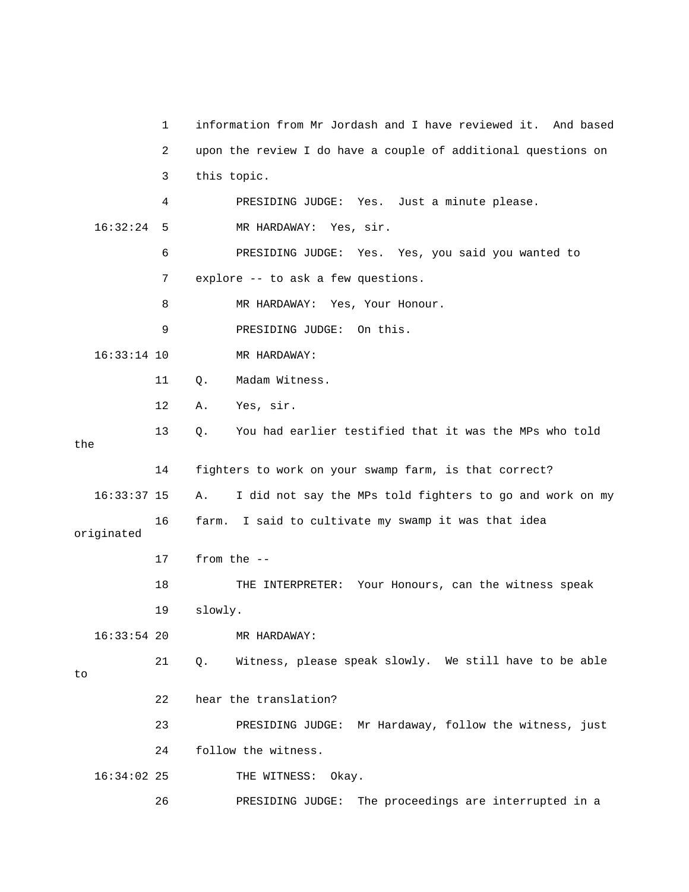1 information from Mr Jordash and I have reviewed it. And based
2 upon the review I do have a couple of additional questions on
3 this topic.
4 PRESIDING JUDGE: Yes. Just a minute please.
16:32:24 5 MR HARDAWAY: Yes, sir.
6 PRESIDING JUDGE: Yes. Yes, you said you wanted to
7 explore -- to ask a few questions.
8 MR HARDAWAY: Yes, Your Honour.
9 PRESIDING JUDGE: On this.
16:33:14 10 MR HARDAWAY:
11 Q. Madam Witness.
12 A. Yes, sir.
13 Q. You had earlier testified that it was the MPs who told the
14 fighters to work on your swamp farm, is that correct?
16:33:37 15 A. I did not say the MPs told fighters to go and work on my
16 farm. I said to cultivate my swamp it was that idea originated
17 from the --
18 THE INTERPRETER: Your Honours, can the witness speak
19 slowly.
16:33:54 20 MR HARDAWAY:
21 Q. Witness, please speak slowly. We still have to be able to
22 hear the translation?
23 PRESIDING JUDGE: Mr Hardaway, follow the witness, just
24 follow the witness.
16:34:02 25 THE WITNESS: Okay.
26 PRESIDING JUDGE: The proceedings are interrupted in a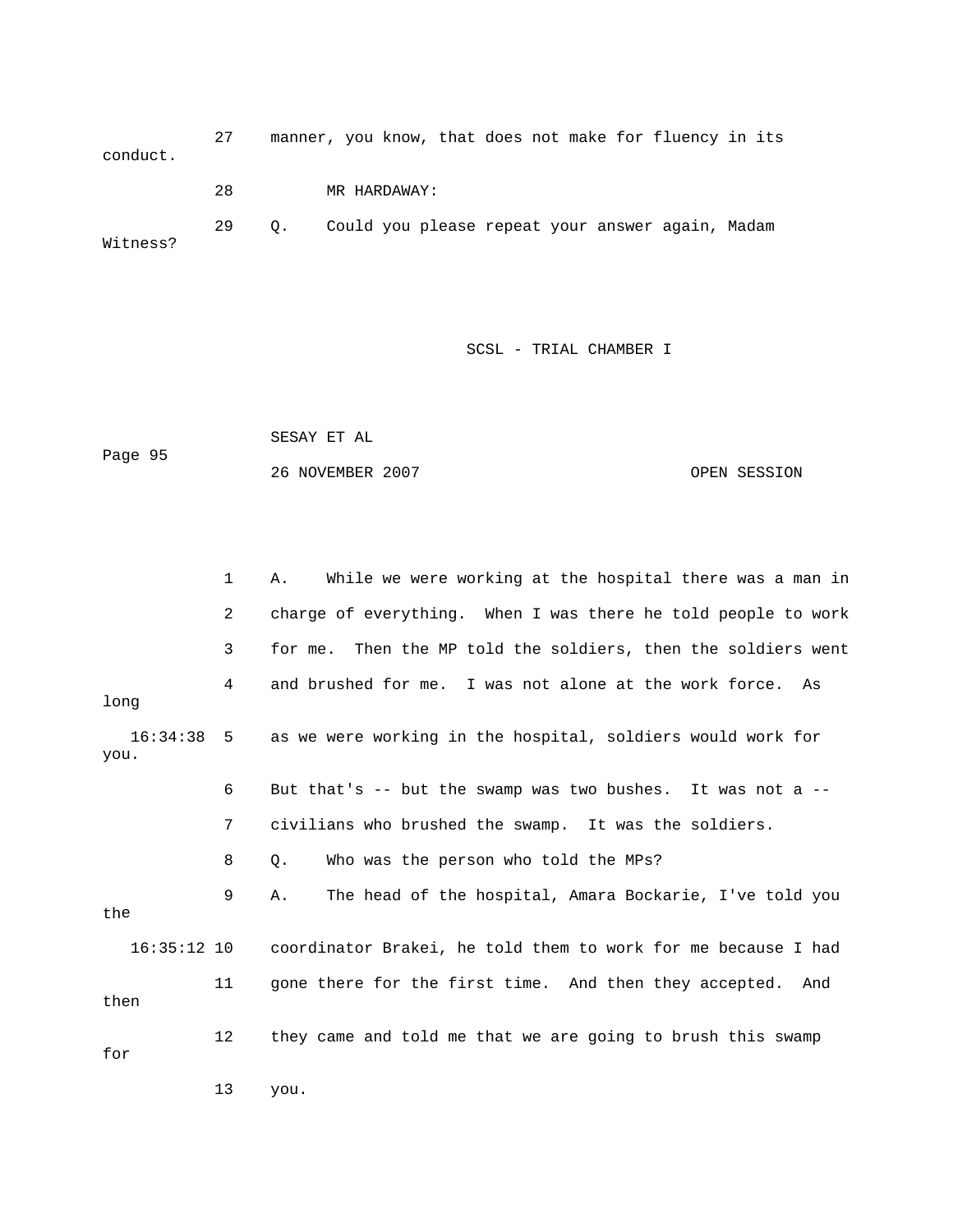27 manner, you know, that does not make for fluency in its conduct.

28 MR HARDAWAY:

29 Q. Could you please repeat your answer again, Madam Witness?

1 A. While we were working at the hospital there was a man in

2 charge of everything. When I was there he told people to work

3 for me. Then the MP told the soldiers, then the soldiers went

4 and brushed for me. I was not alone at the work force. As long

16:34:38 5 as we were working in the hospital, soldiers would work for you.

6 But that's -- but the swamp was two bushes. It was not a --

7 civilians who brushed the swamp. It was the soldiers.

8 Q. Who was the person who told the MPs?

9 A. The head of the hospital, Amara Bockarie, I've told you the

16:35:12 10 coordinator Brakei, he told them to work for me because I had

11 gone there for the first time. And then they accepted. And then

12 they came and told me that we are going to brush this swamp for

13 you.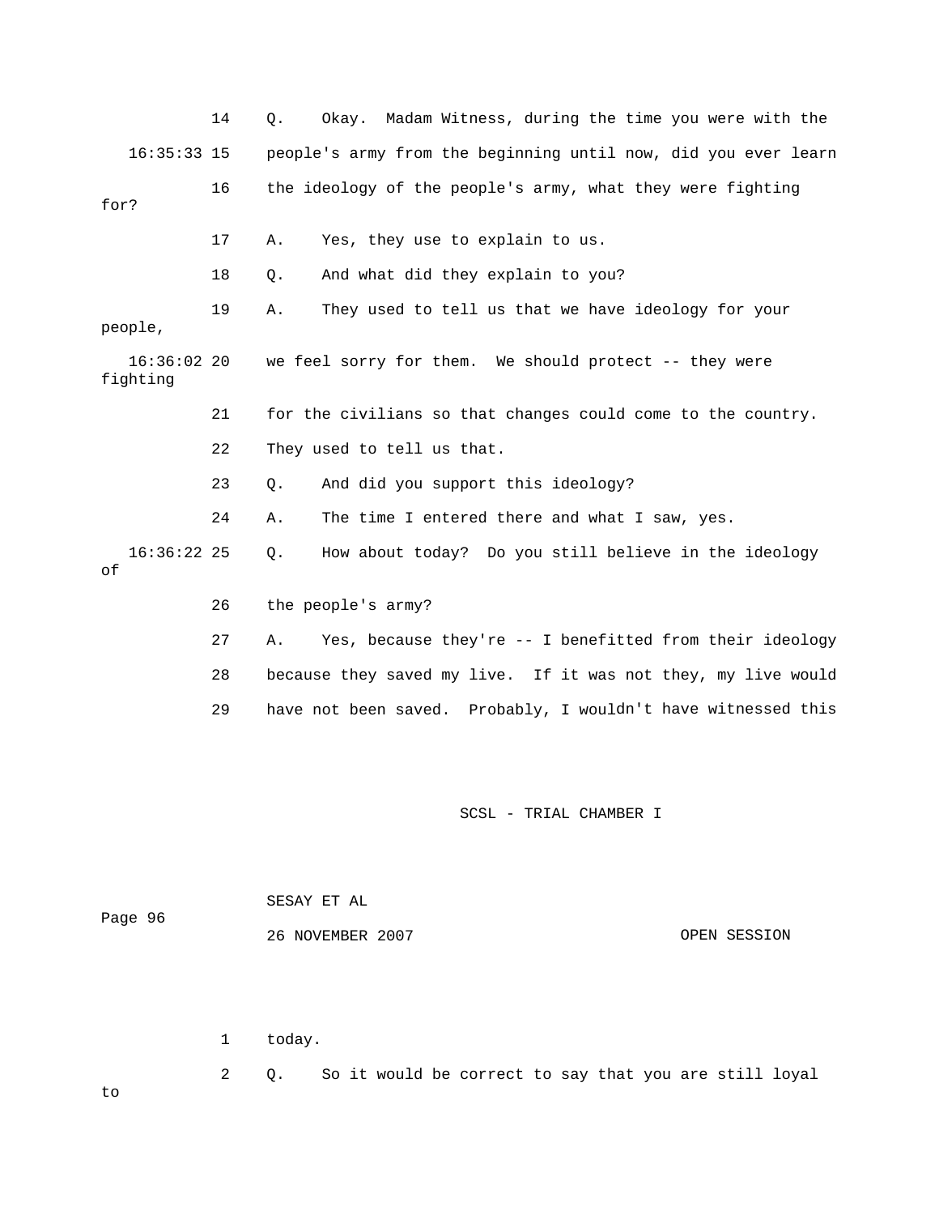14 Q. Okay. Madam Witness, during the time you were with the

16:35:33 15 people's army from the beginning until now, did you ever learn

16 the ideology of the people's army, what they were fighting for?

17 A. Yes, they use to explain to us.

18 Q. And what did they explain to you?

19 A. They used to tell us that we have ideology for your people,

16:36:02 20 we feel sorry for them. We should protect -- they were fighting

21 for the civilians so that changes could come to the country.

22 They used to tell us that.

23 Q. And did you support this ideology?

24 A. The time I entered there and what I saw, yes.

16:36:22 25 Q. How about today? Do you still believe in the ideology of

26 the people's army?

27 A. Yes, because they're -- I benefitted from their ideology

28 because they saved my live. If it was not they, my live would

29 have not been saved. Probably, I wouldn't have witnessed this

1 today.

2 Q. So it would be correct to say that you are still loyal to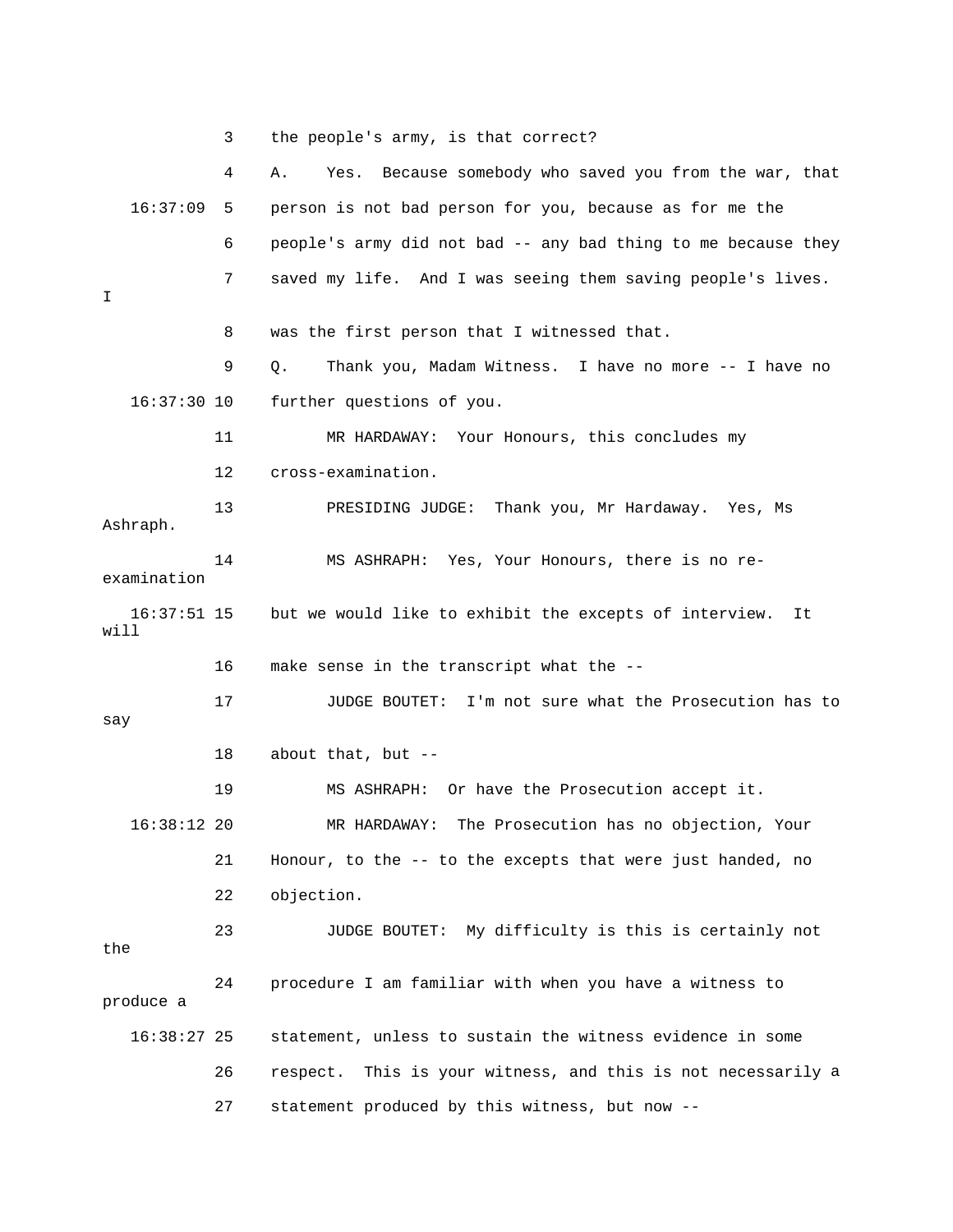3 the people's army, is that correct?

4 A. Yes. Because somebody who saved you from the war, that

16:37:09 5 person is not bad person for you, because as for me the

6 people's army did not bad -- any bad thing to me because they

7 saved my life. And I was seeing them saving people's lives. I

8 was the first person that I witnessed that.

9 Q. Thank you, Madam Witness. I have no more -- I have no

16:37:30 10 further questions of you.

11 MR HARDAWAY: Your Honours, this concludes my

12 cross-examination.

13 PRESIDING JUDGE: Thank you, Mr Hardaway. Yes, Ms Ashraph.

14 MS ASHRAPH: Yes, Your Honours, there is no re-examination

16:37:51 15 but we would like to exhibit the excepts of interview. It will

16 make sense in the transcript what the --

17 JUDGE BOUTET: I'm not sure what the Prosecution has to say

18 about that, but --

19 MS ASHRAPH: Or have the Prosecution accept it.

16:38:12 20 MR HARDAWAY: The Prosecution has no objection, Your

21 Honour, to the -- to the excepts that were just handed, no

22 objection.

23 JUDGE BOUTET: My difficulty is this is certainly not the

24 procedure I am familiar with when you have a witness to produce a

16:38:27 25 statement, unless to sustain the witness evidence in some

26 respect. This is your witness, and this is not necessarily a

27 statement produced by this witness, but now --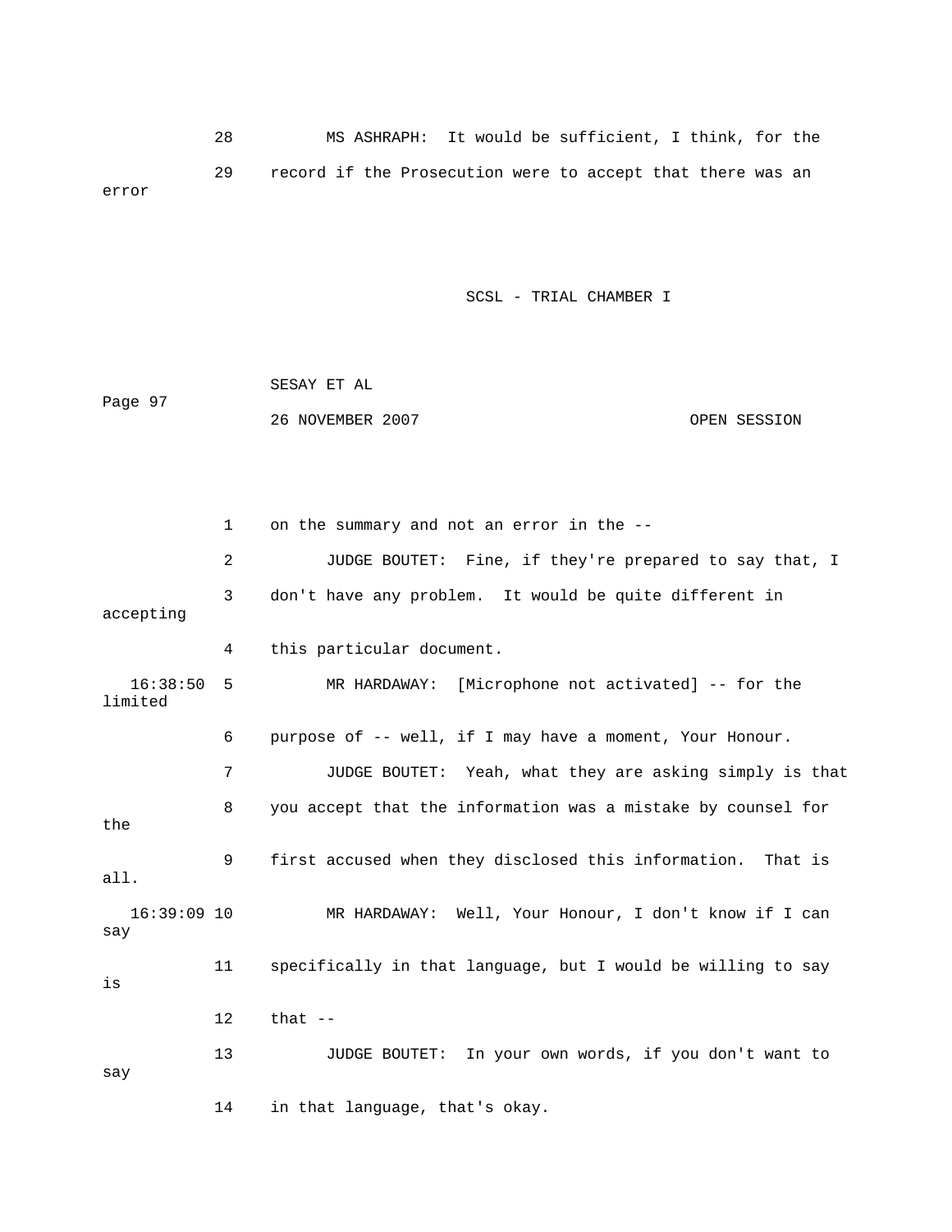28 MS ASHRAPH: It would be sufficient, I think, for the

29 record if the Prosecution were to accept that there was an error

1 on the summary and not an error in the --

2 JUDGE BOUTET: Fine, if they're prepared to say that, I

3 don't have any problem. It would be quite different in accepting

4 this particular document.

16:38:50 5 MR HARDAWAY: [Microphone not activated] -- for the limited

6 purpose of -- well, if I may have a moment, Your Honour.

7 JUDGE BOUTET: Yeah, what they are asking simply is that

8 you accept that the information was a mistake by counsel for the

9 first accused when they disclosed this information. That is all.

16:39:09 10 MR HARDAWAY: Well, Your Honour, I don't know if I can say

11 specifically in that language, but I would be willing to say is

12 that --

13 JUDGE BOUTET: In your own words, if you don't want to say

14 in that language, that's okay.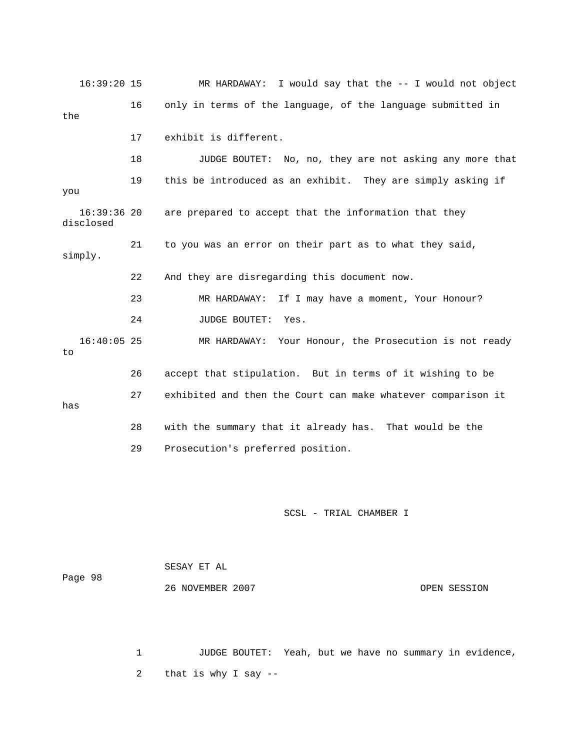16:39:20 15 MR HARDAWAY: I would say that the -- I would not object

16 only in terms of the language, of the language submitted in the

17 exhibit is different.

18 JUDGE BOUTET: No, no, they are not asking any more that

19 this be introduced as an exhibit. They are simply asking if you

16:39:36 20 are prepared to accept that the information that they disclosed

21 to you was an error on their part as to what they said, simply.

22 And they are disregarding this document now.

23 MR HARDAWAY: If I may have a moment, Your Honour?

24 JUDGE BOUTET: Yes.

16:40:05 25 MR HARDAWAY: Your Honour, the Prosecution is not ready to

26 accept that stipulation. But in terms of it wishing to be

27 exhibited and then the Court can make whatever comparison it has

28 with the summary that it already has. That would be the

29 Prosecution's preferred position.

SCSL - TRIAL CHAMBER I

SESAY ET AL

26 NOVEMBER 2007 OPEN SESSION

1 JUDGE BOUTET: Yeah, but we have no summary in evidence,

2 that is why I say --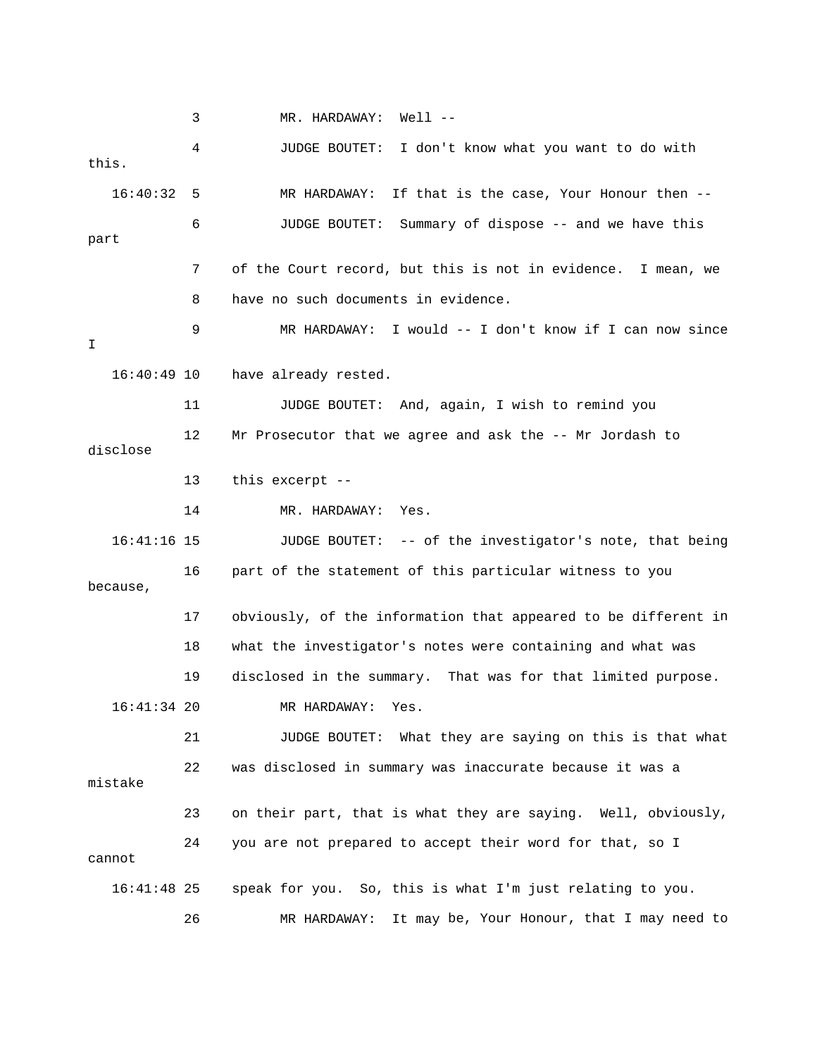3 MR. HARDAWAY: Well --

4 JUDGE BOUTET: I don't know what you want to do with this.

16:40:32 5 MR HARDAWAY: If that is the case, Your Honour then --

6 JUDGE BOUTET: Summary of dispose -- and we have this part

7 of the Court record, but this is not in evidence. I mean, we

8 have no such documents in evidence.

9 MR HARDAWAY: I would -- I don't know if I can now since I

16:40:49 10 have already rested.

11 JUDGE BOUTET: And, again, I wish to remind you

12 Mr Prosecutor that we agree and ask the -- Mr Jordash to disclose

13 this excerpt --

14 MR. HARDAWAY: Yes.

16:41:16 15 JUDGE BOUTET: -- of the investigator's note, that being

16 part of the statement of this particular witness to you because,

17 obviously, of the information that appeared to be different in

18 what the investigator's notes were containing and what was

19 disclosed in the summary. That was for that limited purpose.

16:41:34 20 MR HARDAWAY: Yes.

21 JUDGE BOUTET: What they are saying on this is that what

22 was disclosed in summary was inaccurate because it was a mistake

23 on their part, that is what they are saying. Well, obviously,

24 you are not prepared to accept their word for that, so I cannot

16:41:48 25 speak for you. So, this is what I'm just relating to you.

26 MR HARDAWAY: It may be, Your Honour, that I may need to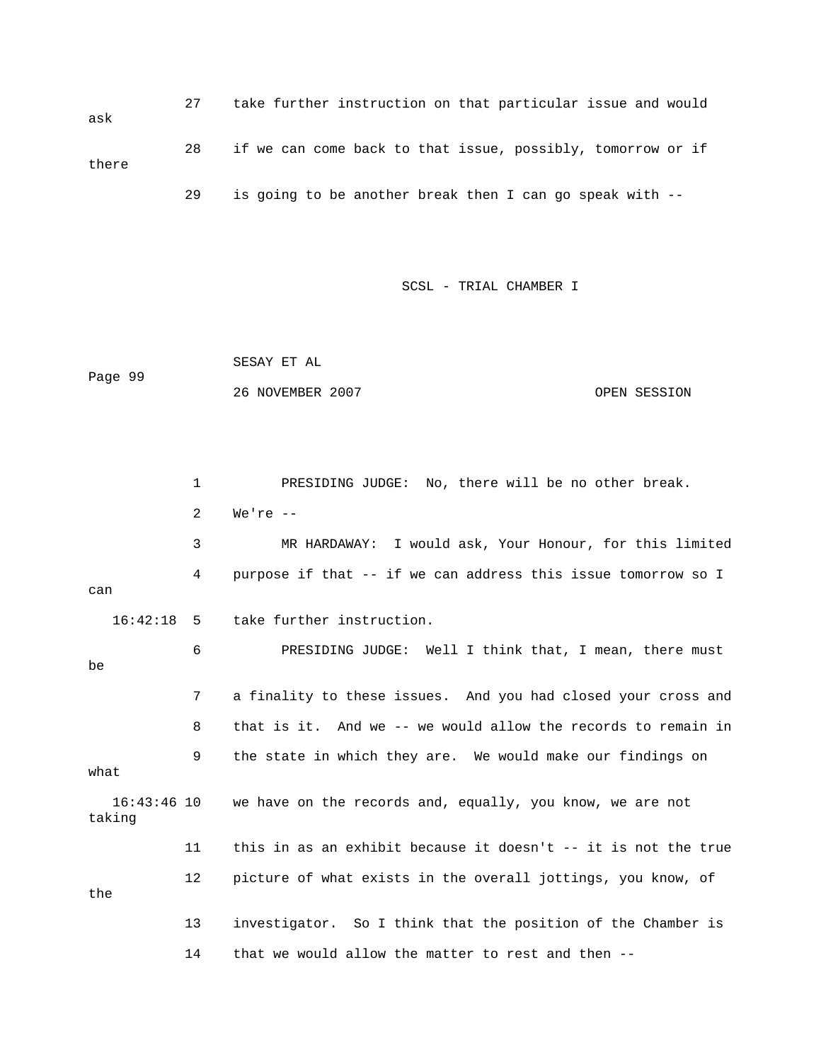27 take further instruction on that particular issue and would ask

28 if we can come back to that issue, possibly, tomorrow or if there

29 is going to be another break then I can go speak with --

1 PRESIDING JUDGE: No, there will be no other break.

2 We're --

3 MR HARDAWAY: I would ask, Your Honour, for this limited

4 purpose if that -- if we can address this issue tomorrow so I can

16:42:18 5 take further instruction.

6 PRESIDING JUDGE: Well I think that, I mean, there must be

7 a finality to these issues. And you had closed your cross and

8 that is it. And we -- we would allow the records to remain in

9 the state in which they are. We would make our findings on what

16:43:46 10 we have on the records and, equally, you know, we are not taking

11 this in as an exhibit because it doesn't -- it is not the true

12 picture of what exists in the overall jottings, you know, of the

13 investigator. So I think that the position of the Chamber is

14 that we would allow the matter to rest and then --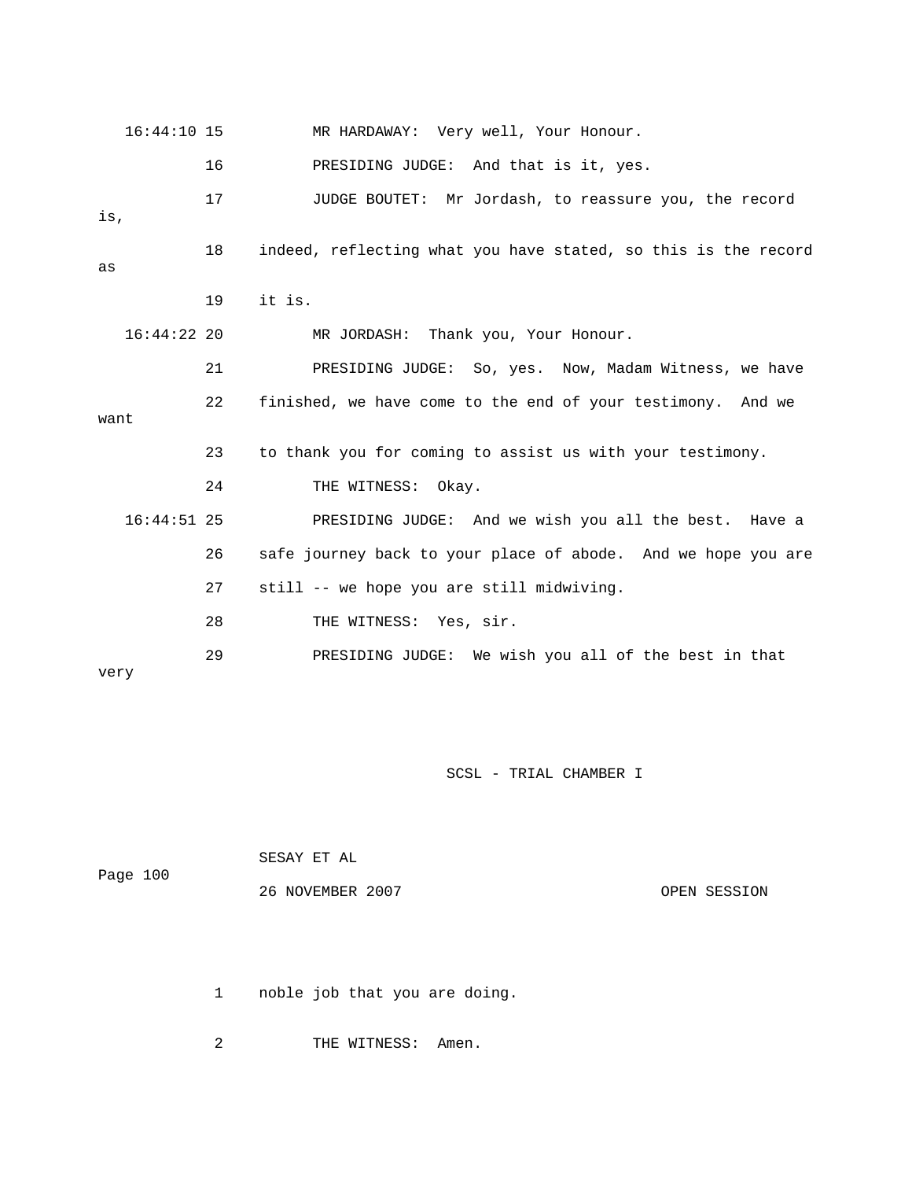16:44:10 15 MR HARDAWAY: Very well, Your Honour.

16 PRESIDING JUDGE: And that is it, yes.

17 JUDGE BOUTET: Mr Jordash, to reassure you, the record is,

18 indeed, reflecting what you have stated, so this is the record as

19 it is.

16:44:22 20 MR JORDASH: Thank you, Your Honour.

21 PRESIDING JUDGE: So, yes. Now, Madam Witness, we have

22 finished, we have come to the end of your testimony. And we want

23 to thank you for coming to assist us with your testimony.

24 THE WITNESS: Okay.

16:44:51 25 PRESIDING JUDGE: And we wish you all the best. Have a

26 safe journey back to your place of abode. And we hope you are

27 still -- we hope you are still midwiving.

28 THE WITNESS: Yes, sir.

29 PRESIDING JUDGE: We wish you all of the best in that very

SCSL - TRIAL CHAMBER I

SESAY ET AL

Page 100

26 NOVEMBER 2007 OPEN SESSION

1 noble job that you are doing.

2 THE WITNESS: Amen.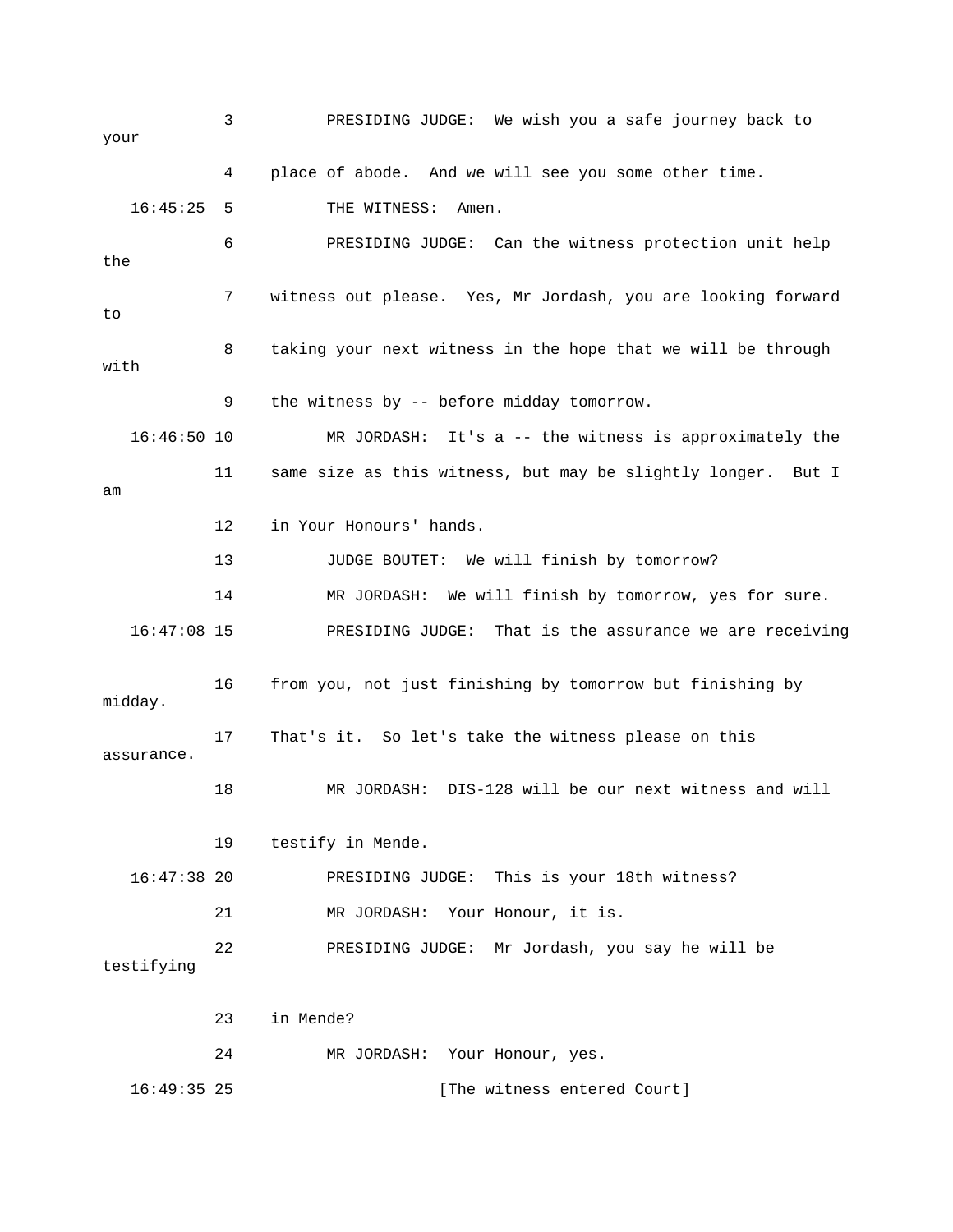3 PRESIDING JUDGE: We wish you a safe journey back to your

4 place of abode. And we will see you some other time.

16:45:25 5 THE WITNESS: Amen.

6 PRESIDING JUDGE: Can the witness protection unit help the

7 witness out please. Yes, Mr Jordash, you are looking forward to

8 taking your next witness in the hope that we will be through with

9 the witness by -- before midday tomorrow.

16:46:50 10 MR JORDASH: It's a -- the witness is approximately the

11 same size as this witness, but may be slightly longer. But I am

12 in Your Honours' hands.

13 JUDGE BOUTET: We will finish by tomorrow?

14 MR JORDASH: We will finish by tomorrow, yes for sure.

16:47:08 15 PRESIDING JUDGE: That is the assurance we are receiving

16 from you, not just finishing by tomorrow but finishing by midday.

17 That's it. So let's take the witness please on this assurance.

18 MR JORDASH: DIS-128 will be our next witness and will

19 testify in Mende.

16:47:38 20 PRESIDING JUDGE: This is your 18th witness?

21 MR JORDASH: Your Honour, it is.

22 PRESIDING JUDGE: Mr Jordash, you say he will be testifying

23 in Mende?

24 MR JORDASH: Your Honour, yes.

16:49:35 25 [The witness entered Court]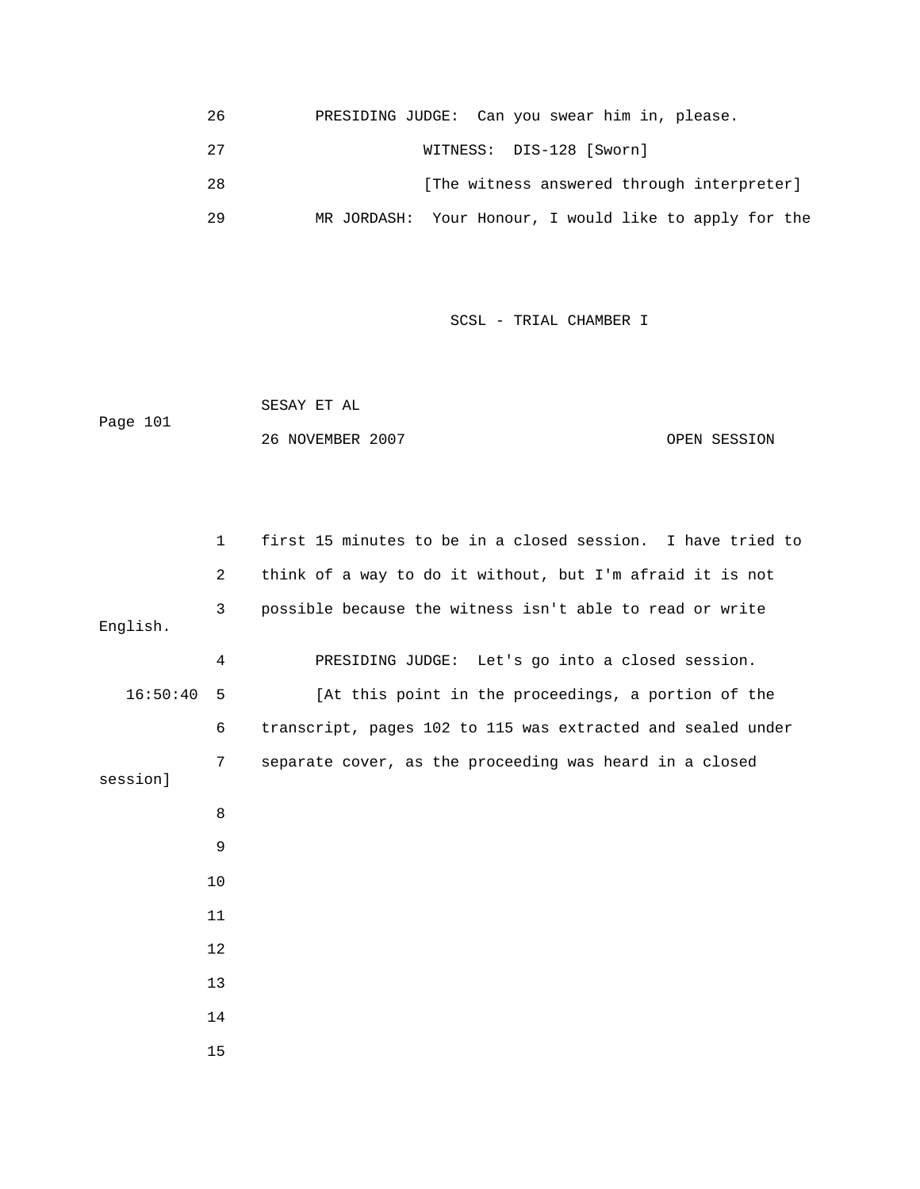26 PRESIDING JUDGE: Can you swear him in, please.

27 WITNESS: DIS-128 [Sworn]

28 [The witness answered through interpreter]

29 MR JORDASH: Your Honour, I would like to apply for the

SCSL - TRIAL CHAMBER I

SESAY ET AL

26 NOVEMBER 2007 OPEN SESSION

1 first 15 minutes to be in a closed session. I have tried to

2 think of a way to do it without, but I'm afraid it is not

3 possible because the witness isn't able to read or write English.

4 PRESIDING JUDGE: Let's go into a closed session.

16:50:40 5 [At this point in the proceedings, a portion of the

6 transcript, pages 102 to 115 was extracted and sealed under

7 separate cover, as the proceeding was heard in a closed session]

8

9

10

11

12

13

14

15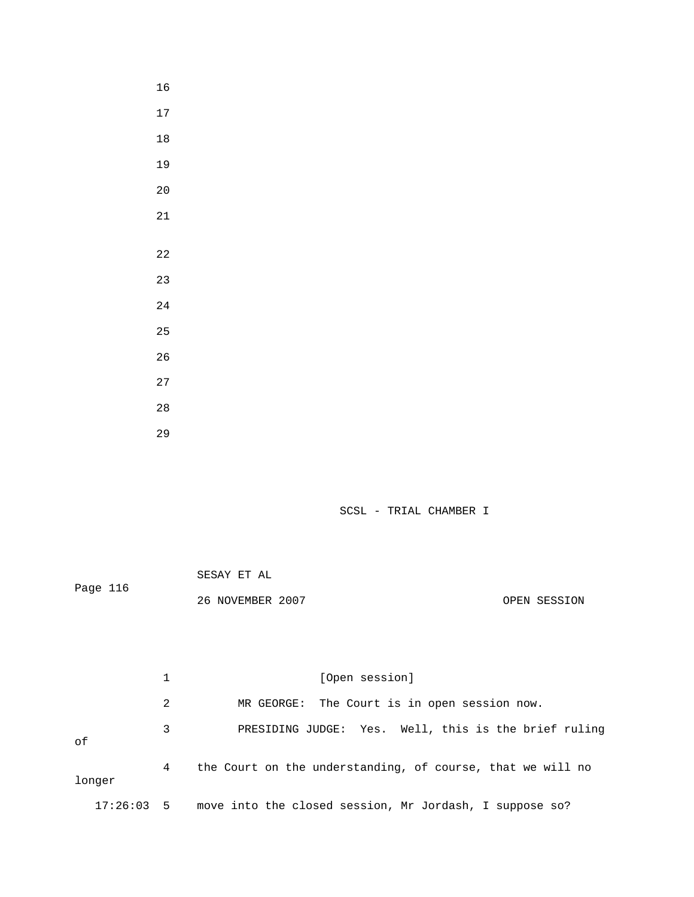16

17

18

19

20

21

22

23

24

25

26

27

28

29

SCSL - TRIAL CHAMBER I

SESAY ET AL

Page 116

26 NOVEMBER 2007 OPEN SESSION

1 [Open session]

2 MR GEORGE: The Court is in open session now.

3 PRESIDING JUDGE: Yes. Well, this is the brief ruling of

4 the Court on the understanding, of course, that we will no longer

17:26:03 5 move into the closed session, Mr Jordash, I suppose so?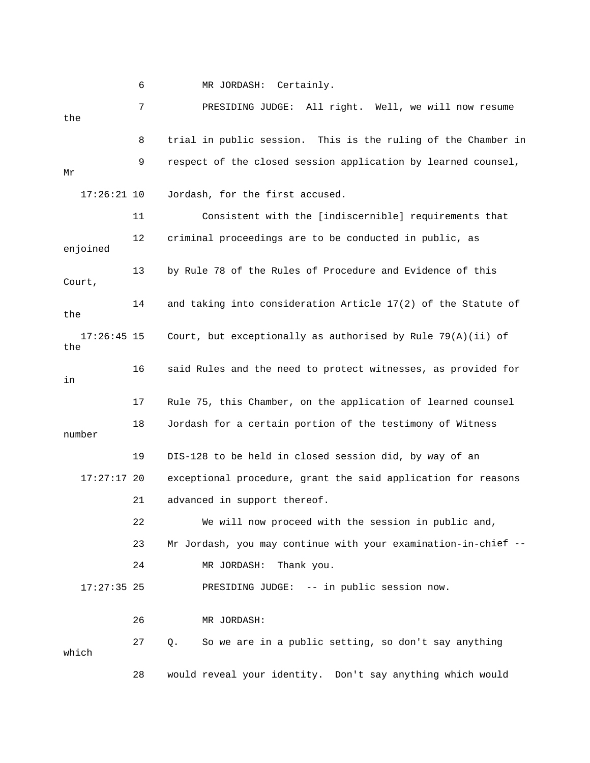6 MR JORDASH: Certainly.

7 PRESIDING JUDGE: All right. Well, we will now resume the

8 trial in public session. This is the ruling of the Chamber in

9 respect of the closed session application by learned counsel, Mr

17:26:21 10 Jordash, for the first accused.

11 Consistent with the [indiscernible] requirements that

12 criminal proceedings are to be conducted in public, as enjoined

13 by Rule 78 of the Rules of Procedure and Evidence of this Court,

14 and taking into consideration Article 17(2) of the Statute of the

17:26:45 15 Court, but exceptionally as authorised by Rule 79(A)(ii) of the

16 said Rules and the need to protect witnesses, as provided for in

17 Rule 75, this Chamber, on the application of learned counsel

18 Jordash for a certain portion of the testimony of Witness number

19 DIS-128 to be held in closed session did, by way of an

17:27:17 20 exceptional procedure, grant the said application for reasons

21 advanced in support thereof.

22 We will now proceed with the session in public and,

23 Mr Jordash, you may continue with your examination-in-chief --

24 MR JORDASH: Thank you.

17:27:35 25 PRESIDING JUDGE: -- in public session now.

26 MR JORDASH:

27 Q. So we are in a public setting, so don't say anything which

28 would reveal your identity. Don't say anything which would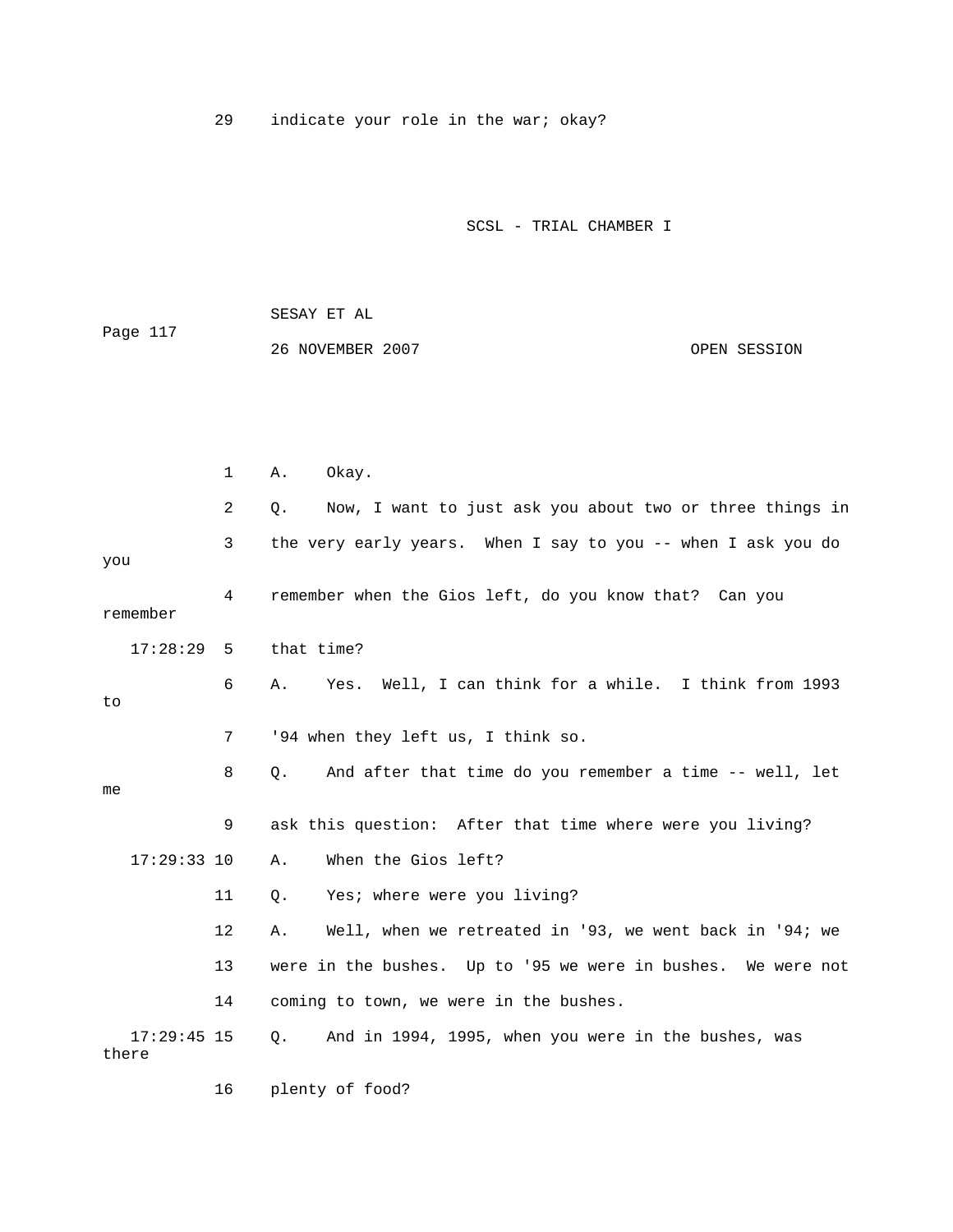29 indicate your role in the war; okay?

1 A. Okay.

2 Q. Now, I want to just ask you about two or three things in

3 the very early years. When I say to you -- when I ask you do you

4 remember when the Gios left, do you know that? Can you remember

17:28:29 5 that time?

6 A. Yes. Well, I can think for a while. I think from 1993 to

7 '94 when they left us, I think so.

8 Q. And after that time do you remember a time -- well, let me

9 ask this question: After that time where were you living?

17:29:33 10 A. When the Gios left?

11 Q. Yes; where were you living?

12 A. Well, when we retreated in '93, we went back in '94; we

13 were in the bushes. Up to '95 we were in bushes. We were not

14 coming to town, we were in the bushes.

17:29:45 15 Q. And in 1994, 1995, when you were in the bushes, was there

16 plenty of food?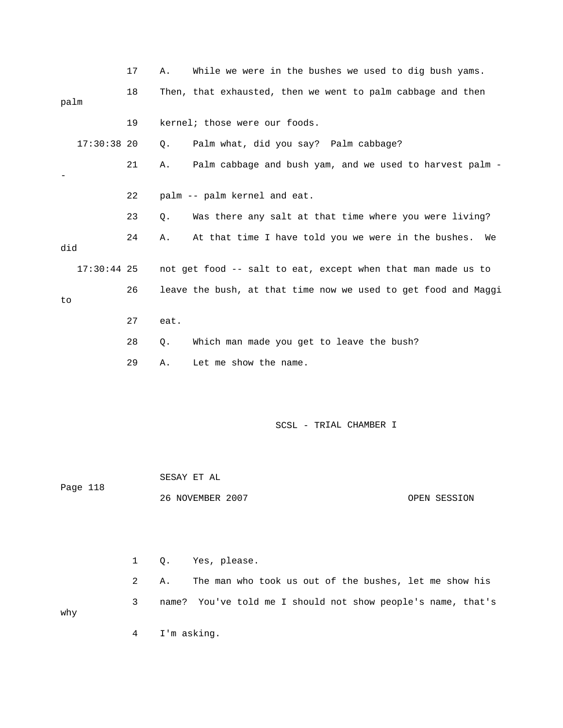17 A. While we were in the bushes we used to dig bush yams.

18 Then, that exhausted, then we went to palm cabbage and then palm

19 kernel; those were our foods.

17:30:38 20 Q. Palm what, did you say? Palm cabbage?

21 A. Palm cabbage and bush yam, and we used to harvest palm --

22 palm -- palm kernel and eat.

23 Q. Was there any salt at that time where you were living?

24 A. At that time I have told you we were in the bushes. We did

17:30:44 25 not get food -- salt to eat, except when that man made us to

26 leave the bush, at that time now we used to get food and Maggi to

27 eat.

28 Q. Which man made you get to leave the bush?

29 A. Let me show the name.

1 Q. Yes, please.

2 A. The man who took us out of the bushes, let me show his

3 name? You've told me I should not show people's name, that's why

4 I'm asking.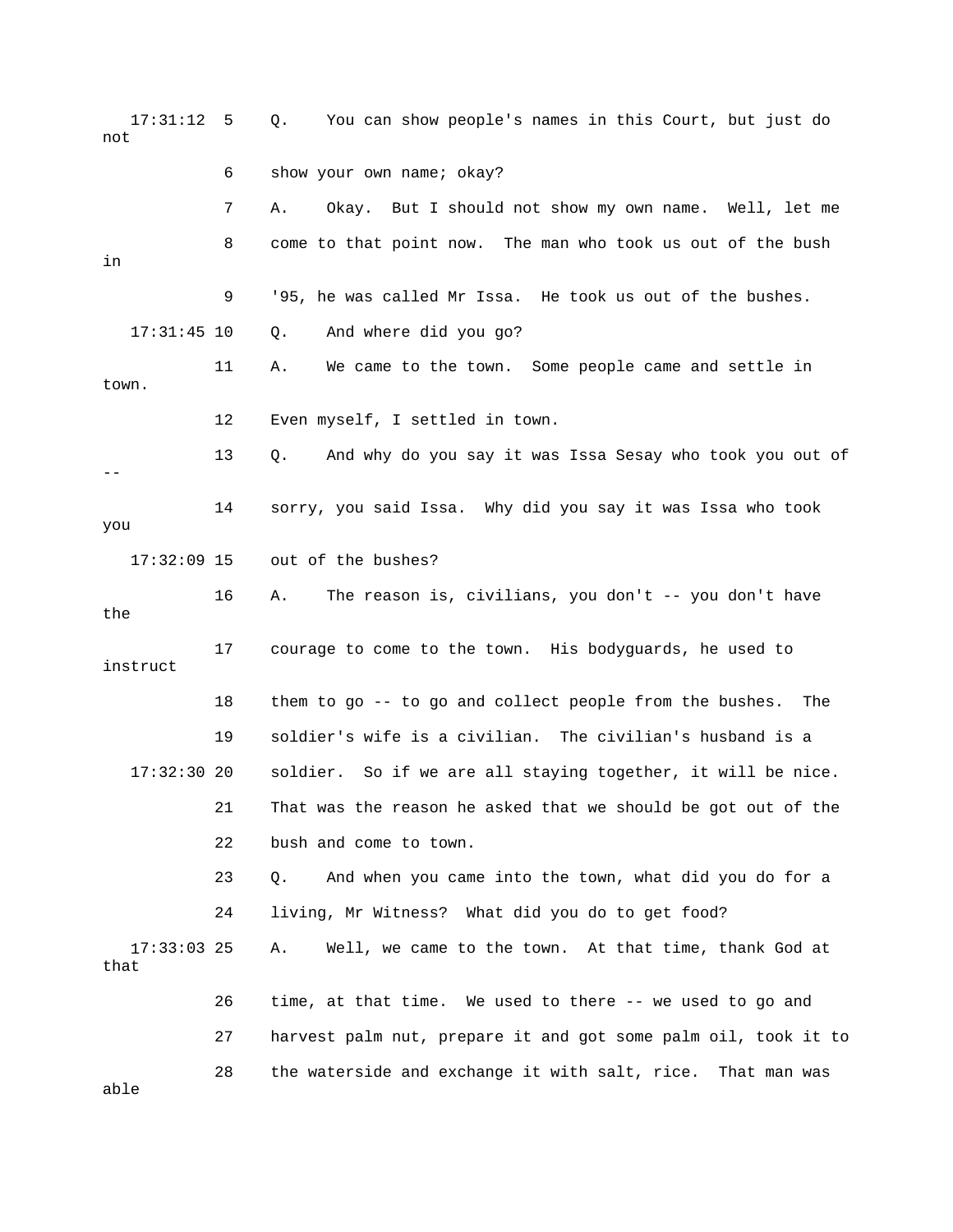17:31:12 5 Q. You can show people's names in this Court, but just do not

6 show your own name; okay?

7 A. Okay. But I should not show my own name. Well, let me

8 come to that point now. The man who took us out of the bush in

9 '95, he was called Mr Issa. He took us out of the bushes.

17:31:45 10 Q. And where did you go?

11 A. We came to the town. Some people came and settle in town.

12 Even myself, I settled in town.

13 Q. And why do you say it was Issa Sesay who took you out of --

14 sorry, you said Issa. Why did you say it was Issa who took you

17:32:09 15 out of the bushes?

16 A. The reason is, civilians, you don't -- you don't have the

17 courage to come to the town. His bodyguards, he used to instruct

18 them to go -- to go and collect people from the bushes. The

19 soldier's wife is a civilian. The civilian's husband is a

17:32:30 20 soldier. So if we are all staying together, it will be nice.

21 That was the reason he asked that we should be got out of the

22 bush and come to town.

23 Q. And when you came into the town, what did you do for a

24 living, Mr Witness? What did you do to get food?

17:33:03 25 A. Well, we came to the town. At that time, thank God at that

26 time, at that time. We used to there -- we used to go and

27 harvest palm nut, prepare it and got some palm oil, took it to

28 the waterside and exchange it with salt, rice. That man was able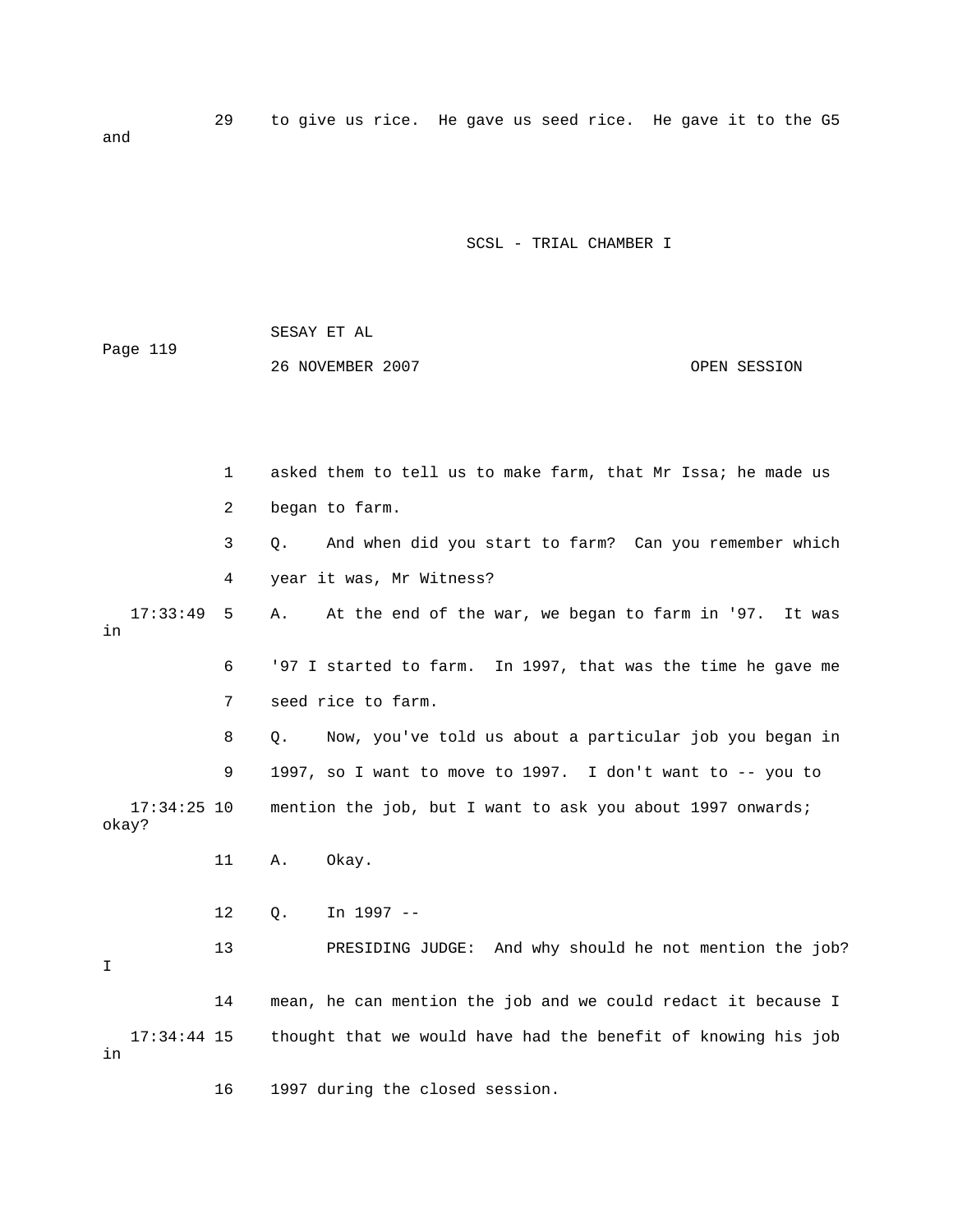29 to give us rice. He gave us seed rice. He gave it to the G5 and

1 asked them to tell us to make farm, that Mr Issa; he made us

2 began to farm.

3 Q. And when did you start to farm? Can you remember which

4 year it was, Mr Witness?

17:33:49 5 A. At the end of the war, we began to farm in '97. It was in

6 '97 I started to farm. In 1997, that was the time he gave me

7 seed rice to farm.

8 Q. Now, you've told us about a particular job you began in

9 1997, so I want to move to 1997. I don't want to -- you to

17:34:25 10 mention the job, but I want to ask you about 1997 onwards; okay?

11 A. Okay.

12 Q. In 1997 --

13 PRESIDING JUDGE: And why should he not mention the job? I

14 mean, he can mention the job and we could redact it because I

17:34:44 15 thought that we would have had the benefit of knowing his job in

16 1997 during the closed session.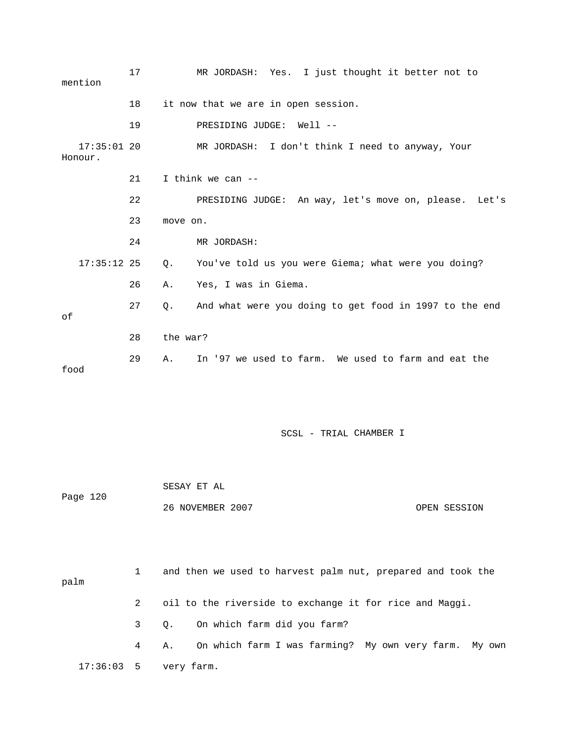17 MR JORDASH: Yes. I just thought it better not to mention

18 it now that we are in open session.

19 PRESIDING JUDGE: Well --

17:35:01 20 MR JORDASH: I don't think I need to anyway, Your Honour.

21 I think we can --

22 PRESIDING JUDGE: An way, let's move on, please. Let's

23 move on.

24 MR JORDASH:

17:35:12 25 Q. You've told us you were Giema; what were you doing?

26 A. Yes, I was in Giema.

27 Q. And what were you doing to get food in 1997 to the end of

28 the war?

29 A. In '97 we used to farm. We used to farm and eat the food

1 and then we used to harvest palm nut, prepared and took the palm

2 oil to the riverside to exchange it for rice and Maggi.

3 Q. On which farm did you farm?

4 A. On which farm I was farming? My own very farm. My own

17:36:03 5 very farm.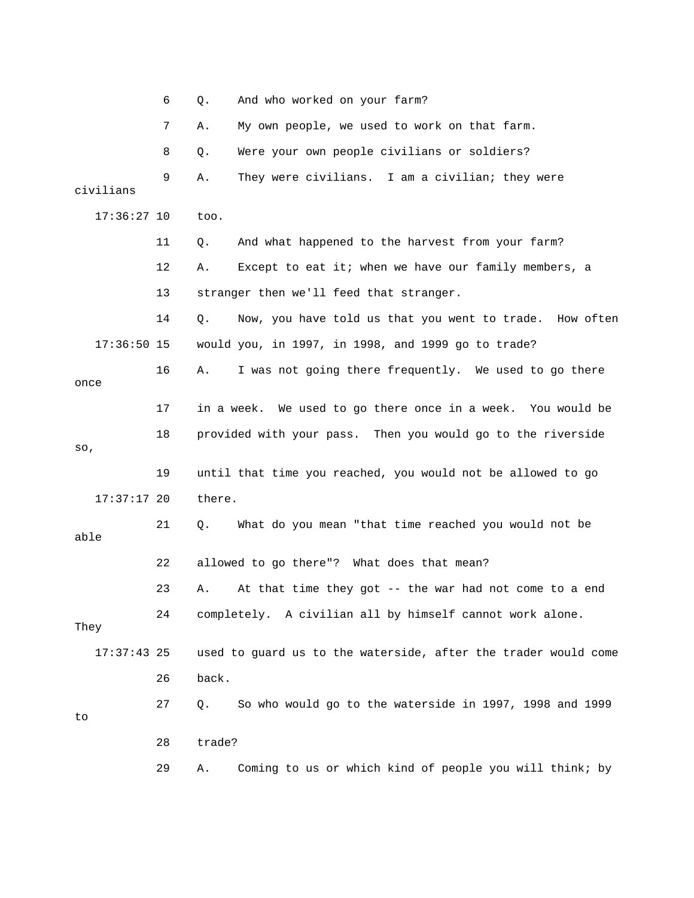6 Q. And who worked on your farm?

7 A. My own people, we used to work on that farm.

8 Q. Were your own people civilians or soldiers?

9 A. They were civilians. I am a civilian; they were civilians

17:36:27 10 too.

11 Q. And what happened to the harvest from your farm?

12 A. Except to eat it; when we have our family members, a

13 stranger then we'll feed that stranger.

14 Q. Now, you have told us that you went to trade. How often

17:36:50 15 would you, in 1997, in 1998, and 1999 go to trade?

16 A. I was not going there frequently. We used to go there once

17 in a week. We used to go there once in a week. You would be

18 provided with your pass. Then you would go to the riverside so,

19 until that time you reached, you would not be allowed to go

17:37:17 20 there.

21 Q. What do you mean "that time reached you would not be able

22 allowed to go there"? What does that mean?

23 A. At that time they got -- the war had not come to a end

24 completely. A civilian all by himself cannot work alone. They

17:37:43 25 used to guard us to the waterside, after the trader would come

26 back.

27 Q. So who would go to the waterside in 1997, 1998 and 1999 to

28 trade?

29 A. Coming to us or which kind of people you will think; by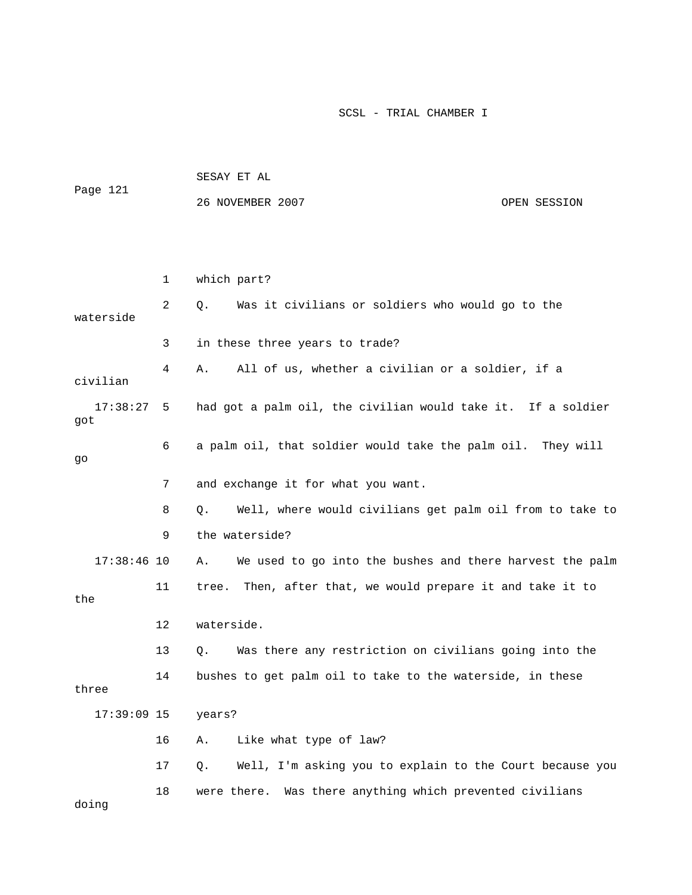1 which part?

2 Q. Was it civilians or soldiers who would go to the waterside

3 in these three years to trade?

4 A. All of us, whether a civilian or a soldier, if a civilian

17:38:27 5 had got a palm oil, the civilian would take it. If a soldier got

6 a palm oil, that soldier would take the palm oil. They will go

7 and exchange it for what you want.

8 Q. Well, where would civilians get palm oil from to take to

9 the waterside?

17:38:46 10 A. We used to go into the bushes and there harvest the palm

11 tree. Then, after that, we would prepare it and take it to the

12 waterside.

13 Q. Was there any restriction on civilians going into the

14 bushes to get palm oil to take to the waterside, in these three

17:39:09 15 years?

16 A. Like what type of law?

17 Q. Well, I'm asking you to explain to the Court because you

18 were there. Was there anything which prevented civilians doing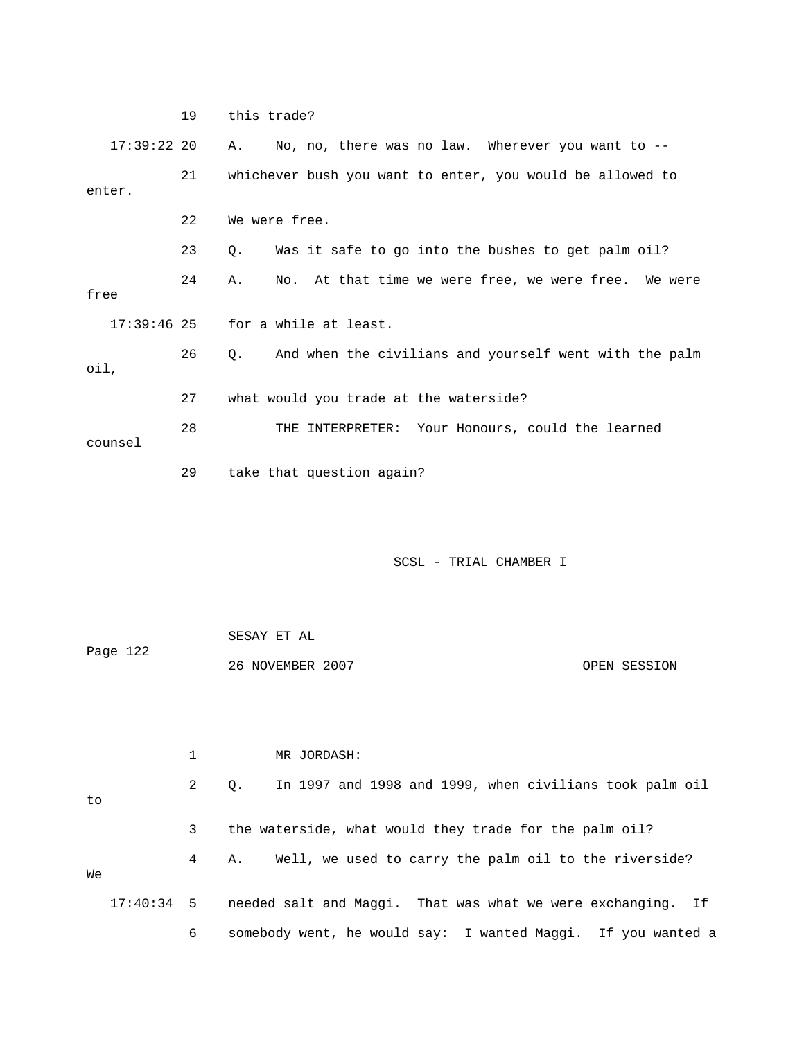19 this trade?

17:39:22 20 A. No, no, there was no law. Wherever you want to --

21 whichever bush you want to enter, you would be allowed to enter.

22 We were free.

23 Q. Was it safe to go into the bushes to get palm oil?

24 A. No. At that time we were free, we were free. We were free

17:39:46 25 for a while at least.

26 Q. And when the civilians and yourself went with the palm oil,

27 what would you trade at the waterside?

28 THE INTERPRETER: Your Honours, could the learned counsel

29 take that question again?

SESAY ET AL

26 NOVEMBER 2007 OPEN SESSION

1 MR JORDASH:

2 Q. In 1997 and 1998 and 1999, when civilians took palm oil to

3 the waterside, what would they trade for the palm oil?

4 A. Well, we used to carry the palm oil to the riverside? We

17:40:34 5 needed salt and Maggi. That was what we were exchanging. If

6 somebody went, he would say: I wanted Maggi. If you wanted a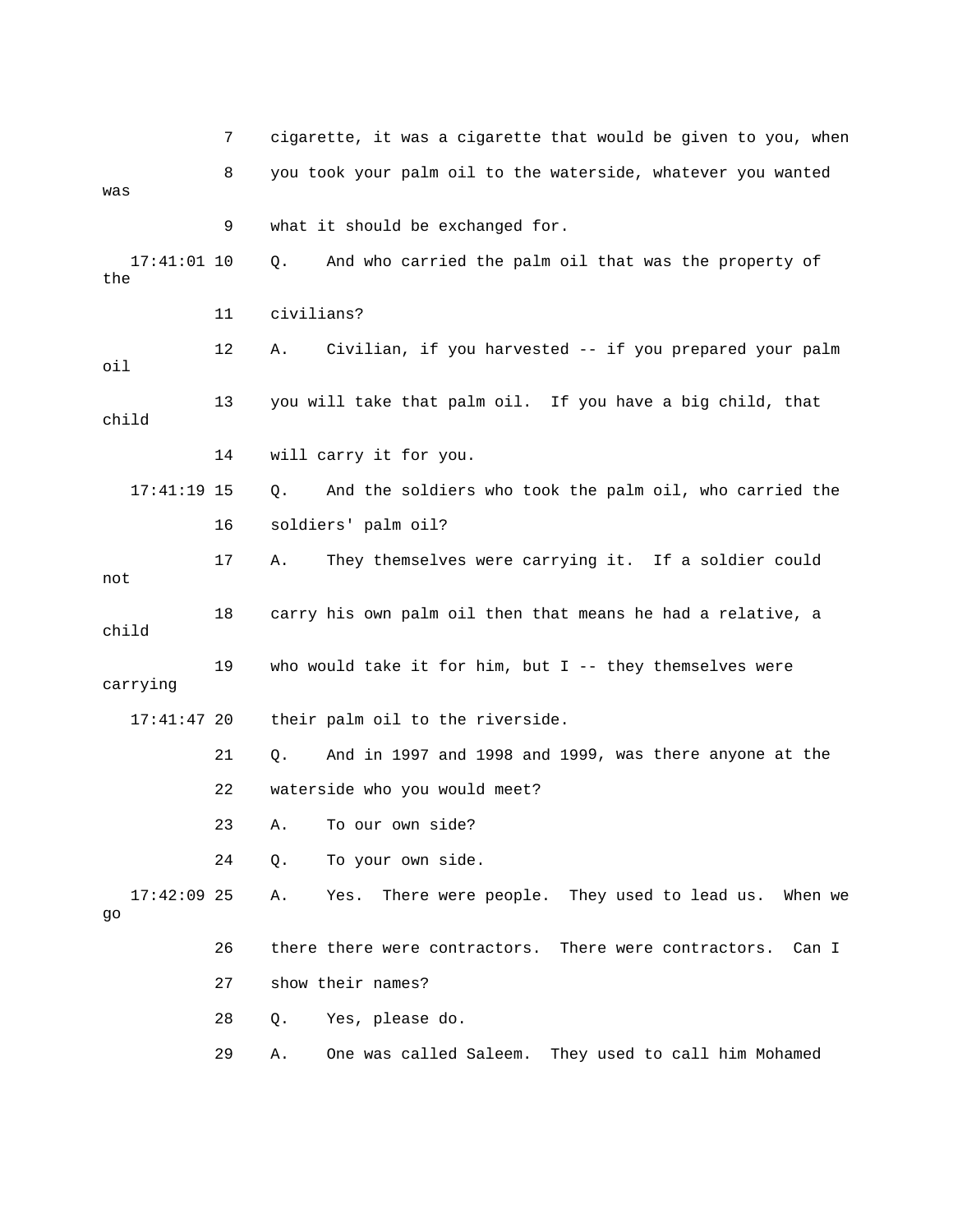7 cigarette, it was a cigarette that would be given to you, when
8 you took your palm oil to the waterside, whatever you wanted was
9 what it should be exchanged for.
17:41:01 10 Q. And who carried the palm oil that was the property of the
11 civilians?
12 A. Civilian, if you harvested -- if you prepared your palm oil
13 you will take that palm oil. If you have a big child, that child
14 will carry it for you.
17:41:19 15 Q. And the soldiers who took the palm oil, who carried the
16 soldiers' palm oil?
17 A. They themselves were carrying it. If a soldier could not
18 carry his own palm oil then that means he had a relative, a child
19 who would take it for him, but I -- they themselves were carrying
17:41:47 20 their palm oil to the riverside.
21 Q. And in 1997 and 1998 and 1999, was there anyone at the
22 waterside who you would meet?
23 A. To our own side?
24 Q. To your own side.
17:42:09 25 A. Yes. There were people. They used to lead us. When we go
26 there there were contractors. There were contractors. Can I
27 show their names?
28 Q. Yes, please do.
29 A. One was called Saleem. They used to call him Mohamed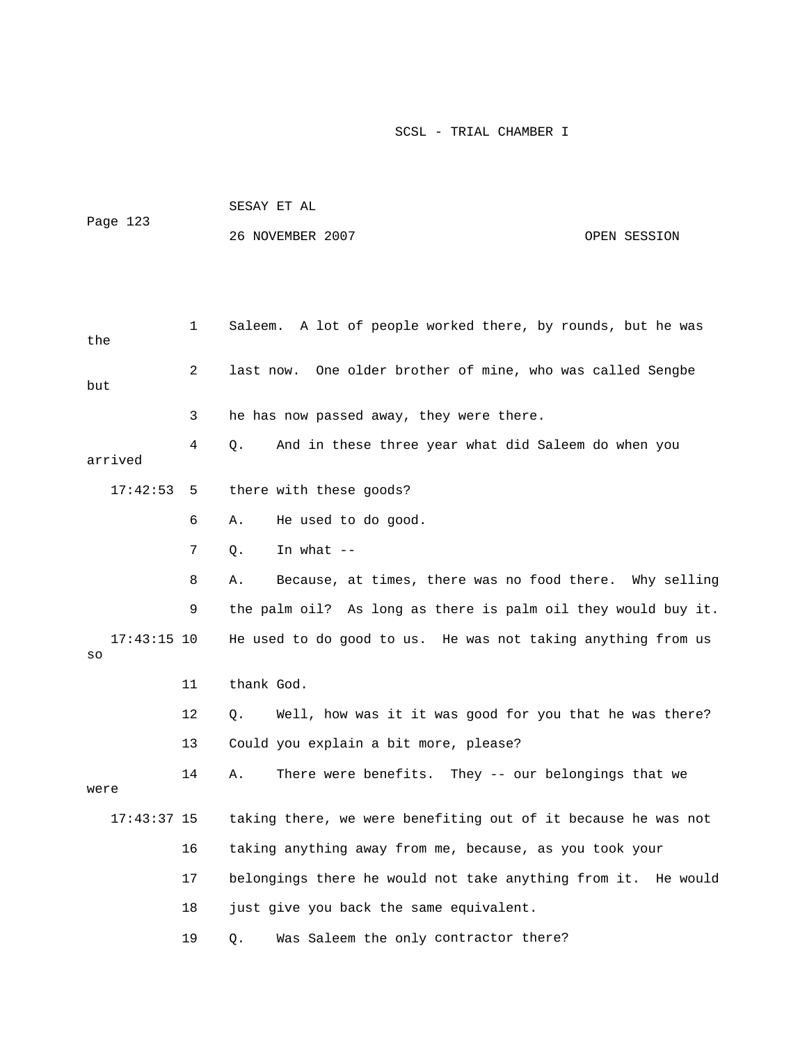1 Saleem. A lot of people worked there, by rounds, but he was the

2 last now. One older brother of mine, who was called Sengbe but

3 he has now passed away, they were there.

4 Q. And in these three year what did Saleem do when you arrived

17:42:53 5 there with these goods?

6 A. He used to do good.

7 Q. In what --

8 A. Because, at times, there was no food there. Why selling

9 the palm oil? As long as there is palm oil they would buy it.

17:43:15 10 He used to do good to us. He was not taking anything from us so

11 thank God.

12 Q. Well, how was it it was good for you that he was there?

13 Could you explain a bit more, please?

14 A. There were benefits. They -- our belongings that we were

17:43:37 15 taking there, we were benefiting out of it because he was not

16 taking anything away from me, because, as you took your

17 belongings there he would not take anything from it. He would

18 just give you back the same equivalent.

19 Q. Was Saleem the only contractor there?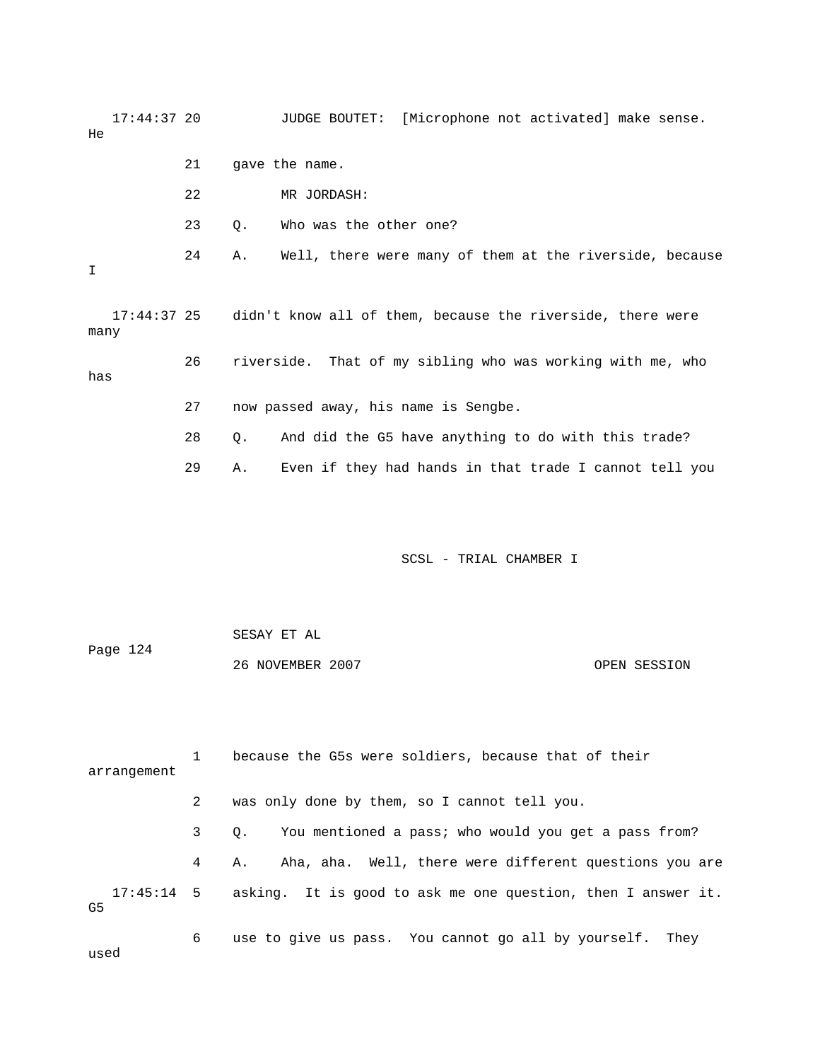17:44:37 20 JUDGE BOUTET: [Microphone not activated] make sense. He

21 gave the name.

22 MR JORDASH:

23 Q. Who was the other one?

24 A. Well, there were many of them at the riverside, because I

17:44:37 25 didn't know all of them, because the riverside, there were many

26 riverside. That of my sibling who was working with me, who has

27 now passed away, his name is Sengbe.

28 Q. And did the G5 have anything to do with this trade?

29 A. Even if they had hands in that trade I cannot tell you

1 because the G5s were soldiers, because that of their arrangement

2 was only done by them, so I cannot tell you.

3 Q. You mentioned a pass; who would you get a pass from?

4 A. Aha, aha. Well, there were different questions you are

17:45:14 5 asking. It is good to ask me one question, then I answer it. G5

6 use to give us pass. You cannot go all by yourself. They used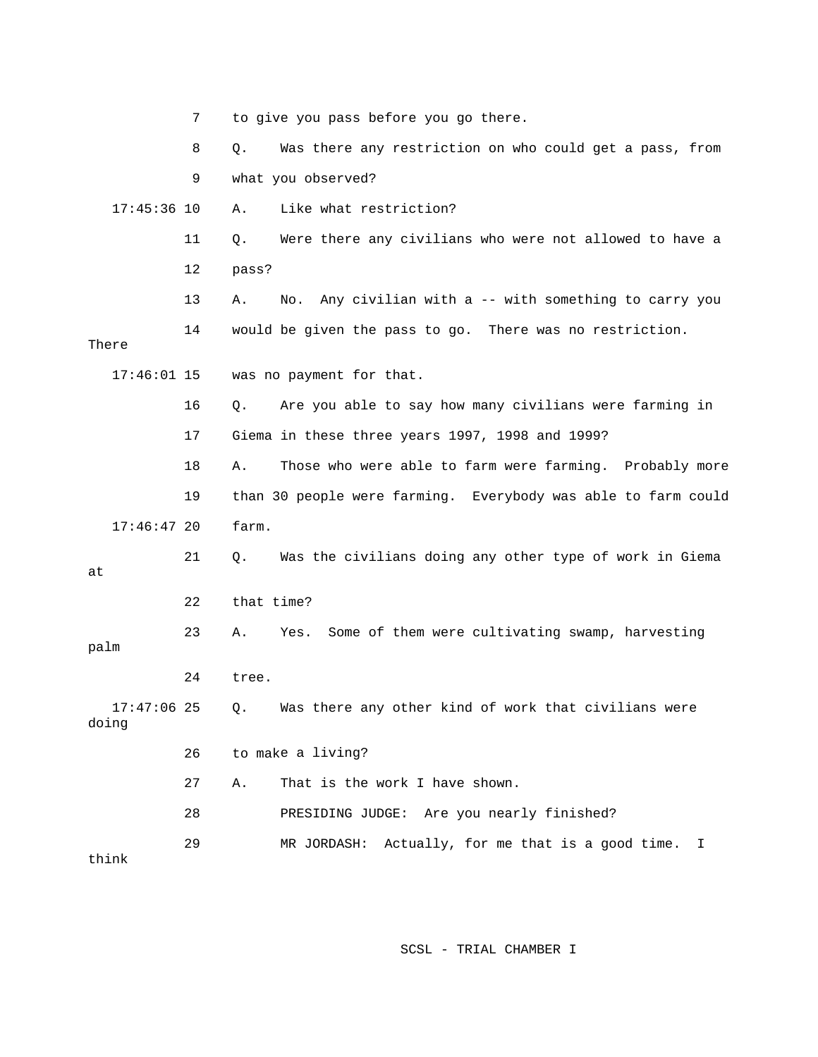7 to give you pass before you go there.

8 Q. Was there any restriction on who could get a pass, from

9 what you observed?

17:45:36 10 A. Like what restriction?

11 Q. Were there any civilians who were not allowed to have a

12 pass?

13 A. No. Any civilian with a -- with something to carry you

14 would be given the pass to go. There was no restriction. There

17:46:01 15 was no payment for that.

16 Q. Are you able to say how many civilians were farming in

17 Giema in these three years 1997, 1998 and 1999?

18 A. Those who were able to farm were farming. Probably more

19 than 30 people were farming. Everybody was able to farm could

17:46:47 20 farm.

21 Q. Was the civilians doing any other type of work in Giema at

22 that time?

23 A. Yes. Some of them were cultivating swamp, harvesting palm

24 tree.

17:47:06 25 Q. Was there any other kind of work that civilians were doing

26 to make a living?

27 A. That is the work I have shown.

28 PRESIDING JUDGE: Are you nearly finished?

29 MR JORDASH: Actually, for me that is a good time. I think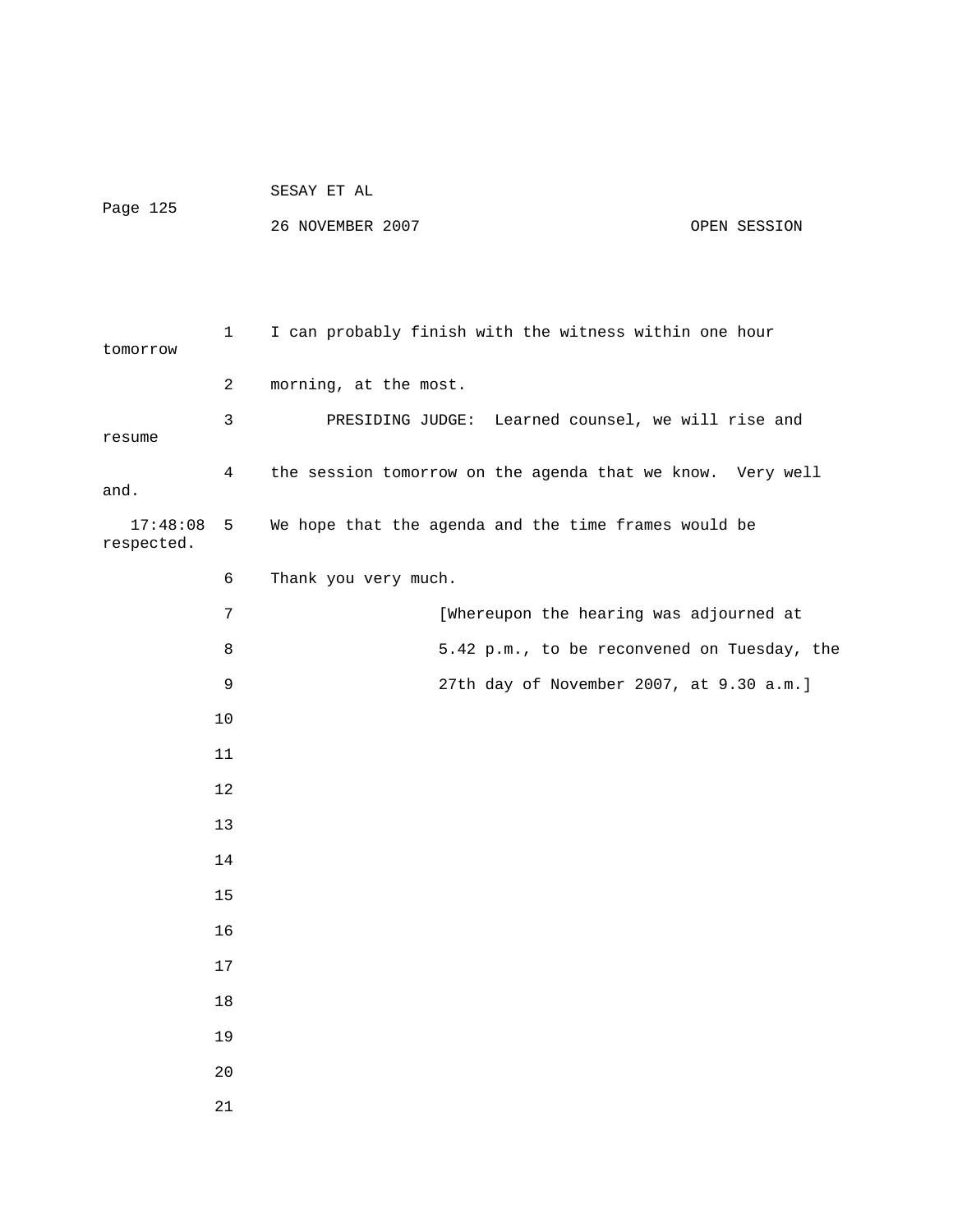I can probably finish with the witness within one hour tomorrow morning, at the most.

PRESIDING JUDGE: Learned counsel, we will rise and resume the session tomorrow on the agenda that we know. Very well and. We hope that the agenda and the time frames would be respected.

Thank you very much.

[Whereupon the hearing was adjourned at 5.42 p.m., to be reconvened on Tuesday, the 27th day of November 2007, at 9.30 a.m.]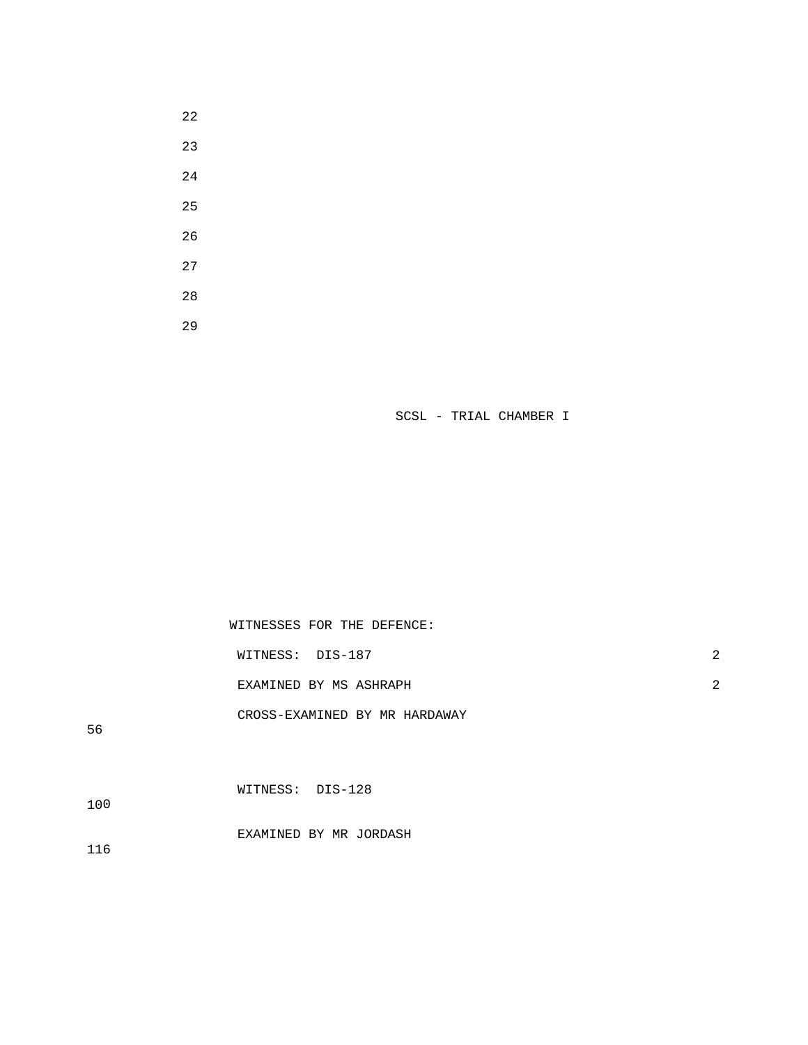SCSL - TRIAL CHAMBER I

WITNESSES FOR THE DEFENCE:

| | |
|---|---|
| WITNESS: DIS-187 | 2 |
| EXAMINED BY MS ASHRAPH | 2 |
| CROSS-EXAMINED BY MR HARDAWAY | 56 |
| WITNESS: DIS-128 | 100 |
| EXAMINED BY MR JORDASH | 116 |